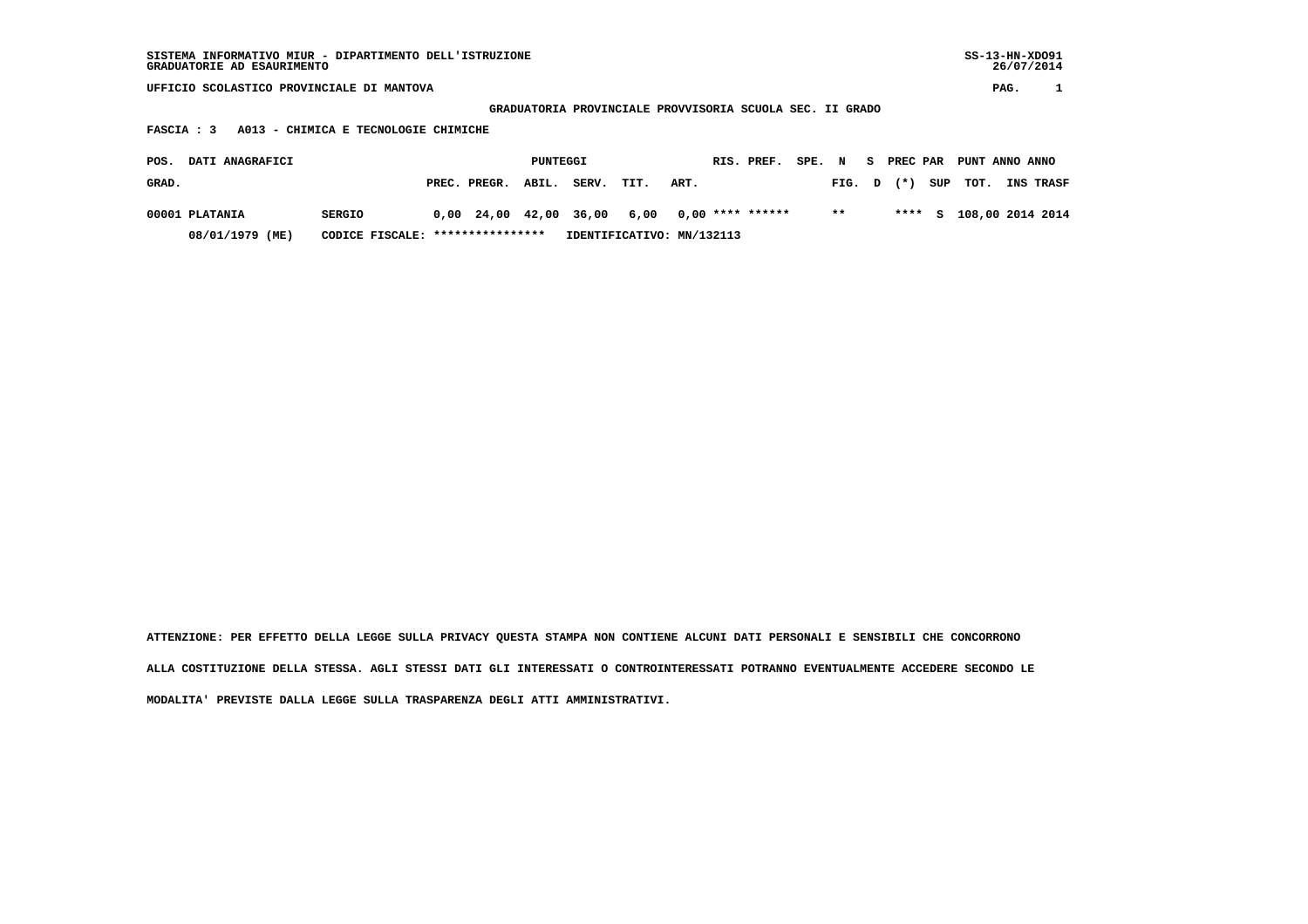SISTEMA INFORMATIVO MIUR - DIPARTIMENTO DELL'ISTRUZIONE
GRADUATORIE AD ESAURIMENTO

SS-13-HN-XDO91
26/07/2014

UFFICIO SCOLASTICO PROVINCIALE DI MANTOVA

PAG. 1

**GRADUATORIA PROVINCIALE PROVVISORIA SCUOLA SEC. II GRADO**

**FASCIA : 3 A013 - CHIMICA E TECNOLOGIE CHIMICHE**

| POS. GRAD. | DATI ANAGRAFICI | | PUNTEGGI PREC. | PREGR. | ABIL. | SERV. | TIT. | ART. | RIS. | PREF. | SPE. | N FIG. | S D | PREC (*) | PAR SUP | PUNT TOT. | ANNO INS | ANNO TRASF |
|---|---|---|---|---|---|---|---|---|---|---|---|---|---|---|---|---|---|---|
| 00001 | PLATANIA | SERGIO | 0,00 | 24,00 | 42,00 | 36,00 | 6,00 | 0,00 | **** | ****** | | ** | | **** | S | 108,00 | 2014 | 2014 |
| | 08/01/1979 (ME) | CODICE FISCALE: **************** | IDENTIFICATIVO: MN/132113 | | | | | | | | | | | | | | | |

ATTENZIONE: PER EFFETTO DELLA LEGGE SULLA PRIVACY QUESTA STAMPA NON CONTIENE ALCUNI DATI PERSONALI E SENSIBILI CHE CONCORRONO ALLA COSTITUZIONE DELLA STESSA. AGLI STESSI DATI GLI INTERESSATI O CONTROINTERESSATI POTRANNO EVENTUALMENTE ACCEDERE SECONDO LE MODALITA' PREVISTE DALLA LEGGE SULLA TRASPARENZA DEGLI ATTI AMMINISTRATIVI.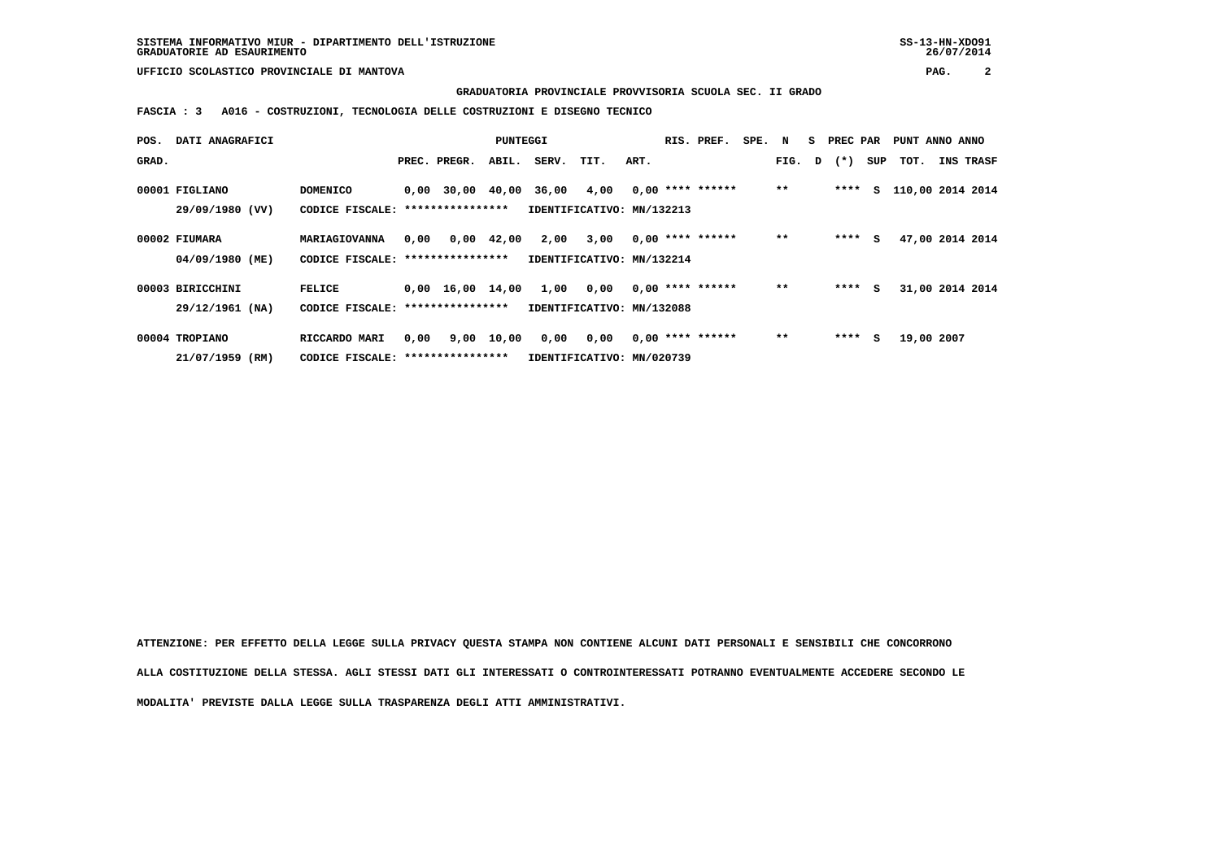SISTEMA INFORMATIVO MIUR - DIPARTIMENTO DELL'ISTRUZIONE
GRADUATORIE AD ESAURIMENTO

UFFICIO SCOLASTICO PROVINCIALE DI MANTOVA

**GRADUATORIA PROVINCIALE PROVVISORIA SCUOLA SEC. II GRADO**

**FASCIA : 3 A016 - COSTRUZIONI, TECNOLOGIA DELLE COSTRUZIONI E DISEGNO TECNICO**

| POS. GRAD. | DATI ANAGRAFICI | | PREC. | PREGR. | ABIL. | SERV. | TIT. | ART. | RIS. | PREF. | SPE. | N FIG. | S D | PREC PAR (*) | SUP | PUNT TOT. | ANNO INS | ANNO TRASF |
|---|---|---|---|---|---|---|---|---|---|---|---|---|---|---|---|---|---|---|
| 00001 | FIGLIANO 29/09/1980 (VV) | DOMENICO CODICE FISCALE: **************** | 0,00 | 30,00 | 40,00 | 36,00 | 4,00 | 0,00 | **** | ****** | | ** | | **** | S | 110,00 | 2014 | 2014 |
| | | IDENTIFICATIVO: MN/132213 | | | | | | | | | | | | | | | | |
| 00002 | FIUMARA 04/09/1980 (ME) | MARIAGIOVANNA CODICE FISCALE: **************** | 0,00 | 0,00 | 42,00 | 2,00 | 3,00 | 0,00 | **** | ****** | | ** | | **** | S | 47,00 | 2014 | 2014 |
| | | IDENTIFICATIVO: MN/132214 | | | | | | | | | | | | | | | | |
| 00003 | BIRICCHINI 29/12/1961 (NA) | FELICE CODICE FISCALE: **************** | 0,00 | 16,00 | 14,00 | 1,00 | 0,00 | 0,00 | **** | ****** | | ** | | **** | S | 31,00 | 2014 | 2014 |
| | | IDENTIFICATIVO: MN/132088 | | | | | | | | | | | | | | | | |
| 00004 | TROPIANO 21/07/1959 (RM) | RICCARDO MARI CODICE FISCALE: **************** | 0,00 | 9,00 | 10,00 | 0,00 | 0,00 | 0,00 | **** | ****** | | ** | | **** | S | 19,00 | 2007 | |
| | | IDENTIFICATIVO: MN/020739 | | | | | | | | | | | | | | | | |

ATTENZIONE: PER EFFETTO DELLA LEGGE SULLA PRIVACY QUESTA STAMPA NON CONTIENE ALCUNI DATI PERSONALI E SENSIBILI CHE CONCORRONO ALLA COSTITUZIONE DELLA STESSA. AGLI STESSI DATI GLI INTERESSATI O CONTROINTERESSATI POTRANNO EVENTUALMENTE ACCEDERE SECONDO LE MODALITA' PREVISTE DALLA LEGGE SULLA TRASPARENZA DEGLI ATTI AMMINISTRATIVI.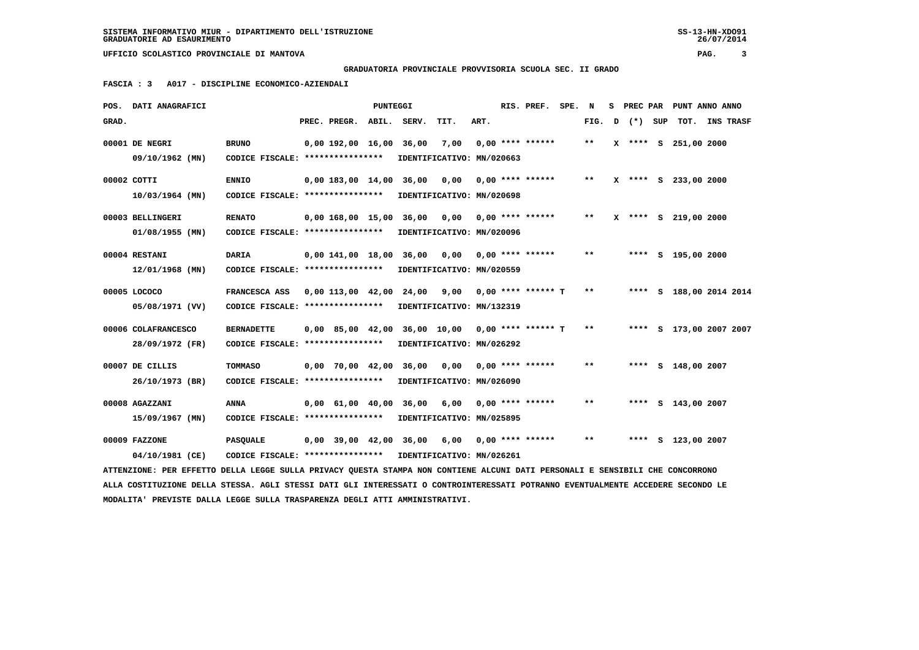SISTEMA INFORMATIVO MIUR - DIPARTIMENTO DELL'ISTRUZIONE
GRADUATORIE AD ESAURIMENTO

UFFICIO SCOLASTICO PROVINCIALE DI MANTOVA

**GRADUATORIA PROVINCIALE PROVVISORIA SCUOLA SEC. II GRADO**

**FASCIA : 3 A017 - DISCIPLINE ECONOMICO-AZIENDALI**

| POS. GRAD. | DATI ANAGRAFICI | | PREC. | PREGR. | ABIL. | SERV. | TIT. | ART. | RIS. | PREF. | SPE. | N FIG. | S D | PREC PAR (*) | SUP | PUNT TOT. | ANNO INS | ANNO TRASF |
|---|---|---|---|---|---|---|---|---|---|---|---|---|---|---|---|---|---|---|
| 00001 | DE NEGRI 09/10/1962 (MN) | BRUNO CODICE FISCALE: **************** IDENTIFICATIVO: MN/020663 | 0,00 | 192,00 | 16,00 | 36,00 | 7,00 | 0,00 | **** | ****** | | ** | X | **** | S | 251,00 | 2000 | |
| 00002 | COTTI 10/03/1964 (MN) | ENNIO CODICE FISCALE: **************** IDENTIFICATIVO: MN/020698 | 0,00 | 183,00 | 14,00 | 36,00 | 0,00 | 0,00 | **** | ****** | | ** | X | **** | S | 233,00 | 2000 | |
| 00003 | BELLINGERI 01/08/1955 (MN) | RENATO CODICE FISCALE: **************** IDENTIFICATIVO: MN/020096 | 0,00 | 168,00 | 15,00 | 36,00 | 0,00 | 0,00 | **** | ****** | | ** | X | **** | S | 219,00 | 2000 | |
| 00004 | RESTANI 12/01/1968 (MN) | DARIA CODICE FISCALE: **************** IDENTIFICATIVO: MN/020559 | 0,00 | 141,00 | 18,00 | 36,00 | 0,00 | 0,00 | **** | ****** | | ** | | **** | S | 195,00 | 2000 | |
| 00005 | LOCOCO 05/08/1971 (VV) | FRANCESCA ASS CODICE FISCALE: **************** IDENTIFICATIVO: MN/132319 | 0,00 | 113,00 | 42,00 | 24,00 | 9,00 | 0,00 | **** | ****** | T | ** | | **** | S | 188,00 | 2014 | 2014 |
| 00006 | COLAFRANCESCO 28/09/1972 (FR) | BERNADETTE CODICE FISCALE: **************** IDENTIFICATIVO: MN/026292 | 0,00 | 85,00 | 42,00 | 36,00 | 10,00 | 0,00 | **** | ****** | T | ** | | **** | S | 173,00 | 2007 | 2007 |
| 00007 | DE CILLIS 26/10/1973 (BR) | TOMMASO CODICE FISCALE: **************** IDENTIFICATIVO: MN/026090 | 0,00 | 70,00 | 42,00 | 36,00 | 0,00 | 0,00 | **** | ****** | | ** | | **** | S | 148,00 | 2007 | |
| 00008 | AGAZZANI 15/09/1967 (MN) | ANNA CODICE FISCALE: **************** IDENTIFICATIVO: MN/025895 | 0,00 | 61,00 | 40,00 | 36,00 | 6,00 | 0,00 | **** | ****** | | ** | | **** | S | 143,00 | 2007 | |
| 00009 | FAZZONE 04/10/1981 (CE) | PASQUALE CODICE FISCALE: **************** IDENTIFICATIVO: MN/026261 | 0,00 | 39,00 | 42,00 | 36,00 | 6,00 | 0,00 | **** | ****** | | ** | | **** | S | 123,00 | 2007 | |

ATTENZIONE: PER EFFETTO DELLA LEGGE SULLA PRIVACY QUESTA STAMPA NON CONTIENE ALCUNI DATI PERSONALI E SENSIBILI CHE CONCORRONO ALLA COSTITUZIONE DELLA STESSA. AGLI STESSI DATI GLI INTERESSATI O CONTROINTERESSATI POTRANNO EVENTUALMENTE ACCEDERE SECONDO LE MODALITA' PREVISTE DALLA LEGGE SULLA TRASPARENZA DEGLI ATTI AMMINISTRATIVI.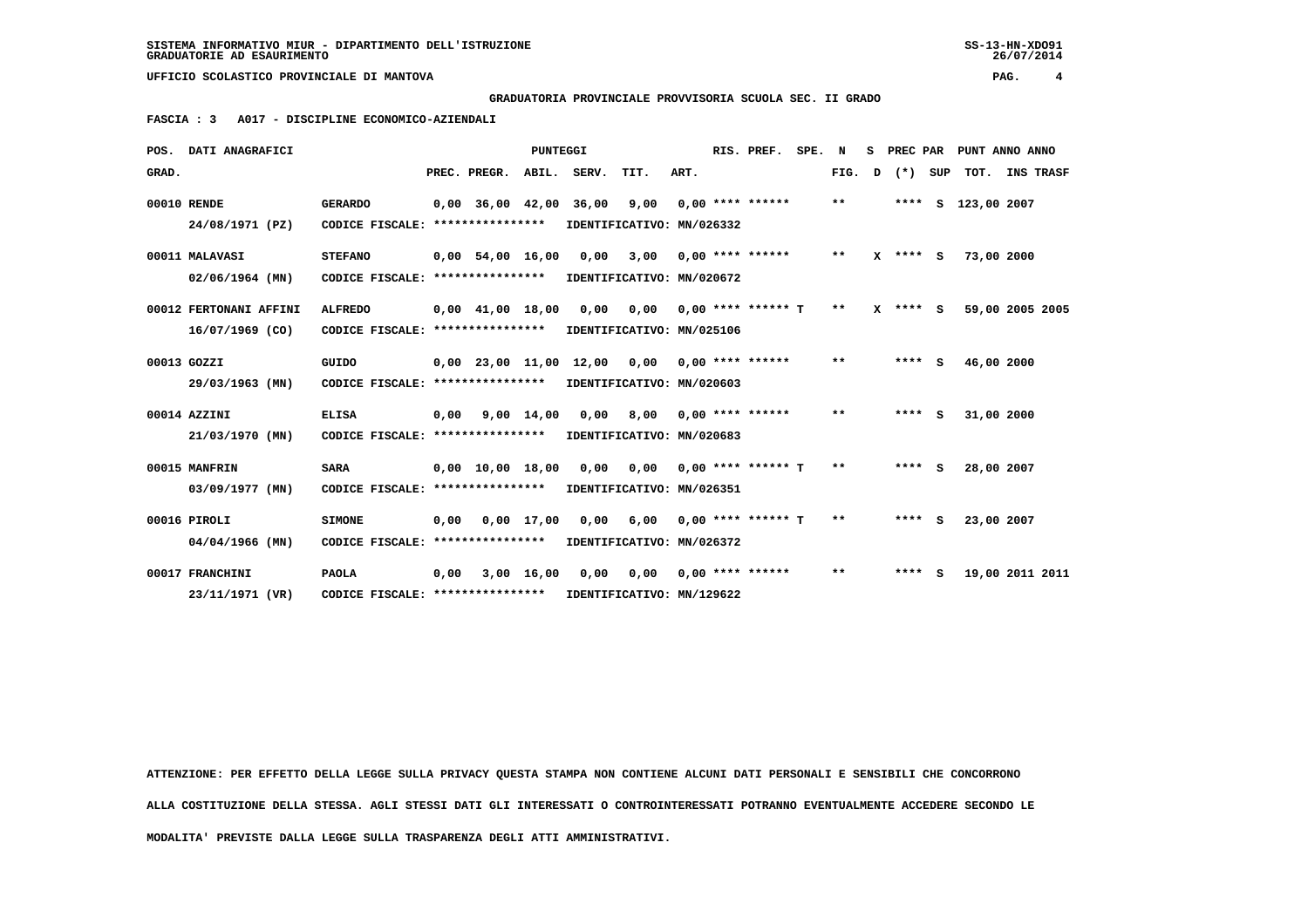SISTEMA INFORMATIVO MIUR - DIPARTIMENTO DELL'ISTRUZIONE
GRADUATORIE AD ESAURIMENTO

UFFICIO SCOLASTICO PROVINCIALE DI MANTOVA

**GRADUATORIA PROVINCIALE PROVVISORIA SCUOLA SEC. II GRADO**

**FASCIA : 3 A017 - DISCIPLINE ECONOMICO-AZIENDALI**

| POS. GRAD. | DATI ANAGRAFICI | | PREC. | PREGR. | ABIL. | SERV. | TIT. | ART. | RIS. PREF. | SPE. | N FIG. | S D | PREC PAR (*) | SUP | PUNT TOT. | ANNO | ANNO INS TRASF |
|---|---|---|---|---|---|---|---|---|---|---|---|---|---|---|---|---|---|
| 00010 | RENDE | GERARDO | 0,00 | 36,00 | 42,00 | 36,00 | 9,00 | 0,00 | **** ****** | | ** | | **** | S | 123,00 | 2007 | |
| | 24/08/1971 (PZ) | CODICE FISCALE: **************** | IDENTIFICATIVO: MN/026332 | | | | | | | | | | | | | | |
| 00011 | MALAVASI | STEFANO | 0,00 | 54,00 | 16,00 | 0,00 | 3,00 | 0,00 | **** ****** | | ** | X | **** | S | 73,00 | 2000 | |
| | 02/06/1964 (MN) | CODICE FISCALE: **************** | IDENTIFICATIVO: MN/020672 | | | | | | | | | | | | | | |
| 00012 | FERTONANI AFFINI | ALFREDO | 0,00 | 41,00 | 18,00 | 0,00 | 0,00 | 0,00 | **** ****** | T | ** | X | **** | S | 59,00 | 2005 | 2005 |
| | 16/07/1969 (CO) | CODICE FISCALE: **************** | IDENTIFICATIVO: MN/025106 | | | | | | | | | | | | | | |
| 00013 | GOZZI | GUIDO | 0,00 | 23,00 | 11,00 | 12,00 | 0,00 | 0,00 | **** ****** | | ** | | **** | S | 46,00 | 2000 | |
| | 29/03/1963 (MN) | CODICE FISCALE: **************** | IDENTIFICATIVO: MN/020603 | | | | | | | | | | | | | | |
| 00014 | AZZINI | ELISA | 0,00 | 9,00 | 14,00 | 0,00 | 8,00 | 0,00 | **** ****** | | ** | | **** | S | 31,00 | 2000 | |
| | 21/03/1970 (MN) | CODICE FISCALE: **************** | IDENTIFICATIVO: MN/020683 | | | | | | | | | | | | | | |
| 00015 | MANFRIN | SARA | 0,00 | 10,00 | 18,00 | 0,00 | 0,00 | 0,00 | **** ****** | T | ** | | **** | S | 28,00 | 2007 | |
| | 03/09/1977 (MN) | CODICE FISCALE: **************** | IDENTIFICATIVO: MN/026351 | | | | | | | | | | | | | | |
| 00016 | PIROLI | SIMONE | 0,00 | 0,00 | 17,00 | 0,00 | 6,00 | 0,00 | **** ****** | T | ** | | **** | S | 23,00 | 2007 | |
| | 04/04/1966 (MN) | CODICE FISCALE: **************** | IDENTIFICATIVO: MN/026372 | | | | | | | | | | | | | | |
| 00017 | FRANCHINI | PAOLA | 0,00 | 3,00 | 16,00 | 0,00 | 0,00 | 0,00 | **** ****** | | ** | | **** | S | 19,00 | 2011 | 2011 |
| | 23/11/1971 (VR) | CODICE FISCALE: **************** | IDENTIFICATIVO: MN/129622 | | | | | | | | | | | | | | |

ATTENZIONE: PER EFFETTO DELLA LEGGE SULLA PRIVACY QUESTA STAMPA NON CONTIENE ALCUNI DATI PERSONALI E SENSIBILI CHE CONCORRONO ALLA COSTITUZIONE DELLA STESSA. AGLI STESSI DATI GLI INTERESSATI O CONTROINTERESSATI POTRANNO EVENTUALMENTE ACCEDERE SECONDO LE MODALITA' PREVISTE DALLA LEGGE SULLA TRASPARENZA DEGLI ATTI AMMINISTRATIVI.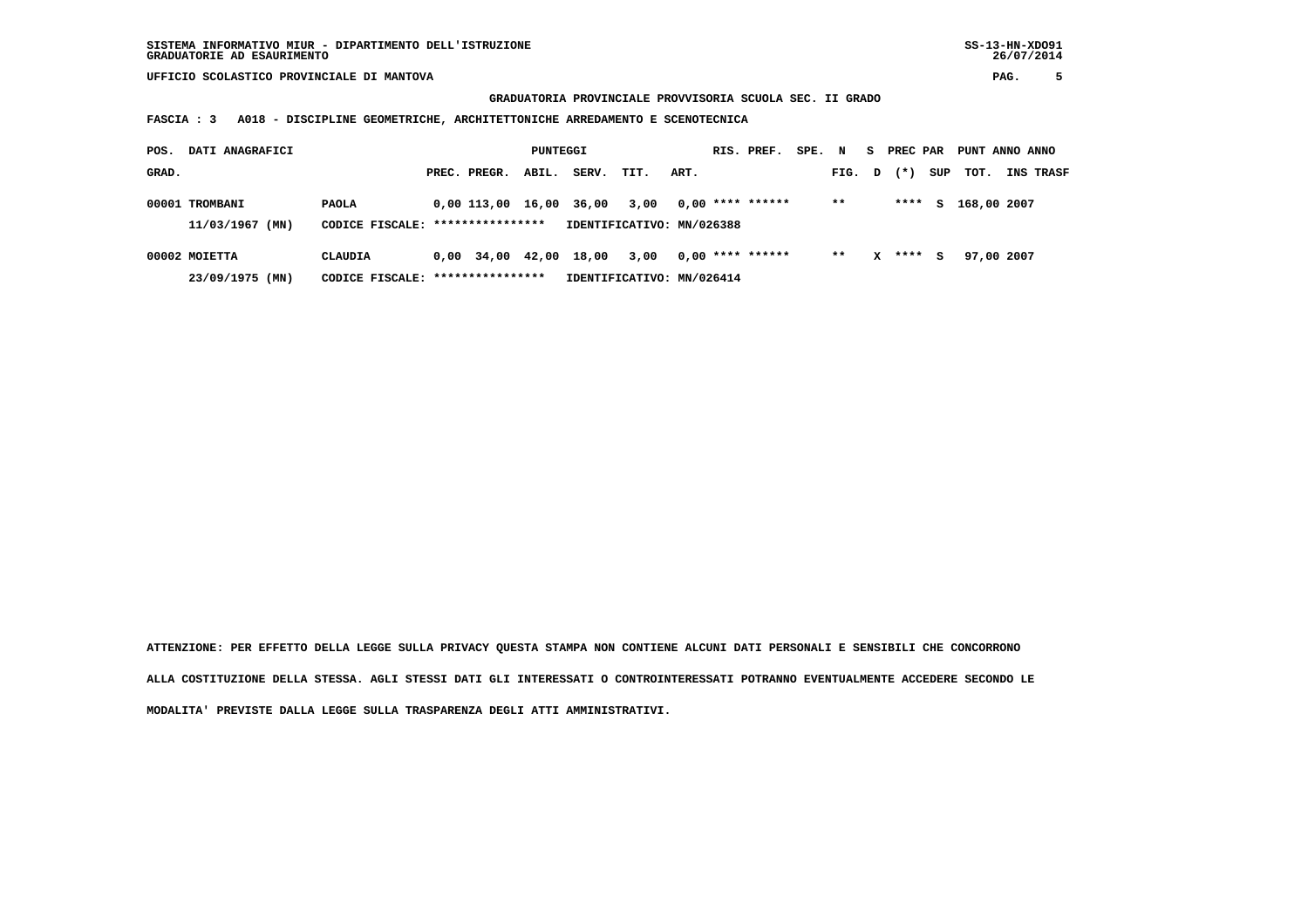SISTEMA INFORMATIVO MIUR - DIPARTIMENTO DELL'ISTRUZIONE
GRADUATORIE AD ESAURIMENTO

UFFICIO SCOLASTICO PROVINCIALE DI MANTOVA

**GRADUATORIA PROVINCIALE PROVVISORIA SCUOLA SEC. II GRADO**

**FASCIA : 3 A018 - DISCIPLINE GEOMETRICHE, ARCHITETTONICHE ARREDAMENTO E SCENOTECNICA**

| POS. GRAD. | DATI ANAGRAFICI | | PREC. | PREGR. | ABIL. | SERV. | TIT. | ART. | RIS. | PREF. | SPE. FIG. | N D | S (*) | PREC PAR SUP | PUNT TOT. | ANNO INS | ANNO TRASF |
|---|---|---|---|---|---|---|---|---|---|---|---|---|---|---|---|---|---|
| 00001 | TROMBANI | PAOLA | 0,00 | 113,00 | 16,00 | 36,00 | 3,00 | 0,00 | **** | ****** | ** | | **** | S | 168,00 | 2007 | |
| | 11/03/1967 (MN) | CODICE FISCALE: **************** | IDENTIFICATIVO: MN/026388 | | | | | | | | | | | | | | |
| 00002 | MOIETTA | CLAUDIA | 0,00 | 34,00 | 42,00 | 18,00 | 3,00 | 0,00 | **** | ****** | ** | X | **** | S | 97,00 | 2007 | |
| | 23/09/1975 (MN) | CODICE FISCALE: **************** | IDENTIFICATIVO: MN/026414 | | | | | | | | | | | | | | |

ATTENZIONE: PER EFFETTO DELLA LEGGE SULLA PRIVACY QUESTA STAMPA NON CONTIENE ALCUNI DATI PERSONALI E SENSIBILI CHE CONCORRONO ALLA COSTITUZIONE DELLA STESSA. AGLI STESSI DATI GLI INTERESSATI O CONTROINTERESSATI POTRANNO EVENTUALMENTE ACCEDERE SECONDO LE MODALITA' PREVISTE DALLA LEGGE SULLA TRASPARENZA DEGLI ATTI AMMINISTRATIVI.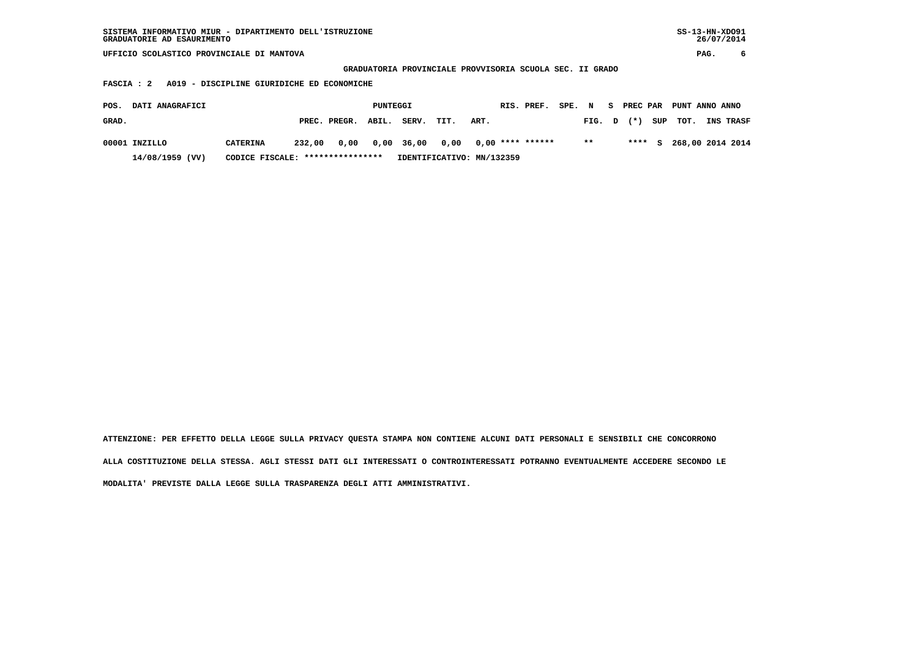SISTEMA INFORMATIVO MIUR - DIPARTIMENTO DELL'ISTRUZIONE
GRADUATORIE AD ESAURIMENTO

SS-13-HN-XDO91
26/07/2014

UFFICIO SCOLASTICO PROVINCIALE DI MANTOVA

GRADUATORIA PROVINCIALE PROVVISORIA SCUOLA SEC. II GRADO

FASCIA : 2 A019 - DISCIPLINE GIURIDICHE ED ECONOMICHE

| POS. GRAD. | DATI ANAGRAFICI | | PUNTEGGI PREC. | PREGR. | ABIL. | SERV. | TIT. | ART. | RIS. | PREF. | SPE. N FIG. | S D | PREC PAR (*) | SUP | PUNT TOT. | ANNO INS | ANNO TRASF |
|---|---|---|---|---|---|---|---|---|---|---|---|---|---|---|---|---|---|
| 00001 | INZILLO | CATERINA | 232,00 | 0,00 | 0,00 | 36,00 | 0,00 | 0,00 | **** | ****** | ** | | **** | S | 268,00 | 2014 | 2014 |
| | 14/08/1959 (VV) | CODICE FISCALE: **************** | IDENTIFICATIVO: MN/132359 | | | | | | | | | | | | | | |

ATTENZIONE: PER EFFETTO DELLA LEGGE SULLA PRIVACY QUESTA STAMPA NON CONTIENE ALCUNI DATI PERSONALI E SENSIBILI CHE CONCORRONO ALLA COSTITUZIONE DELLA STESSA. AGLI STESSI DATI GLI INTERESSATI O CONTROINTERESSATI POTRANNO EVENTUALMENTE ACCEDERE SECONDO LE MODALITA' PREVISTE DALLA LEGGE SULLA TRASPARENZA DEGLI ATTI AMMINISTRATIVI.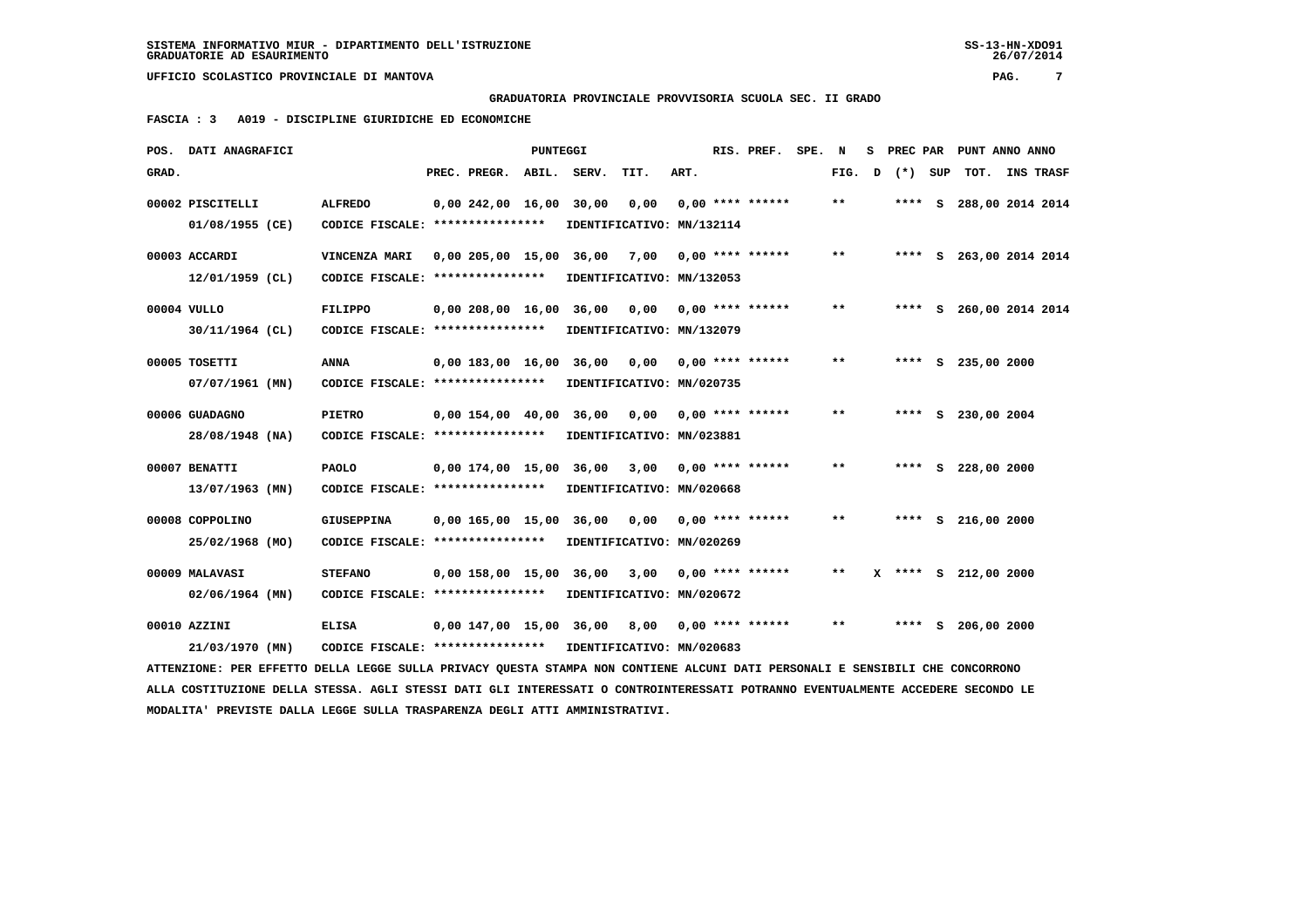**GRADUATORIA PROVINCIALE PROVVISORIA SCUOLA SEC. II GRADO**

**FASCIA : 3 A019 - DISCIPLINE GIURIDICHE ED ECONOMICHE**

| POS. GRAD. | DATI ANAGRAFICI | | PREC. PREGR. | ABIL. | SERV. | TIT. | ART. | RIS. PREF. | SPE. | N FIG. | S D | PREC PAR (*) | SUP | PUNT TOT. | ANNO INS | ANNO TRASF |
|---|---|---|---|---|---|---|---|---|---|---|---|---|---|---|---|---|
| 00002 | PISCITELLI 01/08/1955 (CE) | ALFREDO CODICE FISCALE: **************** | 0,00 242,00 | 16,00 | 30,00 | 0,00 | 0,00 IDENTIFICATIVO: MN/132114 | **** ****** | | ** | | **** | S | 288,00 | 2014 | 2014 |
| 00003 | ACCARDI 12/01/1959 (CL) | VINCENZA MARI CODICE FISCALE: **************** | 0,00 205,00 | 15,00 | 36,00 | 7,00 | 0,00 IDENTIFICATIVO: MN/132053 | **** ****** | | ** | | **** | S | 263,00 | 2014 | 2014 |
| 00004 | VULLO 30/11/1964 (CL) | FILIPPO CODICE FISCALE: **************** | 0,00 208,00 | 16,00 | 36,00 | 0,00 | 0,00 IDENTIFICATIVO: MN/132079 | **** ****** | | ** | | **** | S | 260,00 | 2014 | 2014 |
| 00005 | TOSETTI 07/07/1961 (MN) | ANNA CODICE FISCALE: **************** | 0,00 183,00 | 16,00 | 36,00 | 0,00 | 0,00 IDENTIFICATIVO: MN/020735 | **** ****** | | ** | | **** | S | 235,00 | 2000 | |
| 00006 | GUADAGNO 28/08/1948 (NA) | PIETRO CODICE FISCALE: **************** | 0,00 154,00 | 40,00 | 36,00 | 0,00 | 0,00 IDENTIFICATIVO: MN/023881 | **** ****** | | ** | | **** | S | 230,00 | 2004 | |
| 00007 | BENATTI 13/07/1963 (MN) | PAOLO CODICE FISCALE: **************** | 0,00 174,00 | 15,00 | 36,00 | 3,00 | 0,00 IDENTIFICATIVO: MN/020668 | **** ****** | | ** | | **** | S | 228,00 | 2000 | |
| 00008 | COPPOLINO 25/02/1968 (MO) | GIUSEPPINA CODICE FISCALE: **************** | 0,00 165,00 | 15,00 | 36,00 | 0,00 | 0,00 IDENTIFICATIVO: MN/020269 | **** ****** | | ** | | **** | S | 216,00 | 2000 | |
| 00009 | MALAVASI 02/06/1964 (MN) | STEFANO CODICE FISCALE: **************** | 0,00 158,00 | 15,00 | 36,00 | 3,00 | 0,00 IDENTIFICATIVO: MN/020672 | **** ****** | | ** | X | **** | S | 212,00 | 2000 | |
| 00010 | AZZINI 21/03/1970 (MN) | ELISA CODICE FISCALE: **************** | 0,00 147,00 | 15,00 | 36,00 | 8,00 | 0,00 IDENTIFICATIVO: MN/020683 | **** ****** | | ** | | **** | S | 206,00 | 2000 | |

ATTENZIONE: PER EFFETTO DELLA LEGGE SULLA PRIVACY QUESTA STAMPA NON CONTIENE ALCUNI DATI PERSONALI E SENSIBILI CHE CONCORRONO ALLA COSTITUZIONE DELLA STESSA. AGLI STESSI DATI GLI INTERESSATI O CONTROINTERESSATI POTRANNO EVENTUALMENTE ACCEDERE SECONDO LE MODALITA' PREVISTE DALLA LEGGE SULLA TRASPARENZA DEGLI ATTI AMMINISTRATIVI.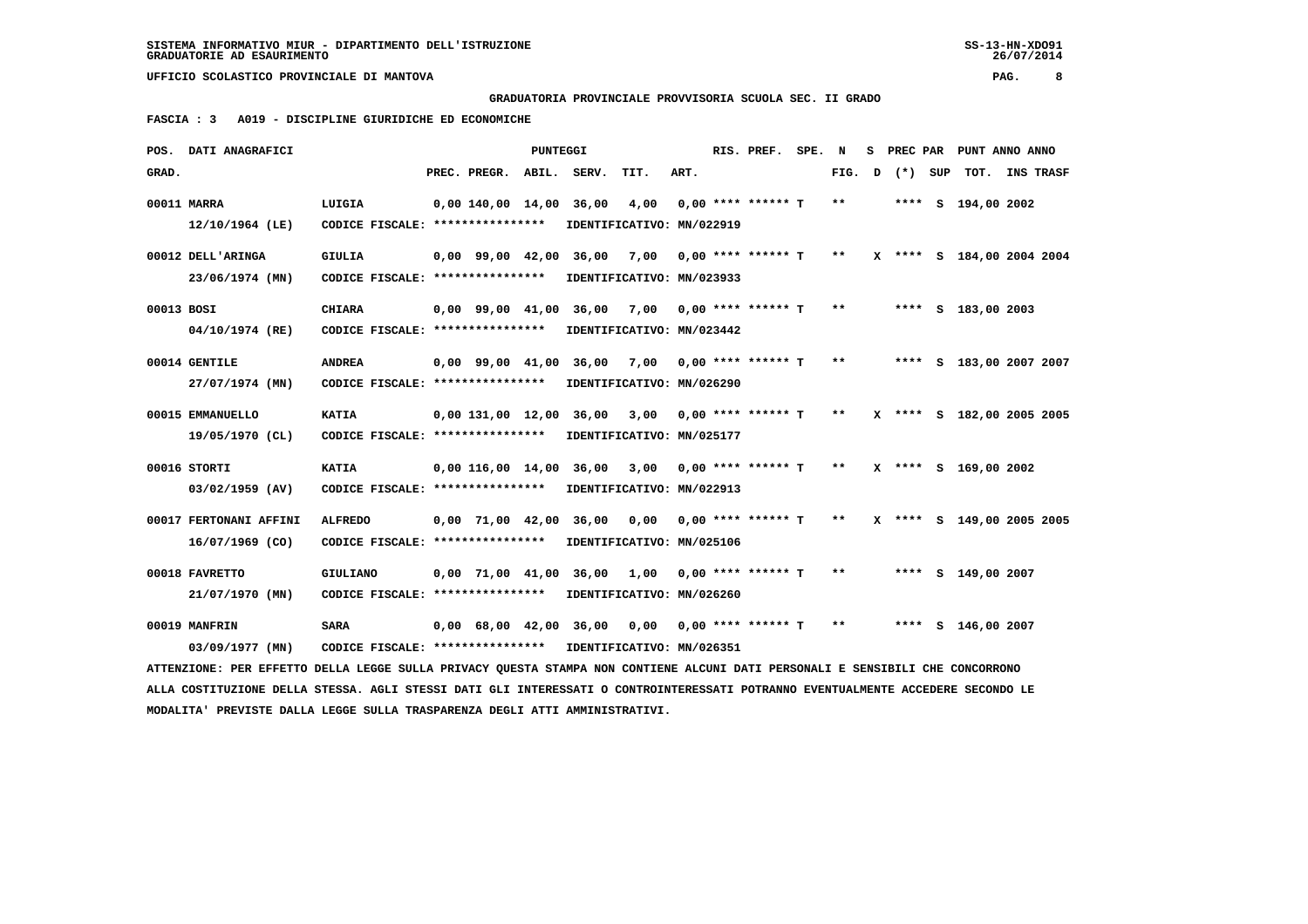SISTEMA INFORMATIVO MIUR - DIPARTIMENTO DELL'ISTRUZIONE
GRADUATORIE AD ESAURIMENTO

UFFICIO SCOLASTICO PROVINCIALE DI MANTOVA

GRADUATORIA PROVINCIALE PROVVISORIA SCUOLA SEC. II GRADO

FASCIA : 3 A019 - DISCIPLINE GIURIDICHE ED ECONOMICHE

| POS. GRAD. | DATI ANAGRAFICI | | PREC. | PREGR. | ABIL. | SERV. | TIT. | ART. | RIS. PREF. | SPE. | N FIG. | S D | PREC PAR (*) | SUP | PUNT TOT. | ANNO | ANNO INS TRASF |
|---|---|---|---|---|---|---|---|---|---|---|---|---|---|---|---|---|---|
| 00011 | MARRA 12/10/1964 (LE) | LUIGIA CODICE FISCALE: **************** IDENTIFICATIVO: MN/022919 | 0,00 | 140,00 | 14,00 | 36,00 | 4,00 | 0,00 | **** ****** | T | ** | | **** | S | 194,00 | 2002 | |
| 00012 | DELL'ARINGA 23/06/1974 (MN) | GIULIA CODICE FISCALE: **************** IDENTIFICATIVO: MN/023933 | 0,00 | 99,00 | 42,00 | 36,00 | 7,00 | 0,00 | **** ****** | T | ** | X | **** | S | 184,00 | 2004 | 2004 |
| 00013 | BOSI 04/10/1974 (RE) | CHIARA CODICE FISCALE: **************** IDENTIFICATIVO: MN/023442 | 0,00 | 99,00 | 41,00 | 36,00 | 7,00 | 0,00 | **** ****** | T | ** | | **** | S | 183,00 | 2003 | |
| 00014 | GENTILE 27/07/1974 (MN) | ANDREA CODICE FISCALE: **************** IDENTIFICATIVO: MN/026290 | 0,00 | 99,00 | 41,00 | 36,00 | 7,00 | 0,00 | **** ****** | T | ** | | **** | S | 183,00 | 2007 | 2007 |
| 00015 | EMMANUELLO 19/05/1970 (CL) | KATIA CODICE FISCALE: **************** IDENTIFICATIVO: MN/025177 | 0,00 | 131,00 | 12,00 | 36,00 | 3,00 | 0,00 | **** ****** | T | ** | X | **** | S | 182,00 | 2005 | 2005 |
| 00016 | STORTI 03/02/1959 (AV) | KATIA CODICE FISCALE: **************** IDENTIFICATIVO: MN/022913 | 0,00 | 116,00 | 14,00 | 36,00 | 3,00 | 0,00 | **** ****** | T | ** | X | **** | S | 169,00 | 2002 | |
| 00017 | FERTONANI AFFINI 16/07/1969 (CO) | ALFREDO CODICE FISCALE: **************** IDENTIFICATIVO: MN/025106 | 0,00 | 71,00 | 42,00 | 36,00 | 0,00 | 0,00 | **** ****** | T | ** | X | **** | S | 149,00 | 2005 | 2005 |
| 00018 | FAVRETTO 21/07/1970 (MN) | GIULIANO CODICE FISCALE: **************** IDENTIFICATIVO: MN/026260 | 0,00 | 71,00 | 41,00 | 36,00 | 1,00 | 0,00 | **** ****** | T | ** | | **** | S | 149,00 | 2007 | |
| 00019 | MANFRIN 03/09/1977 (MN) | SARA CODICE FISCALE: **************** IDENTIFICATIVO: MN/026351 | 0,00 | 68,00 | 42,00 | 36,00 | 0,00 | 0,00 | **** ****** | T | ** | | **** | S | 146,00 | 2007 | |

ATTENZIONE: PER EFFETTO DELLA LEGGE SULLA PRIVACY QUESTA STAMPA NON CONTIENE ALCUNI DATI PERSONALI E SENSIBILI CHE CONCORRONO ALLA COSTITUZIONE DELLA STESSA. AGLI STESSI DATI GLI INTERESSATI O CONTROINTERESSATI POTRANNO EVENTUALMENTE ACCEDERE SECONDO LE MODALITA' PREVISTE DALLA LEGGE SULLA TRASPARENZA DEGLI ATTI AMMINISTRATIVI.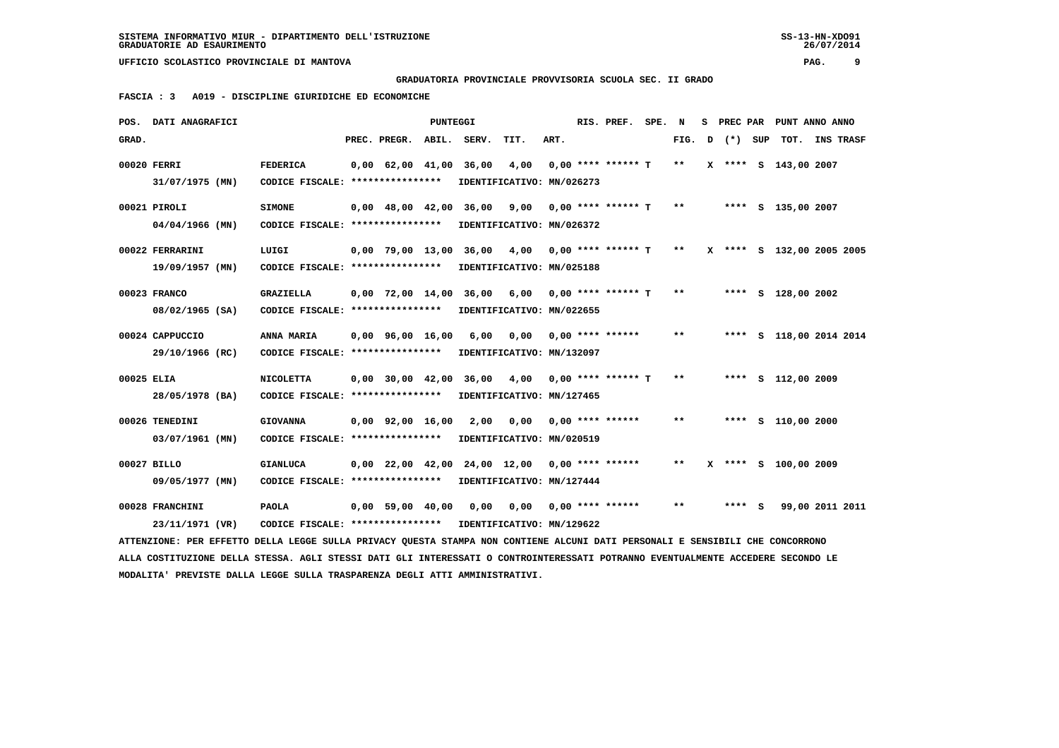SISTEMA INFORMATIVO MIUR - DIPARTIMENTO DELL'ISTRUZIONE
GRADUATORIE AD ESAURIMENTO

UFFICIO SCOLASTICO PROVINCIALE DI MANTOVA

GRADUATORIA PROVINCIALE PROVVISORIA SCUOLA SEC. II GRADO

FASCIA : 3 A019 - DISCIPLINE GIURIDICHE ED ECONOMICHE

| POS. GRAD. | DATI ANAGRAFICI | | PREC. | PREGR. | ABIL. | SERV. | TIT. | ART. | RIS. PREF. | SPE. | N FIG. | S D | PREC PAR (*) | SUP | PUNT TOT. | ANNO INS | ANNO TRASF |
|---|---|---|---|---|---|---|---|---|---|---|---|---|---|---|---|---|---|
| 00020 | FERRI 31/07/1975 (MN) | FEDERICA CODICE FISCALE: **************** IDENTIFICATIVO: MN/026273 | 0,00 | 62,00 | 41,00 | 36,00 | 4,00 | 0,00 | **** ****** | T | ** | X | **** | S | 143,00 | 2007 | |
| 00021 | PIROLI 04/04/1966 (MN) | SIMONE CODICE FISCALE: **************** IDENTIFICATIVO: MN/026372 | 0,00 | 48,00 | 42,00 | 36,00 | 9,00 | 0,00 | **** ****** | T | ** | | **** | S | 135,00 | 2007 | |
| 00022 | FERRARINI 19/09/1957 (MN) | LUIGI CODICE FISCALE: **************** IDENTIFICATIVO: MN/025188 | 0,00 | 79,00 | 13,00 | 36,00 | 4,00 | 0,00 | **** ****** | T | ** | X | **** | S | 132,00 | 2005 | 2005 |
| 00023 | FRANCO 08/02/1965 (SA) | GRAZIELLA CODICE FISCALE: **************** IDENTIFICATIVO: MN/022655 | 0,00 | 72,00 | 14,00 | 36,00 | 6,00 | 0,00 | **** ****** | T | ** | | **** | S | 128,00 | 2002 | |
| 00024 | CAPPUCCIO 29/10/1966 (RC) | ANNA MARIA CODICE FISCALE: **************** IDENTIFICATIVO: MN/132097 | 0,00 | 96,00 | 16,00 | 6,00 | 0,00 | 0,00 | **** ****** | | ** | | **** | S | 118,00 | 2014 | 2014 |
| 00025 | ELIA 28/05/1978 (BA) | NICOLETTA CODICE FISCALE: **************** IDENTIFICATIVO: MN/127465 | 0,00 | 30,00 | 42,00 | 36,00 | 4,00 | 0,00 | **** ****** | T | ** | | **** | S | 112,00 | 2009 | |
| 00026 | TENEDINI 03/07/1961 (MN) | GIOVANNA CODICE FISCALE: **************** IDENTIFICATIVO: MN/020519 | 0,00 | 92,00 | 16,00 | 2,00 | 0,00 | 0,00 | **** ****** | | ** | | **** | S | 110,00 | 2000 | |
| 00027 | BILLO 09/05/1977 (MN) | GIANLUCA CODICE FISCALE: **************** IDENTIFICATIVO: MN/127444 | 0,00 | 22,00 | 42,00 | 24,00 | 12,00 | 0,00 | **** ****** | | ** | X | **** | S | 100,00 | 2009 | |
| 00028 | FRANCHINI 23/11/1971 (VR) | PAOLA CODICE FISCALE: **************** IDENTIFICATIVO: MN/129622 | 0,00 | 59,00 | 40,00 | 0,00 | 0,00 | 0,00 | **** ****** | | ** | | **** | S | 99,00 | 2011 | 2011 |

ATTENZIONE: PER EFFETTO DELLA LEGGE SULLA PRIVACY QUESTA STAMPA NON CONTIENE ALCUNI DATI PERSONALI E SENSIBILI CHE CONCORRONO ALLA COSTITUZIONE DELLA STESSA. AGLI STESSI DATI GLI INTERESSATI O CONTROINTERESSATI POTRANNO EVENTUALMENTE ACCEDERE SECONDO LE MODALITA' PREVISTE DALLA LEGGE SULLA TRASPARENZA DEGLI ATTI AMMINISTRATIVI.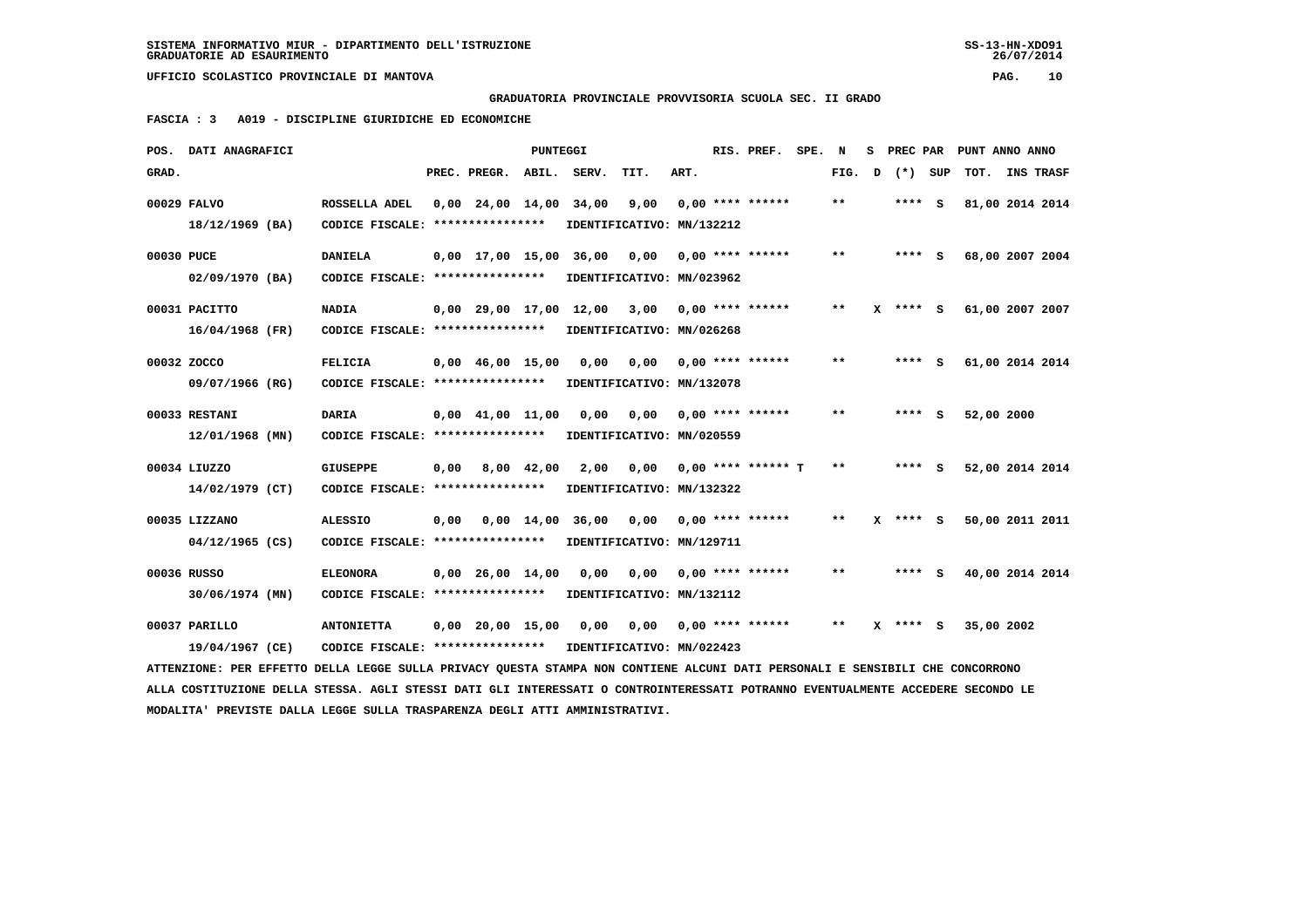SISTEMA INFORMATIVO MIUR - DIPARTIMENTO DELL'ISTRUZIONE
GRADUATORIE AD ESAURIMENTO

UFFICIO SCOLASTICO PROVINCIALE DI MANTOVA

**GRADUATORIA PROVINCIALE PROVVISORIA SCUOLA SEC. II GRADO**

**FASCIA : 3 A019 - DISCIPLINE GIURIDICHE ED ECONOMICHE**

| POS. GRAD. | DATI ANAGRAFICI | | PREC. | PREGR. | ABIL. | SERV. | TIT. | ART. | RIS. PREF. | SPE. | N FIG. | S D | PREC PAR (*) | SUP | PUNT TOT. | ANNO | INS TRASF |
|---|---|---|---|---|---|---|---|---|---|---|---|---|---|---|---|---|---|
| 00029 | FALVO 18/12/1969 (BA) | ROSSELLA ADEL CODICE FISCALE: **************** IDENTIFICATIVO: MN/132212 | 0,00 | 24,00 | 14,00 | 34,00 | 9,00 | 0,00 | **** ****** | | ** | | **** | S | 81,00 | 2014 | 2014 |
| 00030 | PUCE 02/09/1970 (BA) | DANIELA CODICE FISCALE: **************** IDENTIFICATIVO: MN/023962 | 0,00 | 17,00 | 15,00 | 36,00 | 0,00 | 0,00 | **** ****** | | ** | | **** | S | 68,00 | 2007 | 2004 |
| 00031 | PACITTO 16/04/1968 (FR) | NADIA CODICE FISCALE: **************** IDENTIFICATIVO: MN/026268 | 0,00 | 29,00 | 17,00 | 12,00 | 3,00 | 0,00 | **** ****** | | ** | X | **** | S | 61,00 | 2007 | 2007 |
| 00032 | ZOCCO 09/07/1966 (RG) | FELICIA CODICE FISCALE: **************** IDENTIFICATIVO: MN/132078 | 0,00 | 46,00 | 15,00 | 0,00 | 0,00 | 0,00 | **** ****** | | ** | | **** | S | 61,00 | 2014 | 2014 |
| 00033 | RESTANI 12/01/1968 (MN) | DARIA CODICE FISCALE: **************** IDENTIFICATIVO: MN/020559 | 0,00 | 41,00 | 11,00 | 0,00 | 0,00 | 0,00 | **** ****** | | ** | | **** | S | 52,00 | 2000 | |
| 00034 | LIUZZO 14/02/1979 (CT) | GIUSEPPE CODICE FISCALE: **************** IDENTIFICATIVO: MN/132322 | 0,00 | 8,00 | 42,00 | 2,00 | 0,00 | 0,00 | **** ****** | T | ** | | **** | S | 52,00 | 2014 | 2014 |
| 00035 | LIZZANO 04/12/1965 (CS) | ALESSIO CODICE FISCALE: **************** IDENTIFICATIVO: MN/129711 | 0,00 | 0,00 | 14,00 | 36,00 | 0,00 | 0,00 | **** ****** | | ** | X | **** | S | 50,00 | 2011 | 2011 |
| 00036 | RUSSO 30/06/1974 (MN) | ELEONORA CODICE FISCALE: **************** IDENTIFICATIVO: MN/132112 | 0,00 | 26,00 | 14,00 | 0,00 | 0,00 | 0,00 | **** ****** | | ** | | **** | S | 40,00 | 2014 | 2014 |
| 00037 | PARILLO 19/04/1967 (CE) | ANTONIETTA CODICE FISCALE: **************** IDENTIFICATIVO: MN/022423 | 0,00 | 20,00 | 15,00 | 0,00 | 0,00 | 0,00 | **** ****** | | ** | X | **** | S | 35,00 | 2002 | |

ATTENZIONE: PER EFFETTO DELLA LEGGE SULLA PRIVACY QUESTA STAMPA NON CONTIENE ALCUNI DATI PERSONALI E SENSIBILI CHE CONCORRONO ALLA COSTITUZIONE DELLA STESSA. AGLI STESSI DATI GLI INTERESSATI O CONTROINTERESSATI POTRANNO EVENTUALMENTE ACCEDERE SECONDO LE MODALITA' PREVISTE DALLA LEGGE SULLA TRASPARENZA DEGLI ATTI AMMINISTRATIVI.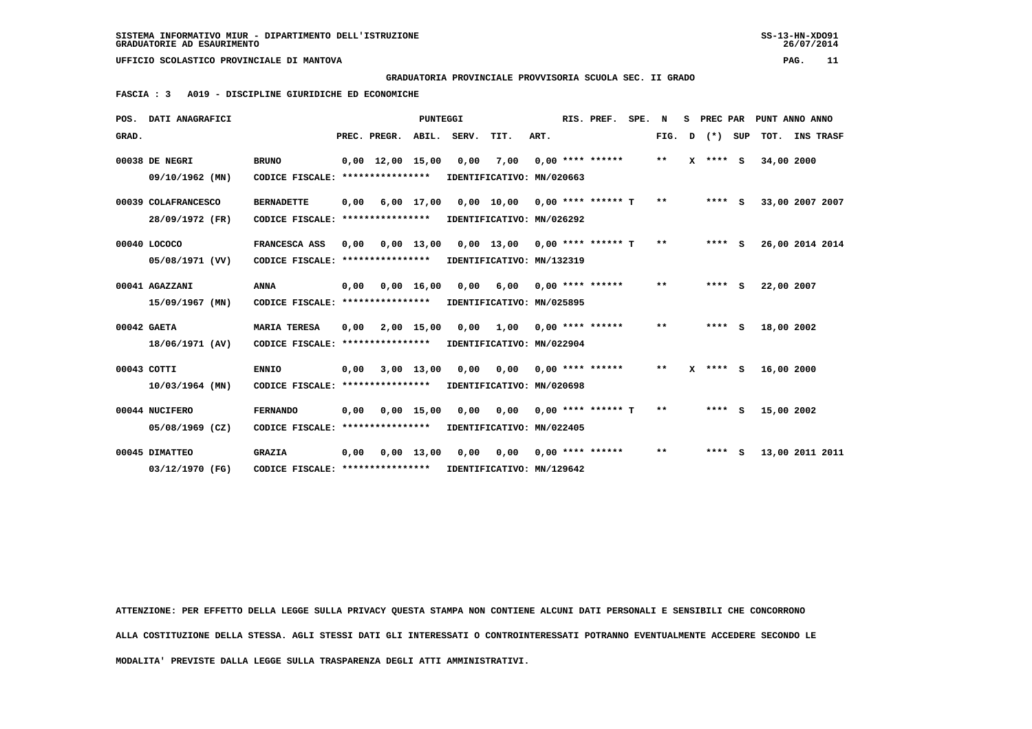**SISTEMA INFORMATIVO MIUR - DIPARTIMENTO DELL'ISTRUZIONE** SS-13-HN-XDO91
**GRADUATORIE AD ESAURIMENTO** 26/07/2014

**UFFICIO SCOLASTICO PROVINCIALE DI MANTOVA**

**GRADUATORIA PROVINCIALE PROVVISORIA SCUOLA SEC. II GRADO**

**FASCIA : 3 A019 - DISCIPLINE GIURIDICHE ED ECONOMICHE**

| POS. GRAD. | DATI ANAGRAFICI | | PREC. | PREGR. | ABIL. | SERV. | TIT. | ART. | RIS. PREF. | SPE. N FIG. | S D | PREC PAR (*) SUP | PUNT ANNO ANNO TOT. | INS TRASF |
|---|---|---|---|---|---|---|---|---|---|---|---|---|---|---|
| 00038 | DE NEGRI 09/10/1962 (MN) | BRUNO CODICE FISCALE: **************** | 0,00 | 12,00 | 15,00 | 0,00 | 7,00 | 0,00 | **** ****** IDENTIFICATIVO: MN/020663 | ** | X | **** S | 34,00 | 2000 |
| 00039 | COLAFRANCESCO 28/09/1972 (FR) | BERNADETTE CODICE FISCALE: **************** | 0,00 | 6,00 | 17,00 | 0,00 | 10,00 | 0,00 | **** ****** T IDENTIFICATIVO: MN/026292 | ** | | **** S | 33,00 | 2007 2007 |
| 00040 | LOCOCO 05/08/1971 (VV) | FRANCESCA ASS CODICE FISCALE: **************** | 0,00 | 0,00 | 13,00 | 0,00 | 13,00 | 0,00 | **** ****** T IDENTIFICATIVO: MN/132319 | ** | | **** S | 26,00 | 2014 2014 |
| 00041 | AGAZZANI 15/09/1967 (MN) | ANNA CODICE FISCALE: **************** | 0,00 | 0,00 | 16,00 | 0,00 | 6,00 | 0,00 | **** ****** IDENTIFICATIVO: MN/025895 | ** | | **** S | 22,00 | 2007 |
| 00042 | GAETA 18/06/1971 (AV) | MARIA TERESA CODICE FISCALE: **************** | 0,00 | 2,00 | 15,00 | 0,00 | 1,00 | 0,00 | **** ****** IDENTIFICATIVO: MN/022904 | ** | | **** S | 18,00 | 2002 |
| 00043 | COTTI 10/03/1964 (MN) | ENNIO CODICE FISCALE: **************** | 0,00 | 3,00 | 13,00 | 0,00 | 0,00 | 0,00 | **** ****** IDENTIFICATIVO: MN/020698 | ** | X | **** S | 16,00 | 2000 |
| 00044 | NUCIFERO 05/08/1969 (CZ) | FERNANDO CODICE FISCALE: **************** | 0,00 | 0,00 | 15,00 | 0,00 | 0,00 | 0,00 | **** ****** T IDENTIFICATIVO: MN/022405 | ** | | **** S | 15,00 | 2002 |
| 00045 | DIMATTEO 03/12/1970 (FG) | GRAZIA CODICE FISCALE: **************** | 0,00 | 0,00 | 13,00 | 0,00 | 0,00 | 0,00 | **** ****** IDENTIFICATIVO: MN/129642 | ** | | **** S | 13,00 | 2011 2011 |

ATTENZIONE: PER EFFETTO DELLA LEGGE SULLA PRIVACY QUESTA STAMPA NON CONTIENE ALCUNI DATI PERSONALI E SENSIBILI CHE CONCORRONO ALLA COSTITUZIONE DELLA STESSA. AGLI STESSI DATI GLI INTERESSATI O CONTROINTERESSATI POTRANNO EVENTUALMENTE ACCEDERE SECONDO LE MODALITA' PREVISTE DALLA LEGGE SULLA TRASPARENZA DEGLI ATTI AMMINISTRATIVI.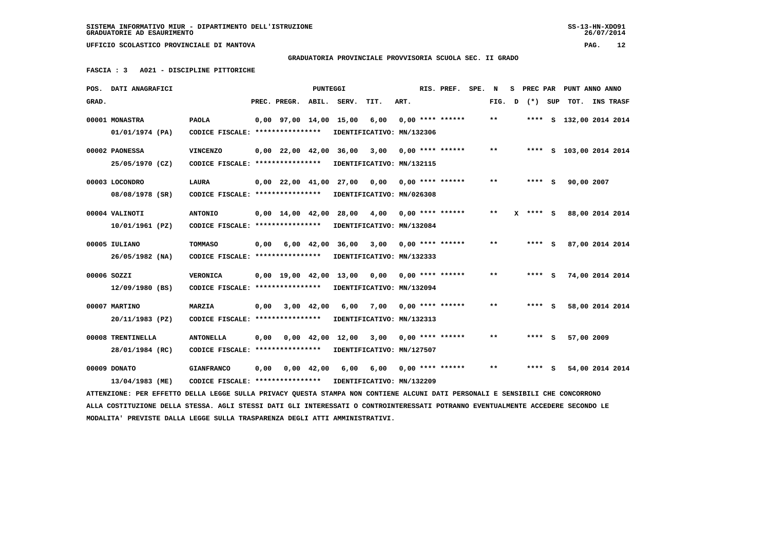SISTEMA INFORMATIVO MIUR - DIPARTIMENTO DELL'ISTRUZIONE
GRADUATORIE AD ESAURIMENTO

UFFICIO SCOLASTICO PROVINCIALE DI MANTOVA

**GRADUATORIA PROVINCIALE PROVVISORIA SCUOLA SEC. II GRADO**

**FASCIA : 3 A021 - DISCIPLINE PITTORICHE**

| POS. GRAD. | DATI ANAGRAFICI | | PREC. | PREGR. | ABIL. | SERV. | TIT. | ART. | RIS. PREF. | SPE. N FIG. | S D | PREC PAR (*) | SUP | PUNT ANNO ANNO TOT. | INS TRASF |
|---|---|---|---|---|---|---|---|---|---|---|---|---|---|---|---|
| 00001 | MONASTRA 01/01/1974 (PA) | PAOLA CODICE FISCALE: **************** IDENTIFICATIVO: MN/132306 | 0,00 | 97,00 | 14,00 | 15,00 | 6,00 | 0,00 | **** ****** | ** | | **** | S | 132,00 | 2014 2014 |
| 00002 | PAONESSA 25/05/1970 (CZ) | VINCENZO CODICE FISCALE: **************** IDENTIFICATIVO: MN/132115 | 0,00 | 22,00 | 42,00 | 36,00 | 3,00 | 0,00 | **** ****** | ** | | **** | S | 103,00 | 2014 2014 |
| 00003 | LOCONDRO 08/08/1978 (SR) | LAURA CODICE FISCALE: **************** IDENTIFICATIVO: MN/026308 | 0,00 | 22,00 | 41,00 | 27,00 | 0,00 | 0,00 | **** ****** | ** | | **** | S | 90,00 | 2007 |
| 00004 | VALINOTI 10/01/1961 (PZ) | ANTONIO CODICE FISCALE: **************** IDENTIFICATIVO: MN/132084 | 0,00 | 14,00 | 42,00 | 28,00 | 4,00 | 0,00 | **** ****** | ** | X | **** | S | 88,00 | 2014 2014 |
| 00005 | IULIANO 26/05/1982 (NA) | TOMMASO CODICE FISCALE: **************** IDENTIFICATIVO: MN/132333 | 0,00 | 6,00 | 42,00 | 36,00 | 3,00 | 0,00 | **** ****** | ** | | **** | S | 87,00 | 2014 2014 |
| 00006 | SOZZI 12/09/1980 (BS) | VERONICA CODICE FISCALE: **************** IDENTIFICATIVO: MN/132094 | 0,00 | 19,00 | 42,00 | 13,00 | 0,00 | 0,00 | **** ****** | ** | | **** | S | 74,00 | 2014 2014 |
| 00007 | MARTINO 20/11/1983 (PZ) | MARZIA CODICE FISCALE: **************** IDENTIFICATIVO: MN/132313 | 0,00 | 3,00 | 42,00 | 6,00 | 7,00 | 0,00 | **** ****** | ** | | **** | S | 58,00 | 2014 2014 |
| 00008 | TRENTINELLA 28/01/1984 (RC) | ANTONELLA CODICE FISCALE: **************** IDENTIFICATIVO: MN/127507 | 0,00 | 0,00 | 42,00 | 12,00 | 3,00 | 0,00 | **** ****** | ** | | **** | S | 57,00 | 2009 |
| 00009 | DONATO 13/04/1983 (ME) | GIANFRANCO CODICE FISCALE: **************** IDENTIFICATIVO: MN/132209 | 0,00 | 0,00 | 42,00 | 6,00 | 6,00 | 0,00 | **** ****** | ** | | **** | S | 54,00 | 2014 2014 |

ATTENZIONE: PER EFFETTO DELLA LEGGE SULLA PRIVACY QUESTA STAMPA NON CONTIENE ALCUNI DATI PERSONALI E SENSIBILI CHE CONCORRONO ALLA COSTITUZIONE DELLA STESSA. AGLI STESSI DATI GLI INTERESSATI O CONTROINTERESSATI POTRANNO EVENTUALMENTE ACCEDERE SECONDO LE MODALITA' PREVISTE DALLA LEGGE SULLA TRASPARENZA DEGLI ATTI AMMINISTRATIVI.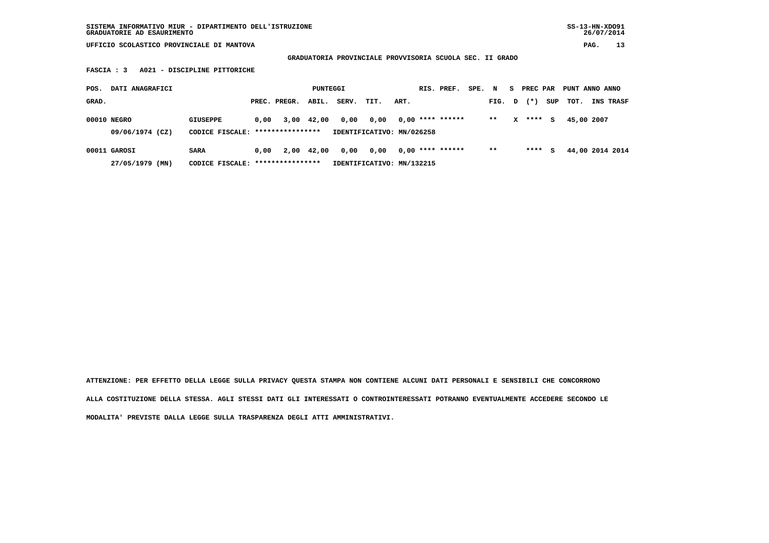SISTEMA INFORMATIVO MIUR - DIPARTIMENTO DELL'ISTRUZIONE
GRADUATORIE AD ESAURIMENTO

SS-13-HN-XDO91
26/07/2014

UFFICIO SCOLASTICO PROVINCIALE DI MANTOVA

**GRADUATORIA PROVINCIALE PROVVISORIA SCUOLA SEC. II GRADO**

**FASCIA : 3   A021 - DISCIPLINE PITTORICHE**

| POS. GRAD. | DATI ANAGRAFICI | | PREC. | PREGR. | ABIL. | SERV. | TIT. | ART. | RIS. | PREF. | SPE. N FIG. | S D | PREC PAR (*) | SUP | PUNT TOT. | ANNO INS | ANNO TRASF |
|---|---|---|---|---|---|---|---|---|---|---|---|---|---|---|---|---|---|
| 00010 | NEGRO | GIUSEPPE | 0,00 | 3,00 | 42,00 | 0,00 | 0,00 | 0,00 | **** | ****** | ** | X | **** | S | 45,00 | 2007 | |
| | 09/06/1974 (CZ) | CODICE FISCALE: **************** | | | | IDENTIFICATIVO: MN/026258 | | | | | | | | | | | |
| 00011 | GAROSI | SARA | 0,00 | 2,00 | 42,00 | 0,00 | 0,00 | 0,00 | **** | ****** | ** | | **** | S | 44,00 | 2014 | 2014 |
| | 27/05/1979 (MN) | CODICE FISCALE: **************** | | | | IDENTIFICATIVO: MN/132215 | | | | | | | | | | | |

**ATTENZIONE: PER EFFETTO DELLA LEGGE SULLA PRIVACY QUESTA STAMPA NON CONTIENE ALCUNI DATI PERSONALI E SENSIBILI CHE CONCORRONO ALLA COSTITUZIONE DELLA STESSA. AGLI STESSI DATI GLI INTERESSATI O CONTROINTERESSATI POTRANNO EVENTUALMENTE ACCEDERE SECONDO LE MODALITA' PREVISTE DALLA LEGGE SULLA TRASPARENZA DEGLI ATTI AMMINISTRATIVI.**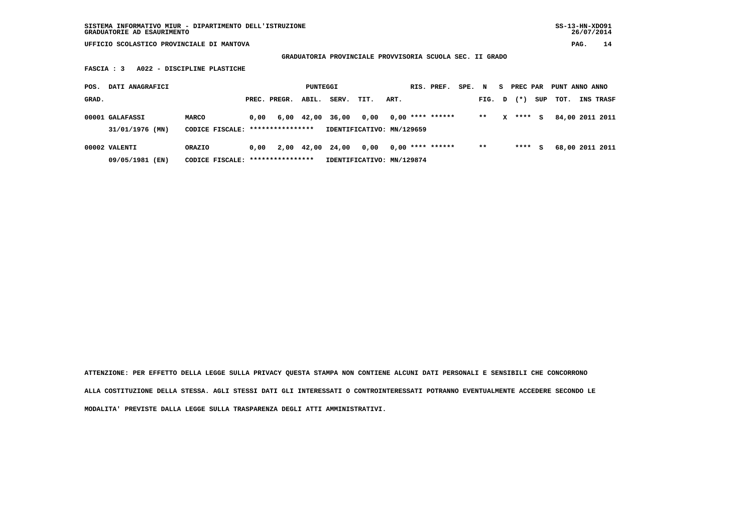SISTEMA INFORMATIVO MIUR - DIPARTIMENTO DELL'ISTRUZIONE
GRADUATORIE AD ESAURIMENTO

UFFICIO SCOLASTICO PROVINCIALE DI MANTOVA

**GRADUATORIA PROVINCIALE PROVVISORIA SCUOLA SEC. II GRADO**

**FASCIA : 3 A022 - DISCIPLINE PLASTICHE**

| POS. GRAD. | DATI ANAGRAFICI | | PREC. | PREGR. | ABIL. | SERV. | TIT. | ART. | RIS. | PREF. | SPE. | N FIG. | S D | PREC (*) | PAR SUP | PUNT TOT. | ANNO INS | ANNO TRASF |
|---|---|---|---|---|---|---|---|---|---|---|---|---|---|---|---|---|---|---|
| 00001 | GALAFASSI | MARCO | 0,00 | 6,00 | 42,00 | 36,00 | 0,00 | 0,00 | **** | ****** | | ** | X | **** | S | 84,00 | 2011 | 2011 |
| | 31/01/1976 (MN) | CODICE FISCALE: **************** | IDENTIFICATIVO: MN/129659 | | | | | | | | | | | | | | | |
| 00002 | VALENTI | ORAZIO | 0,00 | 2,00 | 42,00 | 24,00 | 0,00 | 0,00 | **** | ****** | | ** | | **** | S | 68,00 | 2011 | 2011 |
| | 09/05/1981 (EN) | CODICE FISCALE: **************** | IDENTIFICATIVO: MN/129874 | | | | | | | | | | | | | | | |

**ATTENZIONE: PER EFFETTO DELLA LEGGE SULLA PRIVACY QUESTA STAMPA NON CONTIENE ALCUNI DATI PERSONALI E SENSIBILI CHE CONCORRONO ALLA COSTITUZIONE DELLA STESSA. AGLI STESSI DATI GLI INTERESSATI O CONTROINTERESSATI POTRANNO EVENTUALMENTE ACCEDERE SECONDO LE MODALITA' PREVISTE DALLA LEGGE SULLA TRASPARENZA DEGLI ATTI AMMINISTRATIVI.**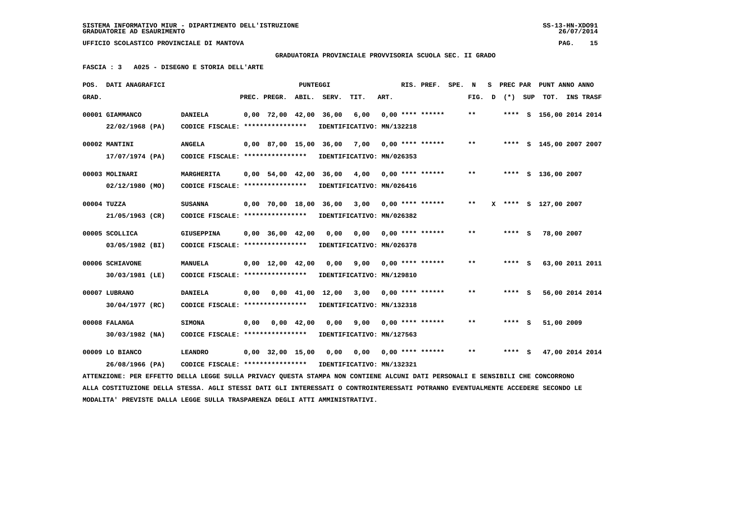SISTEMA INFORMATIVO MIUR - DIPARTIMENTO DELL'ISTRUZIONE
GRADUATORIE AD ESAURIMENTO

UFFICIO SCOLASTICO PROVINCIALE DI MANTOVA

**GRADUATORIA PROVINCIALE PROVVISORIA SCUOLA SEC. II GRADO**

**FASCIA : 3 A025 - DISEGNO E STORIA DELL'ARTE**

| POS. GRAD. | DATI ANAGRAFICI | | PREC. | PREGR. | ABIL. | SERV. | TIT. | ART. | RIS. PREF. | SPE. | N FIG. | S D | PREC PAR (*) | SUP | PUNT TOT. | ANNO INS | ANNO TRASF |
|---|---|---|---|---|---|---|---|---|---|---|---|---|---|---|---|---|---|
| 00001 | GIAMMANCO 22/02/1968 (PA) | DANIELA CODICE FISCALE: **************** IDENTIFICATIVO: MN/132218 | 0,00 | 72,00 | 42,00 | 36,00 | 6,00 | 0,00 | **** ****** | | ** | | **** | S | 156,00 | 2014 | 2014 |
| 00002 | MANTINI 17/07/1974 (PA) | ANGELA CODICE FISCALE: **************** IDENTIFICATIVO: MN/026353 | 0,00 | 87,00 | 15,00 | 36,00 | 7,00 | 0,00 | **** ****** | | ** | | **** | S | 145,00 | 2007 | 2007 |
| 00003 | MOLINARI 02/12/1980 (MO) | MARGHERITA CODICE FISCALE: **************** IDENTIFICATIVO: MN/026416 | 0,00 | 54,00 | 42,00 | 36,00 | 4,00 | 0,00 | **** ****** | | ** | | **** | S | 136,00 | 2007 | |
| 00004 | TUZZA 21/05/1963 (CR) | SUSANNA CODICE FISCALE: **************** IDENTIFICATIVO: MN/026382 | 0,00 | 70,00 | 18,00 | 36,00 | 3,00 | 0,00 | **** ****** | | ** | X | **** | S | 127,00 | 2007 | |
| 00005 | SCOLLICA 03/05/1982 (BI) | GIUSEPPINA CODICE FISCALE: **************** IDENTIFICATIVO: MN/026378 | 0,00 | 36,00 | 42,00 | 0,00 | 0,00 | 0,00 | **** ****** | | ** | | **** | S | 78,00 | 2007 | |
| 00006 | SCHIAVONE 30/03/1981 (LE) | MANUELA CODICE FISCALE: **************** IDENTIFICATIVO: MN/129810 | 0,00 | 12,00 | 42,00 | 0,00 | 9,00 | 0,00 | **** ****** | | ** | | **** | S | 63,00 | 2011 | 2011 |
| 00007 | LUBRANO 30/04/1977 (RC) | DANIELA CODICE FISCALE: **************** IDENTIFICATIVO: MN/132318 | 0,00 | 0,00 | 41,00 | 12,00 | 3,00 | 0,00 | **** ****** | | ** | | **** | S | 56,00 | 2014 | 2014 |
| 00008 | FALANGA 30/03/1982 (NA) | SIMONA CODICE FISCALE: **************** IDENTIFICATIVO: MN/127563 | 0,00 | 0,00 | 42,00 | 0,00 | 9,00 | 0,00 | **** ****** | | ** | | **** | S | 51,00 | 2009 | |
| 00009 | LO BIANCO 26/08/1966 (PA) | LEANDRO CODICE FISCALE: **************** IDENTIFICATIVO: MN/132321 | 0,00 | 32,00 | 15,00 | 0,00 | 0,00 | 0,00 | **** ****** | | ** | | **** | S | 47,00 | 2014 | 2014 |

ATTENZIONE: PER EFFETTO DELLA LEGGE SULLA PRIVACY QUESTA STAMPA NON CONTIENE ALCUNI DATI PERSONALI E SENSIBILI CHE CONCORRONO ALLA COSTITUZIONE DELLA STESSA. AGLI STESSI DATI GLI INTERESSATI O CONTROINTERESSATI POTRANNO EVENTUALMENTE ACCEDERE SECONDO LE MODALITA' PREVISTE DALLA LEGGE SULLA TRASPARENZA DEGLI ATTI AMMINISTRATIVI.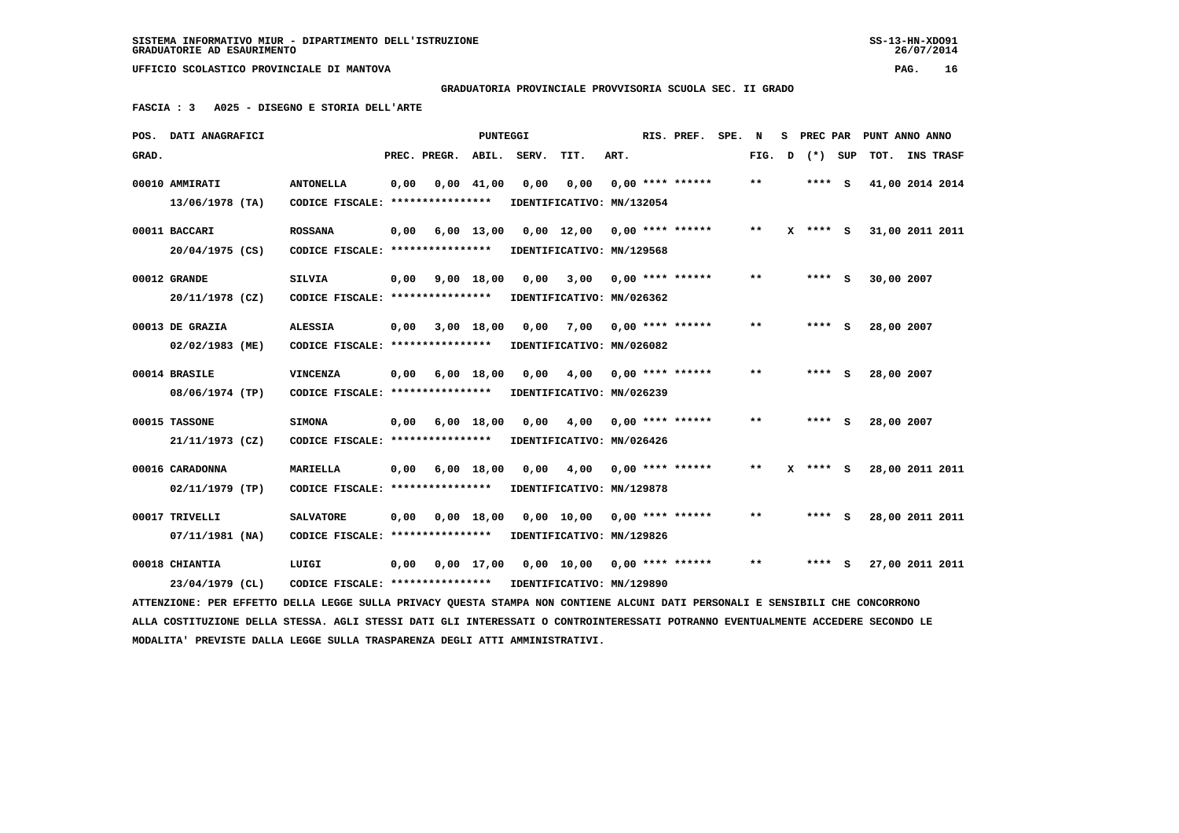SISTEMA INFORMATIVO MIUR - DIPARTIMENTO DELL'ISTRUZIONE
GRADUATORIE AD ESAURIMENTO

UFFICIO SCOLASTICO PROVINCIALE DI MANTOVA

**GRADUATORIA PROVINCIALE PROVVISORIA SCUOLA SEC. II GRADO**

**FASCIA : 3   A025 - DISEGNO E STORIA DELL'ARTE**

| POS. GRAD. | DATI ANAGRAFICI | | PREC. | PREGR. | ABIL. | SERV. | TIT. | ART. | RIS. PREF. | SPE. | N FIG. | S D | PREC PAR (*) | SUP | PUNT ANNO ANNO TOT. | INS TRASF |
|---|---|---|---|---|---|---|---|---|---|---|---|---|---|---|---|---|
| 00010 | AMMIRATI 13/06/1978 (TA) | ANTONELLA CODICE FISCALE: **************** IDENTIFICATIVO: MN/132054 | 0,00 | 0,00 | 41,00 | 0,00 | 0,00 | 0,00 | **** ****** | | ** | | **** | S | 41,00 | 2014 2014 |
| 00011 | BACCARI 20/04/1975 (CS) | ROSSANA CODICE FISCALE: **************** IDENTIFICATIVO: MN/129568 | 0,00 | 6,00 | 13,00 | 0,00 | 12,00 | 0,00 | **** ****** | | ** | X | **** | S | 31,00 | 2011 2011 |
| 00012 | GRANDE 20/11/1978 (CZ) | SILVIA CODICE FISCALE: **************** IDENTIFICATIVO: MN/026362 | 0,00 | 9,00 | 18,00 | 0,00 | 3,00 | 0,00 | **** ****** | | ** | | **** | S | 30,00 | 2007 |
| 00013 | DE GRAZIA 02/02/1983 (ME) | ALESSIA CODICE FISCALE: **************** IDENTIFICATIVO: MN/026082 | 0,00 | 3,00 | 18,00 | 0,00 | 7,00 | 0,00 | **** ****** | | ** | | **** | S | 28,00 | 2007 |
| 00014 | BRASILE 08/06/1974 (TP) | VINCENZA CODICE FISCALE: **************** IDENTIFICATIVO: MN/026239 | 0,00 | 6,00 | 18,00 | 0,00 | 4,00 | 0,00 | **** ****** | | ** | | **** | S | 28,00 | 2007 |
| 00015 | TASSONE 21/11/1973 (CZ) | SIMONA CODICE FISCALE: **************** IDENTIFICATIVO: MN/026426 | 0,00 | 6,00 | 18,00 | 0,00 | 4,00 | 0,00 | **** ****** | | ** | | **** | S | 28,00 | 2007 |
| 00016 | CARADONNA 02/11/1979 (TP) | MARIELLA CODICE FISCALE: **************** IDENTIFICATIVO: MN/129878 | 0,00 | 6,00 | 18,00 | 0,00 | 4,00 | 0,00 | **** ****** | | ** | X | **** | S | 28,00 | 2011 2011 |
| 00017 | TRIVELLI 07/11/1981 (NA) | SALVATORE CODICE FISCALE: **************** IDENTIFICATIVO: MN/129826 | 0,00 | 0,00 | 18,00 | 0,00 | 10,00 | 0,00 | **** ****** | | ** | | **** | S | 28,00 | 2011 2011 |
| 00018 | CHIANTIA 23/04/1979 (CL) | LUIGI CODICE FISCALE: **************** IDENTIFICATIVO: MN/129890 | 0,00 | 0,00 | 17,00 | 0,00 | 10,00 | 0,00 | **** ****** | | ** | | **** | S | 27,00 | 2011 2011 |

ATTENZIONE: PER EFFETTO DELLA LEGGE SULLA PRIVACY QUESTA STAMPA NON CONTIENE ALCUNI DATI PERSONALI E SENSIBILI CHE CONCORRONO ALLA COSTITUZIONE DELLA STESSA. AGLI STESSI DATI GLI INTERESSATI O CONTROINTERESSATI POTRANNO EVENTUALMENTE ACCEDERE SECONDO LE MODALITA' PREVISTE DALLA LEGGE SULLA TRASPARENZA DEGLI ATTI AMMINISTRATIVI.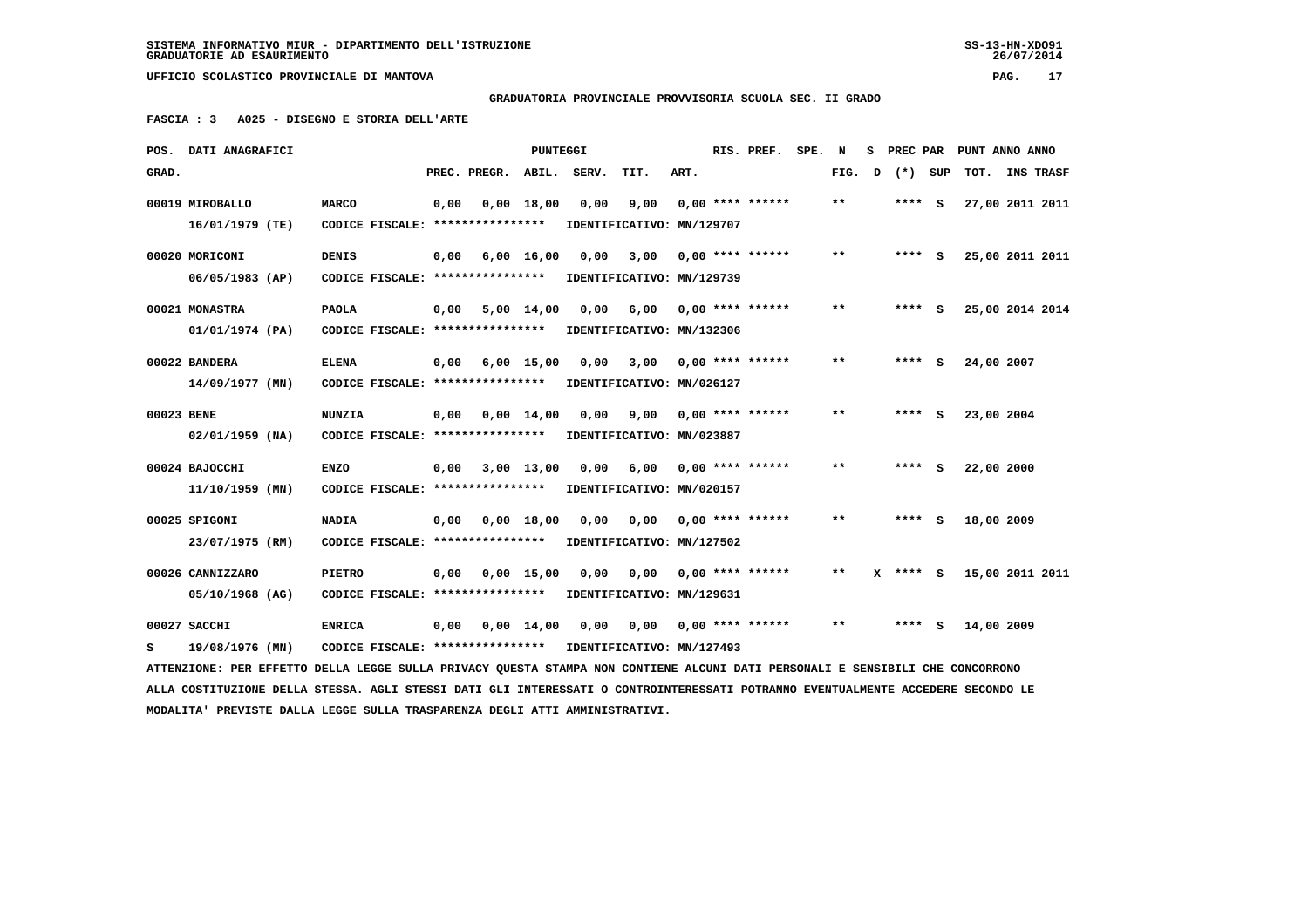SISTEMA INFORMATIVO MIUR - DIPARTIMENTO DELL'ISTRUZIONE
GRADUATORIE AD ESAURIMENTO

UFFICIO SCOLASTICO PROVINCIALE DI MANTOVA

**GRADUATORIA PROVINCIALE PROVVISORIA SCUOLA SEC. II GRADO**

**FASCIA : 3 A025 - DISEGNO E STORIA DELL'ARTE**

| POS. GRAD. | DATI ANAGRAFICI | | PREC. | PREGR. | ABIL. | SERV. | TIT. | ART. | RIS. PREF. | SPE. | N FIG. | S D | PREC PAR (*) | SUP | PUNT TOT. | ANNO | INS TRASF |
|---|---|---|---|---|---|---|---|---|---|---|---|---|---|---|---|---|---|
| 00019 | MIROBALLO 16/01/1979 (TE) | MARCO CODICE FISCALE: **************** IDENTIFICATIVO: MN/129707 | 0,00 | 0,00 | 18,00 | 0,00 | 9,00 | 0,00 | **** ****** | | ** | | **** | S | 27,00 | 2011 | 2011 |
| 00020 | MORICONI 06/05/1983 (AP) | DENIS CODICE FISCALE: **************** IDENTIFICATIVO: MN/129739 | 0,00 | 6,00 | 16,00 | 0,00 | 3,00 | 0,00 | **** ****** | | ** | | **** | S | 25,00 | 2011 | 2011 |
| 00021 | MONASTRA 01/01/1974 (PA) | PAOLA CODICE FISCALE: **************** IDENTIFICATIVO: MN/132306 | 0,00 | 5,00 | 14,00 | 0,00 | 6,00 | 0,00 | **** ****** | | ** | | **** | S | 25,00 | 2014 | 2014 |
| 00022 | BANDERA 14/09/1977 (MN) | ELENA CODICE FISCALE: **************** IDENTIFICATIVO: MN/026127 | 0,00 | 6,00 | 15,00 | 0,00 | 3,00 | 0,00 | **** ****** | | ** | | **** | S | 24,00 | 2007 | |
| 00023 | BENE 02/01/1959 (NA) | NUNZIA CODICE FISCALE: **************** IDENTIFICATIVO: MN/023887 | 0,00 | 0,00 | 14,00 | 0,00 | 9,00 | 0,00 | **** ****** | | ** | | **** | S | 23,00 | 2004 | |
| 00024 | BAJOCCHI 11/10/1959 (MN) | ENZO CODICE FISCALE: **************** IDENTIFICATIVO: MN/020157 | 0,00 | 3,00 | 13,00 | 0,00 | 6,00 | 0,00 | **** ****** | | ** | | **** | S | 22,00 | 2000 | |
| 00025 | SPIGONI 23/07/1975 (RM) | NADIA CODICE FISCALE: **************** IDENTIFICATIVO: MN/127502 | 0,00 | 0,00 | 18,00 | 0,00 | 0,00 | 0,00 | **** ****** | | ** | | **** | S | 18,00 | 2009 | |
| 00026 | CANNIZZARO 05/10/1968 (AG) | PIETRO CODICE FISCALE: **************** IDENTIFICATIVO: MN/129631 | 0,00 | 0,00 | 15,00 | 0,00 | 0,00 | 0,00 | **** ****** | | ** | X | **** | S | 15,00 | 2011 | 2011 |
| 00027 S | SACCHI 19/08/1976 (MN) | ENRICA CODICE FISCALE: **************** IDENTIFICATIVO: MN/127493 | 0,00 | 0,00 | 14,00 | 0,00 | 0,00 | 0,00 | **** ****** | | ** | | **** | S | 14,00 | 2009 | |

ATTENZIONE: PER EFFETTO DELLA LEGGE SULLA PRIVACY QUESTA STAMPA NON CONTIENE ALCUNI DATI PERSONALI E SENSIBILI CHE CONCORRONO ALLA COSTITUZIONE DELLA STESSA. AGLI STESSI DATI GLI INTERESSATI O CONTROINTERESSATI POTRANNO EVENTUALMENTE ACCEDERE SECONDO LE MODALITA' PREVISTE DALLA LEGGE SULLA TRASPARENZA DEGLI ATTI AMMINISTRATIVI.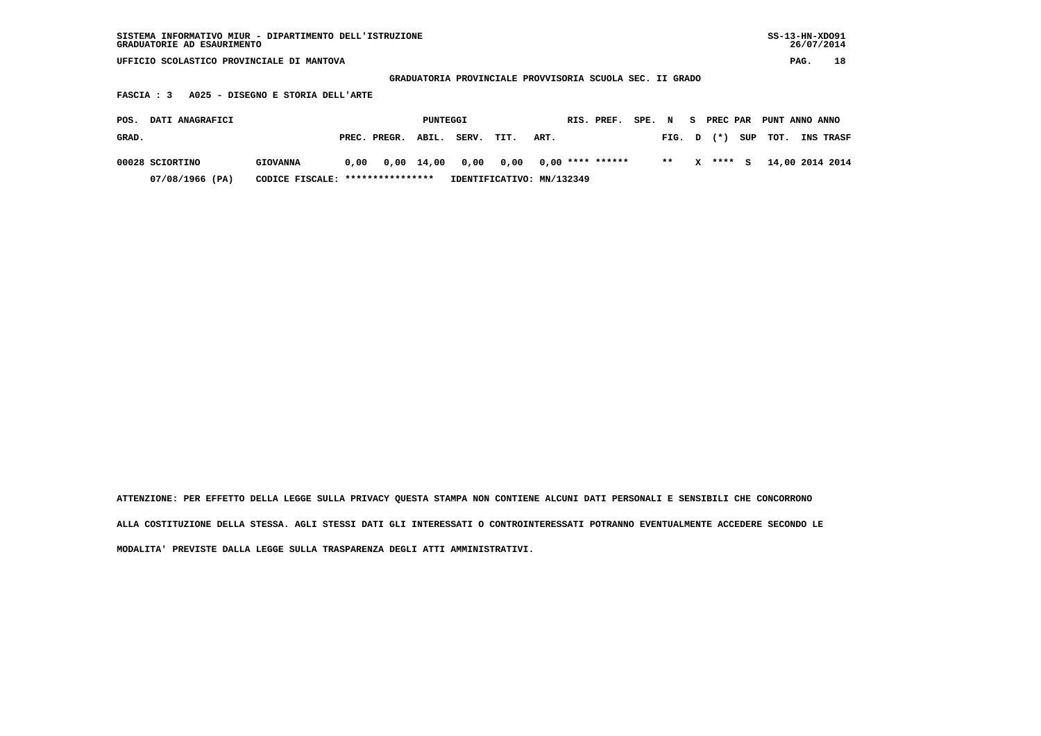SISTEMA INFORMATIVO MIUR - DIPARTIMENTO DELL'ISTRUZIONE
GRADUATORIE AD ESAURIMENTO

UFFICIO SCOLASTICO PROVINCIALE DI MANTOVA

**GRADUATORIA PROVINCIALE PROVVISORIA SCUOLA SEC. II GRADO**

**FASCIA : 3 A025 - DISEGNO E STORIA DELL'ARTE**

| POS. GRAD. | DATI ANAGRAFICI | | PUNTEGGI PREC. | PREGR. | ABIL. | SERV. | TIT. | ART. | RIS. | PREF. | SPE. | N FIG. | S D | PREC (*) | PAR SUP | PUNT TOT. | ANNO INS | ANNO TRASF |
|---|---|---|---|---|---|---|---|---|---|---|---|---|---|---|---|---|---|---|
| 00028 | SCIORTINO | GIOVANNA | 0,00 | 0,00 | 14,00 | 0,00 | 0,00 | 0,00 | **** | ****** | | ** | X | **** | S | 14,00 | 2014 | 2014 |
| | 07/08/1966 (PA) | CODICE FISCALE: **************** | IDENTIFICATIVO: MN/132349 | | | | | | | | | | | | | | | |

ATTENZIONE: PER EFFETTO DELLA LEGGE SULLA PRIVACY QUESTA STAMPA NON CONTIENE ALCUNI DATI PERSONALI E SENSIBILI CHE CONCORRONO ALLA COSTITUZIONE DELLA STESSA. AGLI STESSI DATI GLI INTERESSATI O CONTROINTERESSATI POTRANNO EVENTUALMENTE ACCEDERE SECONDO LE MODALITA' PREVISTE DALLA LEGGE SULLA TRASPARENZA DEGLI ATTI AMMINISTRATIVI.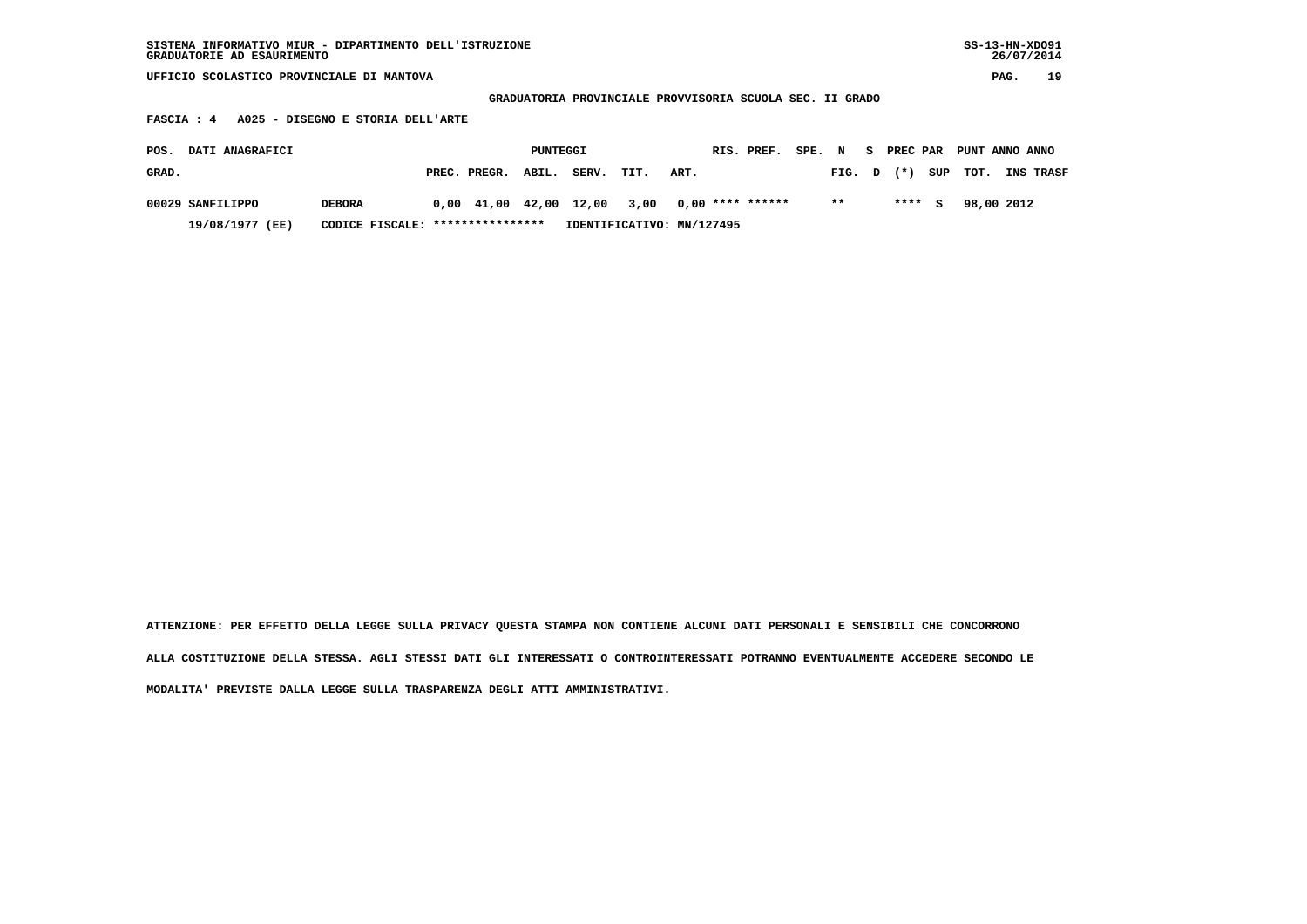SISTEMA INFORMATIVO MIUR - DIPARTIMENTO DELL'ISTRUZIONE
GRADUATORIE AD ESAURIMENTO

SS-13-HN-XDO91
26/07/2014

UFFICIO SCOLASTICO PROVINCIALE DI MANTOVA

**GRADUATORIA PROVINCIALE PROVVISORIA SCUOLA SEC. II GRADO**

**FASCIA : 4 A025 - DISEGNO E STORIA DELL'ARTE**

| POS. GRAD. | DATI ANAGRAFICI | | PUNTEGGI PREC. | PREGR. | ABIL. | SERV. | TIT. | ART. | RIS. | PREF. | SPE. | N FIG. | S D | PREC (*) | PAR SUP | PUNT TOT. | ANNO INS | ANNO TRASF |
|---|---|---|---|---|---|---|---|---|---|---|---|---|---|---|---|---|---|---|
| 00029 | SANFILIPPO | DEBORA | 0,00 | 41,00 | 42,00 | 12,00 | 3,00 | 0,00 | **** | ****** | | ** | | **** | S | 98,00 | 2012 | |
| | 19/08/1977 (EE) | CODICE FISCALE: **************** | IDENTIFICATIVO: MN/127495 | | | | | | | | | | | | | | | |

ATTENZIONE: PER EFFETTO DELLA LEGGE SULLA PRIVACY QUESTA STAMPA NON CONTIENE ALCUNI DATI PERSONALI E SENSIBILI CHE CONCORRONO ALLA COSTITUZIONE DELLA STESSA. AGLI STESSI DATI GLI INTERESSATI O CONTROINTERESSATI POTRANNO EVENTUALMENTE ACCEDERE SECONDO LE MODALITA' PREVISTE DALLA LEGGE SULLA TRASPARENZA DEGLI ATTI AMMINISTRATIVI.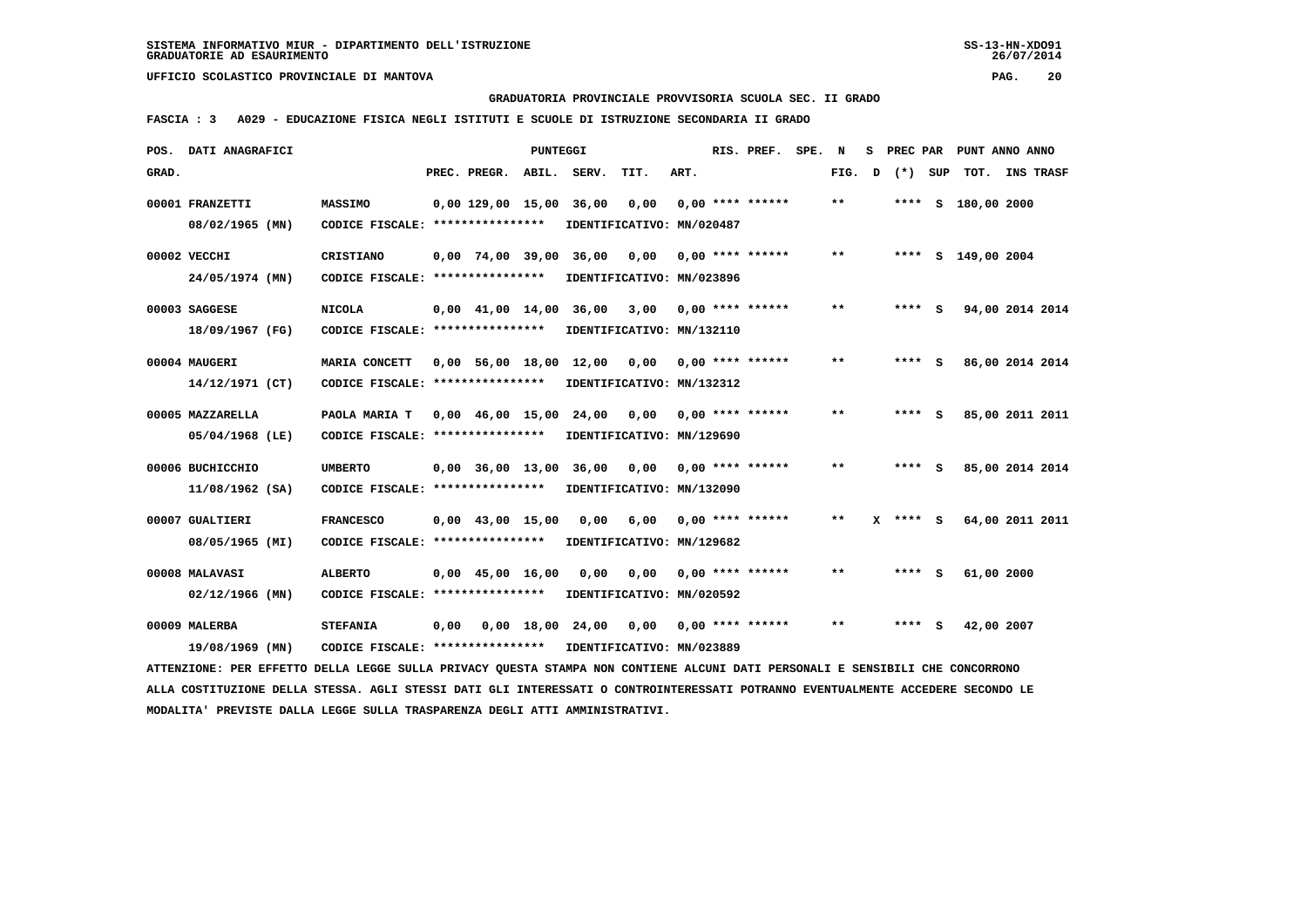SISTEMA INFORMATIVO MIUR - DIPARTIMENTO DELL'ISTRUZIONE
GRADUATORIE AD ESAURIMENTO

UFFICIO SCOLASTICO PROVINCIALE DI MANTOVA

GRADUATORIA PROVINCIALE PROVVISORIA SCUOLA SEC. II GRADO

FASCIA : 3 A029 - EDUCAZIONE FISICA NEGLI ISTITUTI E SCUOLE DI ISTRUZIONE SECONDARIA II GRADO

| POS. GRAD. | DATI ANAGRAFICI | | PREC. | PREGR. | ABIL. | SERV. | TIT. | ART. | RIS. PREF. | SPE. | N FIG. | S D | PREC PAR (*) | SUP | PUNT ANNO ANNO TOT. | INS TRASF |
|---|---|---|---|---|---|---|---|---|---|---|---|---|---|---|---|---|
| 00001 | FRANZETTI 08/02/1965 (MN) | MASSIMO CODICE FISCALE: **************** IDENTIFICATIVO: MN/020487 | 0,00 | 129,00 | 15,00 | 36,00 | 0,00 | 0,00 | **** ****** | | ** | | **** | S | 180,00 | 2000 |
| 00002 | VECCHI 24/05/1974 (MN) | CRISTIANO CODICE FISCALE: **************** IDENTIFICATIVO: MN/023896 | 0,00 | 74,00 | 39,00 | 36,00 | 0,00 | 0,00 | **** ****** | | ** | | **** | S | 149,00 | 2004 |
| 00003 | SAGGESE 18/09/1967 (FG) | NICOLA CODICE FISCALE: **************** IDENTIFICATIVO: MN/132110 | 0,00 | 41,00 | 14,00 | 36,00 | 3,00 | 0,00 | **** ****** | | ** | | **** | S | 94,00 | 2014 2014 |
| 00004 | MAUGERI 14/12/1971 (CT) | MARIA CONCETT CODICE FISCALE: **************** IDENTIFICATIVO: MN/132312 | 0,00 | 56,00 | 18,00 | 12,00 | 0,00 | 0,00 | **** ****** | | ** | | **** | S | 86,00 | 2014 2014 |
| 00005 | MAZZARELLA 05/04/1968 (LE) | PAOLA MARIA T CODICE FISCALE: **************** IDENTIFICATIVO: MN/129690 | 0,00 | 46,00 | 15,00 | 24,00 | 0,00 | 0,00 | **** ****** | | ** | | **** | S | 85,00 | 2011 2011 |
| 00006 | BUCHICCHIO 11/08/1962 (SA) | UMBERTO CODICE FISCALE: **************** IDENTIFICATIVO: MN/132090 | 0,00 | 36,00 | 13,00 | 36,00 | 0,00 | 0,00 | **** ****** | | ** | | **** | S | 85,00 | 2014 2014 |
| 00007 | GUALTIERI 08/05/1965 (MI) | FRANCESCO CODICE FISCALE: **************** IDENTIFICATIVO: MN/129682 | 0,00 | 43,00 | 15,00 | 0,00 | 6,00 | 0,00 | **** ****** | | ** | X | **** | S | 64,00 | 2011 2011 |
| 00008 | MALAVASI 02/12/1966 (MN) | ALBERTO CODICE FISCALE: **************** IDENTIFICATIVO: MN/020592 | 0,00 | 45,00 | 16,00 | 0,00 | 0,00 | 0,00 | **** ****** | | ** | | **** | S | 61,00 | 2000 |
| 00009 | MALERBA 19/08/1969 (MN) | STEFANIA CODICE FISCALE: **************** IDENTIFICATIVO: MN/023889 | 0,00 | 0,00 | 18,00 | 24,00 | 0,00 | 0,00 | **** ****** | | ** | | **** | S | 42,00 | 2007 |

ATTENZIONE: PER EFFETTO DELLA LEGGE SULLA PRIVACY QUESTA STAMPA NON CONTIENE ALCUNI DATI PERSONALI E SENSIBILI CHE CONCORRONO ALLA COSTITUZIONE DELLA STESSA. AGLI STESSI DATI GLI INTERESSATI O CONTROINTERESSATI POTRANNO EVENTUALMENTE ACCEDERE SECONDO LE MODALITA' PREVISTE DALLA LEGGE SULLA TRASPARENZA DEGLI ATTI AMMINISTRATIVI.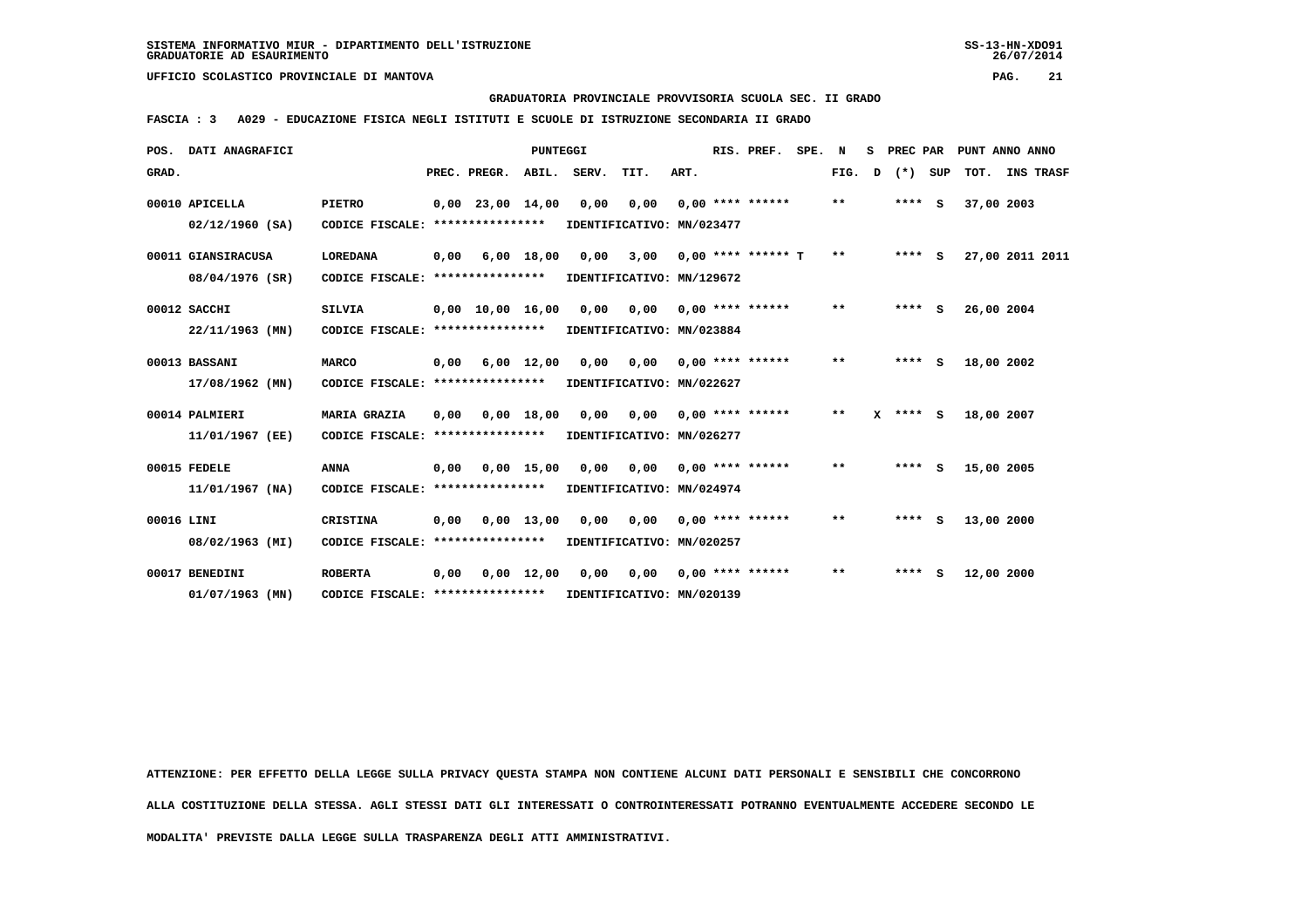SISTEMA INFORMATIVO MIUR - DIPARTIMENTO DELL'ISTRUZIONE
GRADUATORIE AD ESAURIMENTO

UFFICIO SCOLASTICO PROVINCIALE DI MANTOVA

GRADUATORIA PROVINCIALE PROVVISORIA SCUOLA SEC. II GRADO

FASCIA : 3 A029 - EDUCAZIONE FISICA NEGLI ISTITUTI E SCUOLE DI ISTRUZIONE SECONDARIA II GRADO

| POS. GRAD. | DATI ANAGRAFICI | | PREC. | PREGR. | ABIL. | SERV. | TIT. | ART. | RIS. PREF. | SPE. N FIG. | S D | PREC PAR (*) | SUP | TOT. | ANNO | INS TRASF |
|---|---|---|---|---|---|---|---|---|---|---|---|---|---|---|---|---|
| 00010 | APICELLA 02/12/1960 (SA) | PIETRO CODICE FISCALE: **************** | 0,00 | 23,00 | 14,00 | 0,00 | 0,00 | 0,00 | **** ****** | ** | | **** | S | 37,00 | 2003 | |
| | | IDENTIFICATIVO: MN/023477 | | | | | | | | | | | | | | |
| 00011 | GIANSIRACUSA 08/04/1976 (SR) | LOREDANA CODICE FISCALE: **************** | 0,00 | 6,00 | 18,00 | 0,00 | 3,00 | 0,00 | **** ****** T | ** | | **** | S | 27,00 | 2011 | 2011 |
| | | IDENTIFICATIVO: MN/129672 | | | | | | | | | | | | | | |
| 00012 | SACCHI 22/11/1963 (MN) | SILVIA CODICE FISCALE: **************** | 0,00 | 10,00 | 16,00 | 0,00 | 0,00 | 0,00 | **** ****** | ** | | **** | S | 26,00 | 2004 | |
| | | IDENTIFICATIVO: MN/023884 | | | | | | | | | | | | | | |
| 00013 | BASSANI 17/08/1962 (MN) | MARCO CODICE FISCALE: **************** | 0,00 | 6,00 | 12,00 | 0,00 | 0,00 | 0,00 | **** ****** | ** | | **** | S | 18,00 | 2002 | |
| | | IDENTIFICATIVO: MN/022627 | | | | | | | | | | | | | | |
| 00014 | PALMIERI 11/01/1967 (EE) | MARIA GRAZIA CODICE FISCALE: **************** | 0,00 | 0,00 | 18,00 | 0,00 | 0,00 | 0,00 | **** ****** | ** | X | **** | S | 18,00 | 2007 | |
| | | IDENTIFICATIVO: MN/026277 | | | | | | | | | | | | | | |
| 00015 | FEDELE 11/01/1967 (NA) | ANNA CODICE FISCALE: **************** | 0,00 | 0,00 | 15,00 | 0,00 | 0,00 | 0,00 | **** ****** | ** | | **** | S | 15,00 | 2005 | |
| | | IDENTIFICATIVO: MN/024974 | | | | | | | | | | | | | | |
| 00016 | LINI 08/02/1963 (MI) | CRISTINA CODICE FISCALE: **************** | 0,00 | 0,00 | 13,00 | 0,00 | 0,00 | 0,00 | **** ****** | ** | | **** | S | 13,00 | 2000 | |
| | | IDENTIFICATIVO: MN/020257 | | | | | | | | | | | | | | |
| 00017 | BENEDINI 01/07/1963 (MN) | ROBERTA CODICE FISCALE: **************** | 0,00 | 0,00 | 12,00 | 0,00 | 0,00 | 0,00 | **** ****** | ** | | **** | S | 12,00 | 2000 | |
| | | IDENTIFICATIVO: MN/020139 | | | | | | | | | | | | | | |

ATTENZIONE: PER EFFETTO DELLA LEGGE SULLA PRIVACY QUESTA STAMPA NON CONTIENE ALCUNI DATI PERSONALI E SENSIBILI CHE CONCORRONO ALLA COSTITUZIONE DELLA STESSA. AGLI STESSI DATI GLI INTERESSATI O CONTROINTERESSATI POTRANNO EVENTUALMENTE ACCEDERE SECONDO LE MODALITA' PREVISTE DALLA LEGGE SULLA TRASPARENZA DEGLI ATTI AMMINISTRATIVI.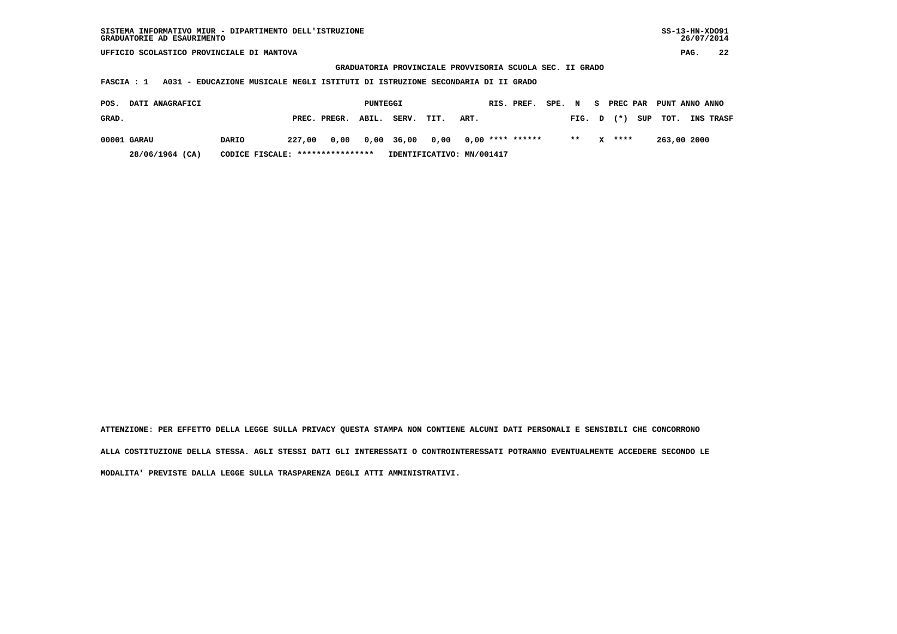GRADUATORIA PROVINCIALE PROVVISORIA SCUOLA SEC. II GRADO

**FASCIA : 1 A031 - EDUCAZIONE MUSICALE NEGLI ISTITUTI DI ISTRUZIONE SECONDARIA DI II GRADO**

| POS. GRAD. | DATI ANAGRAFICI | | PUNTEGGI PREC. | PREGR. | ABIL. | SERV. | TIT. | ART. | RIS. | PREF. | SPE. FIG. | N D | S (*) | PREC PAR SUP | PUNT TOT. | ANNO INS | ANNO TRASF |
|---|---|---|---|---|---|---|---|---|---|---|---|---|---|---|---|---|---|
| 00001 | GARAU | DARIO | 227,00 | 0,00 | 0,00 | 36,00 | 0,00 | 0,00 | **** | ****** | ** | | X | **** | 263,00 | 2000 | |
| | 28/06/1964 (CA) | CODICE FISCALE: **************** | IDENTIFICATIVO: MN/001417 | | | | | | | | | | | | | | |

ATTENZIONE: PER EFFETTO DELLA LEGGE SULLA PRIVACY QUESTA STAMPA NON CONTIENE ALCUNI DATI PERSONALI E SENSIBILI CHE CONCORRONO ALLA COSTITUZIONE DELLA STESSA. AGLI STESSI DATI GLI INTERESSATI O CONTROINTERESSATI POTRANNO EVENTUALMENTE ACCEDERE SECONDO LE MODALITA' PREVISTE DALLA LEGGE SULLA TRASPARENZA DEGLI ATTI AMMINISTRATIVI.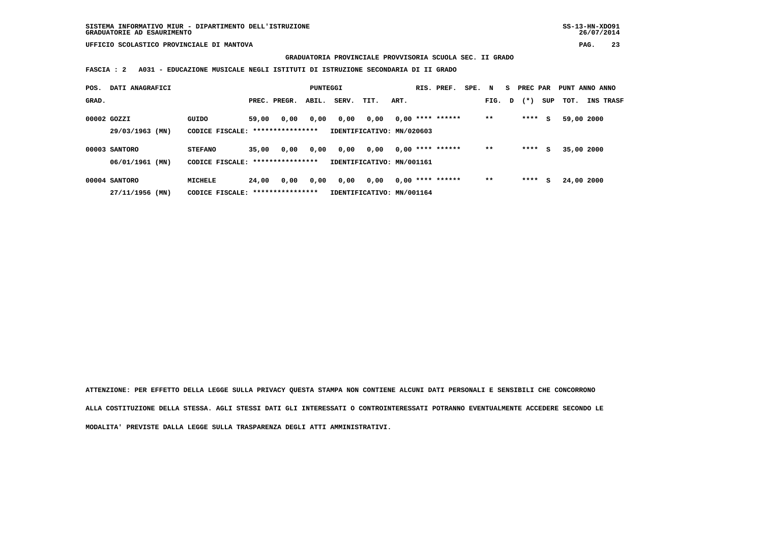SISTEMA INFORMATIVO MIUR - DIPARTIMENTO DELL'ISTRUZIONE
GRADUATORIE AD ESAURIMENTO

SS-13-HN-XDO91
26/07/2014

UFFICIO SCOLASTICO PROVINCIALE DI MANTOVA

**GRADUATORIA PROVINCIALE PROVVISORIA SCUOLA SEC. II GRADO**

**FASCIA : 2 A031 - EDUCAZIONE MUSICALE NEGLI ISTITUTI DI ISTRUZIONE SECONDARIA DI II GRADO**

| POS. GRAD. | DATI ANAGRAFICI | | PREC. | PREGR. | ABIL. | SERV. | TIT. | ART. | RIS. | PREF. | SPE. | N FIG. | S D | PREC PAR (*) | SUP | PUNT TOT. | ANNO INS | ANNO TRASF |
|---|---|---|---|---|---|---|---|---|---|---|---|---|---|---|---|---|---|---|
| 00002 | GOZZI | GUIDO | 59,00 | 0,00 | 0,00 | 0,00 | 0,00 | 0,00 | **** | ****** | | ** | | **** | S | 59,00 | 2000 | |
| | 29/03/1963 (MN) | CODICE FISCALE: **************** | IDENTIFICATIVO: MN/020603 | | | | | | | | | | | | | | | |
| 00003 | SANTORO | STEFANO | 35,00 | 0,00 | 0,00 | 0,00 | 0,00 | 0,00 | **** | ****** | | ** | | **** | S | 35,00 | 2000 | |
| | 06/01/1961 (MN) | CODICE FISCALE: **************** | IDENTIFICATIVO: MN/001161 | | | | | | | | | | | | | | | |
| 00004 | SANTORO | MICHELE | 24,00 | 0,00 | 0,00 | 0,00 | 0,00 | 0,00 | **** | ****** | | ** | | **** | S | 24,00 | 2000 | |
| | 27/11/1956 (MN) | CODICE FISCALE: **************** | IDENTIFICATIVO: MN/001164 | | | | | | | | | | | | | | | |

ATTENZIONE: PER EFFETTO DELLA LEGGE SULLA PRIVACY QUESTA STAMPA NON CONTIENE ALCUNI DATI PERSONALI E SENSIBILI CHE CONCORRONO ALLA COSTITUZIONE DELLA STESSA. AGLI STESSI DATI GLI INTERESSATI O CONTROINTERESSATI POTRANNO EVENTUALMENTE ACCEDERE SECONDO LE MODALITA' PREVISTE DALLA LEGGE SULLA TRASPARENZA DEGLI ATTI AMMINISTRATIVI.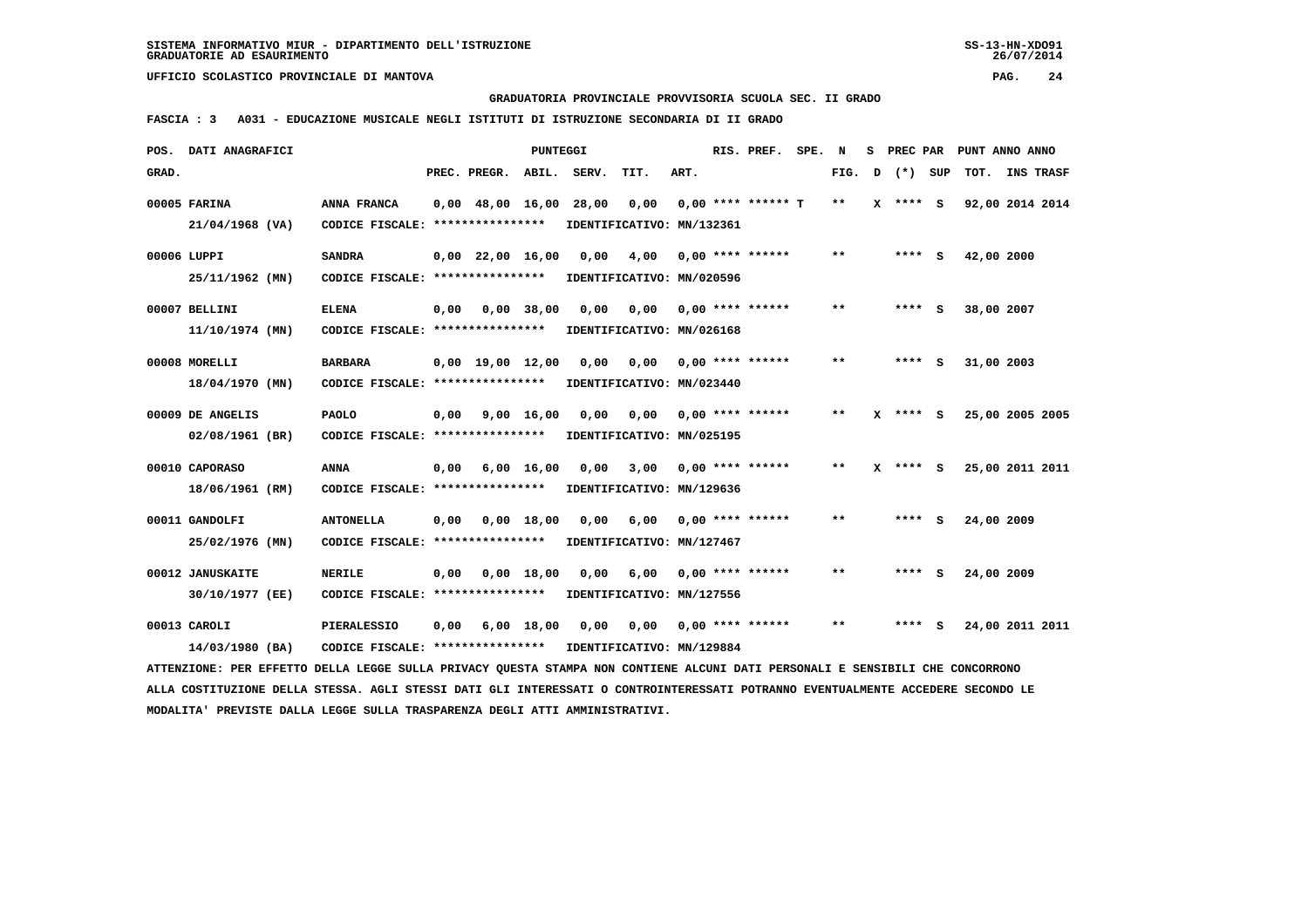SISTEMA INFORMATIVO MIUR - DIPARTIMENTO DELL'ISTRUZIONE
GRADUATORIE AD ESAURIMENTO

UFFICIO SCOLASTICO PROVINCIALE DI MANTOVA

GRADUATORIA PROVINCIALE PROVVISORIA SCUOLA SEC. II GRADO

FASCIA : 3   A031 - EDUCAZIONE MUSICALE NEGLI ISTITUTI DI ISTRUZIONE SECONDARIA DI II GRADO

| POS. GRAD. | DATI ANAGRAFICI | | PREC. | PREGR. | ABIL. | SERV. | TIT. | ART. | RIS. PREF. | SPE. | N FIG. | S D | PREC PAR (*) | SUP | PUNT TOT. | ANNO INS | ANNO TRASF |
|---|---|---|---|---|---|---|---|---|---|---|---|---|---|---|---|---|---|
| 00005 | FARINA 21/04/1968 (VA) | ANNA FRANCA CODICE FISCALE: **************** IDENTIFICATIVO: MN/132361 | 0,00 | 48,00 | 16,00 | 28,00 | 0,00 | 0,00 | **** ****** | T | ** | X | **** | S | 92,00 | 2014 | 2014 |
| 00006 | LUPPI 25/11/1962 (MN) | SANDRA CODICE FISCALE: **************** IDENTIFICATIVO: MN/020596 | 0,00 | 22,00 | 16,00 | 0,00 | 4,00 | 0,00 | **** ****** | | ** | | **** | S | 42,00 | 2000 | |
| 00007 | BELLINI 11/10/1974 (MN) | ELENA CODICE FISCALE: **************** IDENTIFICATIVO: MN/026168 | 0,00 | 0,00 | 38,00 | 0,00 | 0,00 | 0,00 | **** ****** | | ** | | **** | S | 38,00 | 2007 | |
| 00008 | MORELLI 18/04/1970 (MN) | BARBARA CODICE FISCALE: **************** IDENTIFICATIVO: MN/023440 | 0,00 | 19,00 | 12,00 | 0,00 | 0,00 | 0,00 | **** ****** | | ** | | **** | S | 31,00 | 2003 | |
| 00009 | DE ANGELIS 02/08/1961 (BR) | PAOLO CODICE FISCALE: **************** IDENTIFICATIVO: MN/025195 | 0,00 | 9,00 | 16,00 | 0,00 | 0,00 | 0,00 | **** ****** | | ** | X | **** | S | 25,00 | 2005 | 2005 |
| 00010 | CAPORASO 18/06/1961 (RM) | ANNA CODICE FISCALE: **************** IDENTIFICATIVO: MN/129636 | 0,00 | 6,00 | 16,00 | 0,00 | 3,00 | 0,00 | **** ****** | | ** | X | **** | S | 25,00 | 2011 | 2011 |
| 00011 | GANDOLFI 25/02/1976 (MN) | ANTONELLA CODICE FISCALE: **************** IDENTIFICATIVO: MN/127467 | 0,00 | 0,00 | 18,00 | 0,00 | 6,00 | 0,00 | **** ****** | | ** | | **** | S | 24,00 | 2009 | |
| 00012 | JANUSKAITE 30/10/1977 (EE) | NERILE CODICE FISCALE: **************** IDENTIFICATIVO: MN/127556 | 0,00 | 0,00 | 18,00 | 0,00 | 6,00 | 0,00 | **** ****** | | ** | | **** | S | 24,00 | 2009 | |
| 00013 | CAROLI 14/03/1980 (BA) | PIERALESSIO CODICE FISCALE: **************** IDENTIFICATIVO: MN/129884 | 0,00 | 6,00 | 18,00 | 0,00 | 0,00 | 0,00 | **** ****** | | ** | | **** | S | 24,00 | 2011 | 2011 |

ATTENZIONE: PER EFFETTO DELLA LEGGE SULLA PRIVACY QUESTA STAMPA NON CONTIENE ALCUNI DATI PERSONALI E SENSIBILI CHE CONCORRONO ALLA COSTITUZIONE DELLA STESSA. AGLI STESSI DATI GLI INTERESSATI O CONTROINTERESSATI POTRANNO EVENTUALMENTE ACCEDERE SECONDO LE MODALITA' PREVISTE DALLA LEGGE SULLA TRASPARENZA DEGLI ATTI AMMINISTRATIVI.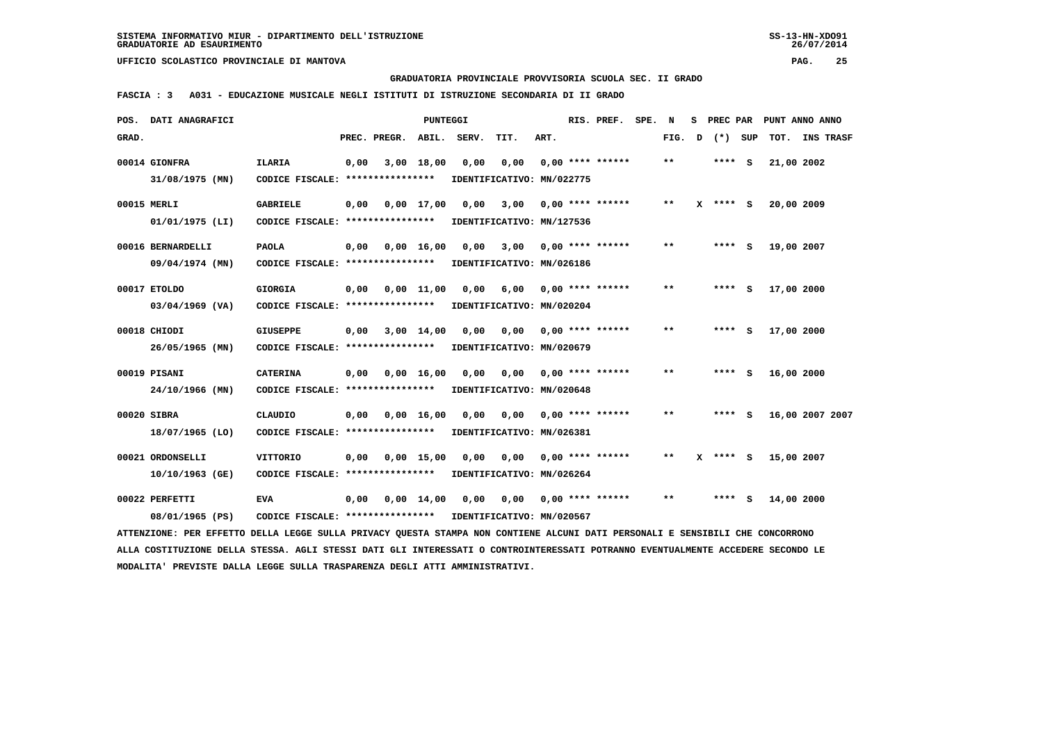GRADUATORIA PROVINCIALE PROVVISORIA SCUOLA SEC. II GRADO

FASCIA : 3 A031 - EDUCAZIONE MUSICALE NEGLI ISTITUTI DI ISTRUZIONE SECONDARIA DI II GRADO

| POS. GRAD. | DATI ANAGRAFICI | | PREC. | PREGR. | ABIL. | SERV. | TIT. | ART. | RIS. PREF. | SPE. N FIG. | S D | PREC PAR (*) | SUP | PUNT ANNO ANNO TOT. | INS TRASF |
|---|---|---|---|---|---|---|---|---|---|---|---|---|---|---|---|
| 00014 | GIONFRA 31/08/1975 (MN) | ILARIA CODICE FISCALE: **************** | 0,00 | 3,00 | 18,00 | 0,00 | 0,00 | 0,00 | **** ****** | ** | | **** | S | 21,00 2002 | |
| | IDENTIFICATIVO: MN/022775 | | | | | | | | | | | | | | |
| 00015 | MERLI 01/01/1975 (LI) | GABRIELE CODICE FISCALE: **************** | 0,00 | 0,00 | 17,00 | 0,00 | 3,00 | 0,00 | **** ****** | ** | X | **** | S | 20,00 2009 | |
| | IDENTIFICATIVO: MN/127536 | | | | | | | | | | | | | | |
| 00016 | BERNARDELLI 09/04/1974 (MN) | PAOLA CODICE FISCALE: **************** | 0,00 | 0,00 | 16,00 | 0,00 | 3,00 | 0,00 | **** ****** | ** | | **** | S | 19,00 2007 | |
| | IDENTIFICATIVO: MN/026186 | | | | | | | | | | | | | | |
| 00017 | ETOLDO 03/04/1969 (VA) | GIORGIA CODICE FISCALE: **************** | 0,00 | 0,00 | 11,00 | 0,00 | 6,00 | 0,00 | **** ****** | ** | | **** | S | 17,00 2000 | |
| | IDENTIFICATIVO: MN/020204 | | | | | | | | | | | | | | |
| 00018 | CHIODI 26/05/1965 (MN) | GIUSEPPE CODICE FISCALE: **************** | 0,00 | 3,00 | 14,00 | 0,00 | 0,00 | 0,00 | **** ****** | ** | | **** | S | 17,00 2000 | |
| | IDENTIFICATIVO: MN/020679 | | | | | | | | | | | | | | |
| 00019 | PISANI 24/10/1966 (MN) | CATERINA CODICE FISCALE: **************** | 0,00 | 0,00 | 16,00 | 0,00 | 0,00 | 0,00 | **** ****** | ** | | **** | S | 16,00 2000 | |
| | IDENTIFICATIVO: MN/020648 | | | | | | | | | | | | | | |
| 00020 | SIBRA 18/07/1965 (LO) | CLAUDIO CODICE FISCALE: **************** | 0,00 | 0,00 | 16,00 | 0,00 | 0,00 | 0,00 | **** ****** | ** | | **** | S | 16,00 2007 | 2007 |
| | IDENTIFICATIVO: MN/026381 | | | | | | | | | | | | | | |
| 00021 | ORDONSELLI 10/10/1963 (GE) | VITTORIO CODICE FISCALE: **************** | 0,00 | 0,00 | 15,00 | 0,00 | 0,00 | 0,00 | **** ****** | ** | X | **** | S | 15,00 2007 | |
| | IDENTIFICATIVO: MN/026264 | | | | | | | | | | | | | | |
| 00022 | PERFETTI 08/01/1965 (PS) | EVA CODICE FISCALE: **************** | 0,00 | 0,00 | 14,00 | 0,00 | 0,00 | 0,00 | **** ****** | ** | | **** | S | 14,00 2000 | |
| | IDENTIFICATIVO: MN/020567 | | | | | | | | | | | | | | |

ATTENZIONE: PER EFFETTO DELLA LEGGE SULLA PRIVACY QUESTA STAMPA NON CONTIENE ALCUNI DATI PERSONALI E SENSIBILI CHE CONCORRONO ALLA COSTITUZIONE DELLA STESSA. AGLI STESSI DATI GLI INTERESSATI O CONTROINTERESSATI POTRANNO EVENTUALMENTE ACCEDERE SECONDO LE MODALITA' PREVISTE DALLA LEGGE SULLA TRASPARENZA DEGLI ATTI AMMINISTRATIVI.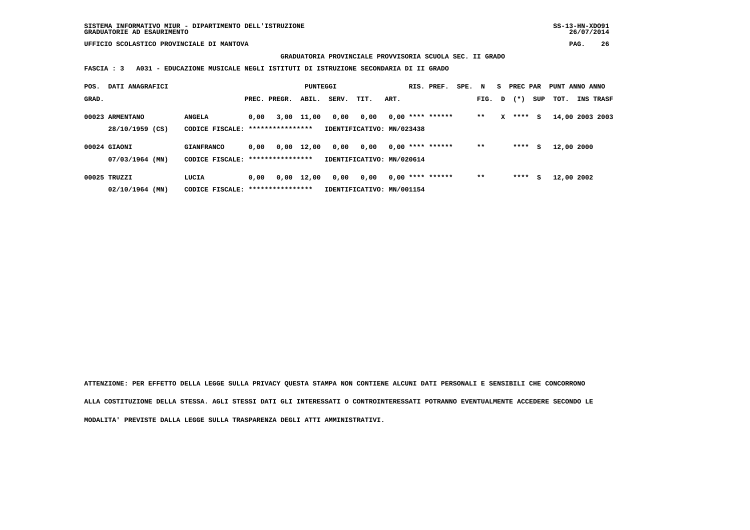SISTEMA INFORMATIVO MIUR - DIPARTIMENTO DELL'ISTRUZIONE
GRADUATORIE AD ESAURIMENTO

SS-13-HN-XDO91
26/07/2014

UFFICIO SCOLASTICO PROVINCIALE DI MANTOVA

**GRADUATORIA PROVINCIALE PROVVISORIA SCUOLA SEC. II GRADO**

**FASCIA : 3 A031 - EDUCAZIONE MUSICALE NEGLI ISTITUTI DI ISTRUZIONE SECONDARIA DI II GRADO**

| POS. GRAD. | DATI ANAGRAFICI | | PUNTEGGI PREC. | PREGR. | ABIL. | SERV. | TIT. | ART. | RIS. | PREF. | SPE. | N FIG. | S D | PREC PAR (*) | SUP | PUNT TOT. | ANNO INS | ANNO TRASF |
|---|---|---|---|---|---|---|---|---|---|---|---|---|---|---|---|---|---|---|
| 00023 | ARMENTANO | ANGELA | 0,00 | 3,00 | 11,00 | 0,00 | 0,00 | 0,00 | **** | ****** | | ** | X | **** | S | 14,00 | 2003 | 2003 |
| | 28/10/1959 (CS) | CODICE FISCALE: **************** | IDENTIFICATIVO: MN/023438 | | | | | | | | | | | | | | | |
| 00024 | GIAONI | GIANFRANCO | 0,00 | 0,00 | 12,00 | 0,00 | 0,00 | 0,00 | **** | ****** | | ** | | **** | S | 12,00 | 2000 | |
| | 07/03/1964 (MN) | CODICE FISCALE: **************** | IDENTIFICATIVO: MN/020614 | | | | | | | | | | | | | | | |
| 00025 | TRUZZI | LUCIA | 0,00 | 0,00 | 12,00 | 0,00 | 0,00 | 0,00 | **** | ****** | | ** | | **** | S | 12,00 | 2002 | |
| | 02/10/1964 (MN) | CODICE FISCALE: **************** | IDENTIFICATIVO: MN/001154 | | | | | | | | | | | | | | | |

ATTENZIONE: PER EFFETTO DELLA LEGGE SULLA PRIVACY QUESTA STAMPA NON CONTIENE ALCUNI DATI PERSONALI E SENSIBILI CHE CONCORRONO ALLA COSTITUZIONE DELLA STESSA. AGLI STESSI DATI GLI INTERESSATI O CONTROINTERESSATI POTRANNO EVENTUALMENTE ACCEDERE SECONDO LE MODALITA' PREVISTE DALLA LEGGE SULLA TRASPARENZA DEGLI ATTI AMMINISTRATIVI.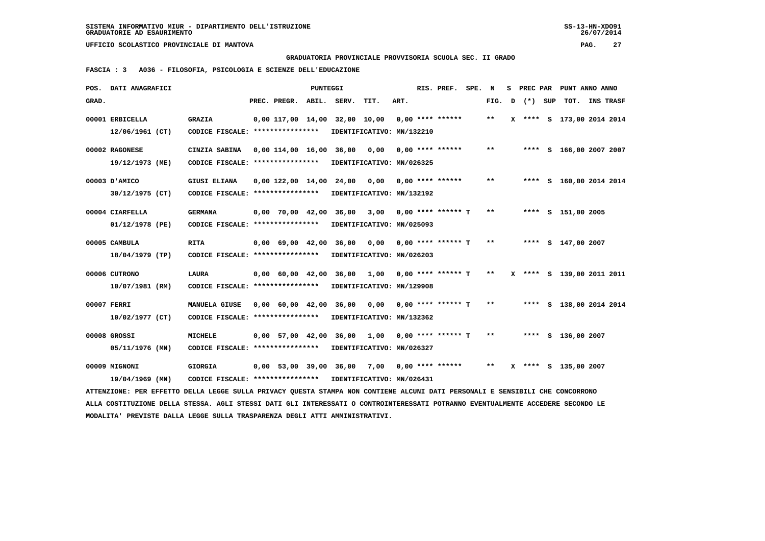SISTEMA INFORMATIVO MIUR - DIPARTIMENTO DELL'ISTRUZIONE
GRADUATORIE AD ESAURIMENTO

UFFICIO SCOLASTICO PROVINCIALE DI MANTOVA

**GRADUATORIA PROVINCIALE PROVVISORIA SCUOLA SEC. II GRADO**

**FASCIA : 3 A036 - FILOSOFIA, PSICOLOGIA E SCIENZE DELL'EDUCAZIONE**

| POS. GRAD. | DATI ANAGRAFICI | | PREC. | PREGR. | ABIL. | SERV. | TIT. | ART. | RIS. PREF. | SPE. | N FIG. | S D | PREC PAR (*) | SUP | TOT. | PUNT ANNO ANNO INS TRASF |
|---|---|---|---|---|---|---|---|---|---|---|---|---|---|---|---|---|
| 00001 | ERBICELLA 12/06/1961 (CT) | GRAZIA CODICE FISCALE: **************** IDENTIFICATIVO: MN/132210 | 0,00 | 117,00 | 14,00 | 32,00 | 10,00 | 0,00 | **** ****** | | ** | X | **** | S | 173,00 | 2014 2014 |
| 00002 | RAGONESE 19/12/1973 (ME) | CINZIA SABINA CODICE FISCALE: **************** IDENTIFICATIVO: MN/026325 | 0,00 | 114,00 | 16,00 | 36,00 | 0,00 | 0,00 | **** ****** | | ** | | **** | S | 166,00 | 2007 2007 |
| 00003 | D'AMICO 30/12/1975 (CT) | GIUSI ELIANA CODICE FISCALE: **************** IDENTIFICATIVO: MN/132192 | 0,00 | 122,00 | 14,00 | 24,00 | 0,00 | 0,00 | **** ****** | | ** | | **** | S | 160,00 | 2014 2014 |
| 00004 | CIARFELLA 01/12/1978 (PE) | GERMANA CODICE FISCALE: **************** IDENTIFICATIVO: MN/025093 | 0,00 | 70,00 | 42,00 | 36,00 | 3,00 | 0,00 | **** ****** | T | ** | | **** | S | 151,00 | 2005 |
| 00005 | CAMBULA 18/04/1979 (TP) | RITA CODICE FISCALE: **************** IDENTIFICATIVO: MN/026203 | 0,00 | 69,00 | 42,00 | 36,00 | 0,00 | 0,00 | **** ****** | T | ** | | **** | S | 147,00 | 2007 |
| 00006 | CUTRONO 10/07/1981 (RM) | LAURA CODICE FISCALE: **************** IDENTIFICATIVO: MN/129908 | 0,00 | 60,00 | 42,00 | 36,00 | 1,00 | 0,00 | **** ****** | T | ** | X | **** | S | 139,00 | 2011 2011 |
| 00007 | FERRI 10/02/1977 (CT) | MANUELA GIUSE CODICE FISCALE: **************** IDENTIFICATIVO: MN/132362 | 0,00 | 60,00 | 42,00 | 36,00 | 0,00 | 0,00 | **** ****** | T | ** | | **** | S | 138,00 | 2014 2014 |
| 00008 | GROSSI 05/11/1976 (MN) | MICHELE CODICE FISCALE: **************** IDENTIFICATIVO: MN/026327 | 0,00 | 57,00 | 42,00 | 36,00 | 1,00 | 0,00 | **** ****** | T | ** | | **** | S | 136,00 | 2007 |
| 00009 | MIGNONI 19/04/1969 (MN) | GIORGIA CODICE FISCALE: **************** IDENTIFICATIVO: MN/026431 | 0,00 | 53,00 | 39,00 | 36,00 | 7,00 | 0,00 | **** ****** | | ** | X | **** | S | 135,00 | 2007 |

ATTENZIONE: PER EFFETTO DELLA LEGGE SULLA PRIVACY QUESTA STAMPA NON CONTIENE ALCUNI DATI PERSONALI E SENSIBILI CHE CONCORRONO ALLA COSTITUZIONE DELLA STESSA. AGLI STESSI DATI GLI INTERESSATI O CONTROINTERESSATI POTRANNO EVENTUALMENTE ACCEDERE SECONDO LE MODALITA' PREVISTE DALLA LEGGE SULLA TRASPARENZA DEGLI ATTI AMMINISTRATIVI.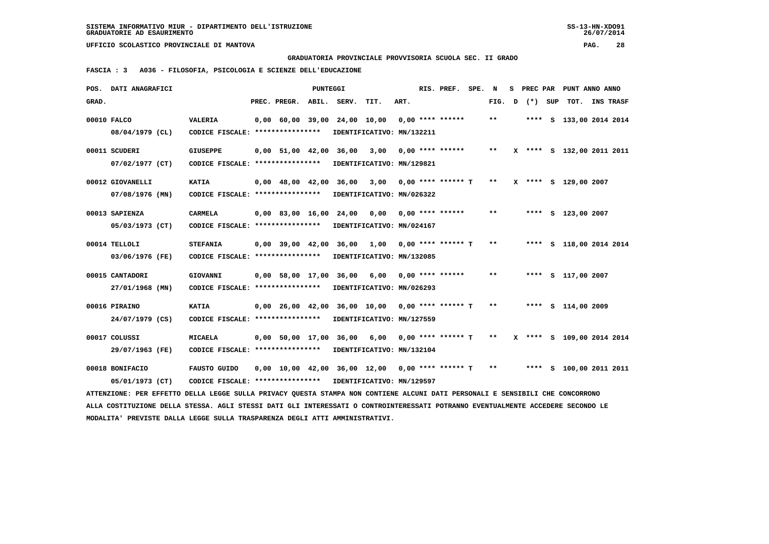SISTEMA INFORMATIVO MIUR - DIPARTIMENTO DELL'ISTRUZIONE
GRADUATORIE AD ESAURIMENTO

UFFICIO SCOLASTICO PROVINCIALE DI MANTOVA

**GRADUATORIA PROVINCIALE PROVVISORIA SCUOLA SEC. II GRADO**

**FASCIA : 3 A036 - FILOSOFIA, PSICOLOGIA E SCIENZE DELL'EDUCAZIONE**

| POS. GRAD. | DATI ANAGRAFICI | | PREC. | PREGR. | ABIL. | SERV. | TIT. | ART. | RIS. PREF. | SPE. | N FIG. | S D | PREC PAR (*) | SUP | PUNT TOT. | ANNO INS | ANNO TRASF |
|---|---|---|---|---|---|---|---|---|---|---|---|---|---|---|---|---|---|
| 00010 | FALCO 08/04/1979 (CL) | VALERIA CODICE FISCALE: **************** IDENTIFICATIVO: MN/132211 | 0,00 | 60,00 | 39,00 | 24,00 | 10,00 | 0,00 | **** ****** | | ** | | **** | S | 133,00 | 2014 | 2014 |
| 00011 | SCUDERI 07/02/1977 (CT) | GIUSEPPE CODICE FISCALE: **************** IDENTIFICATIVO: MN/129821 | 0,00 | 51,00 | 42,00 | 36,00 | 3,00 | 0,00 | **** ****** | | ** | X | **** | S | 132,00 | 2011 | 2011 |
| 00012 | GIOVANELLI 07/08/1976 (MN) | KATIA CODICE FISCALE: **************** IDENTIFICATIVO: MN/026322 | 0,00 | 48,00 | 42,00 | 36,00 | 3,00 | 0,00 | **** ****** T | | ** | X | **** | S | 129,00 | 2007 | |
| 00013 | SAPIENZA 05/03/1973 (CT) | CARMELA CODICE FISCALE: **************** IDENTIFICATIVO: MN/024167 | 0,00 | 83,00 | 16,00 | 24,00 | 0,00 | 0,00 | **** ****** | | ** | | **** | S | 123,00 | 2007 | |
| 00014 | TELLOLI 03/06/1976 (FE) | STEFANIA CODICE FISCALE: **************** IDENTIFICATIVO: MN/132085 | 0,00 | 39,00 | 42,00 | 36,00 | 1,00 | 0,00 | **** ****** T | | ** | | **** | S | 118,00 | 2014 | 2014 |
| 00015 | CANTADORI 27/01/1968 (MN) | GIOVANNI CODICE FISCALE: **************** IDENTIFICATIVO: MN/026293 | 0,00 | 58,00 | 17,00 | 36,00 | 6,00 | 0,00 | **** ****** | | ** | | **** | S | 117,00 | 2007 | |
| 00016 | PIRAINO 24/07/1979 (CS) | KATIA CODICE FISCALE: **************** IDENTIFICATIVO: MN/127559 | 0,00 | 26,00 | 42,00 | 36,00 | 10,00 | 0,00 | **** ****** T | | ** | | **** | S | 114,00 | 2009 | |
| 00017 | COLUSSI 29/07/1963 (FE) | MICAELA CODICE FISCALE: **************** IDENTIFICATIVO: MN/132104 | 0,00 | 50,00 | 17,00 | 36,00 | 6,00 | 0,00 | **** ****** T | | ** | X | **** | S | 109,00 | 2014 | 2014 |
| 00018 | BONIFACIO 05/01/1973 (CT) | FAUSTO GUIDO CODICE FISCALE: **************** IDENTIFICATIVO: MN/129597 | 0,00 | 10,00 | 42,00 | 36,00 | 12,00 | 0,00 | **** ****** T | | ** | | **** | S | 100,00 | 2011 | 2011 |

ATTENZIONE: PER EFFETTO DELLA LEGGE SULLA PRIVACY QUESTA STAMPA NON CONTIENE ALCUNI DATI PERSONALI E SENSIBILI CHE CONCORRONO ALLA COSTITUZIONE DELLA STESSA. AGLI STESSI DATI GLI INTERESSATI O CONTROINTERESSATI POTRANNO EVENTUALMENTE ACCEDERE SECONDO LE MODALITA' PREVISTE DALLA LEGGE SULLA TRASPARENZA DEGLI ATTI AMMINISTRATIVI.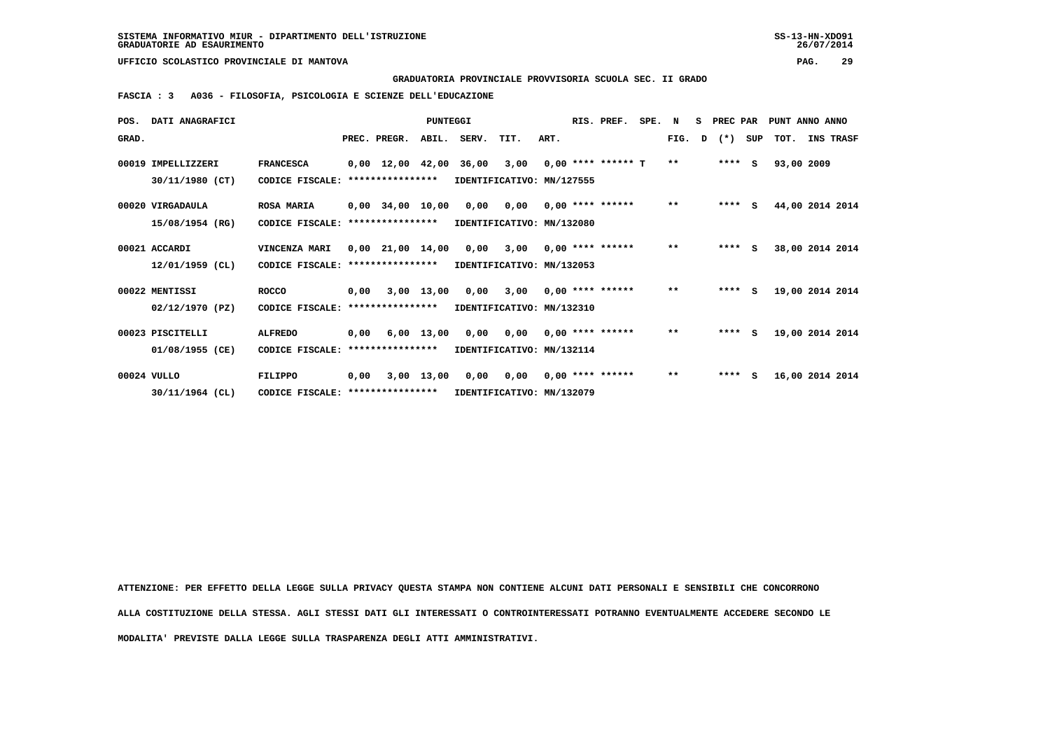SISTEMA INFORMATIVO MIUR - DIPARTIMENTO DELL'ISTRUZIONE
GRADUATORIE AD ESAURIMENTO

UFFICIO SCOLASTICO PROVINCIALE DI MANTOVA

**GRADUATORIA PROVINCIALE PROVVISORIA SCUOLA SEC. II GRADO**

**FASCIA : 3 A036 - FILOSOFIA, PSICOLOGIA E SCIENZE DELL'EDUCAZIONE**

| POS. GRAD. | DATI ANAGRAFICI | | PREC. | PREGR. | ABIL. | SERV. | TIT. | ART. | RIS. PREF. | SPE. | N FIG. | S D | PREC PAR (*) | SUP | PUNT TOT. | ANNO INS | ANNO TRASF |
|---|---|---|---|---|---|---|---|---|---|---|---|---|---|---|---|---|---|
| 00019 | IMPELLIZZERI 30/11/1980 (CT) | FRANCESCA CODICE FISCALE: **************** | 0,00 | 12,00 | 42,00 | 36,00 | 3,00 | 0,00 | **** ****** | T | ** | | **** | S | 93,00 | 2009 | |
| | IDENTIFICATIVO: MN/127555 | | | | | | | | | | | | | | | | |
| 00020 | VIRGADAULA 15/08/1954 (RG) | ROSA MARIA CODICE FISCALE: **************** | 0,00 | 34,00 | 10,00 | 0,00 | 0,00 | 0,00 | **** ****** | | ** | | **** | S | 44,00 | 2014 | 2014 |
| | IDENTIFICATIVO: MN/132080 | | | | | | | | | | | | | | | | |
| 00021 | ACCARDI 12/01/1959 (CL) | VINCENZA MARI CODICE FISCALE: **************** | 0,00 | 21,00 | 14,00 | 0,00 | 3,00 | 0,00 | **** ****** | | ** | | **** | S | 38,00 | 2014 | 2014 |
| | IDENTIFICATIVO: MN/132053 | | | | | | | | | | | | | | | | |
| 00022 | MENTISSI 02/12/1970 (PZ) | ROCCO CODICE FISCALE: **************** | 0,00 | 3,00 | 13,00 | 0,00 | 3,00 | 0,00 | **** ****** | | ** | | **** | S | 19,00 | 2014 | 2014 |
| | IDENTIFICATIVO: MN/132310 | | | | | | | | | | | | | | | | |
| 00023 | PISCITELLI 01/08/1955 (CE) | ALFREDO CODICE FISCALE: **************** | 0,00 | 6,00 | 13,00 | 0,00 | 0,00 | 0,00 | **** ****** | | ** | | **** | S | 19,00 | 2014 | 2014 |
| | IDENTIFICATIVO: MN/132114 | | | | | | | | | | | | | | | | |
| 00024 | VULLO 30/11/1964 (CL) | FILIPPO CODICE FISCALE: **************** | 0,00 | 3,00 | 13,00 | 0,00 | 0,00 | 0,00 | **** ****** | | ** | | **** | S | 16,00 | 2014 | 2014 |
| | IDENTIFICATIVO: MN/132079 | | | | | | | | | | | | | | | | |

ATTENZIONE: PER EFFETTO DELLA LEGGE SULLA PRIVACY QUESTA STAMPA NON CONTIENE ALCUNI DATI PERSONALI E SENSIBILI CHE CONCORRONO ALLA COSTITUZIONE DELLA STESSA. AGLI STESSI DATI GLI INTERESSATI O CONTROINTERESSATI POTRANNO EVENTUALMENTE ACCEDERE SECONDO LE MODALITA' PREVISTE DALLA LEGGE SULLA TRASPARENZA DEGLI ATTI AMMINISTRATIVI.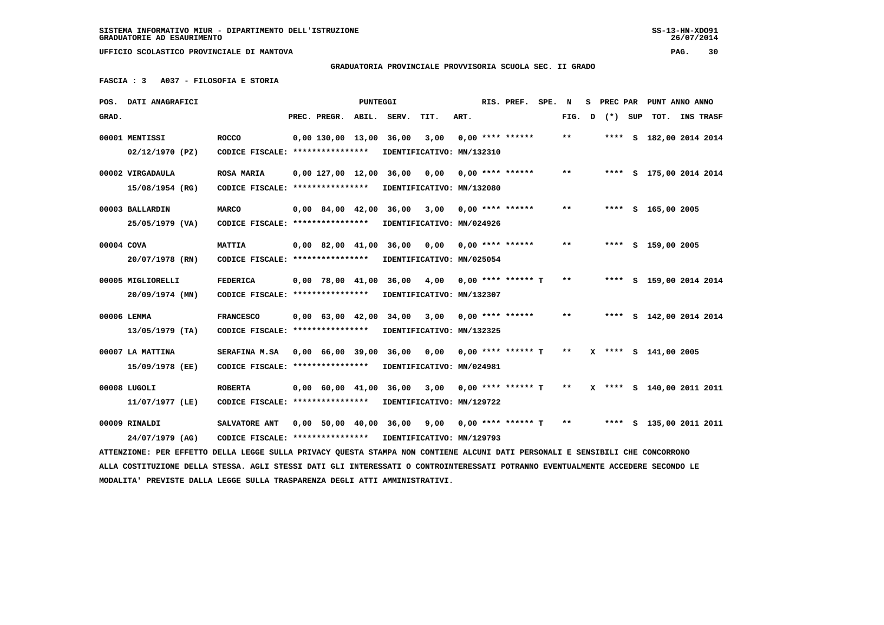SISTEMA INFORMATIVO MIUR - DIPARTIMENTO DELL'ISTRUZIONE
GRADUATORIE AD ESAURIMENTO

UFFICIO SCOLASTICO PROVINCIALE DI MANTOVA

**GRADUATORIA PROVINCIALE PROVVISORIA SCUOLA SEC. II GRADO**

**FASCIA : 3 A037 - FILOSOFIA E STORIA**

| POS. GRAD. | DATI ANAGRAFICI | | PREC. | PREGR. | ABIL. | SERV. | TIT. | ART. | RIS. | PREF. | SPE. | N FIG. | S D | PREC PAR (*) | SUP | PUNT TOT. | ANNO | INS TRASF |
|---|---|---|---|---|---|---|---|---|---|---|---|---|---|---|---|---|---|---|
| 00001 | MENTISSI 02/12/1970 (PZ) | ROCCO CODICE FISCALE: **************** IDENTIFICATIVO: MN/132310 | 0,00 | 130,00 | 13,00 | 36,00 | 3,00 | 0,00 | **** | ****** | | ** | | **** | S | 182,00 | 2014 | 2014 |
| 00002 | VIRGADAULA 15/08/1954 (RG) | ROSA MARIA CODICE FISCALE: **************** IDENTIFICATIVO: MN/132080 | 0,00 | 127,00 | 12,00 | 36,00 | 0,00 | 0,00 | **** | ****** | | ** | | **** | S | 175,00 | 2014 | 2014 |
| 00003 | BALLARDIN 25/05/1979 (VA) | MARCO CODICE FISCALE: **************** IDENTIFICATIVO: MN/024926 | 0,00 | 84,00 | 42,00 | 36,00 | 3,00 | 0,00 | **** | ****** | | ** | | **** | S | 165,00 | 2005 | |
| 00004 | COVA 20/07/1978 (RN) | MATTIA CODICE FISCALE: **************** IDENTIFICATIVO: MN/025054 | 0,00 | 82,00 | 41,00 | 36,00 | 0,00 | 0,00 | **** | ****** | | ** | | **** | S | 159,00 | 2005 | |
| 00005 | MIGLIORELLI 20/09/1974 (MN) | FEDERICA CODICE FISCALE: **************** IDENTIFICATIVO: MN/132307 | 0,00 | 78,00 | 41,00 | 36,00 | 4,00 | 0,00 | **** | ****** | T | ** | | **** | S | 159,00 | 2014 | 2014 |
| 00006 | LEMMA 13/05/1979 (TA) | FRANCESCO CODICE FISCALE: **************** IDENTIFICATIVO: MN/132325 | 0,00 | 63,00 | 42,00 | 34,00 | 3,00 | 0,00 | **** | ****** | | ** | | **** | S | 142,00 | 2014 | 2014 |
| 00007 | LA MATTINA 15/09/1978 (EE) | SERAFINA M.SA CODICE FISCALE: **************** IDENTIFICATIVO: MN/024981 | 0,00 | 66,00 | 39,00 | 36,00 | 0,00 | 0,00 | **** | ****** | T | ** | X | **** | S | 141,00 | 2005 | |
| 00008 | LUGOLI 11/07/1977 (LE) | ROBERTA CODICE FISCALE: **************** IDENTIFICATIVO: MN/129722 | 0,00 | 60,00 | 41,00 | 36,00 | 3,00 | 0,00 | **** | ****** | T | ** | X | **** | S | 140,00 | 2011 | 2011 |
| 00009 | RINALDI 24/07/1979 (AG) | SALVATORE ANT CODICE FISCALE: **************** IDENTIFICATIVO: MN/129793 | 0,00 | 50,00 | 40,00 | 36,00 | 9,00 | 0,00 | **** | ****** | T | ** | | **** | S | 135,00 | 2011 | 2011 |

ATTENZIONE: PER EFFETTO DELLA LEGGE SULLA PRIVACY QUESTA STAMPA NON CONTIENE ALCUNI DATI PERSONALI E SENSIBILI CHE CONCORRONO ALLA COSTITUZIONE DELLA STESSA. AGLI STESSI DATI GLI INTERESSATI O CONTROINTERESSATI POTRANNO EVENTUALMENTE ACCEDERE SECONDO LE MODALITA' PREVISTE DALLA LEGGE SULLA TRASPARENZA DEGLI ATTI AMMINISTRATIVI.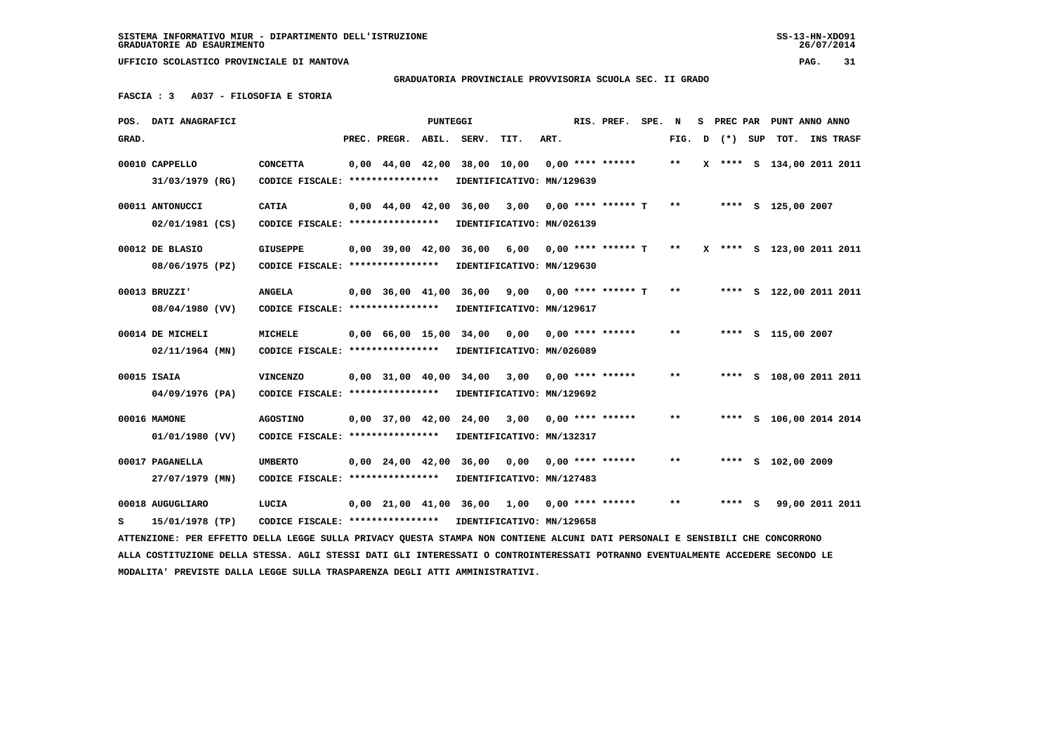SISTEMA INFORMATIVO MIUR - DIPARTIMENTO DELL'ISTRUZIONE
GRADUATORIE AD ESAURIMENTO

UFFICIO SCOLASTICO PROVINCIALE DI MANTOVA

**GRADUATORIA PROVINCIALE PROVVISORIA SCUOLA SEC. II GRADO**

**FASCIA : 3 A037 - FILOSOFIA E STORIA**

| POS. GRAD. | DATI ANAGRAFICI | | PREC. | PREGR. | ABIL. | SERV. | TIT. | ART. | RIS. | PREF. | SPE. | N FIG. | S D | PREC PAR (*) | SUP | PUNT TOT. | ANNO | ANNO INS TRASF |
|---|---|---|---|---|---|---|---|---|---|---|---|---|---|---|---|---|---|---|
| 00010 | CAPPELLO 31/03/1979 (RG) | CONCETTA CODICE FISCALE: **************** IDENTIFICATIVO: MN/129639 | 0,00 | 44,00 | 42,00 | 38,00 | 10,00 | 0,00 | **** | ****** | | ** | X | **** | S | 134,00 | 2011 | 2011 |
| 00011 | ANTONUCCI 02/01/1981 (CS) | CATIA CODICE FISCALE: **************** IDENTIFICATIVO: MN/026139 | 0,00 | 44,00 | 42,00 | 36,00 | 3,00 | 0,00 | **** | ****** | T | ** | | **** | S | 125,00 | 2007 | |
| 00012 | DE BLASIO 08/06/1975 (PZ) | GIUSEPPE CODICE FISCALE: **************** IDENTIFICATIVO: MN/129630 | 0,00 | 39,00 | 42,00 | 36,00 | 6,00 | 0,00 | **** | ****** | T | ** | X | **** | S | 123,00 | 2011 | 2011 |
| 00013 | BRUZZI' 08/04/1980 (VV) | ANGELA CODICE FISCALE: **************** IDENTIFICATIVO: MN/129617 | 0,00 | 36,00 | 41,00 | 36,00 | 9,00 | 0,00 | **** | ****** | T | ** | | **** | S | 122,00 | 2011 | 2011 |
| 00014 | DE MICHELI 02/11/1964 (MN) | MICHELE CODICE FISCALE: **************** IDENTIFICATIVO: MN/026089 | 0,00 | 66,00 | 15,00 | 34,00 | 0,00 | 0,00 | **** | ****** | | ** | | **** | S | 115,00 | 2007 | |
| 00015 | ISAIA 04/09/1976 (PA) | VINCENZO CODICE FISCALE: **************** IDENTIFICATIVO: MN/129692 | 0,00 | 31,00 | 40,00 | 34,00 | 3,00 | 0,00 | **** | ****** | | ** | | **** | S | 108,00 | 2011 | 2011 |
| 00016 | MAMONE 01/01/1980 (VV) | AGOSTINO CODICE FISCALE: **************** IDENTIFICATIVO: MN/132317 | 0,00 | 37,00 | 42,00 | 24,00 | 3,00 | 0,00 | **** | ****** | | ** | | **** | S | 106,00 | 2014 | 2014 |
| 00017 | PAGANELLA 27/07/1979 (MN) | UMBERTO CODICE FISCALE: **************** IDENTIFICATIVO: MN/127483 | 0,00 | 24,00 | 42,00 | 36,00 | 0,00 | 0,00 | **** | ****** | | ** | | **** | S | 102,00 | 2009 | |
| 00018 S | AUGUGLIARO 15/01/1978 (TP) | LUCIA CODICE FISCALE: **************** IDENTIFICATIVO: MN/129658 | 0,00 | 21,00 | 41,00 | 36,00 | 1,00 | 0,00 | **** | ****** | | ** | | **** | S | 99,00 | 2011 | 2011 |

ATTENZIONE: PER EFFETTO DELLA LEGGE SULLA PRIVACY QUESTA STAMPA NON CONTIENE ALCUNI DATI PERSONALI E SENSIBILI CHE CONCORRONO ALLA COSTITUZIONE DELLA STESSA. AGLI STESSI DATI GLI INTERESSATI O CONTROINTERESSATI POTRANNO EVENTUALMENTE ACCEDERE SECONDO LE MODALITA' PREVISTE DALLA LEGGE SULLA TRASPARENZA DEGLI ATTI AMMINISTRATIVI.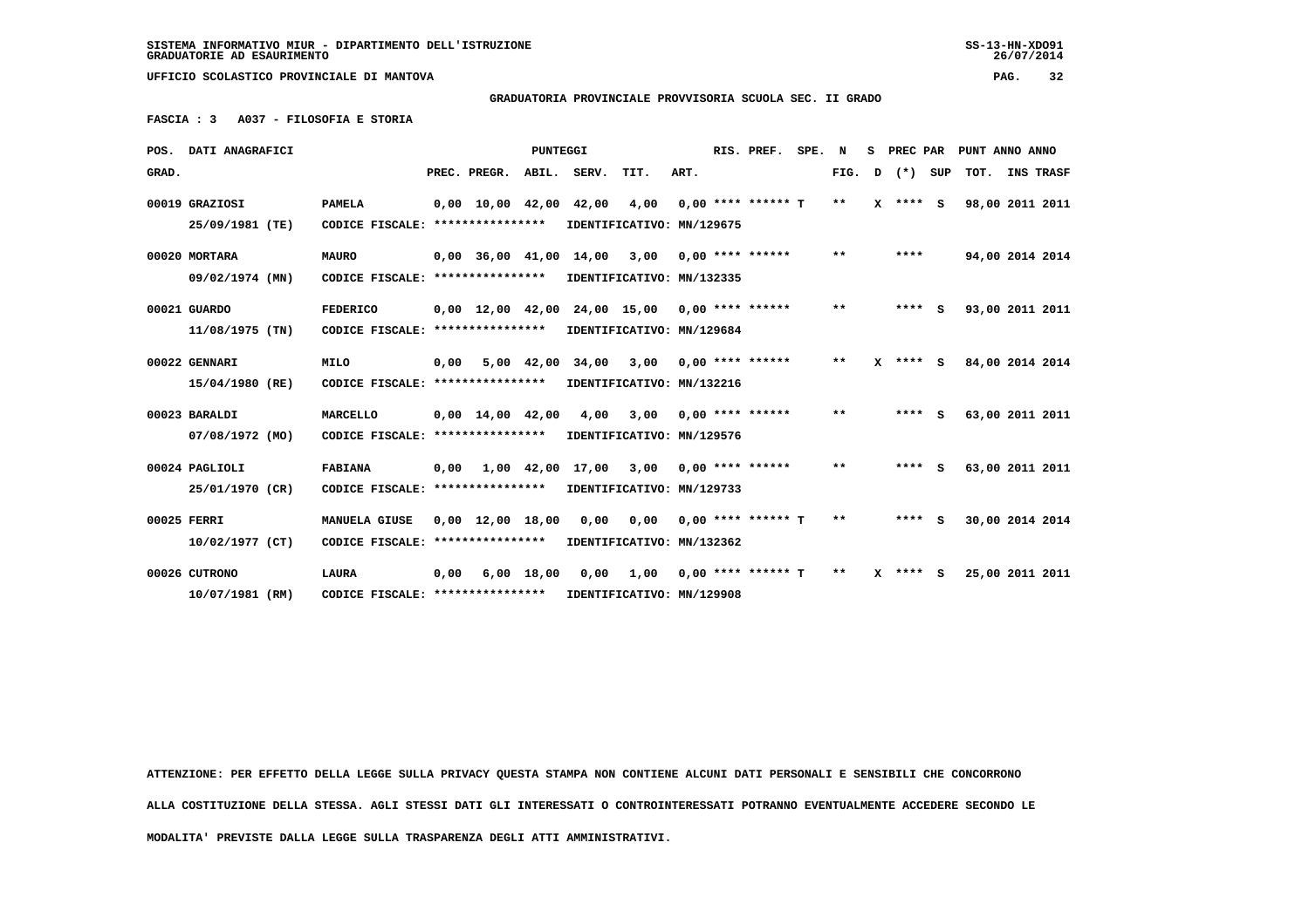GRADUATORIE AD ESAURIMENTO

UFFICIO SCOLASTICO PROVINCIALE DI MANTOVA

**GRADUATORIA PROVINCIALE PROVVISORIA SCUOLA SEC. II GRADO**

**FASCIA : 3 A037 - FILOSOFIA E STORIA**

| POS. GRAD. | DATI ANAGRAFICI | | PREC. | PREGR. | ABIL. | SERV. | TIT. | ART. | RIS. PREF. | SPE. | N FIG. | S D | PREC PAR (*) | SUP | PUNT TOT. | ANNO | ANNO INS TRASF |
|---|---|---|---|---|---|---|---|---|---|---|---|---|---|---|---|---|---|
| 00019 | GRAZIOSI 25/09/1981 (TE) | PAMELA CODICE FISCALE: **************** IDENTIFICATIVO: MN/129675 | 0,00 | 10,00 | 42,00 | 42,00 | 4,00 | 0,00 | **** ****** | T | ** | X | **** | S | 98,00 | 2011 | 2011 |
| 00020 | MORTARA 09/02/1974 (MN) | MAURO CODICE FISCALE: **************** IDENTIFICATIVO: MN/132335 | 0,00 | 36,00 | 41,00 | 14,00 | 3,00 | 0,00 | **** ****** | | ** | | **** | | 94,00 | 2014 | 2014 |
| 00021 | GUARDO 11/08/1975 (TN) | FEDERICO CODICE FISCALE: **************** IDENTIFICATIVO: MN/129684 | 0,00 | 12,00 | 42,00 | 24,00 | 15,00 | 0,00 | **** ****** | | ** | | **** | S | 93,00 | 2011 | 2011 |
| 00022 | GENNARI 15/04/1980 (RE) | MILO CODICE FISCALE: **************** IDENTIFICATIVO: MN/132216 | 0,00 | 5,00 | 42,00 | 34,00 | 3,00 | 0,00 | **** ****** | | ** | X | **** | S | 84,00 | 2014 | 2014 |
| 00023 | BARALDI 07/08/1972 (MO) | MARCELLO CODICE FISCALE: **************** IDENTIFICATIVO: MN/129576 | 0,00 | 14,00 | 42,00 | 4,00 | 3,00 | 0,00 | **** ****** | | ** | | **** | S | 63,00 | 2011 | 2011 |
| 00024 | PAGLIOLI 25/01/1970 (CR) | FABIANA CODICE FISCALE: **************** IDENTIFICATIVO: MN/129733 | 0,00 | 1,00 | 42,00 | 17,00 | 3,00 | 0,00 | **** ****** | | ** | | **** | S | 63,00 | 2011 | 2011 |
| 00025 | FERRI 10/02/1977 (CT) | MANUELA GIUSE CODICE FISCALE: **************** IDENTIFICATIVO: MN/132362 | 0,00 | 12,00 | 18,00 | 0,00 | 0,00 | 0,00 | **** ****** | T | ** | | **** | S | 30,00 | 2014 | 2014 |
| 00026 | CUTRONO 10/07/1981 (RM) | LAURA CODICE FISCALE: **************** IDENTIFICATIVO: MN/129908 | 0,00 | 6,00 | 18,00 | 0,00 | 1,00 | 0,00 | **** ****** | T | ** | X | **** | S | 25,00 | 2011 | 2011 |

ATTENZIONE: PER EFFETTO DELLA LEGGE SULLA PRIVACY QUESTA STAMPA NON CONTIENE ALCUNI DATI PERSONALI E SENSIBILI CHE CONCORRONO ALLA COSTITUZIONE DELLA STESSA. AGLI STESSI DATI GLI INTERESSATI O CONTROINTERESSATI POTRANNO EVENTUALMENTE ACCEDERE SECONDO LE MODALITA' PREVISTE DALLA LEGGE SULLA TRASPARENZA DEGLI ATTI AMMINISTRATIVI.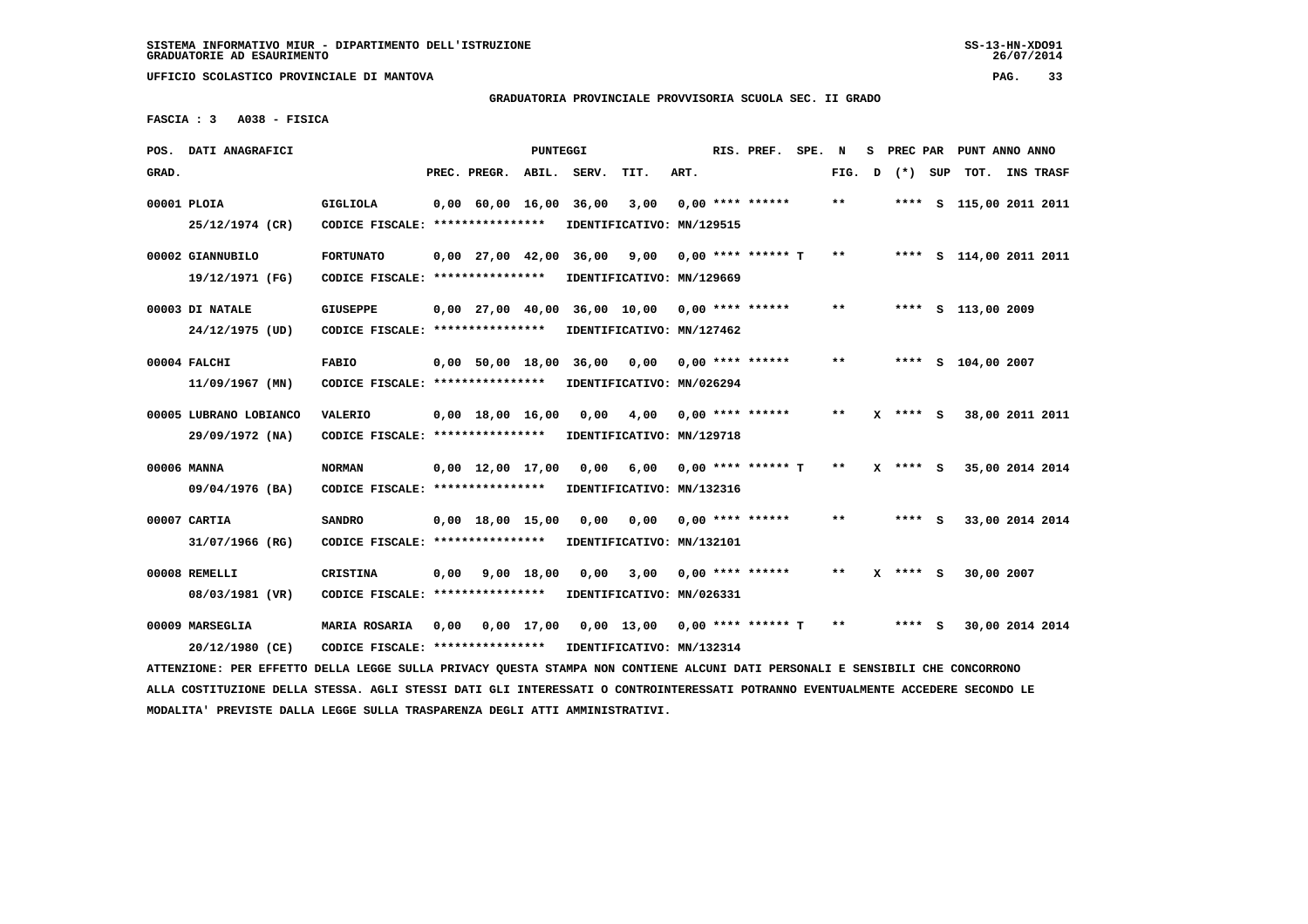SISTEMA INFORMATIVO MIUR - DIPARTIMENTO DELL'ISTRUZIONE
GRADUATORIE AD ESAURIMENTO

UFFICIO SCOLASTICO PROVINCIALE DI MANTOVA

**GRADUATORIA PROVINCIALE PROVVISORIA SCUOLA SEC. II GRADO**

**FASCIA : 3 A038 - FISICA**

| POS. GRAD. | DATI ANAGRAFICI | | PREC. | PREGR. | ABIL. | SERV. | TIT. | ART. | RIS. PREF. | SPE. | N FIG. | S D | PREC PAR (*) | SUP | PUNT TOT. | ANNO INS | ANNO TRASF |
|---|---|---|---|---|---|---|---|---|---|---|---|---|---|---|---|---|---|
| 00001 | PLOIA | GIGLIOLA | 0,00 | 60,00 | 16,00 | 36,00 | 3,00 | 0,00 | **** ****** | | ** | | **** | S | 115,00 | 2011 | 2011 |
| | 25/12/1974 (CR) | CODICE FISCALE: **************** | IDENTIFICATIVO: MN/129515 | | | | | | | | | | | | | | |
| 00002 | GIANNUBILO | FORTUNATO | 0,00 | 27,00 | 42,00 | 36,00 | 9,00 | 0,00 | **** ****** | T | ** | | **** | S | 114,00 | 2011 | 2011 |
| | 19/12/1971 (FG) | CODICE FISCALE: **************** | IDENTIFICATIVO: MN/129669 | | | | | | | | | | | | | | |
| 00003 | DI NATALE | GIUSEPPE | 0,00 | 27,00 | 40,00 | 36,00 | 10,00 | 0,00 | **** ****** | | ** | | **** | S | 113,00 | 2009 | |
| | 24/12/1975 (UD) | CODICE FISCALE: **************** | IDENTIFICATIVO: MN/127462 | | | | | | | | | | | | | | |
| 00004 | FALCHI | FABIO | 0,00 | 50,00 | 18,00 | 36,00 | 0,00 | 0,00 | **** ****** | | ** | | **** | S | 104,00 | 2007 | |
| | 11/09/1967 (MN) | CODICE FISCALE: **************** | IDENTIFICATIVO: MN/026294 | | | | | | | | | | | | | | |
| 00005 | LUBRANO LOBIANCO | VALERIO | 0,00 | 18,00 | 16,00 | 0,00 | 4,00 | 0,00 | **** ****** | | ** | X | **** | S | 38,00 | 2011 | 2011 |
| | 29/09/1972 (NA) | CODICE FISCALE: **************** | IDENTIFICATIVO: MN/129718 | | | | | | | | | | | | | | |
| 00006 | MANNA | NORMAN | 0,00 | 12,00 | 17,00 | 0,00 | 6,00 | 0,00 | **** ****** | T | ** | X | **** | S | 35,00 | 2014 | 2014 |
| | 09/04/1976 (BA) | CODICE FISCALE: **************** | IDENTIFICATIVO: MN/132316 | | | | | | | | | | | | | | |
| 00007 | CARTIA | SANDRO | 0,00 | 18,00 | 15,00 | 0,00 | 0,00 | 0,00 | **** ****** | | ** | | **** | S | 33,00 | 2014 | 2014 |
| | 31/07/1966 (RG) | CODICE FISCALE: **************** | IDENTIFICATIVO: MN/132101 | | | | | | | | | | | | | | |
| 00008 | REMELLI | CRISTINA | 0,00 | 9,00 | 18,00 | 0,00 | 3,00 | 0,00 | **** ****** | | ** | X | **** | S | 30,00 | 2007 | |
| | 08/03/1981 (VR) | CODICE FISCALE: **************** | IDENTIFICATIVO: MN/026331 | | | | | | | | | | | | | | |
| 00009 | MARSEGLIA | MARIA ROSARIA | 0,00 | 0,00 | 17,00 | 0,00 | 13,00 | 0,00 | **** ****** | T | ** | | **** | S | 30,00 | 2014 | 2014 |
| | 20/12/1980 (CE) | CODICE FISCALE: **************** | IDENTIFICATIVO: MN/132314 | | | | | | | | | | | | | | |

ATTENZIONE: PER EFFETTO DELLA LEGGE SULLA PRIVACY QUESTA STAMPA NON CONTIENE ALCUNI DATI PERSONALI E SENSIBILI CHE CONCORRONO ALLA COSTITUZIONE DELLA STESSA. AGLI STESSI DATI GLI INTERESSATI O CONTROINTERESSATI POTRANNO EVENTUALMENTE ACCEDERE SECONDO LE MODALITA' PREVISTE DALLA LEGGE SULLA TRASPARENZA DEGLI ATTI AMMINISTRATIVI.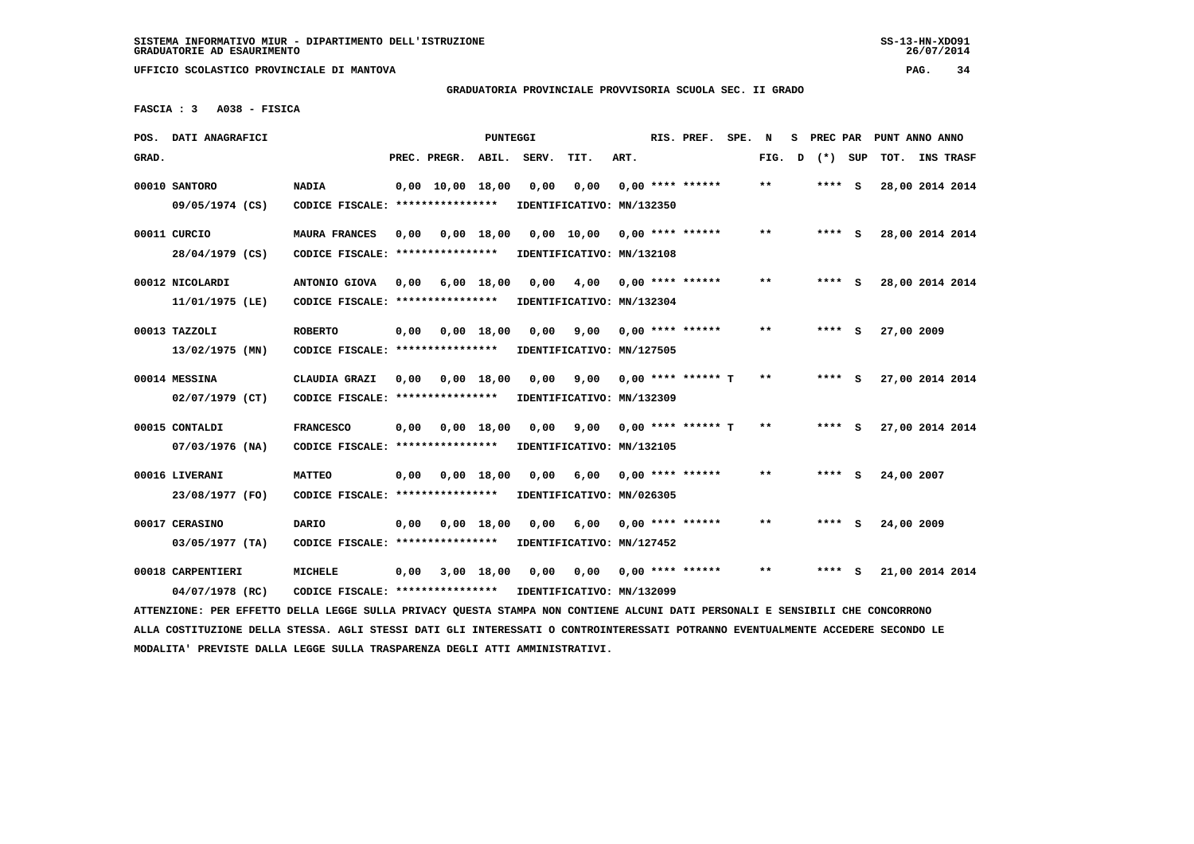SISTEMA INFORMATIVO MIUR - DIPARTIMENTO DELL'ISTRUZIONE
GRADUATORIE AD ESAURIMENTO

UFFICIO SCOLASTICO PROVINCIALE DI MANTOVA

**GRADUATORIA PROVINCIALE PROVVISORIA SCUOLA SEC. II GRADO**

**FASCIA : 3 A038 - FISICA**

| POS. GRAD. | DATI ANAGRAFICI | | PREC. | PREGR. | ABIL. | SERV. | TIT. | ART. | RIS. PREF. | SPE. | N FIG. | S D | PREC PAR (*) | SUP | PUNT ANNO ANNO TOT. | INS TRASF |
|---|---|---|---|---|---|---|---|---|---|---|---|---|---|---|---|---|
| 00010 | SANTORO 09/05/1974 (CS) | NADIA CODICE FISCALE: **************** IDENTIFICATIVO: MN/132350 | 0,00 | 10,00 | 18,00 | 0,00 | 0,00 | 0,00 | **** ****** | | ** | | **** | S | 28,00 | 2014 2014 |
| 00011 | CURCIO 28/04/1979 (CS) | MAURA FRANCES CODICE FISCALE: **************** IDENTIFICATIVO: MN/132108 | 0,00 | 0,00 | 18,00 | 0,00 | 10,00 | 0,00 | **** ****** | | ** | | **** | S | 28,00 | 2014 2014 |
| 00012 | NICOLARDI 11/01/1975 (LE) | ANTONIO GIOVA CODICE FISCALE: **************** IDENTIFICATIVO: MN/132304 | 0,00 | 6,00 | 18,00 | 0,00 | 4,00 | 0,00 | **** ****** | | ** | | **** | S | 28,00 | 2014 2014 |
| 00013 | TAZZOLI 13/02/1975 (MN) | ROBERTO CODICE FISCALE: **************** IDENTIFICATIVO: MN/127505 | 0,00 | 0,00 | 18,00 | 0,00 | 9,00 | 0,00 | **** ****** | | ** | | **** | S | 27,00 | 2009 |
| 00014 | MESSINA 02/07/1979 (CT) | CLAUDIA GRAZI CODICE FISCALE: **************** IDENTIFICATIVO: MN/132309 | 0,00 | 0,00 | 18,00 | 0,00 | 9,00 | 0,00 | **** ****** | T | ** | | **** | S | 27,00 | 2014 2014 |
| 00015 | CONTALDI 07/03/1976 (NA) | FRANCESCO CODICE FISCALE: **************** IDENTIFICATIVO: MN/132105 | 0,00 | 0,00 | 18,00 | 0,00 | 9,00 | 0,00 | **** ****** | T | ** | | **** | S | 27,00 | 2014 2014 |
| 00016 | LIVERANI 23/08/1977 (FO) | MATTEO CODICE FISCALE: **************** IDENTIFICATIVO: MN/026305 | 0,00 | 0,00 | 18,00 | 0,00 | 6,00 | 0,00 | **** ****** | | ** | | **** | S | 24,00 | 2007 |
| 00017 | CERASINO 03/05/1977 (TA) | DARIO CODICE FISCALE: **************** IDENTIFICATIVO: MN/127452 | 0,00 | 0,00 | 18,00 | 0,00 | 6,00 | 0,00 | **** ****** | | ** | | **** | S | 24,00 | 2009 |
| 00018 | CARPENTIERI 04/07/1978 (RC) | MICHELE CODICE FISCALE: **************** IDENTIFICATIVO: MN/132099 | 0,00 | 3,00 | 18,00 | 0,00 | 0,00 | 0,00 | **** ****** | | ** | | **** | S | 21,00 | 2014 2014 |

ATTENZIONE: PER EFFETTO DELLA LEGGE SULLA PRIVACY QUESTA STAMPA NON CONTIENE ALCUNI DATI PERSONALI E SENSIBILI CHE CONCORRONO ALLA COSTITUZIONE DELLA STESSA. AGLI STESSI DATI GLI INTERESSATI O CONTROINTERESSATI POTRANNO EVENTUALMENTE ACCEDERE SECONDO LE MODALITA' PREVISTE DALLA LEGGE SULLA TRASPARENZA DEGLI ATTI AMMINISTRATIVI.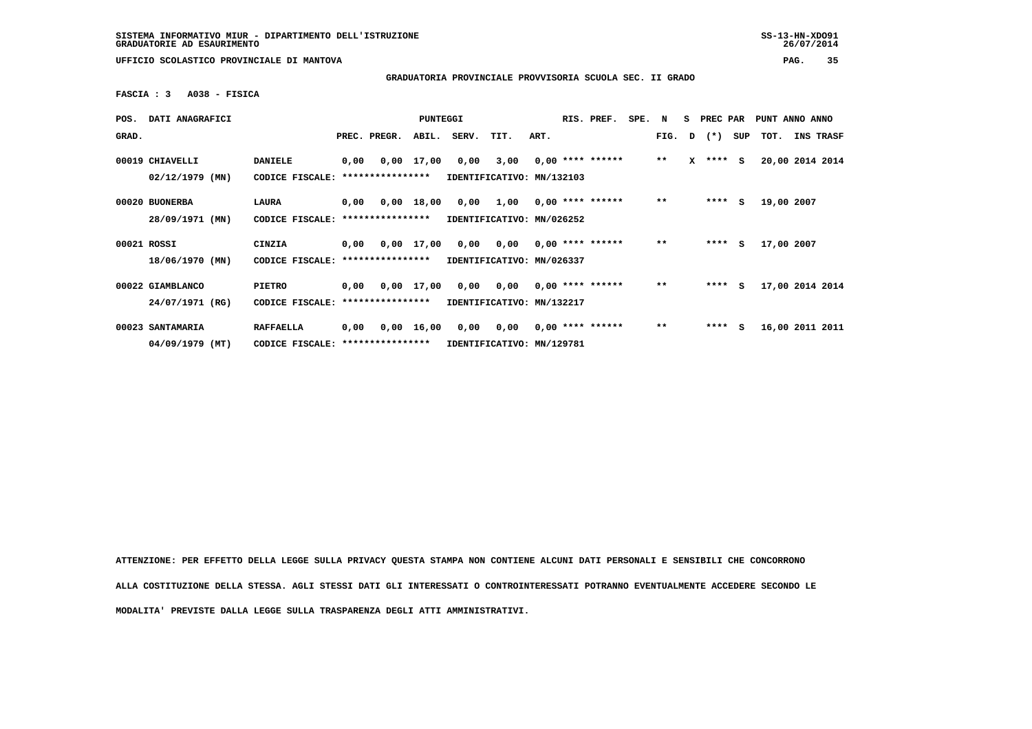SISTEMA INFORMATIVO MIUR - DIPARTIMENTO DELL'ISTRUZIONE
GRADUATORIE AD ESAURIMENTO

UFFICIO SCOLASTICO PROVINCIALE DI MANTOVA

**GRADUATORIA PROVINCIALE PROVVISORIA SCUOLA SEC. II GRADO**

**FASCIA : 3   A038 - FISICA**

| POS. GRAD. | DATI ANAGRAFICI | | PREC. | PREGR. | ABIL. | SERV. | TIT. | ART. | RIS. PREF. | SPE. | N FIG. | S D | PREC PAR (*) | SUP | PUNT TOT. | ANNO INS | ANNO TRASF |
|---|---|---|---|---|---|---|---|---|---|---|---|---|---|---|---|---|---|
| 00019 | CHIAVELLI 02/12/1979 (MN) | DANIELE CODICE FISCALE: **************** | 0,00 | 0,00 | 17,00 | 0,00 | 3,00 | 0,00 | **** ****** IDENTIFICATIVO: MN/132103 | | ** | X | **** | S | 20,00 | 2014 | 2014 |
| 00020 | BUONERBA 28/09/1971 (MN) | LAURA CODICE FISCALE: **************** | 0,00 | 0,00 | 18,00 | 0,00 | 1,00 | 0,00 | **** ****** IDENTIFICATIVO: MN/026252 | | ** | | **** | S | 19,00 | 2007 | |
| 00021 | ROSSI 18/06/1970 (MN) | CINZIA CODICE FISCALE: **************** | 0,00 | 0,00 | 17,00 | 0,00 | 0,00 | 0,00 | **** ****** IDENTIFICATIVO: MN/026337 | | ** | | **** | S | 17,00 | 2007 | |
| 00022 | GIAMBLANCO 24/07/1971 (RG) | PIETRO CODICE FISCALE: **************** | 0,00 | 0,00 | 17,00 | 0,00 | 0,00 | 0,00 | **** ****** IDENTIFICATIVO: MN/132217 | | ** | | **** | S | 17,00 | 2014 | 2014 |
| 00023 | SANTAMARIA 04/09/1979 (MT) | RAFFAELLA CODICE FISCALE: **************** | 0,00 | 0,00 | 16,00 | 0,00 | 0,00 | 0,00 | **** ****** IDENTIFICATIVO: MN/129781 | | ** | | **** | S | 16,00 | 2011 | 2011 |

**ATTENZIONE: PER EFFETTO DELLA LEGGE SULLA PRIVACY QUESTA STAMPA NON CONTIENE ALCUNI DATI PERSONALI E SENSIBILI CHE CONCORRONO ALLA COSTITUZIONE DELLA STESSA. AGLI STESSI DATI GLI INTERESSATI O CONTROINTERESSATI POTRANNO EVENTUALMENTE ACCEDERE SECONDO LE MODALITA' PREVISTE DALLA LEGGE SULLA TRASPARENZA DEGLI ATTI AMMINISTRATIVI.**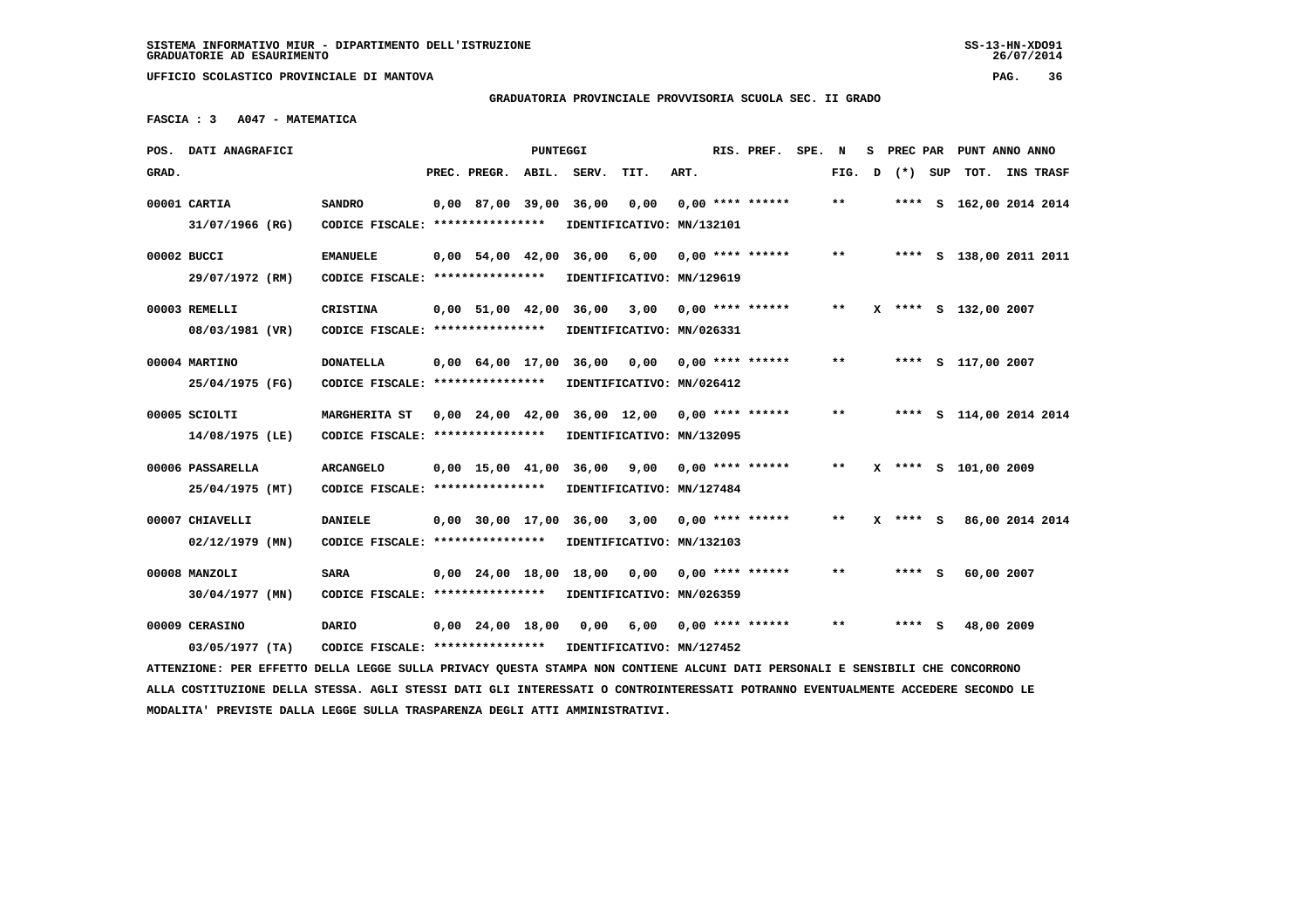SISTEMA INFORMATIVO MIUR - DIPARTIMENTO DELL'ISTRUZIONE
GRADUATORIE AD ESAURIMENTO

UFFICIO SCOLASTICO PROVINCIALE DI MANTOVA

**GRADUATORIA PROVINCIALE PROVVISORIA SCUOLA SEC. II GRADO**

**FASCIA : 3 A047 - MATEMATICA**

| POS. GRAD. | DATI ANAGRAFICI | | PREC. | PREGR. | ABIL. | SERV. | TIT. | ART. | RIS. PREF. | SPE. | N FIG. | S D | PREC PAR (*) | SUP | TOT. | ANNO | INS TRASF |
|---|---|---|---|---|---|---|---|---|---|---|---|---|---|---|---|---|---|
| 00001 | CARTIA 31/07/1966 (RG) | SANDRO | 0,00 | 87,00 | 39,00 | 36,00 | 0,00 | 0,00 | **** ****** | | ** | | **** | S | 162,00 | 2014 | 2014 |
| | CODICE FISCALE: **************** | IDENTIFICATIVO: MN/132101 | | | | | | | | | | | | | | | |
| 00002 | BUCCI 29/07/1972 (RM) | EMANUELE | 0,00 | 54,00 | 42,00 | 36,00 | 6,00 | 0,00 | **** ****** | | ** | | **** | S | 138,00 | 2011 | 2011 |
| | CODICE FISCALE: **************** | IDENTIFICATIVO: MN/129619 | | | | | | | | | | | | | | | |
| 00003 | REMELLI 08/03/1981 (VR) | CRISTINA | 0,00 | 51,00 | 42,00 | 36,00 | 3,00 | 0,00 | **** ****** | | ** | X | **** | S | 132,00 | 2007 | |
| | CODICE FISCALE: **************** | IDENTIFICATIVO: MN/026331 | | | | | | | | | | | | | | | |
| 00004 | MARTINO 25/04/1975 (FG) | DONATELLA | 0,00 | 64,00 | 17,00 | 36,00 | 0,00 | 0,00 | **** ****** | | ** | | **** | S | 117,00 | 2007 | |
| | CODICE FISCALE: **************** | IDENTIFICATIVO: MN/026412 | | | | | | | | | | | | | | | |
| 00005 | SCIOLTI 14/08/1975 (LE) | MARGHERITA ST | 0,00 | 24,00 | 42,00 | 36,00 | 12,00 | 0,00 | **** ****** | | ** | | **** | S | 114,00 | 2014 | 2014 |
| | CODICE FISCALE: **************** | IDENTIFICATIVO: MN/132095 | | | | | | | | | | | | | | | |
| 00006 | PASSARELLA 25/04/1975 (MT) | ARCANGELO | 0,00 | 15,00 | 41,00 | 36,00 | 9,00 | 0,00 | **** ****** | | ** | X | **** | S | 101,00 | 2009 | |
| | CODICE FISCALE: **************** | IDENTIFICATIVO: MN/127484 | | | | | | | | | | | | | | | |
| 00007 | CHIAVELLI 02/12/1979 (MN) | DANIELE | 0,00 | 30,00 | 17,00 | 36,00 | 3,00 | 0,00 | **** ****** | | ** | X | **** | S | 86,00 | 2014 | 2014 |
| | CODICE FISCALE: **************** | IDENTIFICATIVO: MN/132103 | | | | | | | | | | | | | | | |
| 00008 | MANZOLI 30/04/1977 (MN) | SARA | 0,00 | 24,00 | 18,00 | 18,00 | 0,00 | 0,00 | **** ****** | | ** | | **** | S | 60,00 | 2007 | |
| | CODICE FISCALE: **************** | IDENTIFICATIVO: MN/026359 | | | | | | | | | | | | | | | |
| 00009 | CERASINO 03/05/1977 (TA) | DARIO | 0,00 | 24,00 | 18,00 | 0,00 | 6,00 | 0,00 | **** ****** | | ** | | **** | S | 48,00 | 2009 | |
| | CODICE FISCALE: **************** | IDENTIFICATIVO: MN/127452 | | | | | | | | | | | | | | | |

ATTENZIONE: PER EFFETTO DELLA LEGGE SULLA PRIVACY QUESTA STAMPA NON CONTIENE ALCUNI DATI PERSONALI E SENSIBILI CHE CONCORRONO ALLA COSTITUZIONE DELLA STESSA. AGLI STESSI DATI GLI INTERESSATI O CONTROINTERESSATI POTRANNO EVENTUALMENTE ACCEDERE SECONDO LE MODALITA' PREVISTE DALLA LEGGE SULLA TRASPARENZA DEGLI ATTI AMMINISTRATIVI.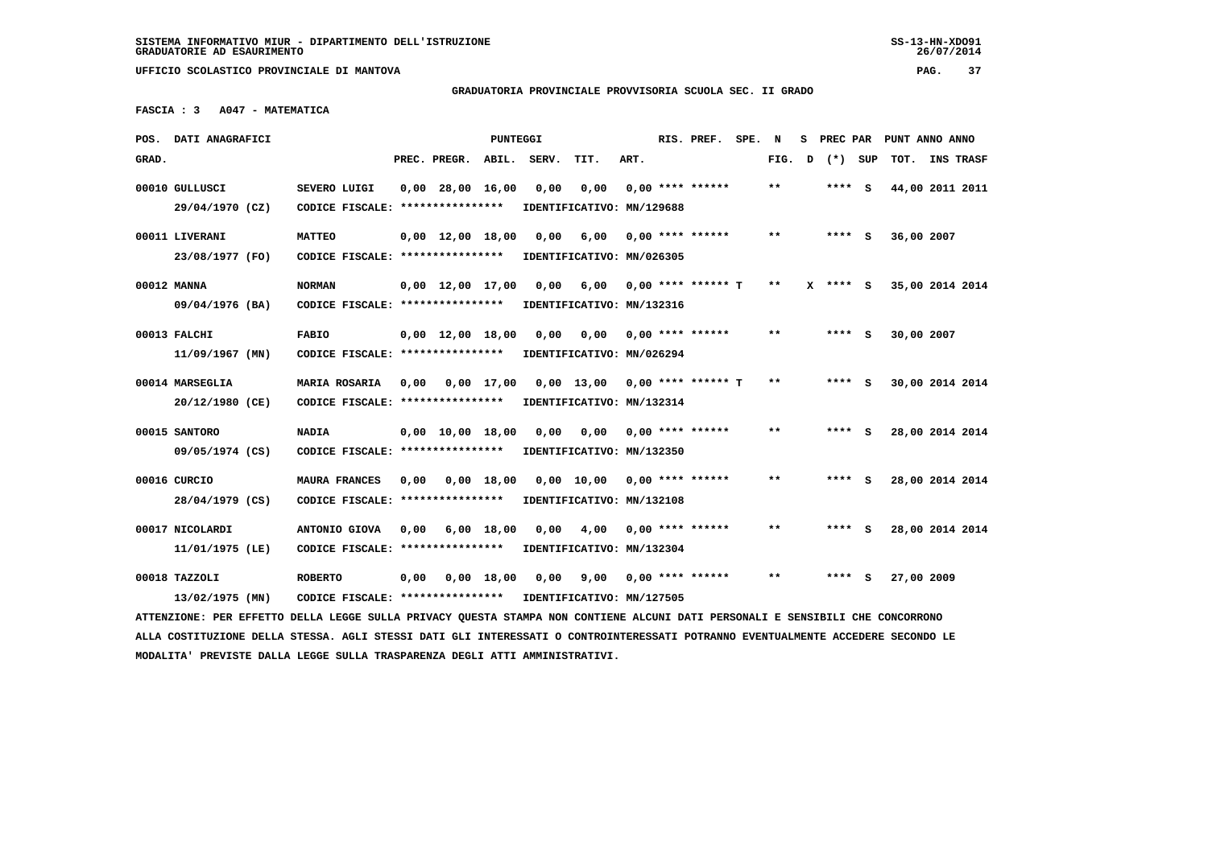**SISTEMA INFORMATIVO MIUR - DIPARTIMENTO DELL'ISTRUZIONE**
**GRADUATORIE AD ESAURIMENTO**

**UFFICIO SCOLASTICO PROVINCIALE DI MANTOVA**

**GRADUATORIA PROVINCIALE PROVVISORIA SCUOLA SEC. II GRADO**

**FASCIA : 3 A047 - MATEMATICA**

| POS. GRAD. | DATI ANAGRAFICI | | PREC. | PREGR. | ABIL. | SERV. | TIT. | ART. | RIS. PREF. | SPE. | N FIG. | S D | PREC PAR (*) | SUP | PUNT ANNO TOT. | ANNO INS | TRASF |
|---|---|---|---|---|---|---|---|---|---|---|---|---|---|---|---|---|---|
| 00010 | GULLUSCI 29/04/1970 (CZ) | SEVERO LUIGI CODICE FISCALE: **************** IDENTIFICATIVO: MN/129688 | 0,00 | 28,00 | 16,00 | 0,00 | 0,00 | 0,00 | **** ****** | | ** | | **** | S | 44,00 | 2011 | 2011 |
| 00011 | LIVERANI 23/08/1977 (FO) | MATTEO CODICE FISCALE: **************** IDENTIFICATIVO: MN/026305 | 0,00 | 12,00 | 18,00 | 0,00 | 6,00 | 0,00 | **** ****** | | ** | | **** | S | 36,00 | 2007 | |
| 00012 | MANNA 09/04/1976 (BA) | NORMAN CODICE FISCALE: **************** IDENTIFICATIVO: MN/132316 | 0,00 | 12,00 | 17,00 | 0,00 | 6,00 | 0,00 | **** ****** T | | ** | X | **** | S | 35,00 | 2014 | 2014 |
| 00013 | FALCHI 11/09/1967 (MN) | FABIO CODICE FISCALE: **************** IDENTIFICATIVO: MN/026294 | 0,00 | 12,00 | 18,00 | 0,00 | 0,00 | 0,00 | **** ****** | | ** | | **** | S | 30,00 | 2007 | |
| 00014 | MARSEGLIA 20/12/1980 (CE) | MARIA ROSARIA CODICE FISCALE: **************** IDENTIFICATIVO: MN/132314 | 0,00 | 0,00 | 17,00 | 0,00 | 13,00 | 0,00 | **** ****** T | | ** | | **** | S | 30,00 | 2014 | 2014 |
| 00015 | SANTORO 09/05/1974 (CS) | NADIA CODICE FISCALE: **************** IDENTIFICATIVO: MN/132350 | 0,00 | 10,00 | 18,00 | 0,00 | 0,00 | 0,00 | **** ****** | | ** | | **** | S | 28,00 | 2014 | 2014 |
| 00016 | CURCIO 28/04/1979 (CS) | MAURA FRANCES CODICE FISCALE: **************** IDENTIFICATIVO: MN/132108 | 0,00 | 0,00 | 18,00 | 0,00 | 10,00 | 0,00 | **** ****** | | ** | | **** | S | 28,00 | 2014 | 2014 |
| 00017 | NICOLARDI 11/01/1975 (LE) | ANTONIO GIOVA CODICE FISCALE: **************** IDENTIFICATIVO: MN/132304 | 0,00 | 6,00 | 18,00 | 0,00 | 4,00 | 0,00 | **** ****** | | ** | | **** | S | 28,00 | 2014 | 2014 |
| 00018 | TAZZOLI 13/02/1975 (MN) | ROBERTO CODICE FISCALE: **************** IDENTIFICATIVO: MN/127505 | 0,00 | 0,00 | 18,00 | 0,00 | 9,00 | 0,00 | **** ****** | | ** | | **** | S | 27,00 | 2009 | |

ATTENZIONE: PER EFFETTO DELLA LEGGE SULLA PRIVACY QUESTA STAMPA NON CONTIENE ALCUNI DATI PERSONALI E SENSIBILI CHE CONCORRONO ALLA COSTITUZIONE DELLA STESSA. AGLI STESSI DATI GLI INTERESSATI O CONTROINTERESSATI POTRANNO EVENTUALMENTE ACCEDERE SECONDO LE MODALITA' PREVISTE DALLA LEGGE SULLA TRASPARENZA DEGLI ATTI AMMINISTRATIVI.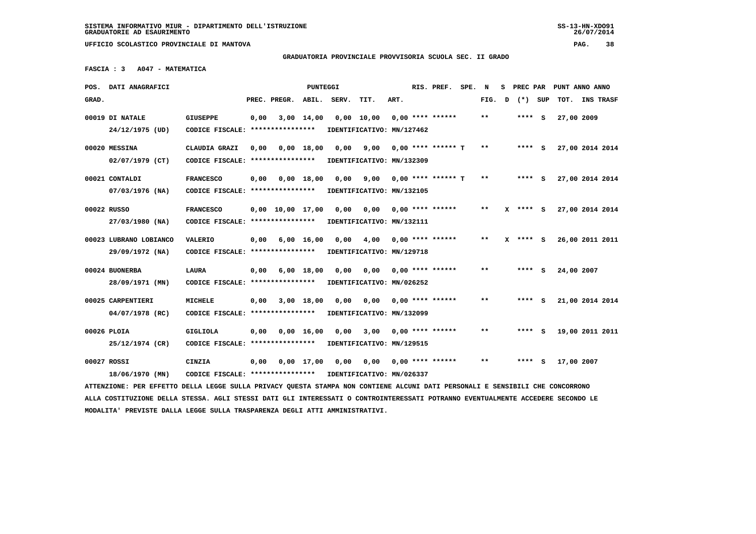SISTEMA INFORMATIVO MIUR - DIPARTIMENTO DELL'ISTRUZIONE
GRADUATORIE AD ESAURIMENTO

UFFICIO SCOLASTICO PROVINCIALE DI MANTOVA

GRADUATORIA PROVINCIALE PROVVISORIA SCUOLA SEC. II GRADO

FASCIA : 3 A047 - MATEMATICA

| POS. GRAD. | DATI ANAGRAFICI | | PREC. | PREGR. | ABIL. | SERV. | TIT. | ART. | RIS. PREF. | SPE. | N FIG. | S D | PREC PAR (*) | SUP | PUNT ANNO TOT. | ANNO INS | TRASF |
|---|---|---|---|---|---|---|---|---|---|---|---|---|---|---|---|---|---|
| 00019 | DI NATALE | GIUSEPPE | 0,00 | 3,00 | 14,00 | 0,00 | 10,00 | 0,00 | **** ****** | | ** | | **** | S | 27,00 | 2009 | |
| | 24/12/1975 (UD) | CODICE FISCALE: **************** | IDENTIFICATIVO: MN/127462 | | | | | | | | | | | | | | |
| 00020 | MESSINA | CLAUDIA GRAZI | 0,00 | 0,00 | 18,00 | 0,00 | 9,00 | 0,00 | **** ****** | T | ** | | **** | S | 27,00 | 2014 | 2014 |
| | 02/07/1979 (CT) | CODICE FISCALE: **************** | IDENTIFICATIVO: MN/132309 | | | | | | | | | | | | | | |
| 00021 | CONTALDI | FRANCESCO | 0,00 | 0,00 | 18,00 | 0,00 | 9,00 | 0,00 | **** ****** | T | ** | | **** | S | 27,00 | 2014 | 2014 |
| | 07/03/1976 (NA) | CODICE FISCALE: **************** | IDENTIFICATIVO: MN/132105 | | | | | | | | | | | | | | |
| 00022 | RUSSO | FRANCESCO | 0,00 | 10,00 | 17,00 | 0,00 | 0,00 | 0,00 | **** ****** | | ** | X | **** | S | 27,00 | 2014 | 2014 |
| | 27/03/1980 (NA) | CODICE FISCALE: **************** | IDENTIFICATIVO: MN/132111 | | | | | | | | | | | | | | |
| 00023 | LUBRANO LOBIANCO | VALERIO | 0,00 | 6,00 | 16,00 | 0,00 | 4,00 | 0,00 | **** ****** | | ** | X | **** | S | 26,00 | 2011 | 2011 |
| | 29/09/1972 (NA) | CODICE FISCALE: **************** | IDENTIFICATIVO: MN/129718 | | | | | | | | | | | | | | |
| 00024 | BUONERBA | LAURA | 0,00 | 6,00 | 18,00 | 0,00 | 0,00 | 0,00 | **** ****** | | ** | | **** | S | 24,00 | 2007 | |
| | 28/09/1971 (MN) | CODICE FISCALE: **************** | IDENTIFICATIVO: MN/026252 | | | | | | | | | | | | | | |
| 00025 | CARPENTIERI | MICHELE | 0,00 | 3,00 | 18,00 | 0,00 | 0,00 | 0,00 | **** ****** | | ** | | **** | S | 21,00 | 2014 | 2014 |
| | 04/07/1978 (RC) | CODICE FISCALE: **************** | IDENTIFICATIVO: MN/132099 | | | | | | | | | | | | | | |
| 00026 | PLOIA | GIGLIOLA | 0,00 | 0,00 | 16,00 | 0,00 | 3,00 | 0,00 | **** ****** | | ** | | **** | S | 19,00 | 2011 | 2011 |
| | 25/12/1974 (CR) | CODICE FISCALE: **************** | IDENTIFICATIVO: MN/129515 | | | | | | | | | | | | | | |
| 00027 | ROSSI | CINZIA | 0,00 | 0,00 | 17,00 | 0,00 | 0,00 | 0,00 | **** ****** | | ** | | **** | S | 17,00 | 2007 | |
| | 18/06/1970 (MN) | CODICE FISCALE: **************** | IDENTIFICATIVO: MN/026337 | | | | | | | | | | | | | | |

ATTENZIONE: PER EFFETTO DELLA LEGGE SULLA PRIVACY QUESTA STAMPA NON CONTIENE ALCUNI DATI PERSONALI E SENSIBILI CHE CONCORRONO ALLA COSTITUZIONE DELLA STESSA. AGLI STESSI DATI GLI INTERESSATI O CONTROINTERESSATI POTRANNO EVENTUALMENTE ACCEDERE SECONDO LE MODALITA' PREVISTE DALLA LEGGE SULLA TRASPARENZA DEGLI ATTI AMMINISTRATIVI.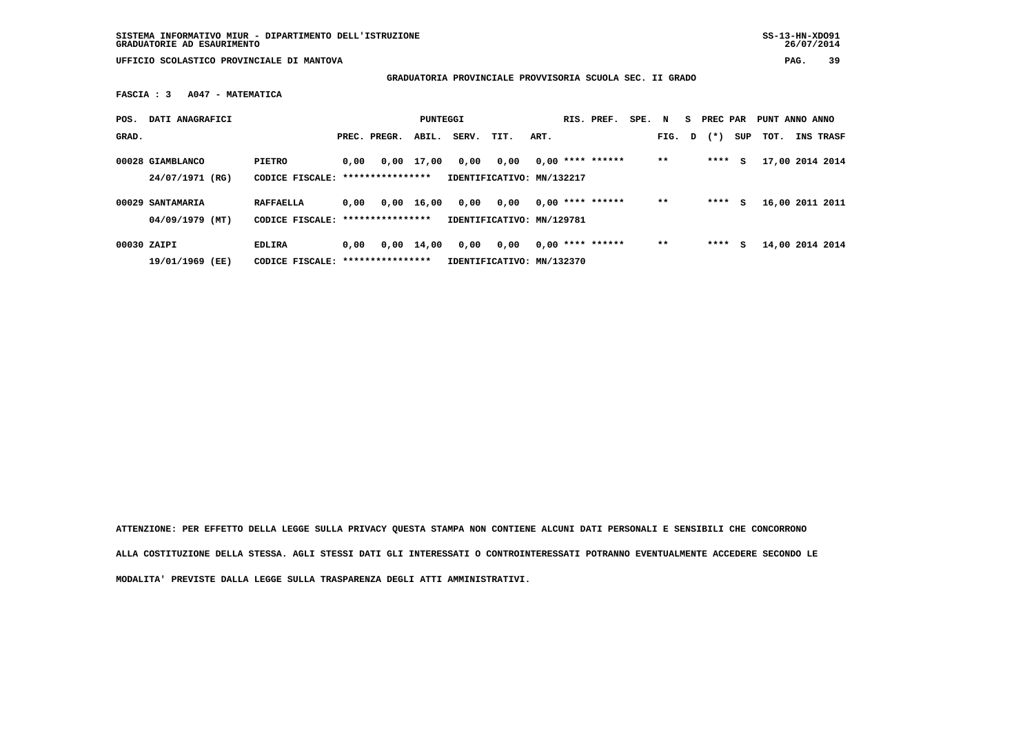SISTEMA INFORMATIVO MIUR - DIPARTIMENTO DELL'ISTRUZIONE
GRADUATORIE AD ESAURIMENTO

UFFICIO SCOLASTICO PROVINCIALE DI MANTOVA

**GRADUATORIA PROVINCIALE PROVVISORIA SCUOLA SEC. II GRADO**

**FASCIA : 3 A047 - MATEMATICA**

| POS. GRAD. | DATI ANAGRAFICI | | PREC. | PREGR. | ABIL. | SERV. | TIT. | ART. | RIS. PREF. | SPE. | N FIG. | S D | PREC PAR (*) | SUP | PUNT TOT. | ANNO INS | ANNO TRASF |
|---|---|---|---|---|---|---|---|---|---|---|---|---|---|---|---|---|---|
| 00028 | GIAMBLANCO | PIETRO | 0,00 | 0,00 | 17,00 | 0,00 | 0,00 | 0,00 | **** ****** | | ** | | **** | S | 17,00 | 2014 | 2014 |
| | 24/07/1971 (RG) | CODICE FISCALE: **************** | IDENTIFICATIVO: MN/132217 | | | | | | | | | | | | | | |
| 00029 | SANTAMARIA | RAFFAELLA | 0,00 | 0,00 | 16,00 | 0,00 | 0,00 | 0,00 | **** ****** | | ** | | **** | S | 16,00 | 2011 | 2011 |
| | 04/09/1979 (MT) | CODICE FISCALE: **************** | IDENTIFICATIVO: MN/129781 | | | | | | | | | | | | | | |
| 00030 | ZAIPI | EDLIRA | 0,00 | 0,00 | 14,00 | 0,00 | 0,00 | 0,00 | **** ****** | | ** | | **** | S | 14,00 | 2014 | 2014 |
| | 19/01/1969 (EE) | CODICE FISCALE: **************** | IDENTIFICATIVO: MN/132370 | | | | | | | | | | | | | | |

ATTENZIONE: PER EFFETTO DELLA LEGGE SULLA PRIVACY QUESTA STAMPA NON CONTIENE ALCUNI DATI PERSONALI E SENSIBILI CHE CONCORRONO ALLA COSTITUZIONE DELLA STESSA. AGLI STESSI DATI GLI INTERESSATI O CONTROINTERESSATI POTRANNO EVENTUALMENTE ACCEDERE SECONDO LE MODALITA' PREVISTE DALLA LEGGE SULLA TRASPARENZA DEGLI ATTI AMMINISTRATIVI.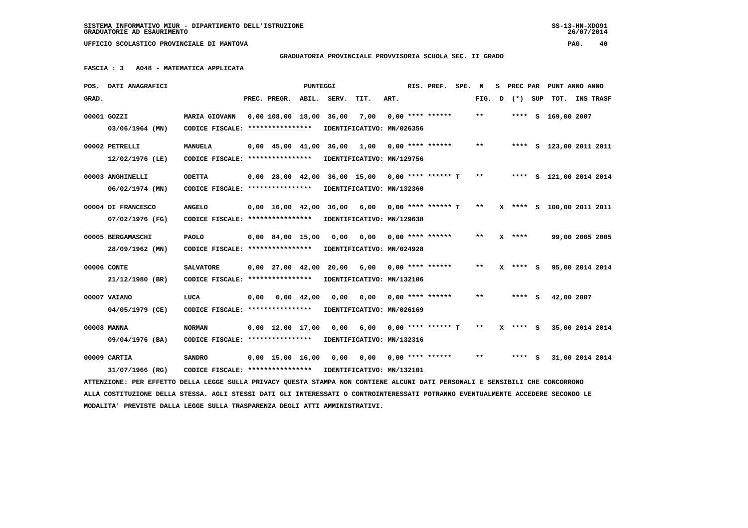SISTEMA INFORMATIVO MIUR - DIPARTIMENTO DELL'ISTRUZIONE
GRADUATORIE AD ESAURIMENTO

UFFICIO SCOLASTICO PROVINCIALE DI MANTOVA

**GRADUATORIA PROVINCIALE PROVVISORIA SCUOLA SEC. II GRADO**

**FASCIA : 3 A048 - MATEMATICA APPLICATA**

| POS. GRAD. | DATI ANAGRAFICI | | PREC. | PREGR. | ABIL. | SERV. | TIT. | ART. | RIS. PREF. | SPE. | N FIG. | S D | PREC PAR (*) | SUP | PUNT TOT. | ANNO INS | ANNO TRASF |
|---|---|---|---|---|---|---|---|---|---|---|---|---|---|---|---|---|---|
| 00001 | GOZZI 03/06/1964 (MN) | MARIA GIOVANN CODICE FISCALE: **************** IDENTIFICATIVO: MN/026356 | 0,00 | 108,00 | 18,00 | 36,00 | 7,00 | 0,00 | **** ****** | | ** | | **** | S | 169,00 | 2007 | |
| 00002 | PETRELLI 12/02/1976 (LE) | MANUELA CODICE FISCALE: **************** IDENTIFICATIVO: MN/129756 | 0,00 | 45,00 | 41,00 | 36,00 | 1,00 | 0,00 | **** ****** | | ** | | **** | S | 123,00 | 2011 | 2011 |
| 00003 | ANGHINELLI 06/02/1974 (MN) | ODETTA CODICE FISCALE: **************** IDENTIFICATIVO: MN/132360 | 0,00 | 28,00 | 42,00 | 36,00 | 15,00 | 0,00 | **** ****** T | | ** | | **** | S | 121,00 | 2014 | 2014 |
| 00004 | DI FRANCESCO 07/02/1976 (FG) | ANGELO CODICE FISCALE: **************** IDENTIFICATIVO: MN/129638 | 0,00 | 16,00 | 42,00 | 36,00 | 6,00 | 0,00 | **** ****** T | | ** | X | **** | S | 100,00 | 2011 | 2011 |
| 00005 | BERGAMASCHI 28/09/1962 (MN) | PAOLO CODICE FISCALE: **************** IDENTIFICATIVO: MN/024928 | 0,00 | 84,00 | 15,00 | 0,00 | 0,00 | 0,00 | **** ****** | | ** | X | **** | | 99,00 | 2005 | 2005 |
| 00006 | CONTE 21/12/1980 (BR) | SALVATORE CODICE FISCALE: **************** IDENTIFICATIVO: MN/132106 | 0,00 | 27,00 | 42,00 | 20,00 | 6,00 | 0,00 | **** ****** | | ** | X | **** | S | 95,00 | 2014 | 2014 |
| 00007 | VAIANO 04/05/1979 (CE) | LUCA CODICE FISCALE: **************** IDENTIFICATIVO: MN/026169 | 0,00 | 0,00 | 42,00 | 0,00 | 0,00 | 0,00 | **** ****** | | ** | | **** | S | 42,00 | 2007 | |
| 00008 | MANNA 09/04/1976 (BA) | NORMAN CODICE FISCALE: **************** IDENTIFICATIVO: MN/132316 | 0,00 | 12,00 | 17,00 | 0,00 | 6,00 | 0,00 | **** ****** T | | ** | X | **** | S | 35,00 | 2014 | 2014 |
| 00009 | CARTIA 31/07/1966 (RG) | SANDRO CODICE FISCALE: **************** IDENTIFICATIVO: MN/132101 | 0,00 | 15,00 | 16,00 | 0,00 | 0,00 | 0,00 | **** ****** | | ** | | **** | S | 31,00 | 2014 | 2014 |

ATTENZIONE: PER EFFETTO DELLA LEGGE SULLA PRIVACY QUESTA STAMPA NON CONTIENE ALCUNI DATI PERSONALI E SENSIBILI CHE CONCORRONO ALLA COSTITUZIONE DELLA STESSA. AGLI STESSI DATI GLI INTERESSATI O CONTROINTERESSATI POTRANNO EVENTUALMENTE ACCEDERE SECONDO LE MODALITA' PREVISTE DALLA LEGGE SULLA TRASPARENZA DEGLI ATTI AMMINISTRATIVI.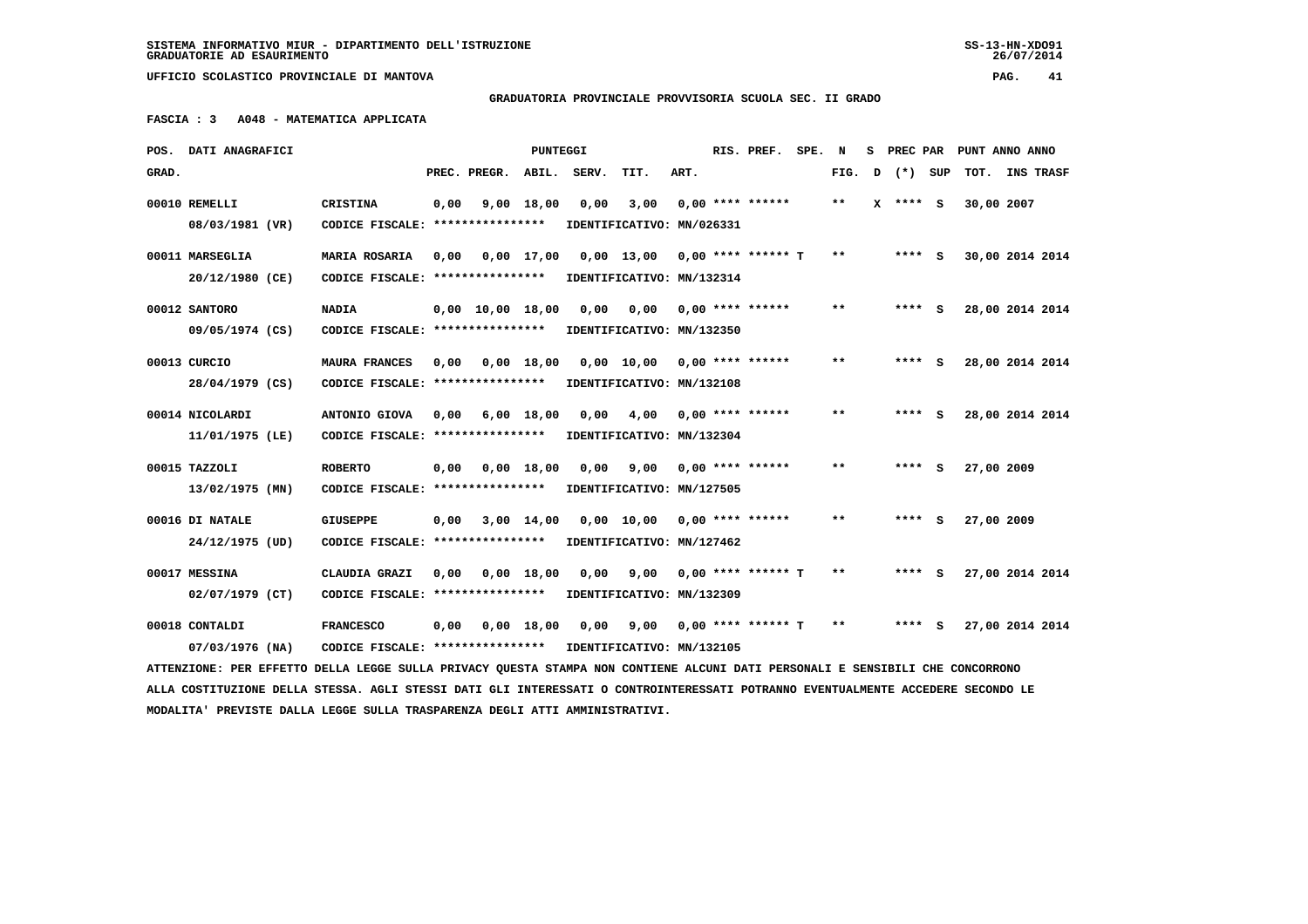SISTEMA INFORMATIVO MIUR - DIPARTIMENTO DELL'ISTRUZIONE
GRADUATORIE AD ESAURIMENTO

UFFICIO SCOLASTICO PROVINCIALE DI MANTOVA

**GRADUATORIA PROVINCIALE PROVVISORIA SCUOLA SEC. II GRADO**

**FASCIA : 3 A048 - MATEMATICA APPLICATA**

| POS. GRAD. | DATI ANAGRAFICI | | PREC. | PREGR. | ABIL. | SERV. | TIT. | ART. | RIS. PREF. | SPE. | N FIG. | S D | PREC PAR (*) | SUP | PUNT ANNO TOT. | ANNO INS TRASF |
|---|---|---|---|---|---|---|---|---|---|---|---|---|---|---|---|---|
| 00010 | REMELLI 08/03/1981 (VR) | CRISTINA CODICE FISCALE: **************** IDENTIFICATIVO: MN/026331 | 0,00 | 9,00 | 18,00 | 0,00 | 3,00 | 0,00 | **** ****** | | ** | X | **** | S | 30,00 | 2007 |
| 00011 | MARSEGLIA 20/12/1980 (CE) | MARIA ROSARIA CODICE FISCALE: **************** IDENTIFICATIVO: MN/132314 | 0,00 | 0,00 | 17,00 | 0,00 | 13,00 | 0,00 | **** ****** T | | ** | | **** | S | 30,00 | 2014 2014 |
| 00012 | SANTORO 09/05/1974 (CS) | NADIA CODICE FISCALE: **************** IDENTIFICATIVO: MN/132350 | 0,00 | 10,00 | 18,00 | 0,00 | 0,00 | 0,00 | **** ****** | | ** | | **** | S | 28,00 | 2014 2014 |
| 00013 | CURCIO 28/04/1979 (CS) | MAURA FRANCES CODICE FISCALE: **************** IDENTIFICATIVO: MN/132108 | 0,00 | 0,00 | 18,00 | 0,00 | 10,00 | 0,00 | **** ****** | | ** | | **** | S | 28,00 | 2014 2014 |
| 00014 | NICOLARDI 11/01/1975 (LE) | ANTONIO GIOVA CODICE FISCALE: **************** IDENTIFICATIVO: MN/132304 | 0,00 | 6,00 | 18,00 | 0,00 | 4,00 | 0,00 | **** ****** | | ** | | **** | S | 28,00 | 2014 2014 |
| 00015 | TAZZOLI 13/02/1975 (MN) | ROBERTO CODICE FISCALE: **************** IDENTIFICATIVO: MN/127505 | 0,00 | 0,00 | 18,00 | 0,00 | 9,00 | 0,00 | **** ****** | | ** | | **** | S | 27,00 | 2009 |
| 00016 | DI NATALE 24/12/1975 (UD) | GIUSEPPE CODICE FISCALE: **************** IDENTIFICATIVO: MN/127462 | 0,00 | 3,00 | 14,00 | 0,00 | 10,00 | 0,00 | **** ****** | | ** | | **** | S | 27,00 | 2009 |
| 00017 | MESSINA 02/07/1979 (CT) | CLAUDIA GRAZI CODICE FISCALE: **************** IDENTIFICATIVO: MN/132309 | 0,00 | 0,00 | 18,00 | 0,00 | 9,00 | 0,00 | **** ****** T | | ** | | **** | S | 27,00 | 2014 2014 |
| 00018 | CONTALDI 07/03/1976 (NA) | FRANCESCO CODICE FISCALE: **************** IDENTIFICATIVO: MN/132105 | 0,00 | 0,00 | 18,00 | 0,00 | 9,00 | 0,00 | **** ****** T | | ** | | **** | S | 27,00 | 2014 2014 |

ATTENZIONE: PER EFFETTO DELLA LEGGE SULLA PRIVACY QUESTA STAMPA NON CONTIENE ALCUNI DATI PERSONALI E SENSIBILI CHE CONCORRONO ALLA COSTITUZIONE DELLA STESSA. AGLI STESSI DATI GLI INTERESSATI O CONTROINTERESSATI POTRANNO EVENTUALMENTE ACCEDERE SECONDO LE MODALITA' PREVISTE DALLA LEGGE SULLA TRASPARENZA DEGLI ATTI AMMINISTRATIVI.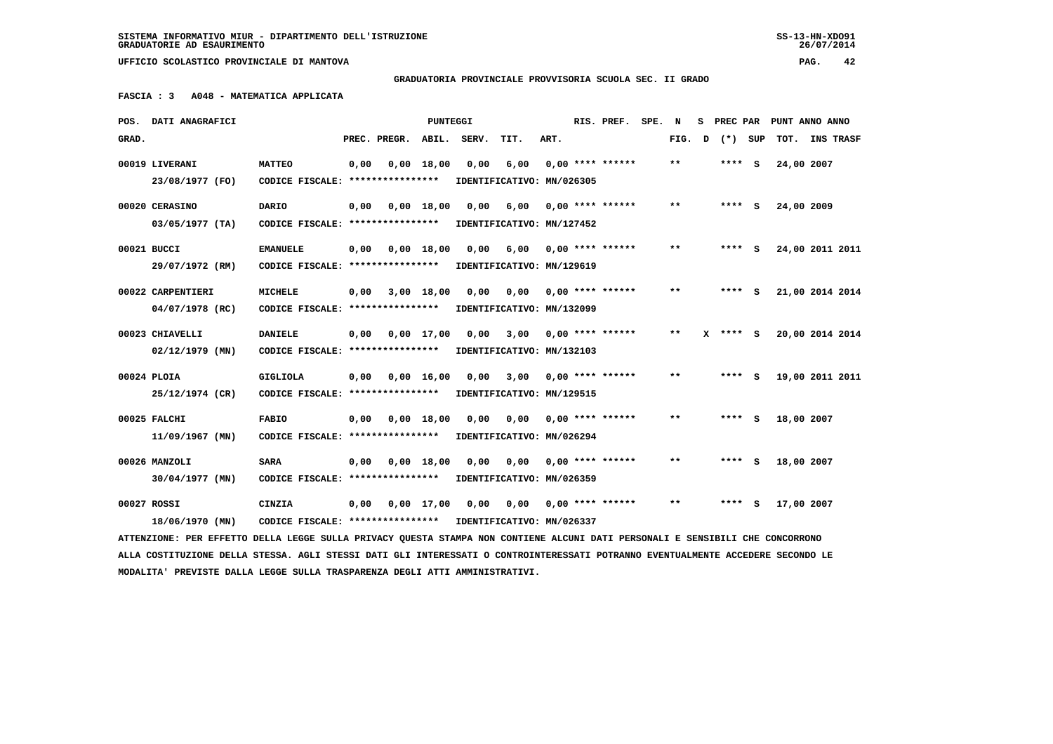SISTEMA INFORMATIVO MIUR - DIPARTIMENTO DELL'ISTRUZIONE
GRADUATORIE AD ESAURIMENTO

UFFICIO SCOLASTICO PROVINCIALE DI MANTOVA

**GRADUATORIA PROVINCIALE PROVVISORIA SCUOLA SEC. II GRADO**

**FASCIA : 3 A048 - MATEMATICA APPLICATA**

| POS. GRAD. | DATI ANAGRAFICI | | PREC. | PREGR. | ABIL. | SERV. | TIT. | ART. | RIS. PREF. | SPE. N FIG. | S D | PREC PAR (*) | SUP | PUNT ANNO ANNO TOT. | INS TRASF |
|---|---|---|---|---|---|---|---|---|---|---|---|---|---|---|---|
| 00019 | LIVERANI 23/08/1977 (FO) | MATTEO CODICE FISCALE: **************** | 0,00 | 0,00 | 18,00 | 0,00 | 6,00 | 0,00 | **** ****** | ** | | **** | S | 24,00 | 2007 |
| | | IDENTIFICATIVO: MN/026305 | | | | | | | | | | | | | |
| 00020 | CERASINO 03/05/1977 (TA) | DARIO CODICE FISCALE: **************** | 0,00 | 0,00 | 18,00 | 0,00 | 6,00 | 0,00 | **** ****** | ** | | **** | S | 24,00 | 2009 |
| | | IDENTIFICATIVO: MN/127452 | | | | | | | | | | | | | |
| 00021 | BUCCI 29/07/1972 (RM) | EMANUELE CODICE FISCALE: **************** | 0,00 | 0,00 | 18,00 | 0,00 | 6,00 | 0,00 | **** ****** | ** | | **** | S | 24,00 | 2011 2011 |
| | | IDENTIFICATIVO: MN/129619 | | | | | | | | | | | | | |
| 00022 | CARPENTIERI 04/07/1978 (RC) | MICHELE CODICE FISCALE: **************** | 0,00 | 3,00 | 18,00 | 0,00 | 0,00 | 0,00 | **** ****** | ** | | **** | S | 21,00 | 2014 2014 |
| | | IDENTIFICATIVO: MN/132099 | | | | | | | | | | | | | |
| 00023 | CHIAVELLI 02/12/1979 (MN) | DANIELE CODICE FISCALE: **************** | 0,00 | 0,00 | 17,00 | 0,00 | 3,00 | 0,00 | **** ****** | ** | X | **** | S | 20,00 | 2014 2014 |
| | | IDENTIFICATIVO: MN/132103 | | | | | | | | | | | | | |
| 00024 | PLOIA 25/12/1974 (CR) | GIGLIOLA CODICE FISCALE: **************** | 0,00 | 0,00 | 16,00 | 0,00 | 3,00 | 0,00 | **** ****** | ** | | **** | S | 19,00 | 2011 2011 |
| | | IDENTIFICATIVO: MN/129515 | | | | | | | | | | | | | |
| 00025 | FALCHI 11/09/1967 (MN) | FABIO CODICE FISCALE: **************** | 0,00 | 0,00 | 18,00 | 0,00 | 0,00 | 0,00 | **** ****** | ** | | **** | S | 18,00 | 2007 |
| | | IDENTIFICATIVO: MN/026294 | | | | | | | | | | | | | |
| 00026 | MANZOLI 30/04/1977 (MN) | SARA CODICE FISCALE: **************** | 0,00 | 0,00 | 18,00 | 0,00 | 0,00 | 0,00 | **** ****** | ** | | **** | S | 18,00 | 2007 |
| | | IDENTIFICATIVO: MN/026359 | | | | | | | | | | | | | |
| 00027 | ROSSI 18/06/1970 (MN) | CINZIA CODICE FISCALE: **************** | 0,00 | 0,00 | 17,00 | 0,00 | 0,00 | 0,00 | **** ****** | ** | | **** | S | 17,00 | 2007 |
| | | IDENTIFICATIVO: MN/026337 | | | | | | | | | | | | | |

ATTENZIONE: PER EFFETTO DELLA LEGGE SULLA PRIVACY QUESTA STAMPA NON CONTIENE ALCUNI DATI PERSONALI E SENSIBILI CHE CONCORRONO ALLA COSTITUZIONE DELLA STESSA. AGLI STESSI DATI GLI INTERESSATI O CONTROINTERESSATI POTRANNO EVENTUALMENTE ACCEDERE SECONDO LE MODALITA' PREVISTE DALLA LEGGE SULLA TRASPARENZA DEGLI ATTI AMMINISTRATIVI.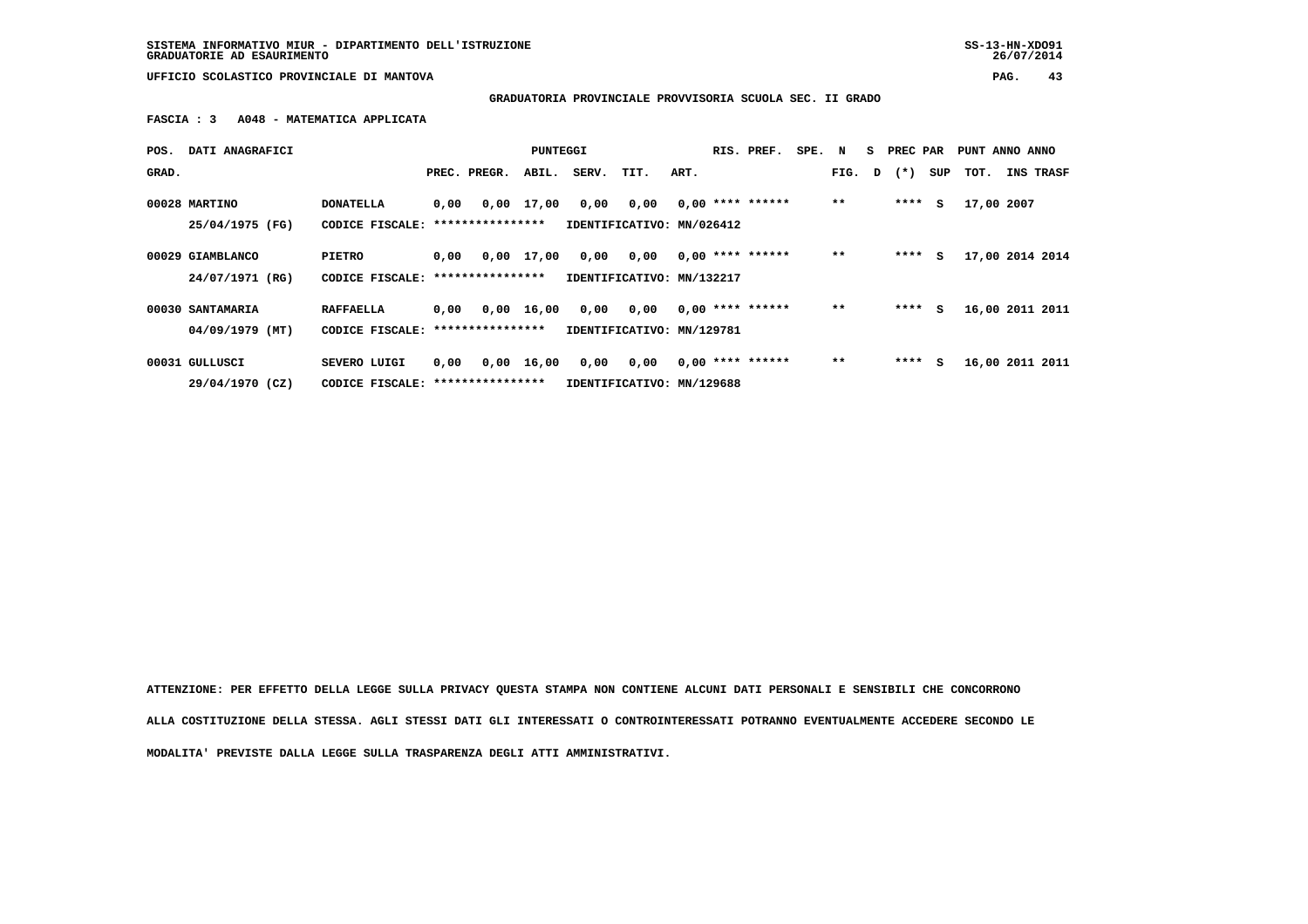**GRADUATORIA PROVINCIALE PROVVISORIA SCUOLA SEC. II GRADO**

**FASCIA : 3 A048 - MATEMATICA APPLICATA**

| POS. GRAD. | DATI ANAGRAFICI | | PREC. | PREGR. | ABIL. | SERV. | TIT. | ART. | RIS. PREF. | SPE. | N FIG. | S D | PREC PAR (*) | SUP | PUNT TOT. | ANNO INS | ANNO TRASF |
|---|---|---|---|---|---|---|---|---|---|---|---|---|---|---|---|---|---|
| 00028 | MARTINO | DONATELLA | 0,00 | 0,00 | 17,00 | 0,00 | 0,00 | 0,00 | **** ****** | | ** | | **** | S | 17,00 | 2007 | |
| | 25/04/1975 (FG) | CODICE FISCALE: **************** | IDENTIFICATIVO: MN/026412 | | | | | | | | | | | | | | |
| 00029 | GIAMBLANCO | PIETRO | 0,00 | 0,00 | 17,00 | 0,00 | 0,00 | 0,00 | **** ****** | | ** | | **** | S | 17,00 | 2014 | 2014 |
| | 24/07/1971 (RG) | CODICE FISCALE: **************** | IDENTIFICATIVO: MN/132217 | | | | | | | | | | | | | | |
| 00030 | SANTAMARIA | RAFFAELLA | 0,00 | 0,00 | 16,00 | 0,00 | 0,00 | 0,00 | **** ****** | | ** | | **** | S | 16,00 | 2011 | 2011 |
| | 04/09/1979 (MT) | CODICE FISCALE: **************** | IDENTIFICATIVO: MN/129781 | | | | | | | | | | | | | | |
| 00031 | GULLUSCI | SEVERO LUIGI | 0,00 | 0,00 | 16,00 | 0,00 | 0,00 | 0,00 | **** ****** | | ** | | **** | S | 16,00 | 2011 | 2011 |
| | 29/04/1970 (CZ) | CODICE FISCALE: **************** | IDENTIFICATIVO: MN/129688 | | | | | | | | | | | | | | |

ATTENZIONE: PER EFFETTO DELLA LEGGE SULLA PRIVACY QUESTA STAMPA NON CONTIENE ALCUNI DATI PERSONALI E SENSIBILI CHE CONCORRONO ALLA COSTITUZIONE DELLA STESSA. AGLI STESSI DATI GLI INTERESSATI O CONTROINTERESSATI POTRANNO EVENTUALMENTE ACCEDERE SECONDO LE MODALITA' PREVISTE DALLA LEGGE SULLA TRASPARENZA DEGLI ATTI AMMINISTRATIVI.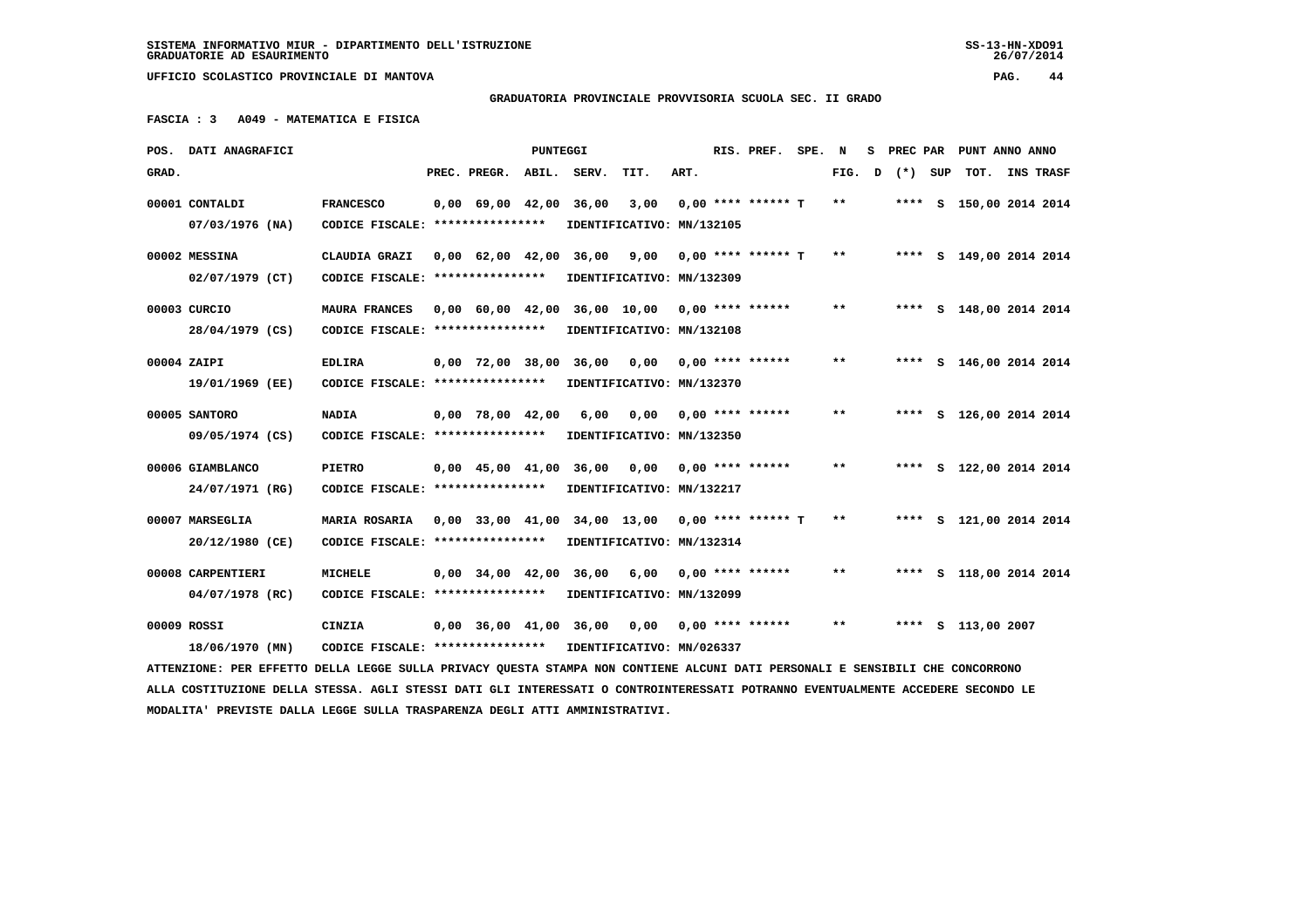SISTEMA INFORMATIVO MIUR - DIPARTIMENTO DELL'ISTRUZIONE
GRADUATORIE AD ESAURIMENTO

UFFICIO SCOLASTICO PROVINCIALE DI MANTOVA

**GRADUATORIA PROVINCIALE PROVVISORIA SCUOLA SEC. II GRADO**

**FASCIA : 3 A049 - MATEMATICA E FISICA**

| POS. GRAD. | DATI ANAGRAFICI | | PREC. | PREGR. | ABIL. | SERV. | TIT. | ART. | RIS. PREF. | SPE. | N FIG. | S D | PREC PAR (*) | SUP | PUNT TOT. | ANNO INS | ANNO TRASF |
|---|---|---|---|---|---|---|---|---|---|---|---|---|---|---|---|---|---|
| 00001 | CONTALDI 07/03/1976 (NA) | FRANCESCO CODICE FISCALE: **************** IDENTIFICATIVO: MN/132105 | 0,00 | 69,00 | 42,00 | 36,00 | 3,00 | 0,00 | **** ****** | T | ** | | **** | S | 150,00 | 2014 | 2014 |
| 00002 | MESSINA 02/07/1979 (CT) | CLAUDIA GRAZI CODICE FISCALE: **************** IDENTIFICATIVO: MN/132309 | 0,00 | 62,00 | 42,00 | 36,00 | 9,00 | 0,00 | **** ****** | T | ** | | **** | S | 149,00 | 2014 | 2014 |
| 00003 | CURCIO 28/04/1979 (CS) | MAURA FRANCES CODICE FISCALE: **************** IDENTIFICATIVO: MN/132108 | 0,00 | 60,00 | 42,00 | 36,00 | 10,00 | 0,00 | **** ****** | | ** | | **** | S | 148,00 | 2014 | 2014 |
| 00004 | ZAIPI 19/01/1969 (EE) | EDLIRA CODICE FISCALE: **************** IDENTIFICATIVO: MN/132370 | 0,00 | 72,00 | 38,00 | 36,00 | 0,00 | 0,00 | **** ****** | | ** | | **** | S | 146,00 | 2014 | 2014 |
| 00005 | SANTORO 09/05/1974 (CS) | NADIA CODICE FISCALE: **************** IDENTIFICATIVO: MN/132350 | 0,00 | 78,00 | 42,00 | 6,00 | 0,00 | 0,00 | **** ****** | | ** | | **** | S | 126,00 | 2014 | 2014 |
| 00006 | GIAMBLANCO 24/07/1971 (RG) | PIETRO CODICE FISCALE: **************** IDENTIFICATIVO: MN/132217 | 0,00 | 45,00 | 41,00 | 36,00 | 0,00 | 0,00 | **** ****** | | ** | | **** | S | 122,00 | 2014 | 2014 |
| 00007 | MARSEGLIA 20/12/1980 (CE) | MARIA ROSARIA CODICE FISCALE: **************** IDENTIFICATIVO: MN/132314 | 0,00 | 33,00 | 41,00 | 34,00 | 13,00 | 0,00 | **** ****** | T | ** | | **** | S | 121,00 | 2014 | 2014 |
| 00008 | CARPENTIERI 04/07/1978 (RC) | MICHELE CODICE FISCALE: **************** IDENTIFICATIVO: MN/132099 | 0,00 | 34,00 | 42,00 | 36,00 | 6,00 | 0,00 | **** ****** | | ** | | **** | S | 118,00 | 2014 | 2014 |
| 00009 | ROSSI 18/06/1970 (MN) | CINZIA CODICE FISCALE: **************** IDENTIFICATIVO: MN/026337 | 0,00 | 36,00 | 41,00 | 36,00 | 0,00 | 0,00 | **** ****** | | ** | | **** | S | 113,00 | 2007 | |

ATTENZIONE: PER EFFETTO DELLA LEGGE SULLA PRIVACY QUESTA STAMPA NON CONTIENE ALCUNI DATI PERSONALI E SENSIBILI CHE CONCORRONO ALLA COSTITUZIONE DELLA STESSA. AGLI STESSI DATI GLI INTERESSATI O CONTROINTERESSATI POTRANNO EVENTUALMENTE ACCEDERE SECONDO LE MODALITA' PREVISTE DALLA LEGGE SULLA TRASPARENZA DEGLI ATTI AMMINISTRATIVI.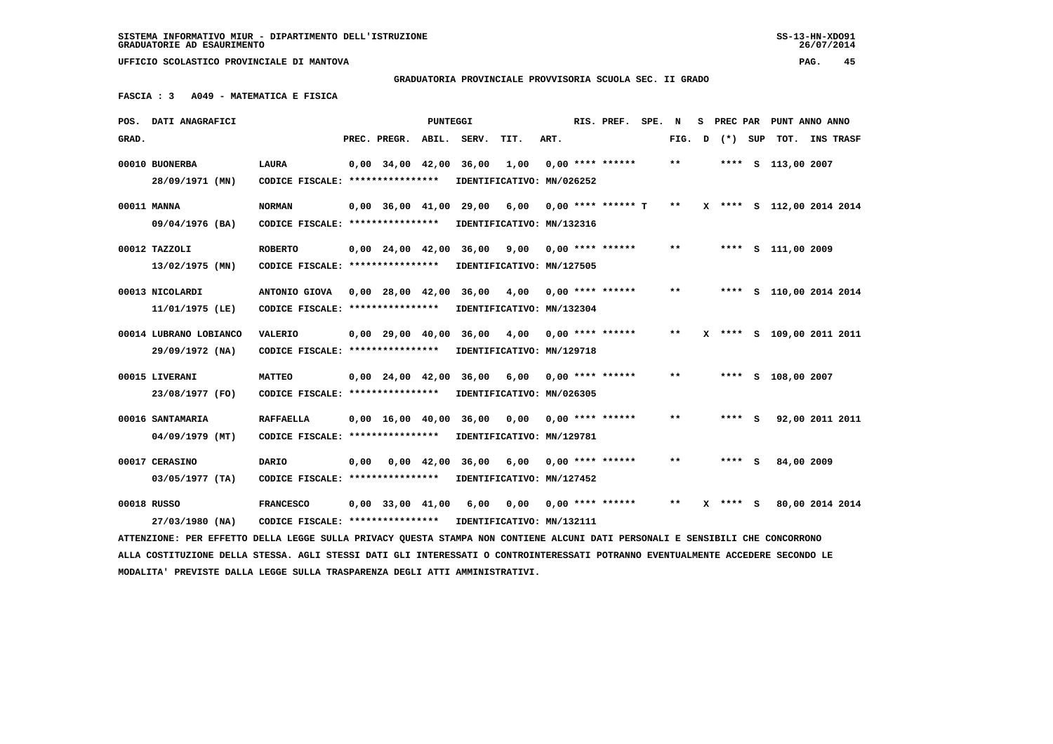SISTEMA INFORMATIVO MIUR - DIPARTIMENTO DELL'ISTRUZIONE
GRADUATORIE AD ESAURIMENTO

UFFICIO SCOLASTICO PROVINCIALE DI MANTOVA

GRADUATORIA PROVINCIALE PROVVISORIA SCUOLA SEC. II GRADO

FASCIA : 3   A049 - MATEMATICA E FISICA

| POS. GRAD. | DATI ANAGRAFICI | | PREC. | PREGR. | ABIL. | SERV. | TIT. | ART. | RIS. PREF. | SPE. | N FIG. | S D | PREC PAR (*) | SUP | PUNT ANNO ANNO TOT. | INS TRASF |
|---|---|---|---|---|---|---|---|---|---|---|---|---|---|---|---|---|
| 00010 | BUONERBA 28/09/1971 (MN) | LAURA CODICE FISCALE: **************** IDENTIFICATIVO: MN/026252 | 0,00 | 34,00 | 42,00 | 36,00 | 1,00 | 0,00 | **** ****** | | ** | | **** | S | 113,00 | 2007 |
| 00011 | MANNA 09/04/1976 (BA) | NORMAN CODICE FISCALE: **************** IDENTIFICATIVO: MN/132316 | 0,00 | 36,00 | 41,00 | 29,00 | 6,00 | 0,00 | **** ****** | T | ** | X | **** | S | 112,00 | 2014 2014 |
| 00012 | TAZZOLI 13/02/1975 (MN) | ROBERTO CODICE FISCALE: **************** IDENTIFICATIVO: MN/127505 | 0,00 | 24,00 | 42,00 | 36,00 | 9,00 | 0,00 | **** ****** | | ** | | **** | S | 111,00 | 2009 |
| 00013 | NICOLARDI 11/01/1975 (LE) | ANTONIO GIOVA CODICE FISCALE: **************** IDENTIFICATIVO: MN/132304 | 0,00 | 28,00 | 42,00 | 36,00 | 4,00 | 0,00 | **** ****** | | ** | | **** | S | 110,00 | 2014 2014 |
| 00014 | LUBRANO LOBIANCO 29/09/1972 (NA) | VALERIO CODICE FISCALE: **************** IDENTIFICATIVO: MN/129718 | 0,00 | 29,00 | 40,00 | 36,00 | 4,00 | 0,00 | **** ****** | | ** | X | **** | S | 109,00 | 2011 2011 |
| 00015 | LIVERANI 23/08/1977 (FO) | MATTEO CODICE FISCALE: **************** IDENTIFICATIVO: MN/026305 | 0,00 | 24,00 | 42,00 | 36,00 | 6,00 | 0,00 | **** ****** | | ** | | **** | S | 108,00 | 2007 |
| 00016 | SANTAMARIA 04/09/1979 (MT) | RAFFAELLA CODICE FISCALE: **************** IDENTIFICATIVO: MN/129781 | 0,00 | 16,00 | 40,00 | 36,00 | 0,00 | 0,00 | **** ****** | | ** | | **** | S | 92,00 | 2011 2011 |
| 00017 | CERASINO 03/05/1977 (TA) | DARIO CODICE FISCALE: **************** IDENTIFICATIVO: MN/127452 | 0,00 | 0,00 | 42,00 | 36,00 | 6,00 | 0,00 | **** ****** | | ** | | **** | S | 84,00 | 2009 |
| 00018 | RUSSO 27/03/1980 (NA) | FRANCESCO CODICE FISCALE: **************** IDENTIFICATIVO: MN/132111 | 0,00 | 33,00 | 41,00 | 6,00 | 0,00 | 0,00 | **** ****** | | ** | X | **** | S | 80,00 | 2014 2014 |

ATTENZIONE: PER EFFETTO DELLA LEGGE SULLA PRIVACY QUESTA STAMPA NON CONTIENE ALCUNI DATI PERSONALI E SENSIBILI CHE CONCORRONO ALLA COSTITUZIONE DELLA STESSA. AGLI STESSI DATI GLI INTERESSATI O CONTROINTERESSATI POTRANNO EVENTUALMENTE ACCEDERE SECONDO LE MODALITA' PREVISTE DALLA LEGGE SULLA TRASPARENZA DEGLI ATTI AMMINISTRATIVI.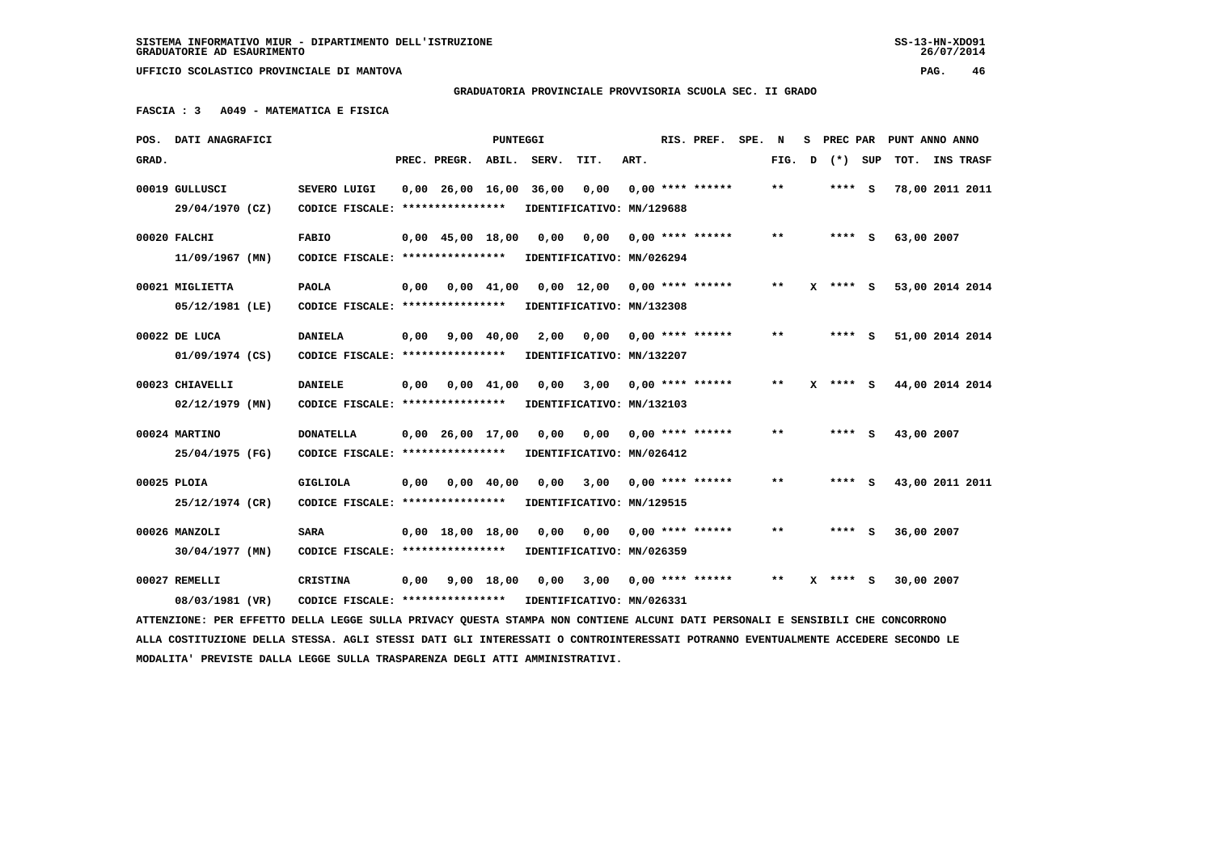SISTEMA INFORMATIVO MIUR - DIPARTIMENTO DELL'ISTRUZIONE
GRADUATORIE AD ESAURIMENTO

UFFICIO SCOLASTICO PROVINCIALE DI MANTOVA

GRADUATORIA PROVINCIALE PROVVISORIA SCUOLA SEC. II GRADO

FASCIA : 3 A049 - MATEMATICA E FISICA

| POS. GRAD. | DATI ANAGRAFICI | | PREC. | PREGR. | ABIL. | SERV. | TIT. | ART. | RIS. PREF. | SPE. | N FIG. | S D | PREC PAR (*) | SUP | PUNT ANNO ANNO TOT. | INS | TRASF |
|---|---|---|---|---|---|---|---|---|---|---|---|---|---|---|---|---|---|
| 00019 | GULLUSCI 29/04/1970 (CZ) | SEVERO LUIGI CODICE FISCALE: **************** | 0,00 | 26,00 | 16,00 | 36,00 | 0,00 | 0,00 | **** ****** IDENTIFICATIVO: MN/129688 | | ** | | **** | S | 78,00 | 2011 | 2011 |
| 00020 | FALCHI 11/09/1967 (MN) | FABIO CODICE FISCALE: **************** | 0,00 | 45,00 | 18,00 | 0,00 | 0,00 | 0,00 | **** ****** IDENTIFICATIVO: MN/026294 | | ** | | **** | S | 63,00 | 2007 | |
| 00021 | MIGLIETTA 05/12/1981 (LE) | PAOLA CODICE FISCALE: **************** | 0,00 | 0,00 | 41,00 | 0,00 | 12,00 | 0,00 | **** ****** IDENTIFICATIVO: MN/132308 | | ** | X | **** | S | 53,00 | 2014 | 2014 |
| 00022 | DE LUCA 01/09/1974 (CS) | DANIELA CODICE FISCALE: **************** | 0,00 | 9,00 | 40,00 | 2,00 | 0,00 | 0,00 | **** ****** IDENTIFICATIVO: MN/132207 | | ** | | **** | S | 51,00 | 2014 | 2014 |
| 00023 | CHIAVELLI 02/12/1979 (MN) | DANIELE CODICE FISCALE: **************** | 0,00 | 0,00 | 41,00 | 0,00 | 3,00 | 0,00 | **** ****** IDENTIFICATIVO: MN/132103 | | ** | X | **** | S | 44,00 | 2014 | 2014 |
| 00024 | MARTINO 25/04/1975 (FG) | DONATELLA CODICE FISCALE: **************** | 0,00 | 26,00 | 17,00 | 0,00 | 0,00 | 0,00 | **** ****** IDENTIFICATIVO: MN/026412 | | ** | | **** | S | 43,00 | 2007 | |
| 00025 | PLOIA 25/12/1974 (CR) | GIGLIOLA CODICE FISCALE: **************** | 0,00 | 0,00 | 40,00 | 0,00 | 3,00 | 0,00 | **** ****** IDENTIFICATIVO: MN/129515 | | ** | | **** | S | 43,00 | 2011 | 2011 |
| 00026 | MANZOLI 30/04/1977 (MN) | SARA CODICE FISCALE: **************** | 0,00 | 18,00 | 18,00 | 0,00 | 0,00 | 0,00 | **** ****** IDENTIFICATIVO: MN/026359 | | ** | | **** | S | 36,00 | 2007 | |
| 00027 | REMELLI 08/03/1981 (VR) | CRISTINA CODICE FISCALE: **************** | 0,00 | 9,00 | 18,00 | 0,00 | 3,00 | 0,00 | **** ****** IDENTIFICATIVO: MN/026331 | | ** | X | **** | S | 30,00 | 2007 | |

ATTENZIONE: PER EFFETTO DELLA LEGGE SULLA PRIVACY QUESTA STAMPA NON CONTIENE ALCUNI DATI PERSONALI E SENSIBILI CHE CONCORRONO ALLA COSTITUZIONE DELLA STESSA. AGLI STESSI DATI GLI INTERESSATI O CONTROINTERESSATI POTRANNO EVENTUALMENTE ACCEDERE SECONDO LE MODALITA' PREVISTE DALLA LEGGE SULLA TRASPARENZA DEGLI ATTI AMMINISTRATIVI.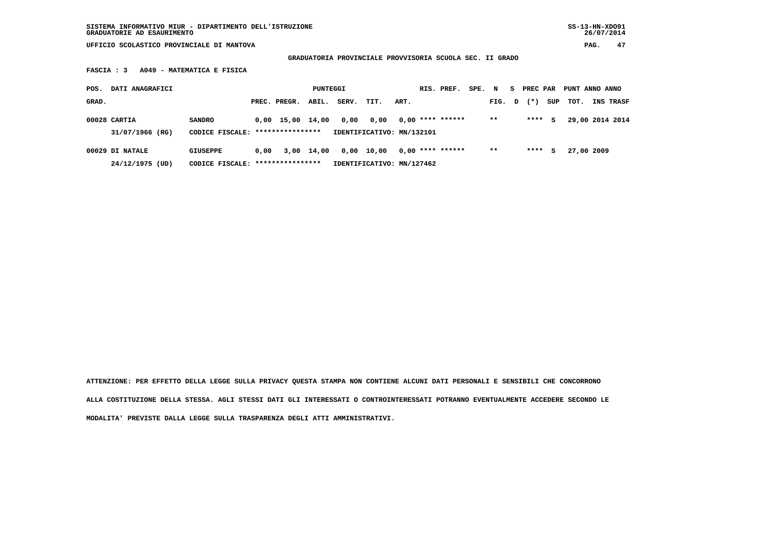SISTEMA INFORMATIVO MIUR - DIPARTIMENTO DELL'ISTRUZIONE
GRADUATORIE AD ESAURIMENTO

UFFICIO SCOLASTICO PROVINCIALE DI MANTOVA

GRADUATORIA PROVINCIALE PROVVISORIA SCUOLA SEC. II GRADO

FASCIA : 3 A049 - MATEMATICA E FISICA

| POS. GRAD. | DATI ANAGRAFICI | | PREC. | PREGR. | ABIL. | SERV. | TIT. | ART. | RIS. | PREF. | SPE. | N FIG. | S D | PREC PAR (*) | SUP | PUNT TOT. | ANNO INS | ANNO TRASF |
|---|---|---|---|---|---|---|---|---|---|---|---|---|---|---|---|---|---|---|
| 00028 | CARTIA | SANDRO | 0,00 | 15,00 | 14,00 | 0,00 | 0,00 | 0,00 | **** | ****** | | ** | | **** | S | 29,00 | 2014 | 2014 |
| | 31/07/1966 (RG) | CODICE FISCALE: **************** | | | | IDENTIFICATIVO: MN/132101 | | | | | | | | | | | | |
| 00029 | DI NATALE | GIUSEPPE | 0,00 | 3,00 | 14,00 | 0,00 | 10,00 | 0,00 | **** | ****** | | ** | | **** | S | 27,00 | 2009 | |
| | 24/12/1975 (UD) | CODICE FISCALE: **************** | | | | IDENTIFICATIVO: MN/127462 | | | | | | | | | | | | |

ATTENZIONE: PER EFFETTO DELLA LEGGE SULLA PRIVACY QUESTA STAMPA NON CONTIENE ALCUNI DATI PERSONALI E SENSIBILI CHE CONCORRONO ALLA COSTITUZIONE DELLA STESSA. AGLI STESSI DATI GLI INTERESSATI O CONTROINTERESSATI POTRANNO EVENTUALMENTE ACCEDERE SECONDO LE MODALITA' PREVISTE DALLA LEGGE SULLA TRASPARENZA DEGLI ATTI AMMINISTRATIVI.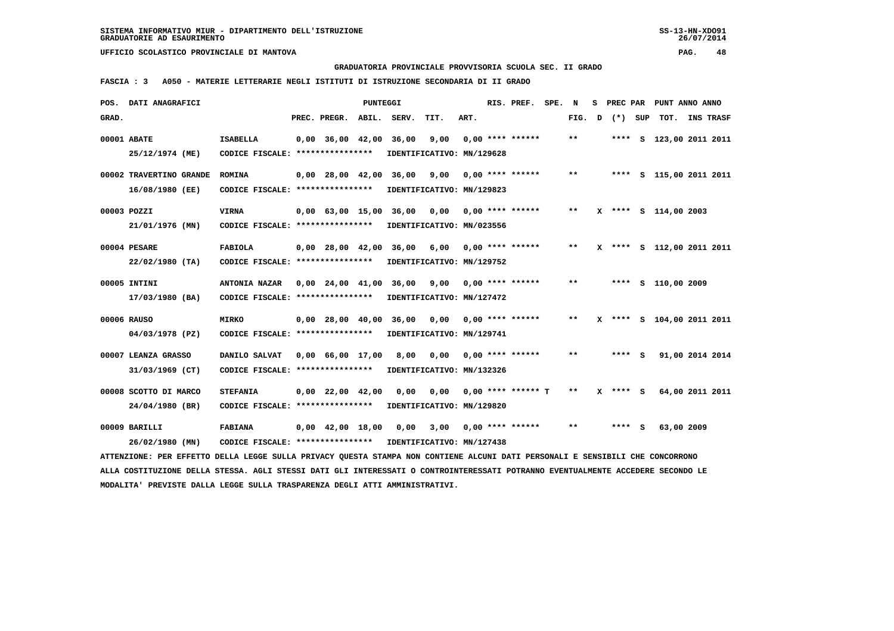**SISTEMA INFORMATIVO MIUR - DIPARTIMENTO DELL'ISTRUZIONE**
**GRADUATORIE AD ESAURIMENTO**

**UFFICIO SCOLASTICO PROVINCIALE DI MANTOVA**

**GRADUATORIA PROVINCIALE PROVVISORIA SCUOLA SEC. II GRADO**

**FASCIA : 3 A050 - MATERIE LETTERARIE NEGLI ISTITUTI DI ISTRUZIONE SECONDARIA DI II GRADO**

| POS. GRAD. | DATI ANAGRAFICI | | PREC. | PREGR. | ABIL. | SERV. | TIT. | ART. | RIS. PREF. | SPE. | N FIG. | S D | PREC PAR (*) | SUP | PUNT TOT. | ANNO INS | ANNO TRASF |
|---|---|---|---|---|---|---|---|---|---|---|---|---|---|---|---|---|---|
| 00001 | ABATE 25/12/1974 (ME) | ISABELLA CODICE FISCALE: **************** IDENTIFICATIVO: MN/129628 | 0,00 | 36,00 | 42,00 | 36,00 | 9,00 | 0,00 | **** ****** | | ** | | **** | S | 123,00 | 2011 | 2011 |
| 00002 | TRAVERTINO GRANDE 16/08/1980 (EE) | ROMINA CODICE FISCALE: **************** IDENTIFICATIVO: MN/129823 | 0,00 | 28,00 | 42,00 | 36,00 | 9,00 | 0,00 | **** ****** | | ** | | **** | S | 115,00 | 2011 | 2011 |
| 00003 | POZZI 21/01/1976 (MN) | VIRNA CODICE FISCALE: **************** IDENTIFICATIVO: MN/023556 | 0,00 | 63,00 | 15,00 | 36,00 | 0,00 | 0,00 | **** ****** | | ** | X | **** | S | 114,00 | 2003 | |
| 00004 | PESARE 22/02/1980 (TA) | FABIOLA CODICE FISCALE: **************** IDENTIFICATIVO: MN/129752 | 0,00 | 28,00 | 42,00 | 36,00 | 6,00 | 0,00 | **** ****** | | ** | X | **** | S | 112,00 | 2011 | 2011 |
| 00005 | INTINI 17/03/1980 (BA) | ANTONIA NAZAR CODICE FISCALE: **************** IDENTIFICATIVO: MN/127472 | 0,00 | 24,00 | 41,00 | 36,00 | 9,00 | 0,00 | **** ****** | | ** | | **** | S | 110,00 | 2009 | |
| 00006 | RAUSO 04/03/1978 (PZ) | MIRKO CODICE FISCALE: **************** IDENTIFICATIVO: MN/129741 | 0,00 | 28,00 | 40,00 | 36,00 | 0,00 | 0,00 | **** ****** | | ** | X | **** | S | 104,00 | 2011 | 2011 |
| 00007 | LEANZA GRASSO 31/03/1969 (CT) | DANILO SALVAT CODICE FISCALE: **************** IDENTIFICATIVO: MN/132326 | 0,00 | 66,00 | 17,00 | 8,00 | 0,00 | 0,00 | **** ****** | | ** | | **** | S | 91,00 | 2014 | 2014 |
| 00008 | SCOTTO DI MARCO 24/04/1980 (BR) | STEFANIA CODICE FISCALE: **************** IDENTIFICATIVO: MN/129820 | 0,00 | 22,00 | 42,00 | 0,00 | 0,00 | 0,00 | **** ****** T | | ** | X | **** | S | 64,00 | 2011 | 2011 |
| 00009 | BARILLI 26/02/1980 (MN) | FABIANA CODICE FISCALE: **************** IDENTIFICATIVO: MN/127438 | 0,00 | 42,00 | 18,00 | 0,00 | 3,00 | 0,00 | **** ****** | | ** | | **** | S | 63,00 | 2009 | |

ATTENZIONE: PER EFFETTO DELLA LEGGE SULLA PRIVACY QUESTA STAMPA NON CONTIENE ALCUNI DATI PERSONALI E SENSIBILI CHE CONCORRONO ALLA COSTITUZIONE DELLA STESSA. AGLI STESSI DATI GLI INTERESSATI O CONTROINTERESSATI POTRANNO EVENTUALMENTE ACCEDERE SECONDO LE MODALITA' PREVISTE DALLA LEGGE SULLA TRASPARENZA DEGLI ATTI AMMINISTRATIVI.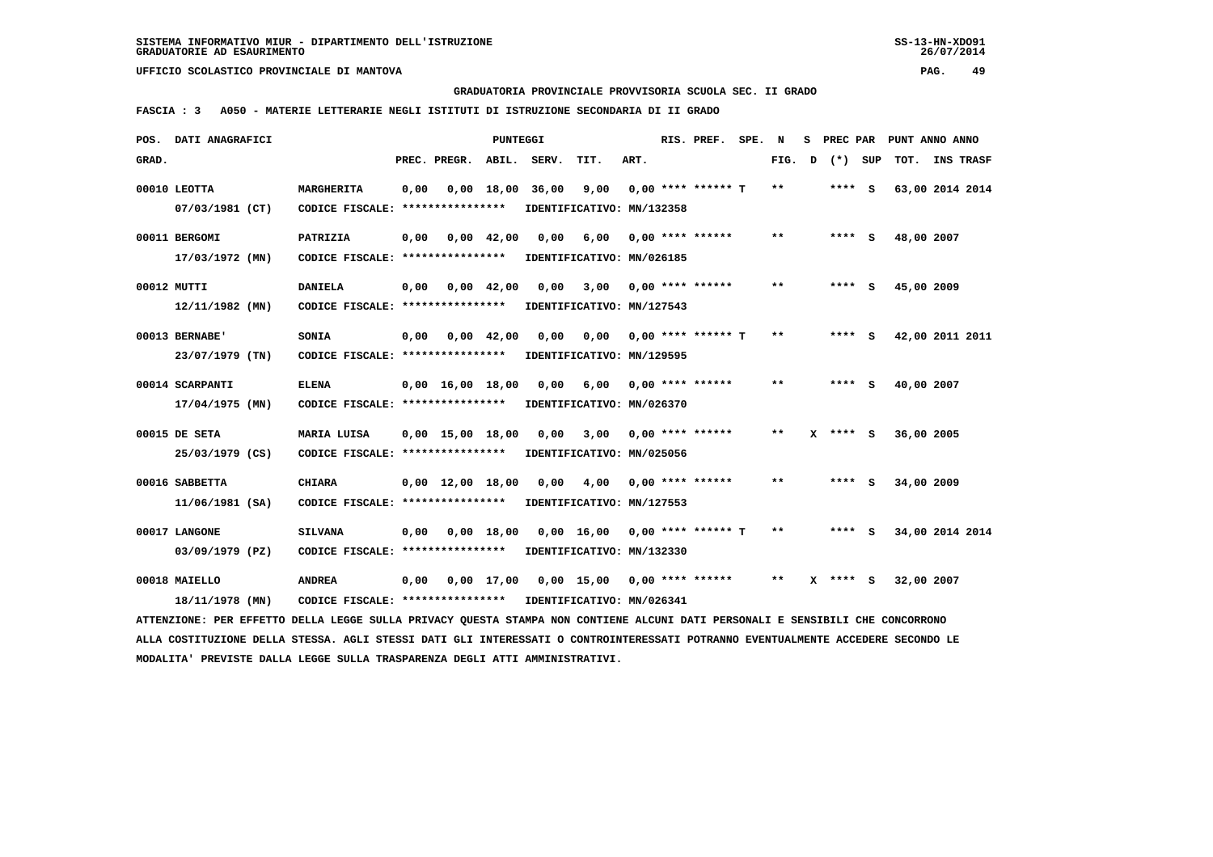SISTEMA INFORMATIVO MIUR - DIPARTIMENTO DELL'ISTRUZIONE
GRADUATORIE AD ESAURIMENTO

UFFICIO SCOLASTICO PROVINCIALE DI MANTOVA

GRADUATORIA PROVINCIALE PROVVISORIA SCUOLA SEC. II GRADO

FASCIA : 3 A050 - MATERIE LETTERARIE NEGLI ISTITUTI DI ISTRUZIONE SECONDARIA DI II GRADO

| POS. GRAD. | DATI ANAGRAFICI | | PREC. | PREGR. | ABIL. | SERV. | TIT. | ART. | RIS. PREF. | SPE. N FIG. | S D | PREC PAR (*) SUP | PUNT ANNO ANNO TOT. INS TRASF |
|---|---|---|---|---|---|---|---|---|---|---|---|---|---|
| 00010 | LEOTTA 07/03/1981 (CT) | MARGHERITA CODICE FISCALE: **************** IDENTIFICATIVO: MN/132358 | 0,00 | 0,00 | 18,00 | 36,00 | 9,00 | 0,00 | **** ****** T | ** | | **** S | 63,00 2014 2014 |
| 00011 | BERGOMI 17/03/1972 (MN) | PATRIZIA CODICE FISCALE: **************** IDENTIFICATIVO: MN/026185 | 0,00 | 0,00 | 42,00 | 0,00 | 6,00 | 0,00 | **** ****** | ** | | **** S | 48,00 2007 |
| 00012 | MUTTI 12/11/1982 (MN) | DANIELA CODICE FISCALE: **************** IDENTIFICATIVO: MN/127543 | 0,00 | 0,00 | 42,00 | 0,00 | 3,00 | 0,00 | **** ****** | ** | | **** S | 45,00 2009 |
| 00013 | BERNABE' 23/07/1979 (TN) | SONIA CODICE FISCALE: **************** IDENTIFICATIVO: MN/129595 | 0,00 | 0,00 | 42,00 | 0,00 | 0,00 | 0,00 | **** ****** T | ** | | **** S | 42,00 2011 2011 |
| 00014 | SCARPANTI 17/04/1975 (MN) | ELENA CODICE FISCALE: **************** IDENTIFICATIVO: MN/026370 | 0,00 | 16,00 | 18,00 | 0,00 | 6,00 | 0,00 | **** ****** | ** | | **** S | 40,00 2007 |
| 00015 | DE SETA 25/03/1979 (CS) | MARIA LUISA CODICE FISCALE: **************** IDENTIFICATIVO: MN/025056 | 0,00 | 15,00 | 18,00 | 0,00 | 3,00 | 0,00 | **** ****** | ** | X | **** S | 36,00 2005 |
| 00016 | SABBETTA 11/06/1981 (SA) | CHIARA CODICE FISCALE: **************** IDENTIFICATIVO: MN/127553 | 0,00 | 12,00 | 18,00 | 0,00 | 4,00 | 0,00 | **** ****** | ** | | **** S | 34,00 2009 |
| 00017 | LANGONE 03/09/1979 (PZ) | SILVANA CODICE FISCALE: **************** IDENTIFICATIVO: MN/132330 | 0,00 | 0,00 | 18,00 | 0,00 | 16,00 | 0,00 | **** ****** T | ** | | **** S | 34,00 2014 2014 |
| 00018 | MAIELLO 18/11/1978 (MN) | ANDREA CODICE FISCALE: **************** IDENTIFICATIVO: MN/026341 | 0,00 | 0,00 | 17,00 | 0,00 | 15,00 | 0,00 | **** ****** | ** | X | **** S | 32,00 2007 |

ATTENZIONE: PER EFFETTO DELLA LEGGE SULLA PRIVACY QUESTA STAMPA NON CONTIENE ALCUNI DATI PERSONALI E SENSIBILI CHE CONCORRONO ALLA COSTITUZIONE DELLA STESSA. AGLI STESSI DATI GLI INTERESSATI O CONTROINTERESSATI POTRANNO EVENTUALMENTE ACCEDERE SECONDO LE MODALITA' PREVISTE DALLA LEGGE SULLA TRASPARENZA DEGLI ATTI AMMINISTRATIVI.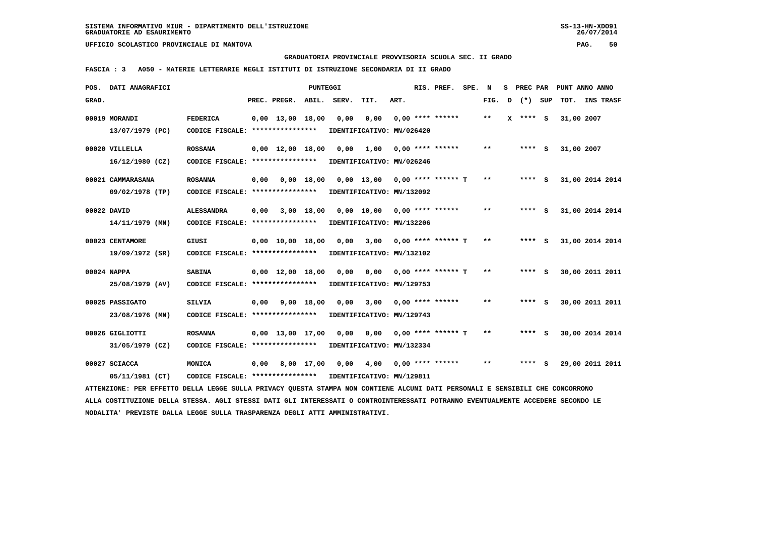SISTEMA INFORMATIVO MIUR - DIPARTIMENTO DELL'ISTRUZIONE
GRADUATORIE AD ESAURIMENTO

UFFICIO SCOLASTICO PROVINCIALE DI MANTOVA

GRADUATORIA PROVINCIALE PROVVISORIA SCUOLA SEC. II GRADO

FASCIA : 3 A050 - MATERIE LETTERARIE NEGLI ISTITUTI DI ISTRUZIONE SECONDARIA DI II GRADO

| POS. GRAD. | DATI ANAGRAFICI | | PREC. | PREGR. | ABIL. | SERV. | TIT. | ART. | RIS. PREF. | SPE. | N FIG. | S D | PREC PAR (*) | SUP | PUNT TOT. | ANNO | INS TRASF |
|---|---|---|---|---|---|---|---|---|---|---|---|---|---|---|---|---|---|
| 00019 | MORANDI 13/07/1979 (PC) | FEDERICA CODICE FISCALE: **************** IDENTIFICATIVO: MN/026420 | 0,00 | 13,00 | 18,00 | 0,00 | 0,00 | 0,00 | **** ****** | | ** | X | **** | S | 31,00 | 2007 | |
| 00020 | VILLELLA 16/12/1980 (CZ) | ROSSANA CODICE FISCALE: **************** IDENTIFICATIVO: MN/026246 | 0,00 | 12,00 | 18,00 | 0,00 | 1,00 | 0,00 | **** ****** | | ** | | **** | S | 31,00 | 2007 | |
| 00021 | CAMMARASANA 09/02/1978 (TP) | ROSANNA CODICE FISCALE: **************** IDENTIFICATIVO: MN/132092 | 0,00 | 0,00 | 18,00 | 0,00 | 13,00 | 0,00 | **** ****** | T | ** | | **** | S | 31,00 | 2014 | 2014 |
| 00022 | DAVID 14/11/1979 (MN) | ALESSANDRA CODICE FISCALE: **************** IDENTIFICATIVO: MN/132206 | 0,00 | 3,00 | 18,00 | 0,00 | 10,00 | 0,00 | **** ****** | | ** | | **** | S | 31,00 | 2014 | 2014 |
| 00023 | CENTAMORE 19/09/1972 (SR) | GIUSI CODICE FISCALE: **************** IDENTIFICATIVO: MN/132102 | 0,00 | 10,00 | 18,00 | 0,00 | 3,00 | 0,00 | **** ****** | T | ** | | **** | S | 31,00 | 2014 | 2014 |
| 00024 | NAPPA 25/08/1979 (AV) | SABINA CODICE FISCALE: **************** IDENTIFICATIVO: MN/129753 | 0,00 | 12,00 | 18,00 | 0,00 | 0,00 | 0,00 | **** ****** | T | ** | | **** | S | 30,00 | 2011 | 2011 |
| 00025 | PASSIGATO 23/08/1976 (MN) | SILVIA CODICE FISCALE: **************** IDENTIFICATIVO: MN/129743 | 0,00 | 9,00 | 18,00 | 0,00 | 3,00 | 0,00 | **** ****** | | ** | | **** | S | 30,00 | 2011 | 2011 |
| 00026 | GIGLIOTTI 31/05/1979 (CZ) | ROSANNA CODICE FISCALE: **************** IDENTIFICATIVO: MN/132334 | 0,00 | 13,00 | 17,00 | 0,00 | 0,00 | 0,00 | **** ****** | T | ** | | **** | S | 30,00 | 2014 | 2014 |
| 00027 | SCIACCA 05/11/1981 (CT) | MONICA CODICE FISCALE: **************** IDENTIFICATIVO: MN/129811 | 0,00 | 8,00 | 17,00 | 0,00 | 4,00 | 0,00 | **** ****** | | ** | | **** | S | 29,00 | 2011 | 2011 |

ATTENZIONE: PER EFFETTO DELLA LEGGE SULLA PRIVACY QUESTA STAMPA NON CONTIENE ALCUNI DATI PERSONALI E SENSIBILI CHE CONCORRONO ALLA COSTITUZIONE DELLA STESSA. AGLI STESSI DATI GLI INTERESSATI O CONTROINTERESSATI POTRANNO EVENTUALMENTE ACCEDERE SECONDO LE MODALITA' PREVISTE DALLA LEGGE SULLA TRASPARENZA DEGLI ATTI AMMINISTRATIVI.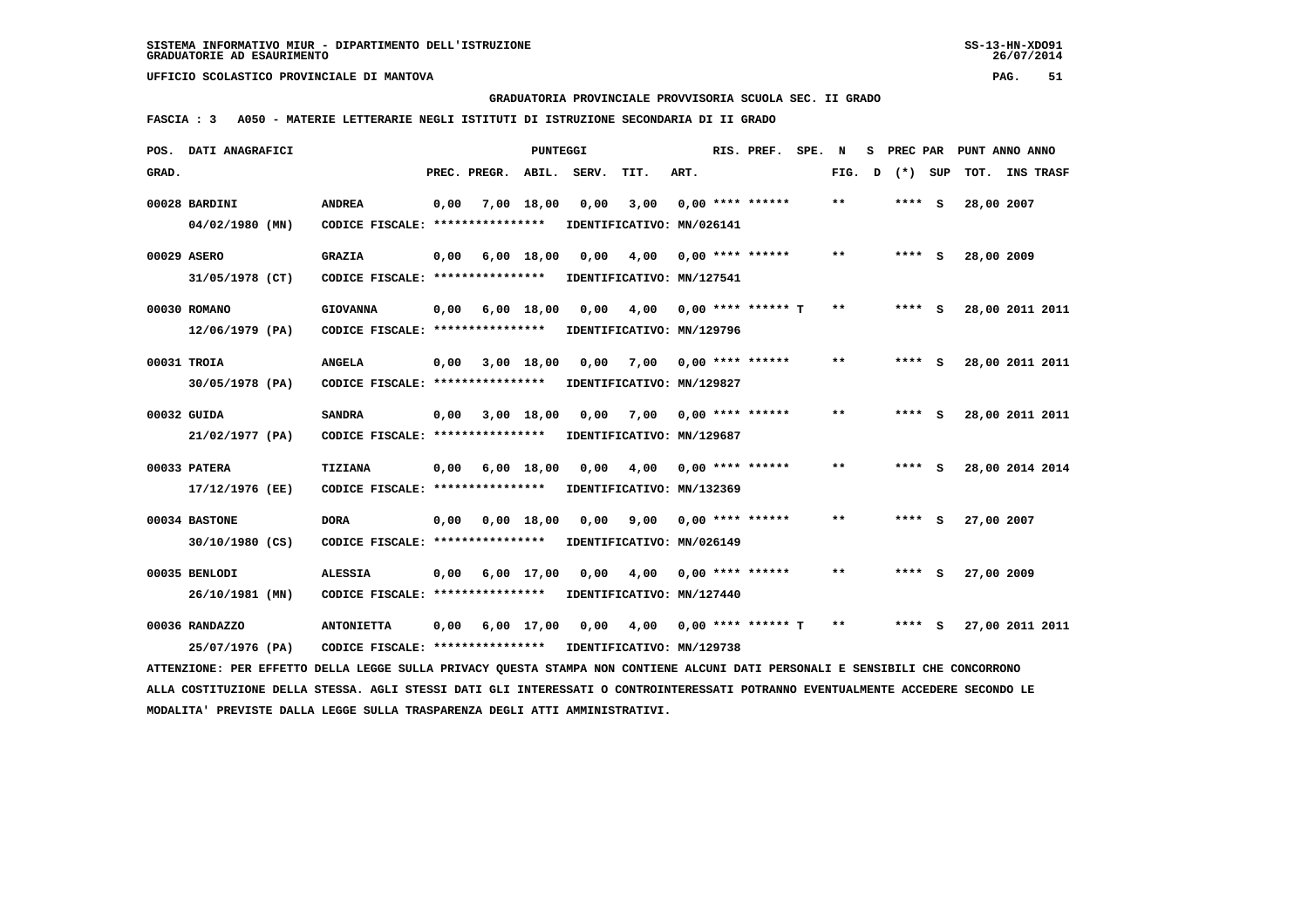SISTEMA INFORMATIVO MIUR - DIPARTIMENTO DELL'ISTRUZIONE
GRADUATORIE AD ESAURIMENTO

UFFICIO SCOLASTICO PROVINCIALE DI MANTOVA

GRADUATORIA PROVINCIALE PROVVISORIA SCUOLA SEC. II GRADO

FASCIA : 3 A050 - MATERIE LETTERARIE NEGLI ISTITUTI DI ISTRUZIONE SECONDARIA DI II GRADO

| POS. GRAD. | DATI ANAGRAFICI | | PREC. | PREGR. | ABIL. | SERV. | TIT. | ART. | RIS. | PREF. | SPE. | N FIG. | S D | PREC PAR (*) | SUP | PUNT TOT. | ANNO INS | ANNO TRASF |
|---|---|---|---|---|---|---|---|---|---|---|---|---|---|---|---|---|---|---|
| 00028 | BARDINI 04/02/1980 (MN) | ANDREA CODICE FISCALE: **************** IDENTIFICATIVO: MN/026141 | 0,00 | 7,00 | 18,00 | 0,00 | 3,00 | 0,00 | **** | ****** | | ** | | **** | S | 28,00 | 2007 | |
| 00029 | ASERO 31/05/1978 (CT) | GRAZIA CODICE FISCALE: **************** IDENTIFICATIVO: MN/127541 | 0,00 | 6,00 | 18,00 | 0,00 | 4,00 | 0,00 | **** | ****** | | ** | | **** | S | 28,00 | 2009 | |
| 00030 | ROMANO 12/06/1979 (PA) | GIOVANNA CODICE FISCALE: **************** IDENTIFICATIVO: MN/129796 | 0,00 | 6,00 | 18,00 | 0,00 | 4,00 | 0,00 | **** | ****** | T | ** | | **** | S | 28,00 | 2011 | 2011 |
| 00031 | TROIA 30/05/1978 (PA) | ANGELA CODICE FISCALE: **************** IDENTIFICATIVO: MN/129827 | 0,00 | 3,00 | 18,00 | 0,00 | 7,00 | 0,00 | **** | ****** | | ** | | **** | S | 28,00 | 2011 | 2011 |
| 00032 | GUIDA 21/02/1977 (PA) | SANDRA CODICE FISCALE: **************** IDENTIFICATIVO: MN/129687 | 0,00 | 3,00 | 18,00 | 0,00 | 7,00 | 0,00 | **** | ****** | | ** | | **** | S | 28,00 | 2011 | 2011 |
| 00033 | PATERA 17/12/1976 (EE) | TIZIANA CODICE FISCALE: **************** IDENTIFICATIVO: MN/132369 | 0,00 | 6,00 | 18,00 | 0,00 | 4,00 | 0,00 | **** | ****** | | ** | | **** | S | 28,00 | 2014 | 2014 |
| 00034 | BASTONE 30/10/1980 (CS) | DORA CODICE FISCALE: **************** IDENTIFICATIVO: MN/026149 | 0,00 | 0,00 | 18,00 | 0,00 | 9,00 | 0,00 | **** | ****** | | ** | | **** | S | 27,00 | 2007 | |
| 00035 | BENLODI 26/10/1981 (MN) | ALESSIA CODICE FISCALE: **************** IDENTIFICATIVO: MN/127440 | 0,00 | 6,00 | 17,00 | 0,00 | 4,00 | 0,00 | **** | ****** | | ** | | **** | S | 27,00 | 2009 | |
| 00036 | RANDAZZO 25/07/1976 (PA) | ANTONIETTA CODICE FISCALE: **************** IDENTIFICATIVO: MN/129738 | 0,00 | 6,00 | 17,00 | 0,00 | 4,00 | 0,00 | **** | ****** | T | ** | | **** | S | 27,00 | 2011 | 2011 |

ATTENZIONE: PER EFFETTO DELLA LEGGE SULLA PRIVACY QUESTA STAMPA NON CONTIENE ALCUNI DATI PERSONALI E SENSIBILI CHE CONCORRONO ALLA COSTITUZIONE DELLA STESSA. AGLI STESSI DATI GLI INTERESSATI O CONTROINTERESSATI POTRANNO EVENTUALMENTE ACCEDERE SECONDO LE MODALITA' PREVISTE DALLA LEGGE SULLA TRASPARENZA DEGLI ATTI AMMINISTRATIVI.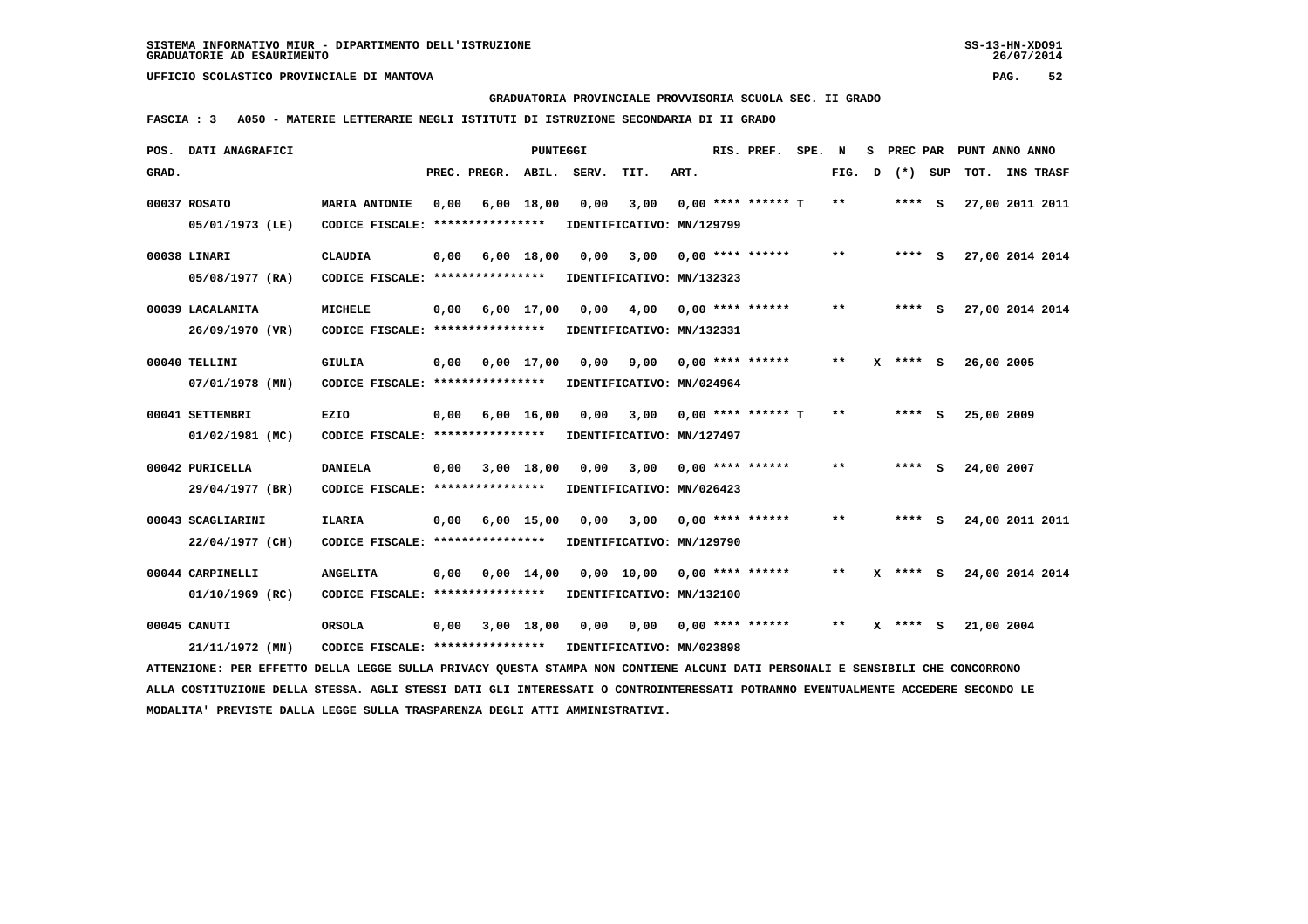SISTEMA INFORMATIVO MIUR - DIPARTIMENTO DELL'ISTRUZIONE
GRADUATORIE AD ESAURIMENTO

UFFICIO SCOLASTICO PROVINCIALE DI MANTOVA

GRADUATORIA PROVINCIALE PROVVISORIA SCUOLA SEC. II GRADO

FASCIA : 3 A050 - MATERIE LETTERARIE NEGLI ISTITUTI DI ISTRUZIONE SECONDARIA DI II GRADO

| POS. GRAD. | DATI ANAGRAFICI | | PREC. | PREGR. | ABIL. | SERV. | TIT. | ART. | RIS. PREF. | SPE. | N FIG. | S D | PREC PAR (*) | SUP | PUNT ANNO ANNO TOT. | INS TRASF |
|---|---|---|---|---|---|---|---|---|---|---|---|---|---|---|---|---|
| 00037 | ROSATO 05/01/1973 (LE) | MARIA ANTONIE CODICE FISCALE: **************** IDENTIFICATIVO: MN/129799 | 0,00 | 6,00 | 18,00 | 0,00 | 3,00 | 0,00 | **** ****** | T | ** | | **** | S | 27,00 | 2011 2011 |
| 00038 | LINARI 05/08/1977 (RA) | CLAUDIA CODICE FISCALE: **************** IDENTIFICATIVO: MN/132323 | 0,00 | 6,00 | 18,00 | 0,00 | 3,00 | 0,00 | **** ****** | | ** | | **** | S | 27,00 | 2014 2014 |
| 00039 | LACALAMITA 26/09/1970 (VR) | MICHELE CODICE FISCALE: **************** IDENTIFICATIVO: MN/132331 | 0,00 | 6,00 | 17,00 | 0,00 | 4,00 | 0,00 | **** ****** | | ** | | **** | S | 27,00 | 2014 2014 |
| 00040 | TELLINI 07/01/1978 (MN) | GIULIA CODICE FISCALE: **************** IDENTIFICATIVO: MN/024964 | 0,00 | 0,00 | 17,00 | 0,00 | 9,00 | 0,00 | **** ****** | | ** | X | **** | S | 26,00 | 2005 |
| 00041 | SETTEMBRI 01/02/1981 (MC) | EZIO CODICE FISCALE: **************** IDENTIFICATIVO: MN/127497 | 0,00 | 6,00 | 16,00 | 0,00 | 3,00 | 0,00 | **** ****** | T | ** | | **** | S | 25,00 | 2009 |
| 00042 | PURICELLA 29/04/1977 (BR) | DANIELA CODICE FISCALE: **************** IDENTIFICATIVO: MN/026423 | 0,00 | 3,00 | 18,00 | 0,00 | 3,00 | 0,00 | **** ****** | | ** | | **** | S | 24,00 | 2007 |
| 00043 | SCAGLIARINI 22/04/1977 (CH) | ILARIA CODICE FISCALE: **************** IDENTIFICATIVO: MN/129790 | 0,00 | 6,00 | 15,00 | 0,00 | 3,00 | 0,00 | **** ****** | | ** | | **** | S | 24,00 | 2011 2011 |
| 00044 | CARPINELLI 01/10/1969 (RC) | ANGELITA CODICE FISCALE: **************** IDENTIFICATIVO: MN/132100 | 0,00 | 0,00 | 14,00 | 0,00 | 10,00 | 0,00 | **** ****** | | ** | X | **** | S | 24,00 | 2014 2014 |
| 00045 | CANUTI 21/11/1972 (MN) | ORSOLA CODICE FISCALE: **************** IDENTIFICATIVO: MN/023898 | 0,00 | 3,00 | 18,00 | 0,00 | 0,00 | 0,00 | **** ****** | | ** | X | **** | S | 21,00 | 2004 |

ATTENZIONE: PER EFFETTO DELLA LEGGE SULLA PRIVACY QUESTA STAMPA NON CONTIENE ALCUNI DATI PERSONALI E SENSIBILI CHE CONCORRONO ALLA COSTITUZIONE DELLA STESSA. AGLI STESSI DATI GLI INTERESSATI O CONTROINTERESSATI POTRANNO EVENTUALMENTE ACCEDERE SECONDO LE MODALITA' PREVISTE DALLA LEGGE SULLA TRASPARENZA DEGLI ATTI AMMINISTRATIVI.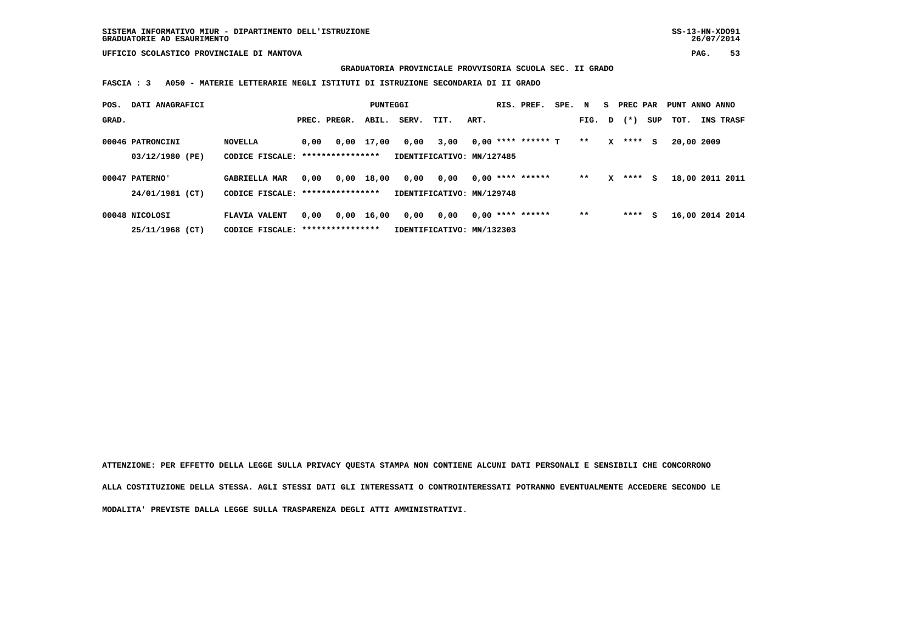**GRADUATORIA PROVINCIALE PROVVISORIA SCUOLA SEC. II GRADO**

**FASCIA : 3 A050 - MATERIE LETTERARIE NEGLI ISTITUTI DI ISTRUZIONE SECONDARIA DI II GRADO**

| POS. GRAD. | DATI ANAGRAFICI | | PREC. | PREGR. | ABIL. | SERV. | TIT. | ART. | RIS. | PREF. | SPE. | N FIG. | S D | PREC PAR (*) | SUP | PUNT TOT. | ANNO INS | ANNO TRASF |
|---|---|---|---|---|---|---|---|---|---|---|---|---|---|---|---|---|---|---|
| 00046 | PATRONCINI | NOVELLA | 0,00 | 0,00 | 17,00 | 0,00 | 3,00 | 0,00 | **** | ****** | T | ** | X | **** | S | 20,00 | 2009 | |
| | 03/12/1980 (PE) | CODICE FISCALE: **************** | | | | IDENTIFICATIVO: MN/127485 | | | | | | | | | | | | |
| 00047 | PATERNO' | GABRIELLA MAR | 0,00 | 0,00 | 18,00 | 0,00 | 0,00 | 0,00 | **** | ****** | | ** | X | **** | S | 18,00 | 2011 | 2011 |
| | 24/01/1981 (CT) | CODICE FISCALE: **************** | | | | IDENTIFICATIVO: MN/129748 | | | | | | | | | | | | |
| 00048 | NICOLOSI | FLAVIA VALENT | 0,00 | 0,00 | 16,00 | 0,00 | 0,00 | 0,00 | **** | ****** | | ** | | **** | S | 16,00 | 2014 | 2014 |
| | 25/11/1968 (CT) | CODICE FISCALE: **************** | | | | IDENTIFICATIVO: MN/132303 | | | | | | | | | | | | |

ATTENZIONE: PER EFFETTO DELLA LEGGE SULLA PRIVACY QUESTA STAMPA NON CONTIENE ALCUNI DATI PERSONALI E SENSIBILI CHE CONCORRONO ALLA COSTITUZIONE DELLA STESSA. AGLI STESSI DATI GLI INTERESSATI O CONTROINTERESSATI POTRANNO EVENTUALMENTE ACCEDERE SECONDO LE MODALITA' PREVISTE DALLA LEGGE SULLA TRASPARENZA DEGLI ATTI AMMINISTRATIVI.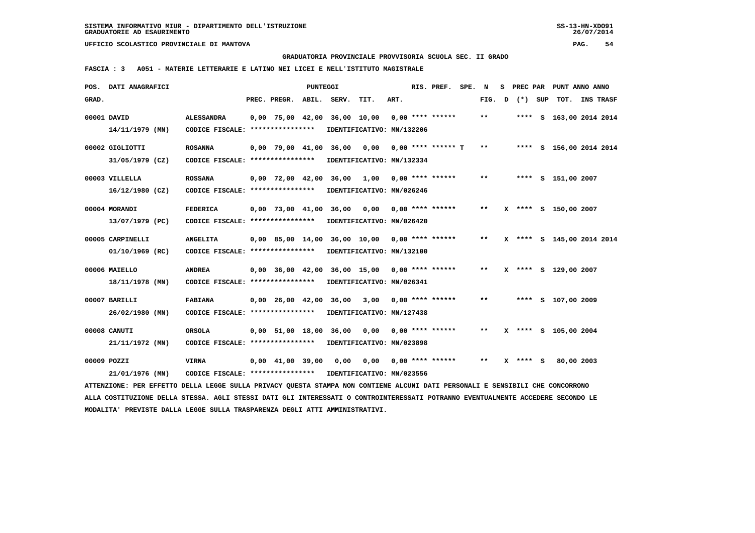SISTEMA INFORMATIVO MIUR - DIPARTIMENTO DELL'ISTRUZIONE
GRADUATORIE AD ESAURIMENTO

UFFICIO SCOLASTICO PROVINCIALE DI MANTOVA

GRADUATORIA PROVINCIALE PROVVISORIA SCUOLA SEC. II GRADO

FASCIA : 3   A051 - MATERIE LETTERARIE E LATINO NEI LICEI E NELL'ISTITUTO MAGISTRALE

| POS. GRAD. | DATI ANAGRAFICI | | PREC. | PREGR. | ABIL. | SERV. | TIT. | ART. | RIS. PREF. | SPE. | N FIG. | S D | PREC PAR (*) | SUP | TOT. | PUNT ANNO ANNO INS TRASF |
|---|---|---|---|---|---|---|---|---|---|---|---|---|---|---|---|---|
| 00001 | DAVID 14/11/1979 (MN) | ALESSANDRA CODICE FISCALE: **************** IDENTIFICATIVO: MN/132206 | 0,00 | 75,00 | 42,00 | 36,00 | 10,00 | 0,00 | **** ****** | | ** | | **** | S | 163,00 | 2014 2014 |
| 00002 | GIGLIOTTI 31/05/1979 (CZ) | ROSANNA CODICE FISCALE: **************** IDENTIFICATIVO: MN/132334 | 0,00 | 79,00 | 41,00 | 36,00 | 0,00 | 0,00 | **** ****** T | | ** | | **** | S | 156,00 | 2014 2014 |
| 00003 | VILLELLA 16/12/1980 (CZ) | ROSSANA CODICE FISCALE: **************** IDENTIFICATIVO: MN/026246 | 0,00 | 72,00 | 42,00 | 36,00 | 1,00 | 0,00 | **** ****** | | ** | | **** | S | 151,00 | 2007 |
| 00004 | MORANDI 13/07/1979 (PC) | FEDERICA CODICE FISCALE: **************** IDENTIFICATIVO: MN/026420 | 0,00 | 73,00 | 41,00 | 36,00 | 0,00 | 0,00 | **** ****** | | ** | X | **** | S | 150,00 | 2007 |
| 00005 | CARPINELLI 01/10/1969 (RC) | ANGELITA CODICE FISCALE: **************** IDENTIFICATIVO: MN/132100 | 0,00 | 85,00 | 14,00 | 36,00 | 10,00 | 0,00 | **** ****** | | ** | X | **** | S | 145,00 | 2014 2014 |
| 00006 | MAIELLO 18/11/1978 (MN) | ANDREA CODICE FISCALE: **************** IDENTIFICATIVO: MN/026341 | 0,00 | 36,00 | 42,00 | 36,00 | 15,00 | 0,00 | **** ****** | | ** | X | **** | S | 129,00 | 2007 |
| 00007 | BARILLI 26/02/1980 (MN) | FABIANA CODICE FISCALE: **************** IDENTIFICATIVO: MN/127438 | 0,00 | 26,00 | 42,00 | 36,00 | 3,00 | 0,00 | **** ****** | | ** | | **** | S | 107,00 | 2009 |
| 00008 | CANUTI 21/11/1972 (MN) | ORSOLA CODICE FISCALE: **************** IDENTIFICATIVO: MN/023898 | 0,00 | 51,00 | 18,00 | 36,00 | 0,00 | 0,00 | **** ****** | | ** | X | **** | S | 105,00 | 2004 |
| 00009 | POZZI 21/01/1976 (MN) | VIRNA CODICE FISCALE: **************** IDENTIFICATIVO: MN/023556 | 0,00 | 41,00 | 39,00 | 0,00 | 0,00 | 0,00 | **** ****** | | ** | X | **** | S | 80,00 | 2003 |

ATTENZIONE: PER EFFETTO DELLA LEGGE SULLA PRIVACY QUESTA STAMPA NON CONTIENE ALCUNI DATI PERSONALI E SENSIBILI CHE CONCORRONO ALLA COSTITUZIONE DELLA STESSA. AGLI STESSI DATI GLI INTERESSATI O CONTROINTERESSATI POTRANNO EVENTUALMENTE ACCEDERE SECONDO LE MODALITA' PREVISTE DALLA LEGGE SULLA TRASPARENZA DEGLI ATTI AMMINISTRATIVI.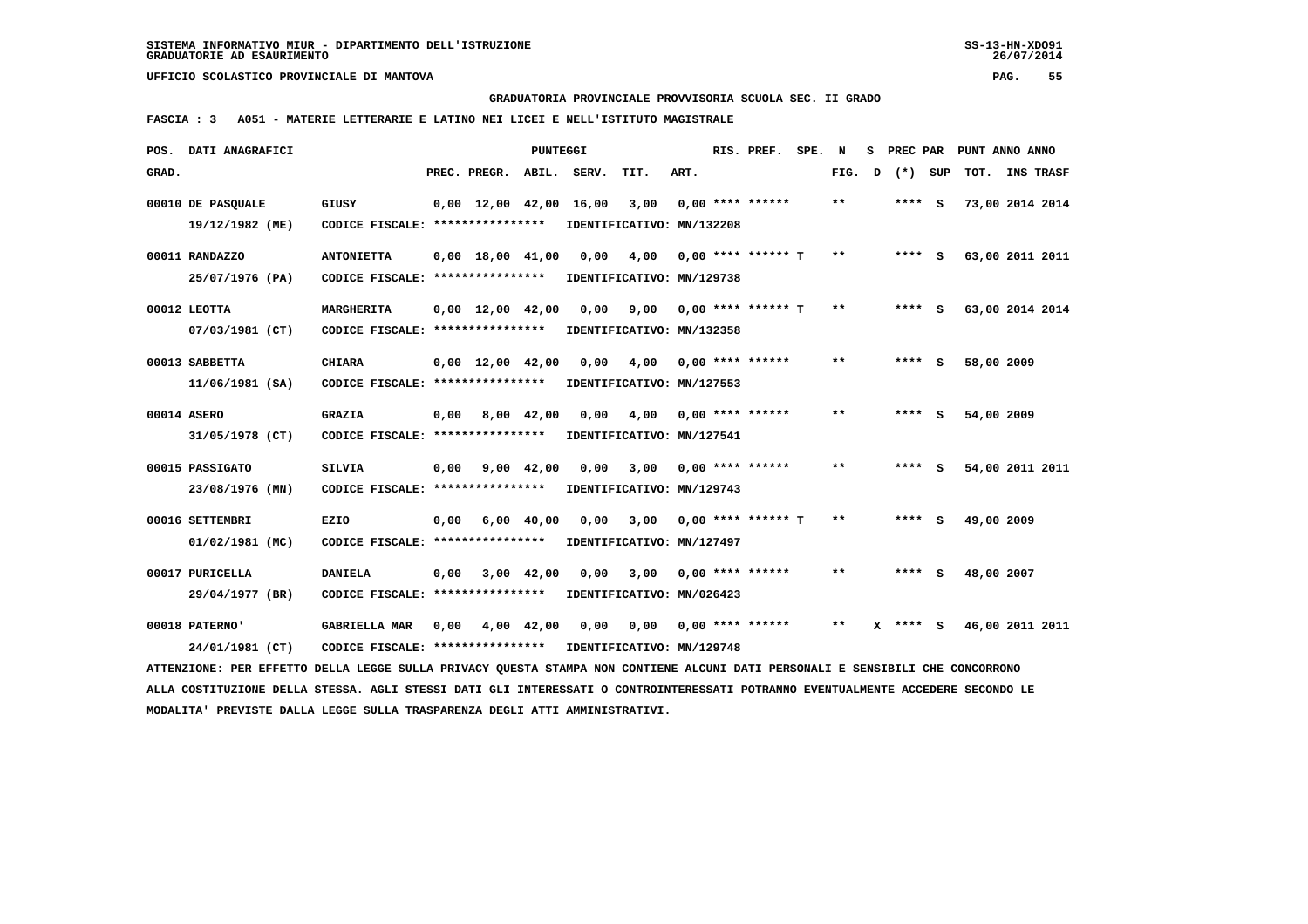SISTEMA INFORMATIVO MIUR - DIPARTIMENTO DELL'ISTRUZIONE
GRADUATORIE AD ESAURIMENTO

UFFICIO SCOLASTICO PROVINCIALE DI MANTOVA

GRADUATORIA PROVINCIALE PROVVISORIA SCUOLA SEC. II GRADO

FASCIA : 3 A051 - MATERIE LETTERARIE E LATINO NEI LICEI E NELL'ISTITUTO MAGISTRALE

| POS. GRAD. | DATI ANAGRAFICI | | PREC. | PREGR. | ABIL. | SERV. | TIT. | ART. | RIS. PREF. | SPE. | N FIG. | S D | PREC PAR (*) | SUP | PUNT TOT. | ANNO INS | ANNO TRASF |
|---|---|---|---|---|---|---|---|---|---|---|---|---|---|---|---|---|---|
| 00010 | DE PASQUALE 19/12/1982 (ME) | GIUSY CODICE FISCALE: **************** IDENTIFICATIVO: MN/132208 | 0,00 | 12,00 | 42,00 | 16,00 | 3,00 | 0,00 | **** ****** | | ** | | **** | S | 73,00 | 2014 | 2014 |
| 00011 | RANDAZZO 25/07/1976 (PA) | ANTONIETTA CODICE FISCALE: **************** IDENTIFICATIVO: MN/129738 | 0,00 | 18,00 | 41,00 | 0,00 | 4,00 | 0,00 | **** ****** | T | ** | | **** | S | 63,00 | 2011 | 2011 |
| 00012 | LEOTTA 07/03/1981 (CT) | MARGHERITA CODICE FISCALE: **************** IDENTIFICATIVO: MN/132358 | 0,00 | 12,00 | 42,00 | 0,00 | 9,00 | 0,00 | **** ****** | T | ** | | **** | S | 63,00 | 2014 | 2014 |
| 00013 | SABBETTA 11/06/1981 (SA) | CHIARA CODICE FISCALE: **************** IDENTIFICATIVO: MN/127553 | 0,00 | 12,00 | 42,00 | 0,00 | 4,00 | 0,00 | **** ****** | | ** | | **** | S | 58,00 | 2009 | |
| 00014 | ASERO 31/05/1978 (CT) | GRAZIA CODICE FISCALE: **************** IDENTIFICATIVO: MN/127541 | 0,00 | 8,00 | 42,00 | 0,00 | 4,00 | 0,00 | **** ****** | | ** | | **** | S | 54,00 | 2009 | |
| 00015 | PASSIGATO 23/08/1976 (MN) | SILVIA CODICE FISCALE: **************** IDENTIFICATIVO: MN/129743 | 0,00 | 9,00 | 42,00 | 0,00 | 3,00 | 0,00 | **** ****** | | ** | | **** | S | 54,00 | 2011 | 2011 |
| 00016 | SETTEMBRI 01/02/1981 (MC) | EZIO CODICE FISCALE: **************** IDENTIFICATIVO: MN/127497 | 0,00 | 6,00 | 40,00 | 0,00 | 3,00 | 0,00 | **** ****** | T | ** | | **** | S | 49,00 | 2009 | |
| 00017 | PURICELLA 29/04/1977 (BR) | DANIELA CODICE FISCALE: **************** IDENTIFICATIVO: MN/026423 | 0,00 | 3,00 | 42,00 | 0,00 | 3,00 | 0,00 | **** ****** | | ** | | **** | S | 48,00 | 2007 | |
| 00018 | PATERNO' 24/01/1981 (CT) | GABRIELLA MAR CODICE FISCALE: **************** IDENTIFICATIVO: MN/129748 | 0,00 | 4,00 | 42,00 | 0,00 | 0,00 | 0,00 | **** ****** | | ** | X | **** | S | 46,00 | 2011 | 2011 |

ATTENZIONE: PER EFFETTO DELLA LEGGE SULLA PRIVACY QUESTA STAMPA NON CONTIENE ALCUNI DATI PERSONALI E SENSIBILI CHE CONCORRONO ALLA COSTITUZIONE DELLA STESSA. AGLI STESSI DATI GLI INTERESSATI O CONTROINTERESSATI POTRANNO EVENTUALMENTE ACCEDERE SECONDO LE MODALITA' PREVISTE DALLA LEGGE SULLA TRASPARENZA DEGLI ATTI AMMINISTRATIVI.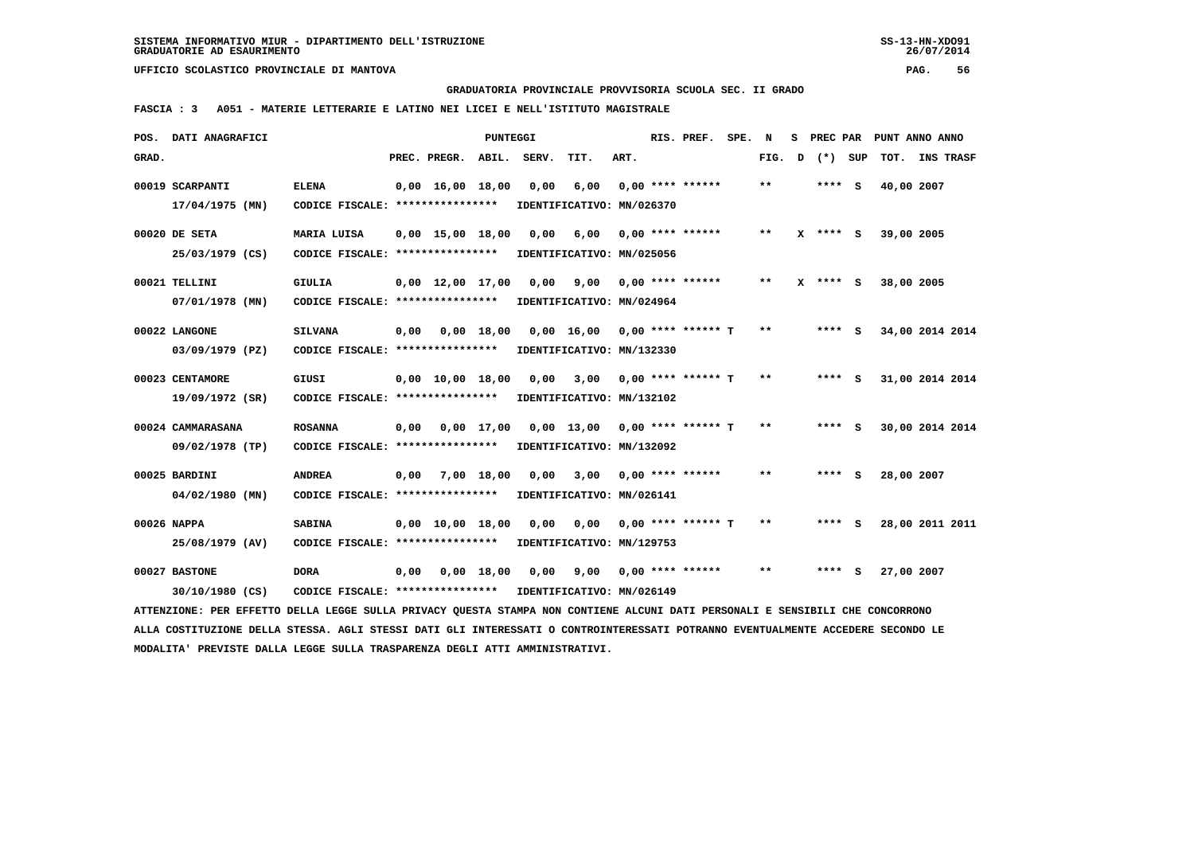SISTEMA INFORMATIVO MIUR - DIPARTIMENTO DELL'ISTRUZIONE
GRADUATORIE AD ESAURIMENTO

UFFICIO SCOLASTICO PROVINCIALE DI MANTOVA

GRADUATORIA PROVINCIALE PROVVISORIA SCUOLA SEC. II GRADO

FASCIA : 3 A051 - MATERIE LETTERARIE E LATINO NEI LICEI E NELL'ISTITUTO MAGISTRALE

| POS. GRAD. | DATI ANAGRAFICI | | PREC. | PREGR. | ABIL. | SERV. | TIT. | ART. | RIS. PREF. | SPE. | N FIG. | S D | PREC PAR (*) | SUP | PUNT ANNO TOT. | ANNO INS | TRASF |
|---|---|---|---|---|---|---|---|---|---|---|---|---|---|---|---|---|---|
| 00019 | SCARPANTI 17/04/1975 (MN) | ELENA CODICE FISCALE: **************** IDENTIFICATIVO: MN/026370 | 0,00 | 16,00 | 18,00 | 0,00 | 6,00 | 0,00 | **** ****** | | ** | | **** | S | 40,00 | 2007 | |
| 00020 | DE SETA 25/03/1979 (CS) | MARIA LUISA CODICE FISCALE: **************** IDENTIFICATIVO: MN/025056 | 0,00 | 15,00 | 18,00 | 0,00 | 6,00 | 0,00 | **** ****** | | ** | X | **** | S | 39,00 | 2005 | |
| 00021 | TELLINI 07/01/1978 (MN) | GIULIA CODICE FISCALE: **************** IDENTIFICATIVO: MN/024964 | 0,00 | 12,00 | 17,00 | 0,00 | 9,00 | 0,00 | **** ****** | | ** | X | **** | S | 38,00 | 2005 | |
| 00022 | LANGONE 03/09/1979 (PZ) | SILVANA CODICE FISCALE: **************** IDENTIFICATIVO: MN/132330 | 0,00 | 0,00 | 18,00 | 0,00 | 16,00 | 0,00 | **** ****** | T | ** | | **** | S | 34,00 | 2014 | 2014 |
| 00023 | CENTAMORE 19/09/1972 (SR) | GIUSI CODICE FISCALE: **************** IDENTIFICATIVO: MN/132102 | 0,00 | 10,00 | 18,00 | 0,00 | 3,00 | 0,00 | **** ****** | T | ** | | **** | S | 31,00 | 2014 | 2014 |
| 00024 | CAMMARASANA 09/02/1978 (TP) | ROSANNA CODICE FISCALE: **************** IDENTIFICATIVO: MN/132092 | 0,00 | 0,00 | 17,00 | 0,00 | 13,00 | 0,00 | **** ****** | T | ** | | **** | S | 30,00 | 2014 | 2014 |
| 00025 | BARDINI 04/02/1980 (MN) | ANDREA CODICE FISCALE: **************** IDENTIFICATIVO: MN/026141 | 0,00 | 7,00 | 18,00 | 0,00 | 3,00 | 0,00 | **** ****** | | ** | | **** | S | 28,00 | 2007 | |
| 00026 | NAPPA 25/08/1979 (AV) | SABINA CODICE FISCALE: **************** IDENTIFICATIVO: MN/129753 | 0,00 | 10,00 | 18,00 | 0,00 | 0,00 | 0,00 | **** ****** | T | ** | | **** | S | 28,00 | 2011 | 2011 |
| 00027 | BASTONE 30/10/1980 (CS) | DORA CODICE FISCALE: **************** IDENTIFICATIVO: MN/026149 | 0,00 | 0,00 | 18,00 | 0,00 | 9,00 | 0,00 | **** ****** | | ** | | **** | S | 27,00 | 2007 | |

ATTENZIONE: PER EFFETTO DELLA LEGGE SULLA PRIVACY QUESTA STAMPA NON CONTIENE ALCUNI DATI PERSONALI E SENSIBILI CHE CONCORRONO ALLA COSTITUZIONE DELLA STESSA. AGLI STESSI DATI GLI INTERESSATI O CONTROINTERESSATI POTRANNO EVENTUALMENTE ACCEDERE SECONDO LE MODALITA' PREVISTE DALLA LEGGE SULLA TRASPARENZA DEGLI ATTI AMMINISTRATIVI.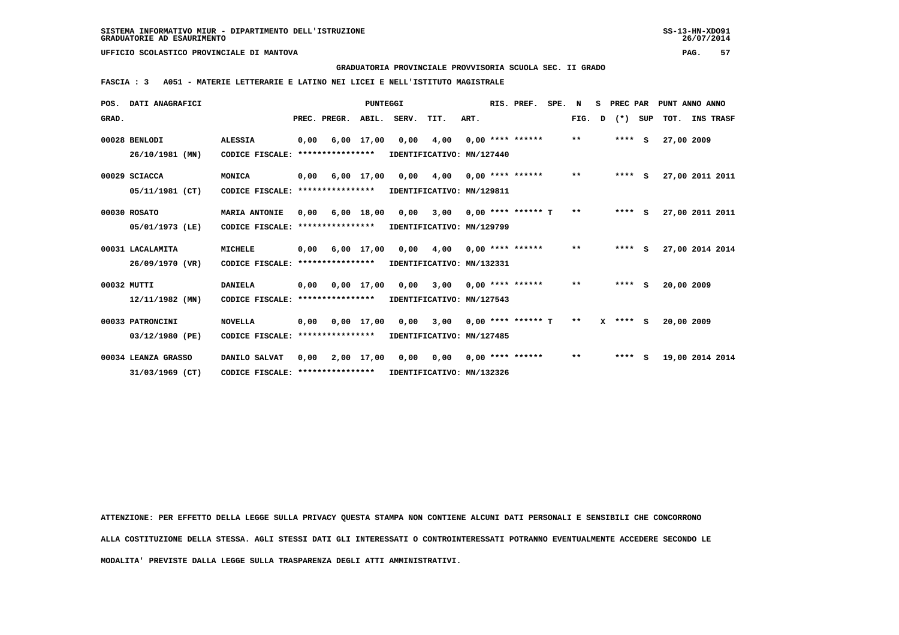SISTEMA INFORMATIVO MIUR - DIPARTIMENTO DELL'ISTRUZIONE
GRADUATORIE AD ESAURIMENTO

UFFICIO SCOLASTICO PROVINCIALE DI MANTOVA

**GRADUATORIA PROVINCIALE PROVVISORIA SCUOLA SEC. II GRADO**

**FASCIA : 3 A051 - MATERIE LETTERARIE E LATINO NEI LICEI E NELL'ISTITUTO MAGISTRALE**

| POS. GRAD. | DATI ANAGRAFICI | | PREC. | PREGR. | ABIL. | SERV. | TIT. | ART. | RIS. PREF. | SPE. N FIG. | S D | PREC PAR (*) | SUP | PUNT TOT. | ANNO INS | ANNO TRASF |
|---|---|---|---|---|---|---|---|---|---|---|---|---|---|---|---|---|
| 00028 | BENLODI | ALESSIA | 0,00 | 6,00 | 17,00 | 0,00 | 4,00 | 0,00 | **** ****** | ** | | **** | S | 27,00 | 2009 | |
| | 26/10/1981 (MN) | CODICE FISCALE: **************** | IDENTIFICATIVO: MN/127440 | | | | | | | | | | | | | |
| 00029 | SCIACCA | MONICA | 0,00 | 6,00 | 17,00 | 0,00 | 4,00 | 0,00 | **** ****** | ** | | **** | S | 27,00 | 2011 | 2011 |
| | 05/11/1981 (CT) | CODICE FISCALE: **************** | IDENTIFICATIVO: MN/129811 | | | | | | | | | | | | | |
| 00030 | ROSATO | MARIA ANTONIE | 0,00 | 6,00 | 18,00 | 0,00 | 3,00 | 0,00 | **** ****** T | ** | | **** | S | 27,00 | 2011 | 2011 |
| | 05/01/1973 (LE) | CODICE FISCALE: **************** | IDENTIFICATIVO: MN/129799 | | | | | | | | | | | | | |
| 00031 | LACALAMITA | MICHELE | 0,00 | 6,00 | 17,00 | 0,00 | 4,00 | 0,00 | **** ****** | ** | | **** | S | 27,00 | 2014 | 2014 |
| | 26/09/1970 (VR) | CODICE FISCALE: **************** | IDENTIFICATIVO: MN/132331 | | | | | | | | | | | | | |
| 00032 | MUTTI | DANIELA | 0,00 | 0,00 | 17,00 | 0,00 | 3,00 | 0,00 | **** ****** | ** | | **** | S | 20,00 | 2009 | |
| | 12/11/1982 (MN) | CODICE FISCALE: **************** | IDENTIFICATIVO: MN/127543 | | | | | | | | | | | | | |
| 00033 | PATRONCINI | NOVELLA | 0,00 | 0,00 | 17,00 | 0,00 | 3,00 | 0,00 | **** ****** T | ** | X | **** | S | 20,00 | 2009 | |
| | 03/12/1980 (PE) | CODICE FISCALE: **************** | IDENTIFICATIVO: MN/127485 | | | | | | | | | | | | | |
| 00034 | LEANZA GRASSO | DANILO SALVAT | 0,00 | 2,00 | 17,00 | 0,00 | 0,00 | 0,00 | **** ****** | ** | | **** | S | 19,00 | 2014 | 2014 |
| | 31/03/1969 (CT) | CODICE FISCALE: **************** | IDENTIFICATIVO: MN/132326 | | | | | | | | | | | | | |

ATTENZIONE: PER EFFETTO DELLA LEGGE SULLA PRIVACY QUESTA STAMPA NON CONTIENE ALCUNI DATI PERSONALI E SENSIBILI CHE CONCORRONO ALLA COSTITUZIONE DELLA STESSA. AGLI STESSI DATI GLI INTERESSATI O CONTROINTERESSATI POTRANNO EVENTUALMENTE ACCEDERE SECONDO LE MODALITA' PREVISTE DALLA LEGGE SULLA TRASPARENZA DEGLI ATTI AMMINISTRATIVI.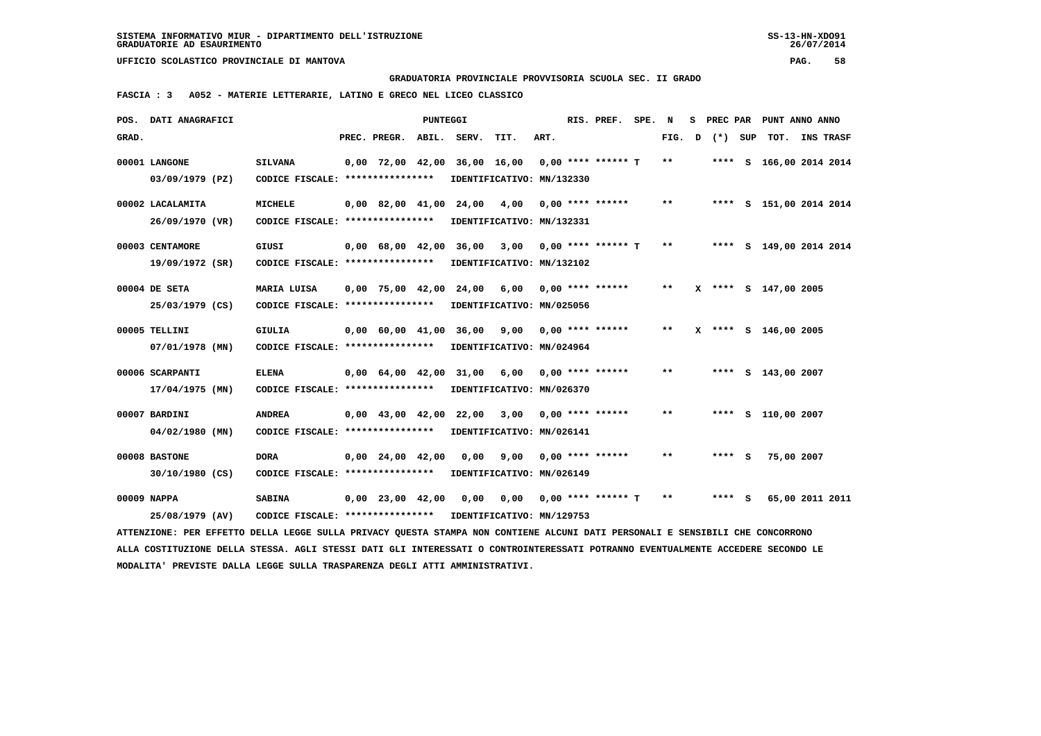SISTEMA INFORMATIVO MIUR - DIPARTIMENTO DELL'ISTRUZIONE
GRADUATORIE AD ESAURIMENTO

UFFICIO SCOLASTICO PROVINCIALE DI MANTOVA

GRADUATORIA PROVINCIALE PROVVISORIA SCUOLA SEC. II GRADO

FASCIA : 3 A052 - MATERIE LETTERARIE, LATINO E GRECO NEL LICEO CLASSICO

| POS. GRAD. | DATI ANAGRAFICI | | PREC. | PREGR. | ABIL. | SERV. | TIT. | ART. | RIS. PREF. | SPE. | N FIG. | S D | PREC PAR (*) | SUP | PUNT TOT. | ANNO INS | ANNO TRASF |
|---|---|---|---|---|---|---|---|---|---|---|---|---|---|---|---|---|---|
| 00001 | LANGONE 03/09/1979 (PZ) | SILVANA CODICE FISCALE: **************** IDENTIFICATIVO: MN/132330 | 0,00 | 72,00 | 42,00 | 36,00 | 16,00 | 0,00 | **** ****** | T | ** | | **** | S | 166,00 | 2014 | 2014 |
| 00002 | LACALAMITA 26/09/1970 (VR) | MICHELE CODICE FISCALE: **************** IDENTIFICATIVO: MN/132331 | 0,00 | 82,00 | 41,00 | 24,00 | 4,00 | 0,00 | **** ****** | | ** | | **** | S | 151,00 | 2014 | 2014 |
| 00003 | CENTAMORE 19/09/1972 (SR) | GIUSI CODICE FISCALE: **************** IDENTIFICATIVO: MN/132102 | 0,00 | 68,00 | 42,00 | 36,00 | 3,00 | 0,00 | **** ****** | T | ** | | **** | S | 149,00 | 2014 | 2014 |
| 00004 | DE SETA 25/03/1979 (CS) | MARIA LUISA CODICE FISCALE: **************** IDENTIFICATIVO: MN/025056 | 0,00 | 75,00 | 42,00 | 24,00 | 6,00 | 0,00 | **** ****** | | ** | X | **** | S | 147,00 | 2005 | |
| 00005 | TELLINI 07/01/1978 (MN) | GIULIA CODICE FISCALE: **************** IDENTIFICATIVO: MN/024964 | 0,00 | 60,00 | 41,00 | 36,00 | 9,00 | 0,00 | **** ****** | | ** | X | **** | S | 146,00 | 2005 | |
| 00006 | SCARPANTI 17/04/1975 (MN) | ELENA CODICE FISCALE: **************** IDENTIFICATIVO: MN/026370 | 0,00 | 64,00 | 42,00 | 31,00 | 6,00 | 0,00 | **** ****** | | ** | | **** | S | 143,00 | 2007 | |
| 00007 | BARDINI 04/02/1980 (MN) | ANDREA CODICE FISCALE: **************** IDENTIFICATIVO: MN/026141 | 0,00 | 43,00 | 42,00 | 22,00 | 3,00 | 0,00 | **** ****** | | ** | | **** | S | 110,00 | 2007 | |
| 00008 | BASTONE 30/10/1980 (CS) | DORA CODICE FISCALE: **************** IDENTIFICATIVO: MN/026149 | 0,00 | 24,00 | 42,00 | 0,00 | 9,00 | 0,00 | **** ****** | | ** | | **** | S | 75,00 | 2007 | |
| 00009 | NAPPA 25/08/1979 (AV) | SABINA CODICE FISCALE: **************** IDENTIFICATIVO: MN/129753 | 0,00 | 23,00 | 42,00 | 0,00 | 0,00 | 0,00 | **** ****** | T | ** | | **** | S | 65,00 | 2011 | 2011 |

ATTENZIONE: PER EFFETTO DELLA LEGGE SULLA PRIVACY QUESTA STAMPA NON CONTIENE ALCUNI DATI PERSONALI E SENSIBILI CHE CONCORRONO ALLA COSTITUZIONE DELLA STESSA. AGLI STESSI DATI GLI INTERESSATI O CONTROINTERESSATI POTRANNO EVENTUALMENTE ACCEDERE SECONDO LE MODALITA' PREVISTE DALLA LEGGE SULLA TRASPARENZA DEGLI ATTI AMMINISTRATIVI.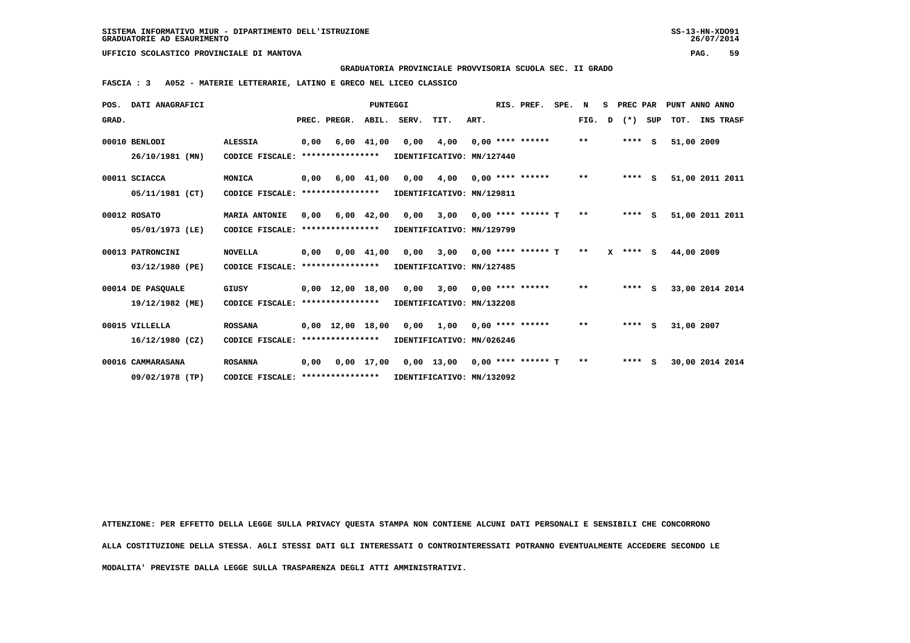SISTEMA INFORMATIVO MIUR - DIPARTIMENTO DELL'ISTRUZIONE
GRADUATORIE AD ESAURIMENTO

UFFICIO SCOLASTICO PROVINCIALE DI MANTOVA

GRADUATORIA PROVINCIALE PROVVISORIA SCUOLA SEC. II GRADO

FASCIA : 3 A052 - MATERIE LETTERARIE, LATINO E GRECO NEL LICEO CLASSICO

| POS. GRAD. | DATI ANAGRAFICI | | PREC. | PREGR. | ABIL. | SERV. | TIT. | ART. | RIS. PREF. | SPE. N | FIG. | D | (*) | PREC PAR SUP | TOT. | ANNO | INS TRASF |
|---|---|---|---|---|---|---|---|---|---|---|---|---|---|---|---|---|---|
| 00010 | BENLODI 26/10/1981 (MN) | ALESSIA CODICE FISCALE: **************** IDENTIFICATIVO: MN/127440 | 0,00 | 6,00 | 41,00 | 0,00 | 4,00 | 0,00 | **** ****** | | ** | | **** | S | 51,00 | 2009 | |
| 00011 | SCIACCA 05/11/1981 (CT) | MONICA CODICE FISCALE: **************** IDENTIFICATIVO: MN/129811 | 0,00 | 6,00 | 41,00 | 0,00 | 4,00 | 0,00 | **** ****** | | ** | | **** | S | 51,00 | 2011 | 2011 |
| 00012 | ROSATO 05/01/1973 (LE) | MARIA ANTONIE CODICE FISCALE: **************** IDENTIFICATIVO: MN/129799 | 0,00 | 6,00 | 42,00 | 0,00 | 3,00 | 0,00 | **** ****** | T | ** | | **** | S | 51,00 | 2011 | 2011 |
| 00013 | PATRONCINI 03/12/1980 (PE) | NOVELLA CODICE FISCALE: **************** IDENTIFICATIVO: MN/127485 | 0,00 | 0,00 | 41,00 | 0,00 | 3,00 | 0,00 | **** ****** | T | ** | X | **** | S | 44,00 | 2009 | |
| 00014 | DE PASQUALE 19/12/1982 (ME) | GIUSY CODICE FISCALE: **************** IDENTIFICATIVO: MN/132208 | 0,00 | 12,00 | 18,00 | 0,00 | 3,00 | 0,00 | **** ****** | | ** | | **** | S | 33,00 | 2014 | 2014 |
| 00015 | VILLELLA 16/12/1980 (CZ) | ROSSANA CODICE FISCALE: **************** IDENTIFICATIVO: MN/026246 | 0,00 | 12,00 | 18,00 | 0,00 | 1,00 | 0,00 | **** ****** | | ** | | **** | S | 31,00 | 2007 | |
| 00016 | CAMMARASANA 09/02/1978 (TP) | ROSANNA CODICE FISCALE: **************** IDENTIFICATIVO: MN/132092 | 0,00 | 0,00 | 17,00 | 0,00 | 13,00 | 0,00 | **** ****** | T | ** | | **** | S | 30,00 | 2014 | 2014 |

ATTENZIONE: PER EFFETTO DELLA LEGGE SULLA PRIVACY QUESTA STAMPA NON CONTIENE ALCUNI DATI PERSONALI E SENSIBILI CHE CONCORRONO ALLA COSTITUZIONE DELLA STESSA. AGLI STESSI DATI GLI INTERESSATI O CONTROINTERESSATI POTRANNO EVENTUALMENTE ACCEDERE SECONDO LE MODALITA' PREVISTE DALLA LEGGE SULLA TRASPARENZA DEGLI ATTI AMMINISTRATIVI.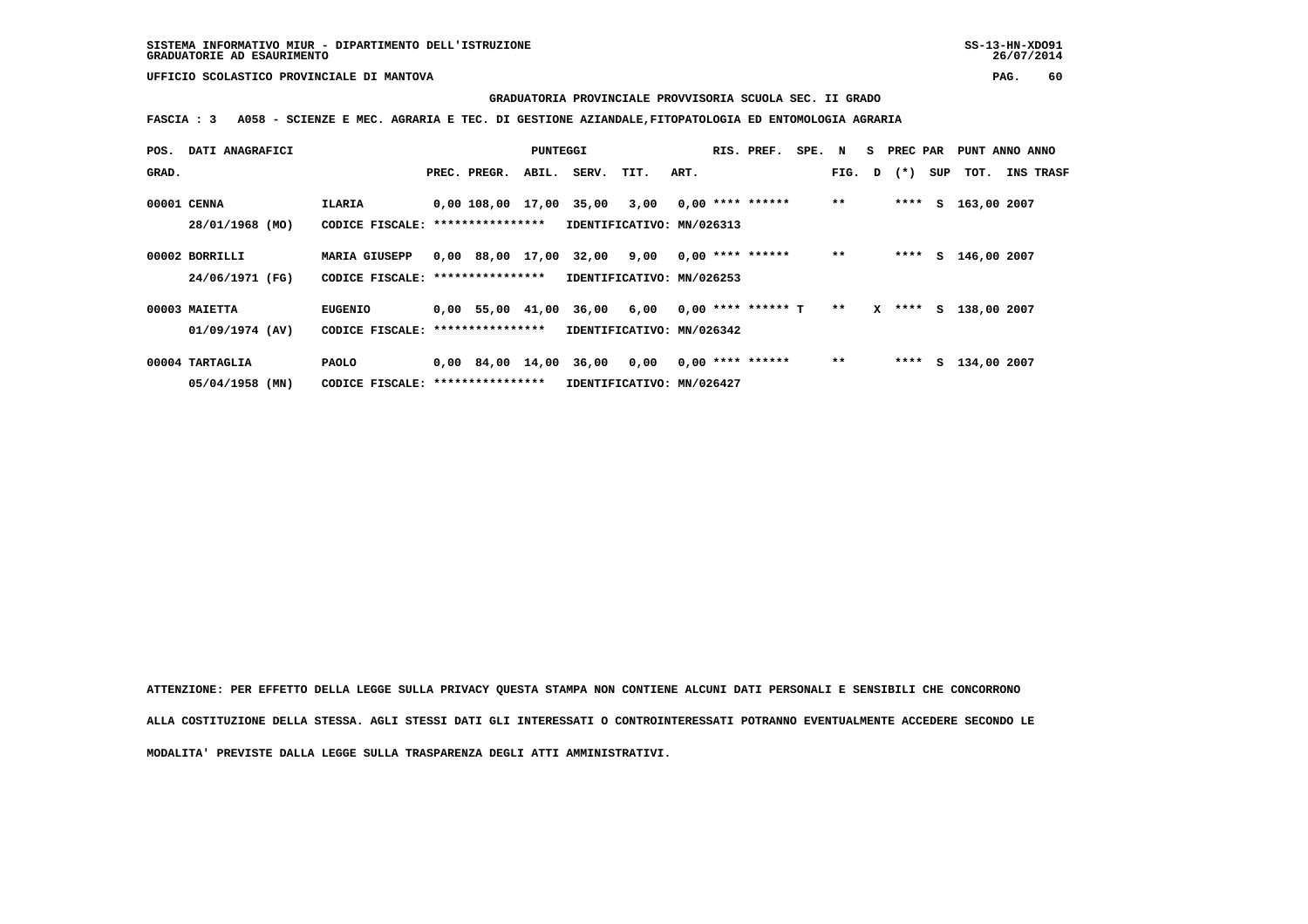SISTEMA INFORMATIVO MIUR - DIPARTIMENTO DELL'ISTRUZIONE
GRADUATORIE AD ESAURIMENTO

UFFICIO SCOLASTICO PROVINCIALE DI MANTOVA

**GRADUATORIA PROVINCIALE PROVVISORIA SCUOLA SEC. II GRADO**

**FASCIA : 3 A058 - SCIENZE E MEC. AGRARIA E TEC. DI GESTIONE AZIANDALE,FITOPATOLOGIA ED ENTOMOLOGIA AGRARIA**

| POS. GRAD. | DATI ANAGRAFICI | | PREC. | PREGR. | ABIL. | SERV. | TIT. | ART. | RIS. | PREF. | SPE. | N FIG. | S D | PREC PAR (*) | SUP | PUNT TOT. | ANNO INS TRASF |
|---|---|---|---|---|---|---|---|---|---|---|---|---|---|---|---|---|---|
| 00001 | CENNA | ILARIA | 0,00 | 108,00 | 17,00 | 35,00 | 3,00 | 0,00 | **** | ****** | | ** | | **** | S | 163,00 | 2007 |
| | 28/01/1968 (MO) | CODICE FISCALE: **************** | | | | IDENTIFICATIVO: MN/026313 | | | | | | | | | | | |
| 00002 | BORRILLI | MARIA GIUSEPP | 0,00 | 88,00 | 17,00 | 32,00 | 9,00 | 0,00 | **** | ****** | | ** | | **** | S | 146,00 | 2007 |
| | 24/06/1971 (FG) | CODICE FISCALE: **************** | | | | IDENTIFICATIVO: MN/026253 | | | | | | | | | | | |
| 00003 | MAIETTA | EUGENIO | 0,00 | 55,00 | 41,00 | 36,00 | 6,00 | 0,00 | **** | ****** | T | ** | X | **** | S | 138,00 | 2007 |
| | 01/09/1974 (AV) | CODICE FISCALE: **************** | | | | IDENTIFICATIVO: MN/026342 | | | | | | | | | | | |
| 00004 | TARTAGLIA | PAOLO | 0,00 | 84,00 | 14,00 | 36,00 | 0,00 | 0,00 | **** | ****** | | ** | | **** | S | 134,00 | 2007 |
| | 05/04/1958 (MN) | CODICE FISCALE: **************** | | | | IDENTIFICATIVO: MN/026427 | | | | | | | | | | | |

ATTENZIONE: PER EFFETTO DELLA LEGGE SULLA PRIVACY QUESTA STAMPA NON CONTIENE ALCUNI DATI PERSONALI E SENSIBILI CHE CONCORRONO ALLA COSTITUZIONE DELLA STESSA. AGLI STESSI DATI GLI INTERESSATI O CONTROINTERESSATI POTRANNO EVENTUALMENTE ACCEDERE SECONDO LE MODALITA' PREVISTE DALLA LEGGE SULLA TRASPARENZA DEGLI ATTI AMMINISTRATIVI.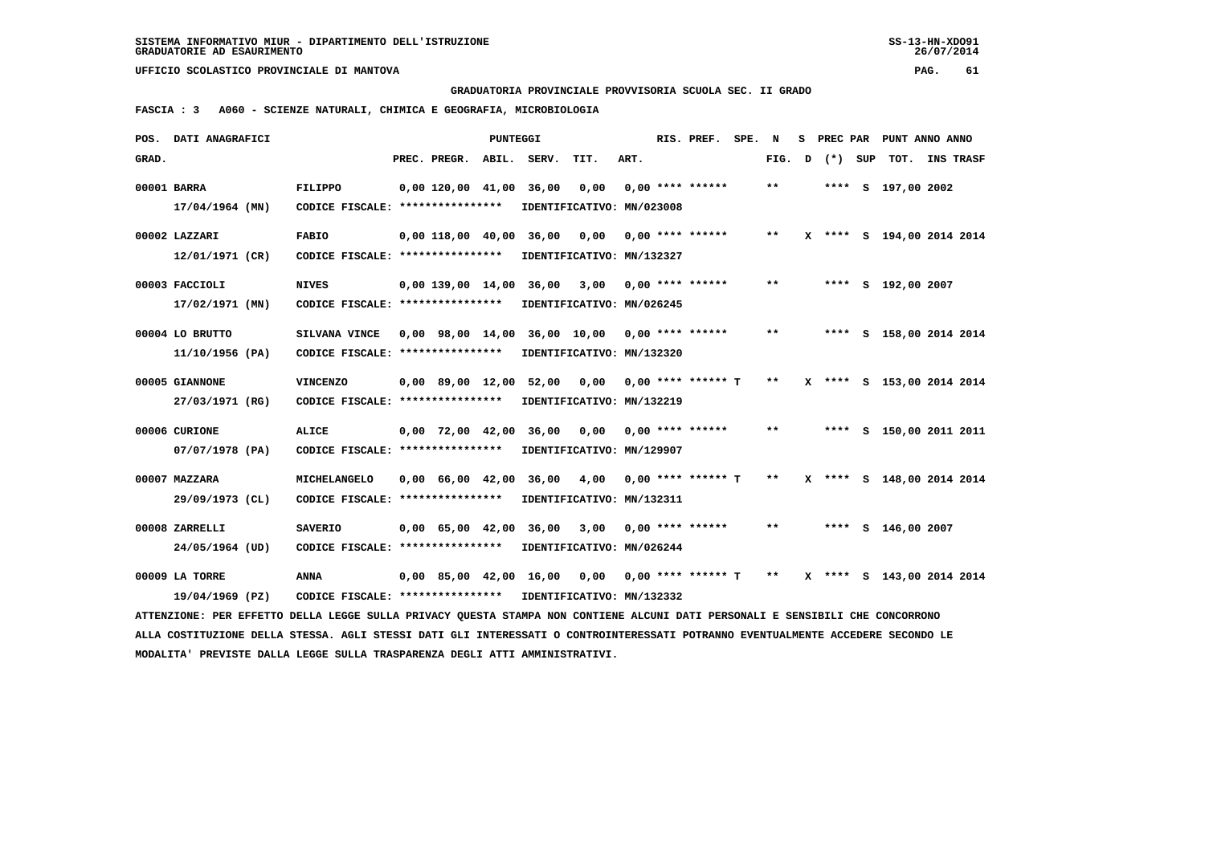SISTEMA INFORMATIVO MIUR - DIPARTIMENTO DELL'ISTRUZIONE
GRADUATORIE AD ESAURIMENTO

UFFICIO SCOLASTICO PROVINCIALE DI MANTOVA

GRADUATORIA PROVINCIALE PROVVISORIA SCUOLA SEC. II GRADO

FASCIA : 3 A060 - SCIENZE NATURALI, CHIMICA E GEOGRAFIA, MICROBIOLOGIA

| POS. GRAD. | DATI ANAGRAFICI | | PREC. | PREGR. | ABIL. | SERV. | TIT. | ART. | RIS. PREF. | SPE. | N FIG. | S D | PREC PAR (*) | SUP | PUNT TOT. | ANNO INS | ANNO TRASF |
|---|---|---|---|---|---|---|---|---|---|---|---|---|---|---|---|---|---|
| 00001 | BARRA 17/04/1964 (MN) | FILIPPO CODICE FISCALE: **************** IDENTIFICATIVO: MN/023008 | 0,00 | 120,00 | 41,00 | 36,00 | 0,00 | 0,00 | **** ****** | | ** | | **** | S | 197,00 | 2002 | |
| 00002 | LAZZARI 12/01/1971 (CR) | FABIO CODICE FISCALE: **************** IDENTIFICATIVO: MN/132327 | 0,00 | 118,00 | 40,00 | 36,00 | 0,00 | 0,00 | **** ****** | | ** | X | **** | S | 194,00 | 2014 | 2014 |
| 00003 | FACCIOLI 17/02/1971 (MN) | NIVES CODICE FISCALE: **************** IDENTIFICATIVO: MN/026245 | 0,00 | 139,00 | 14,00 | 36,00 | 3,00 | 0,00 | **** ****** | | ** | | **** | S | 192,00 | 2007 | |
| 00004 | LO BRUTTO 11/10/1956 (PA) | SILVANA VINCE CODICE FISCALE: **************** IDENTIFICATIVO: MN/132320 | 0,00 | 98,00 | 14,00 | 36,00 | 10,00 | 0,00 | **** ****** | | ** | | **** | S | 158,00 | 2014 | 2014 |
| 00005 | GIANNONE 27/03/1971 (RG) | VINCENZO CODICE FISCALE: **************** IDENTIFICATIVO: MN/132219 | 0,00 | 89,00 | 12,00 | 52,00 | 0,00 | 0,00 | **** ****** | T | ** | X | **** | S | 153,00 | 2014 | 2014 |
| 00006 | CURIONE 07/07/1978 (PA) | ALICE CODICE FISCALE: **************** IDENTIFICATIVO: MN/129907 | 0,00 | 72,00 | 42,00 | 36,00 | 0,00 | 0,00 | **** ****** | | ** | | **** | S | 150,00 | 2011 | 2011 |
| 00007 | MAZZARA 29/09/1973 (CL) | MICHELANGELO CODICE FISCALE: **************** IDENTIFICATIVO: MN/132311 | 0,00 | 66,00 | 42,00 | 36,00 | 4,00 | 0,00 | **** ****** | T | ** | X | **** | S | 148,00 | 2014 | 2014 |
| 00008 | ZARRELLI 24/05/1964 (UD) | SAVERIO CODICE FISCALE: **************** IDENTIFICATIVO: MN/026244 | 0,00 | 65,00 | 42,00 | 36,00 | 3,00 | 0,00 | **** ****** | | ** | | **** | S | 146,00 | 2007 | |
| 00009 | LA TORRE 19/04/1969 (PZ) | ANNA CODICE FISCALE: **************** IDENTIFICATIVO: MN/132332 | 0,00 | 85,00 | 42,00 | 16,00 | 0,00 | 0,00 | **** ****** | T | ** | X | **** | S | 143,00 | 2014 | 2014 |

ATTENZIONE: PER EFFETTO DELLA LEGGE SULLA PRIVACY QUESTA STAMPA NON CONTIENE ALCUNI DATI PERSONALI E SENSIBILI CHE CONCORRONO ALLA COSTITUZIONE DELLA STESSA. AGLI STESSI DATI GLI INTERESSATI O CONTROINTERESSATI POTRANNO EVENTUALMENTE ACCEDERE SECONDO LE MODALITA' PREVISTE DALLA LEGGE SULLA TRASPARENZA DEGLI ATTI AMMINISTRATIVI.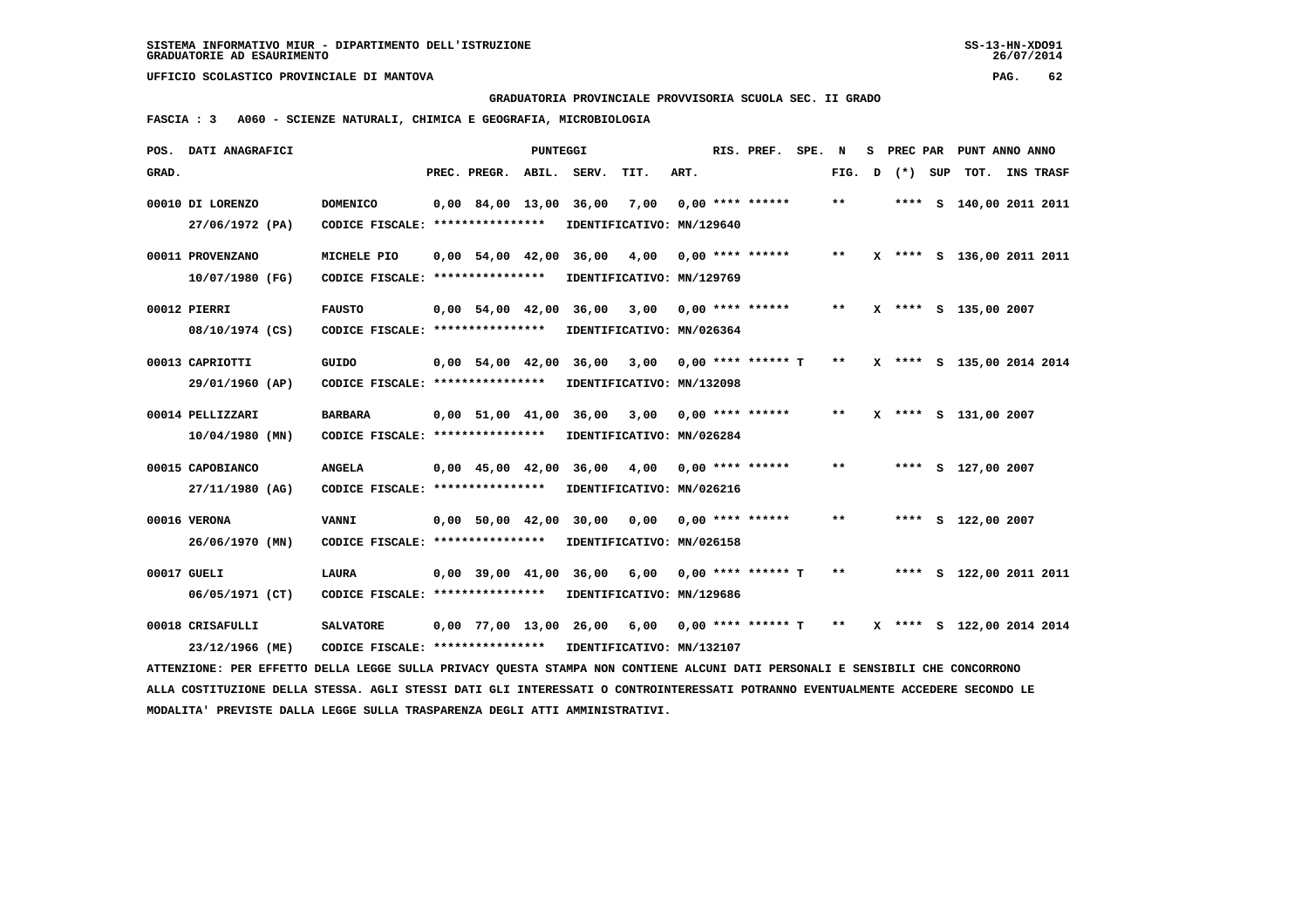SISTEMA INFORMATIVO MIUR - DIPARTIMENTO DELL'ISTRUZIONE
GRADUATORIE AD ESAURIMENTO

UFFICIO SCOLASTICO PROVINCIALE DI MANTOVA

GRADUATORIA PROVINCIALE PROVVISORIA SCUOLA SEC. II GRADO

FASCIA : 3   A060 - SCIENZE NATURALI, CHIMICA E GEOGRAFIA, MICROBIOLOGIA

| POS. GRAD. | DATI ANAGRAFICI | | PREC. | PREGR. | ABIL. | SERV. | TIT. | ART. | RIS. PREF. | SPE. | N FIG. | S D | PREC PAR (*) | SUP | PUNT ANNO ANNO TOT. | INS TRASF |
|---|---|---|---|---|---|---|---|---|---|---|---|---|---|---|---|---|
| 00010 | DI LORENZO 27/06/1972 (PA) | DOMENICO CODICE FISCALE: **************** IDENTIFICATIVO: MN/129640 | 0,00 | 84,00 | 13,00 | 36,00 | 7,00 | 0,00 | **** ****** | | ** | | **** | S | 140,00 | 2011 2011 |
| 00011 | PROVENZANO 10/07/1980 (FG) | MICHELE PIO CODICE FISCALE: **************** IDENTIFICATIVO: MN/129769 | 0,00 | 54,00 | 42,00 | 36,00 | 4,00 | 0,00 | **** ****** | | ** | X | **** | S | 136,00 | 2011 2011 |
| 00012 | PIERRI 08/10/1974 (CS) | FAUSTO CODICE FISCALE: **************** IDENTIFICATIVO: MN/026364 | 0,00 | 54,00 | 42,00 | 36,00 | 3,00 | 0,00 | **** ****** | | ** | X | **** | S | 135,00 | 2007 |
| 00013 | CAPRIOTTI 29/01/1960 (AP) | GUIDO CODICE FISCALE: **************** IDENTIFICATIVO: MN/132098 | 0,00 | 54,00 | 42,00 | 36,00 | 3,00 | 0,00 | **** ****** | T | ** | X | **** | S | 135,00 | 2014 2014 |
| 00014 | PELLIZZARI 10/04/1980 (MN) | BARBARA CODICE FISCALE: **************** IDENTIFICATIVO: MN/026284 | 0,00 | 51,00 | 41,00 | 36,00 | 3,00 | 0,00 | **** ****** | | ** | X | **** | S | 131,00 | 2007 |
| 00015 | CAPOBIANCO 27/11/1980 (AG) | ANGELA CODICE FISCALE: **************** IDENTIFICATIVO: MN/026216 | 0,00 | 45,00 | 42,00 | 36,00 | 4,00 | 0,00 | **** ****** | | ** | | **** | S | 127,00 | 2007 |
| 00016 | VERONA 26/06/1970 (MN) | VANNI CODICE FISCALE: **************** IDENTIFICATIVO: MN/026158 | 0,00 | 50,00 | 42,00 | 30,00 | 0,00 | 0,00 | **** ****** | | ** | | **** | S | 122,00 | 2007 |
| 00017 | GUELI 06/05/1971 (CT) | LAURA CODICE FISCALE: **************** IDENTIFICATIVO: MN/129686 | 0,00 | 39,00 | 41,00 | 36,00 | 6,00 | 0,00 | **** ****** | T | ** | | **** | S | 122,00 | 2011 2011 |
| 00018 | CRISAFULLI 23/12/1966 (ME) | SALVATORE CODICE FISCALE: **************** IDENTIFICATIVO: MN/132107 | 0,00 | 77,00 | 13,00 | 26,00 | 6,00 | 0,00 | **** ****** | T | ** | X | **** | S | 122,00 | 2014 2014 |

ATTENZIONE: PER EFFETTO DELLA LEGGE SULLA PRIVACY QUESTA STAMPA NON CONTIENE ALCUNI DATI PERSONALI E SENSIBILI CHE CONCORRONO ALLA COSTITUZIONE DELLA STESSA. AGLI STESSI DATI GLI INTERESSATI O CONTROINTERESSATI POTRANNO EVENTUALMENTE ACCEDERE SECONDO LE MODALITA' PREVISTE DALLA LEGGE SULLA TRASPARENZA DEGLI ATTI AMMINISTRATIVI.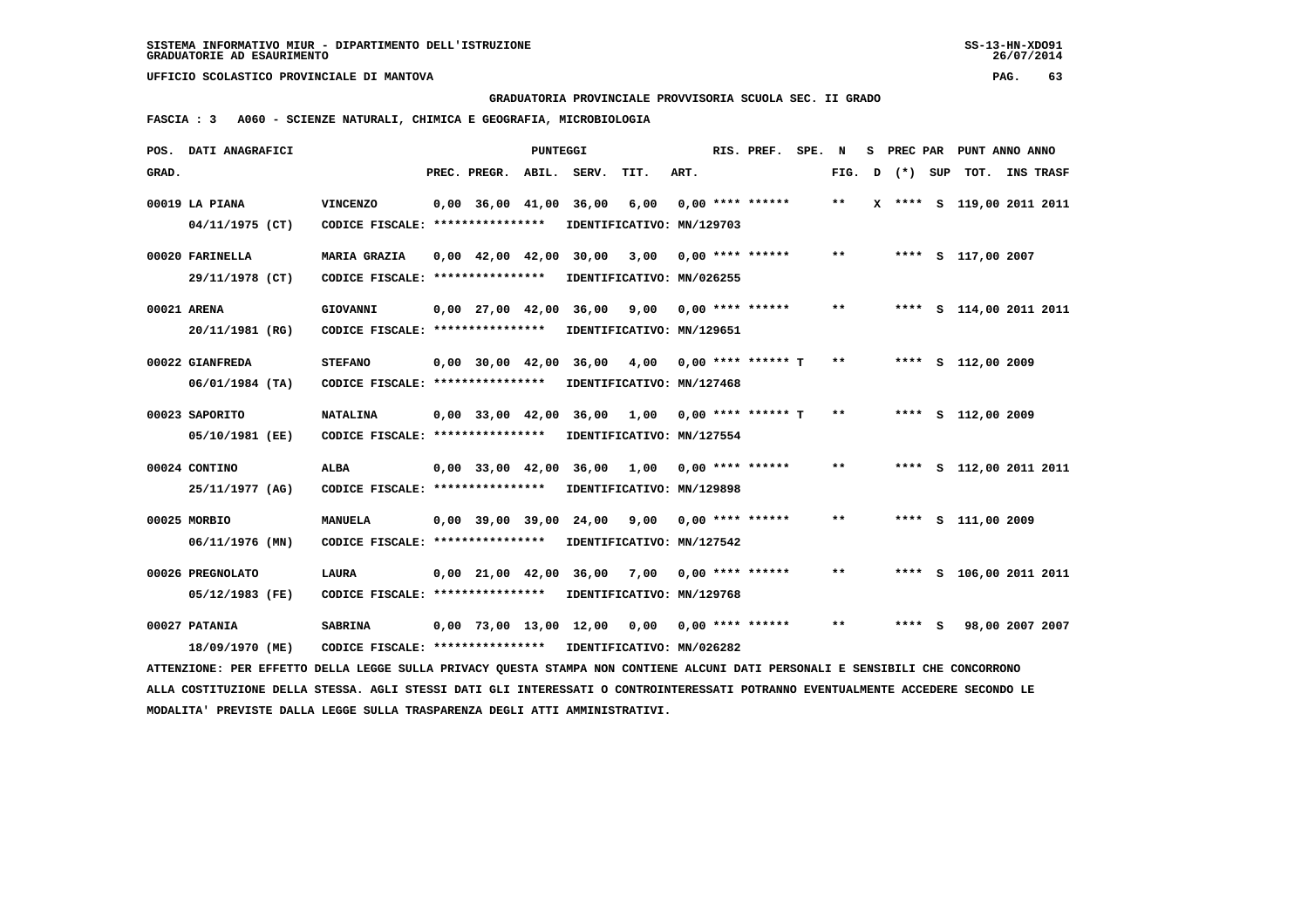SISTEMA INFORMATIVO MIUR - DIPARTIMENTO DELL'ISTRUZIONE
GRADUATORIE AD ESAURIMENTO

UFFICIO SCOLASTICO PROVINCIALE DI MANTOVA

**GRADUATORIA PROVINCIALE PROVVISORIA SCUOLA SEC. II GRADO**

**FASCIA : 3 A060 - SCIENZE NATURALI, CHIMICA E GEOGRAFIA, MICROBIOLOGIA**

| POS. GRAD. | DATI ANAGRAFICI | | PREC. | PREGR. | ABIL. | SERV. | TIT. | ART. | RIS. PREF. | SPE. | N FIG. | S D | PREC PAR (*) | SUP | TOT. | ANNO | INS TRASF |
|---|---|---|---|---|---|---|---|---|---|---|---|---|---|---|---|---|---|
| 00019 | LA PIANA 04/11/1975 (CT) | VINCENZO CODICE FISCALE: **************** IDENTIFICATIVO: MN/129703 | 0,00 | 36,00 | 41,00 | 36,00 | 6,00 | 0,00 | **** ****** | | ** | X | **** | S | 119,00 | 2011 | 2011 |
| 00020 | FARINELLA 29/11/1978 (CT) | MARIA GRAZIA CODICE FISCALE: **************** IDENTIFICATIVO: MN/026255 | 0,00 | 42,00 | 42,00 | 30,00 | 3,00 | 0,00 | **** ****** | | ** | | **** | S | 117,00 | 2007 | |
| 00021 | ARENA 20/11/1981 (RG) | GIOVANNI CODICE FISCALE: **************** IDENTIFICATIVO: MN/129651 | 0,00 | 27,00 | 42,00 | 36,00 | 9,00 | 0,00 | **** ****** | | ** | | **** | S | 114,00 | 2011 | 2011 |
| 00022 | GIANFREDA 06/01/1984 (TA) | STEFANO CODICE FISCALE: **************** IDENTIFICATIVO: MN/127468 | 0,00 | 30,00 | 42,00 | 36,00 | 4,00 | 0,00 | **** ****** | T | ** | | **** | S | 112,00 | 2009 | |
| 00023 | SAPORITO 05/10/1981 (EE) | NATALINA CODICE FISCALE: **************** IDENTIFICATIVO: MN/127554 | 0,00 | 33,00 | 42,00 | 36,00 | 1,00 | 0,00 | **** ****** | T | ** | | **** | S | 112,00 | 2009 | |
| 00024 | CONTINO 25/11/1977 (AG) | ALBA CODICE FISCALE: **************** IDENTIFICATIVO: MN/129898 | 0,00 | 33,00 | 42,00 | 36,00 | 1,00 | 0,00 | **** ****** | | ** | | **** | S | 112,00 | 2011 | 2011 |
| 00025 | MORBIO 06/11/1976 (MN) | MANUELA CODICE FISCALE: **************** IDENTIFICATIVO: MN/127542 | 0,00 | 39,00 | 39,00 | 24,00 | 9,00 | 0,00 | **** ****** | | ** | | **** | S | 111,00 | 2009 | |
| 00026 | PREGNOLATO 05/12/1983 (FE) | LAURA CODICE FISCALE: **************** IDENTIFICATIVO: MN/129768 | 0,00 | 21,00 | 42,00 | 36,00 | 7,00 | 0,00 | **** ****** | | ** | | **** | S | 106,00 | 2011 | 2011 |
| 00027 | PATANIA 18/09/1970 (ME) | SABRINA CODICE FISCALE: **************** IDENTIFICATIVO: MN/026282 | 0,00 | 73,00 | 13,00 | 12,00 | 0,00 | 0,00 | **** ****** | | ** | | **** | S | 98,00 | 2007 | 2007 |

ATTENZIONE: PER EFFETTO DELLA LEGGE SULLA PRIVACY QUESTA STAMPA NON CONTIENE ALCUNI DATI PERSONALI E SENSIBILI CHE CONCORRONO ALLA COSTITUZIONE DELLA STESSA. AGLI STESSI DATI GLI INTERESSATI O CONTROINTERESSATI POTRANNO EVENTUALMENTE ACCEDERE SECONDO LE MODALITA' PREVISTE DALLA LEGGE SULLA TRASPARENZA DEGLI ATTI AMMINISTRATIVI.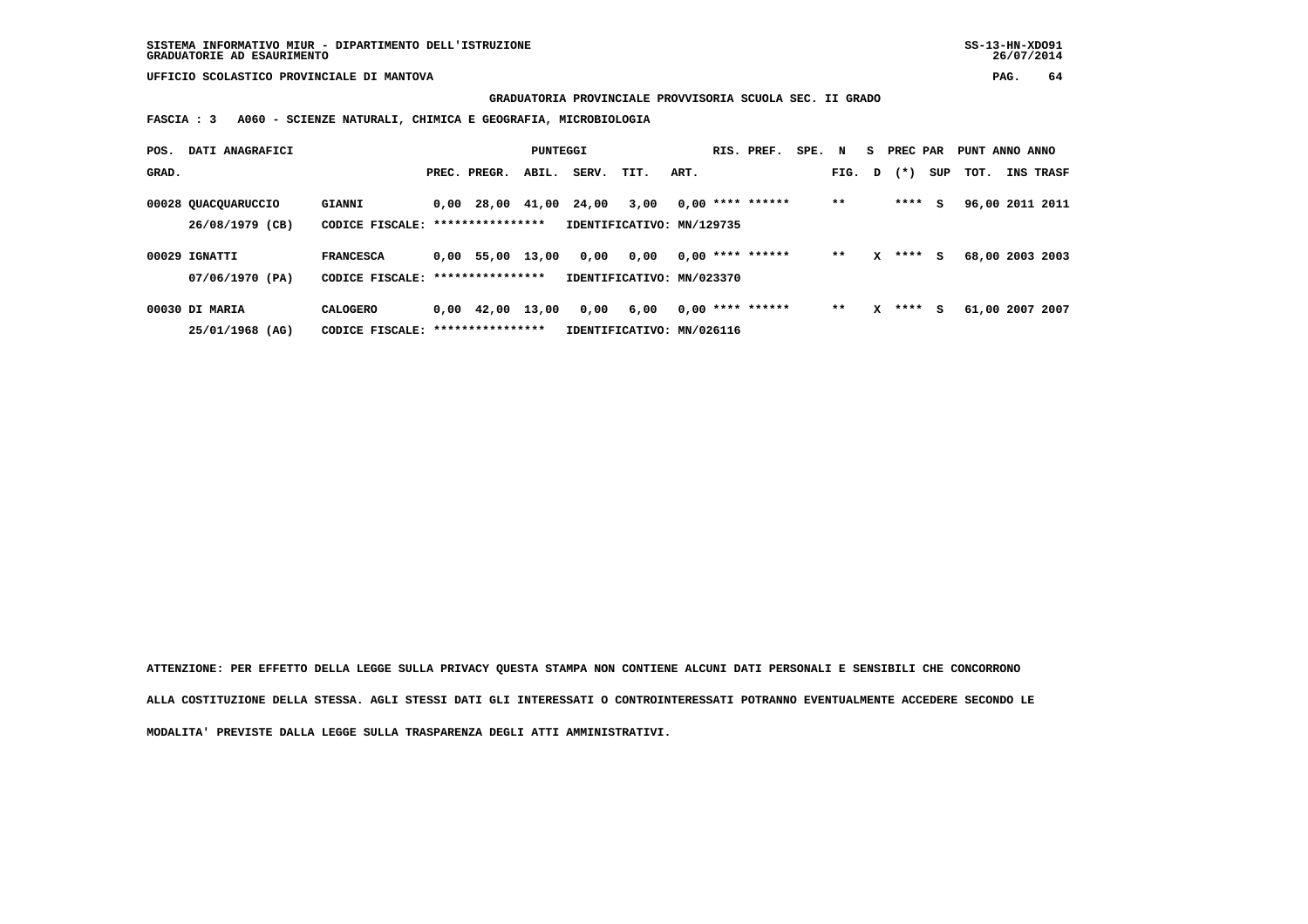SISTEMA INFORMATIVO MIUR - DIPARTIMENTO DELL'ISTRUZIONE
GRADUATORIE AD ESAURIMENTO

UFFICIO SCOLASTICO PROVINCIALE DI MANTOVA

**GRADUATORIA PROVINCIALE PROVVISORIA SCUOLA SEC. II GRADO**

**FASCIA : 3 A060 - SCIENZE NATURALI, CHIMICA E GEOGRAFIA, MICROBIOLOGIA**

| POS. GRAD. | DATI ANAGRAFICI | | PREC. | PREGR. | ABIL. | SERV. | TIT. | ART. | RIS. PREF. | SPE. | N FIG. | S D | PREC PAR (*) | SUP | PUNT TOT. | ANNO INS | ANNO TRASF |
|---|---|---|---|---|---|---|---|---|---|---|---|---|---|---|---|---|---|
| 00028 | QUACQUARUCCIO 26/08/1979 (CB) | GIANNI CODICE FISCALE: **************** | 0,00 | 28,00 | 41,00 | 24,00 | 3,00 | 0,00 | **** ****** | | ** | | **** | S | 96,00 | 2011 | 2011 |
| | | IDENTIFICATIVO: MN/129735 | | | | | | | | | | | | | | | |
| 00029 | IGNATTI 07/06/1970 (PA) | FRANCESCA CODICE FISCALE: **************** | 0,00 | 55,00 | 13,00 | 0,00 | 0,00 | 0,00 | **** ****** | | ** | X | **** | S | 68,00 | 2003 | 2003 |
| | | IDENTIFICATIVO: MN/023370 | | | | | | | | | | | | | | | |
| 00030 | DI MARIA 25/01/1968 (AG) | CALOGERO CODICE FISCALE: **************** | 0,00 | 42,00 | 13,00 | 0,00 | 6,00 | 0,00 | **** ****** | | ** | X | **** | S | 61,00 | 2007 | 2007 |
| | | IDENTIFICATIVO: MN/026116 | | | | | | | | | | | | | | | |

ATTENZIONE: PER EFFETTO DELLA LEGGE SULLA PRIVACY QUESTA STAMPA NON CONTIENE ALCUNI DATI PERSONALI E SENSIBILI CHE CONCORRONO ALLA COSTITUZIONE DELLA STESSA. AGLI STESSI DATI GLI INTERESSATI O CONTROINTERESSATI POTRANNO EVENTUALMENTE ACCEDERE SECONDO LE MODALITA' PREVISTE DALLA LEGGE SULLA TRASPARENZA DEGLI ATTI AMMINISTRATIVI.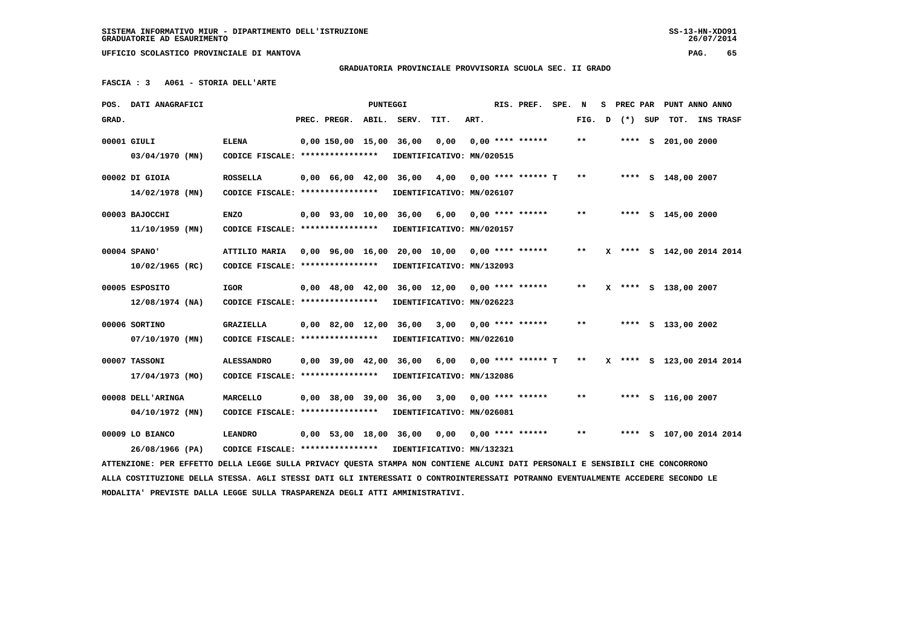SISTEMA INFORMATIVO MIUR - DIPARTIMENTO DELL'ISTRUZIONE
GRADUATORIE AD ESAURIMENTO

UFFICIO SCOLASTICO PROVINCIALE DI MANTOVA

**GRADUATORIA PROVINCIALE PROVVISORIA SCUOLA SEC. II GRADO**

**FASCIA : 3 A061 - STORIA DELL'ARTE**

| POS. GRAD. | DATI ANAGRAFICI | | PREC. | PREGR. | ABIL. | SERV. | TIT. | ART. | RIS. PREF. | SPE. | N FIG. | S D | PREC PAR (*) | SUP | TOT. | ANNO | INS TRASF |
|---|---|---|---|---|---|---|---|---|---|---|---|---|---|---|---|---|---|
| 00001 | GIULI 03/04/1970 (MN) | ELENA CODICE FISCALE: **************** IDENTIFICATIVO: MN/020515 | 0,00 | 150,00 | 15,00 | 36,00 | 0,00 | 0,00 | **** ****** | | ** | | **** | S | 201,00 | 2000 | |
| 00002 | DI GIOIA 14/02/1978 (MN) | ROSSELLA CODICE FISCALE: **************** IDENTIFICATIVO: MN/026107 | 0,00 | 66,00 | 42,00 | 36,00 | 4,00 | 0,00 | **** ****** T | | ** | | **** | S | 148,00 | 2007 | |
| 00003 | BAJOCCHI 11/10/1959 (MN) | ENZO CODICE FISCALE: **************** IDENTIFICATIVO: MN/020157 | 0,00 | 93,00 | 10,00 | 36,00 | 6,00 | 0,00 | **** ****** | | ** | | **** | S | 145,00 | 2000 | |
| 00004 | SPANO' 10/02/1965 (RC) | ATTILIO MARIA CODICE FISCALE: **************** IDENTIFICATIVO: MN/132093 | 0,00 | 96,00 | 16,00 | 20,00 | 10,00 | 0,00 | **** ****** | | ** | X | **** | S | 142,00 | 2014 | 2014 |
| 00005 | ESPOSITO 12/08/1974 (NA) | IGOR CODICE FISCALE: **************** IDENTIFICATIVO: MN/026223 | 0,00 | 48,00 | 42,00 | 36,00 | 12,00 | 0,00 | **** ****** | | ** | X | **** | S | 138,00 | 2007 | |
| 00006 | SORTINO 07/10/1970 (MN) | GRAZIELLA CODICE FISCALE: **************** IDENTIFICATIVO: MN/022610 | 0,00 | 82,00 | 12,00 | 36,00 | 3,00 | 0,00 | **** ****** | | ** | | **** | S | 133,00 | 2002 | |
| 00007 | TASSONI 17/04/1973 (MO) | ALESSANDRO CODICE FISCALE: **************** IDENTIFICATIVO: MN/132086 | 0,00 | 39,00 | 42,00 | 36,00 | 6,00 | 0,00 | **** ****** T | | ** | X | **** | S | 123,00 | 2014 | 2014 |
| 00008 | DELL'ARINGA 04/10/1972 (MN) | MARCELLO CODICE FISCALE: **************** IDENTIFICATIVO: MN/026081 | 0,00 | 38,00 | 39,00 | 36,00 | 3,00 | 0,00 | **** ****** | | ** | | **** | S | 116,00 | 2007 | |
| 00009 | LO BIANCO 26/08/1966 (PA) | LEANDRO CODICE FISCALE: **************** IDENTIFICATIVO: MN/132321 | 0,00 | 53,00 | 18,00 | 36,00 | 0,00 | 0,00 | **** ****** | | ** | | **** | S | 107,00 | 2014 | 2014 |

ATTENZIONE: PER EFFETTO DELLA LEGGE SULLA PRIVACY QUESTA STAMPA NON CONTIENE ALCUNI DATI PERSONALI E SENSIBILI CHE CONCORRONO ALLA COSTITUZIONE DELLA STESSA. AGLI STESSI DATI GLI INTERESSATI O CONTROINTERESSATI POTRANNO EVENTUALMENTE ACCEDERE SECONDO LE MODALITA' PREVISTE DALLA LEGGE SULLA TRASPARENZA DEGLI ATTI AMMINISTRATIVI.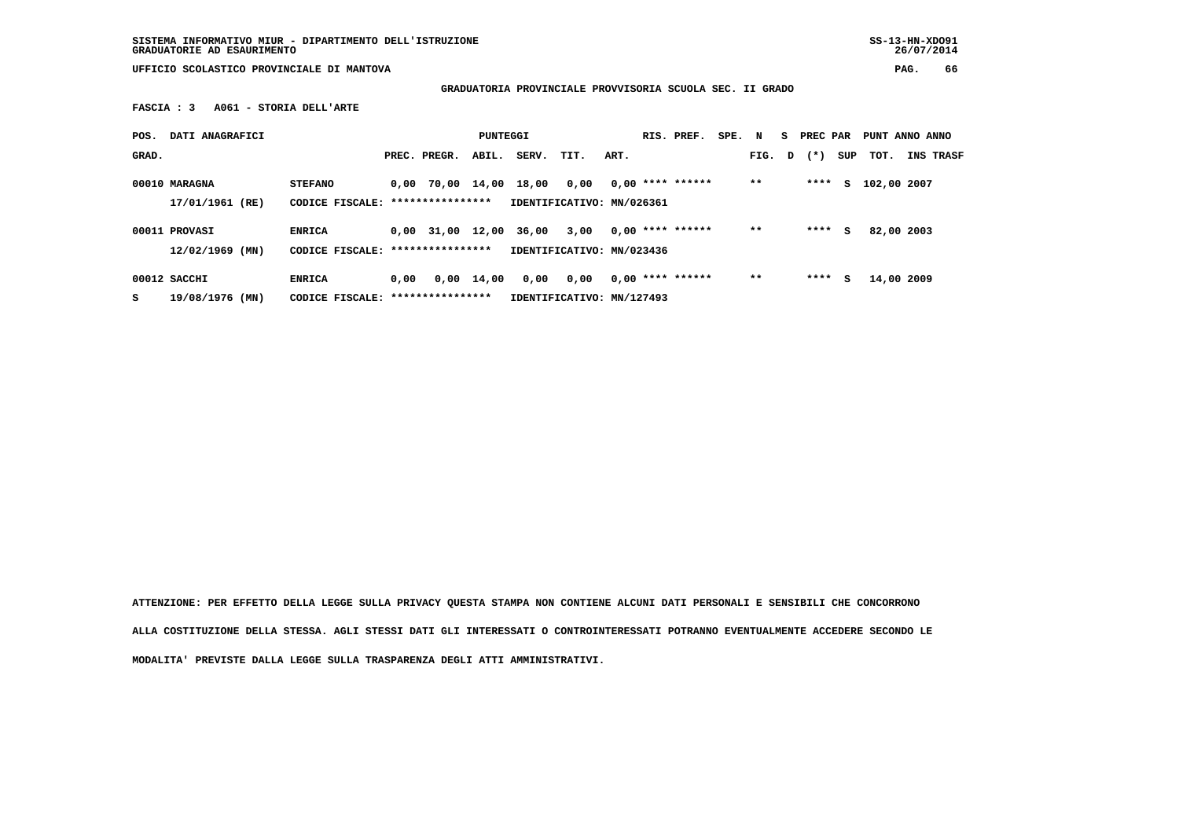SISTEMA INFORMATIVO MIUR - DIPARTIMENTO DELL'ISTRUZIONE
GRADUATORIE AD ESAURIMENTO

UFFICIO SCOLASTICO PROVINCIALE DI MANTOVA

**GRADUATORIA PROVINCIALE PROVVISORIA SCUOLA SEC. II GRADO**

**FASCIA : 3 A061 - STORIA DELL'ARTE**

| POS. GRAD. | DATI ANAGRAFICI | | PREC. | PREGR. | ABIL. | SERV. | TIT. | ART. | RIS. PREF. | SPE. | N FIG. | S D | PREC PAR (*) | SUP | PUNT TOT. | ANNO INS | ANNO TRASF |
|---|---|---|---|---|---|---|---|---|---|---|---|---|---|---|---|---|---|
| 00010 | MARAGNA | STEFANO | 0,00 | 70,00 | 14,00 | 18,00 | 0,00 | 0,00 | **** ****** | | ** | | **** | S | 102,00 | 2007 | |
| | 17/01/1961 (RE) | CODICE FISCALE: **************** | | | | IDENTIFICATIVO: MN/026361 | | | | | | | | | | | |
| 00011 | PROVASI | ENRICA | 0,00 | 31,00 | 12,00 | 36,00 | 3,00 | 0,00 | **** ****** | | ** | | **** | S | 82,00 | 2003 | |
| | 12/02/1969 (MN) | CODICE FISCALE: **************** | | | | IDENTIFICATIVO: MN/023436 | | | | | | | | | | | |
| 00012 | SACCHI | ENRICA | 0,00 | 0,00 | 14,00 | 0,00 | 0,00 | 0,00 | **** ****** | | ** | | **** | S | 14,00 | 2009 | |
| S | 19/08/1976 (MN) | CODICE FISCALE: **************** | | | | IDENTIFICATIVO: MN/127493 | | | | | | | | | | | |

**ATTENZIONE: PER EFFETTO DELLA LEGGE SULLA PRIVACY QUESTA STAMPA NON CONTIENE ALCUNI DATI PERSONALI E SENSIBILI CHE CONCORRONO ALLA COSTITUZIONE DELLA STESSA. AGLI STESSI DATI GLI INTERESSATI O CONTROINTERESSATI POTRANNO EVENTUALMENTE ACCEDERE SECONDO LE MODALITA' PREVISTE DALLA LEGGE SULLA TRASPARENZA DEGLI ATTI AMMINISTRATIVI.**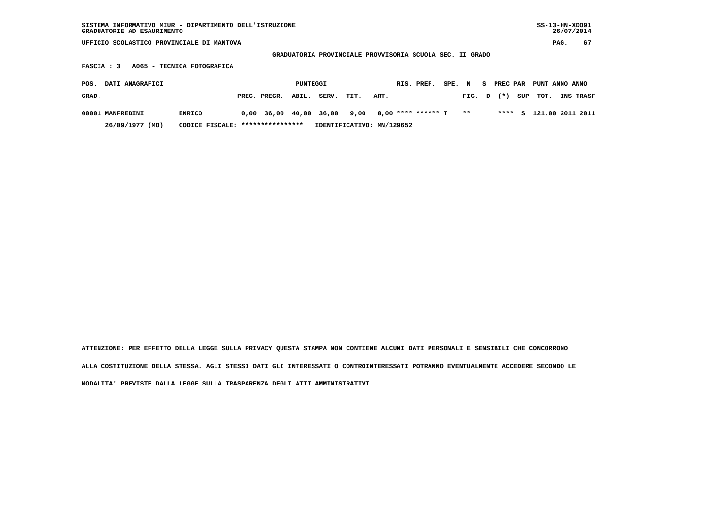SISTEMA INFORMATIVO MIUR - DIPARTIMENTO DELL'ISTRUZIONE
GRADUATORIE AD ESAURIMENTO

SS-13-HN-XDO91
26/07/2014

UFFICIO SCOLASTICO PROVINCIALE DI MANTOVA

## GRADUATORIA PROVINCIALE PROVVISORIA SCUOLA SEC. II GRADO

**FASCIA : 3 A065 - TECNICA FOTOGRAFICA**

| POS. GRAD. | DATI ANAGRAFICI | | PUNTEGGI PREC. | PREGR. | ABIL. | SERV. | TIT. | ART. | RIS. | PREF. | SPE. | N FIG. | S D | PREC PAR (*) | SUP | PUNT TOT. | ANNO INS | ANNO TRASF |
|---|---|---|---|---|---|---|---|---|---|---|---|---|---|---|---|---|---|---|
| 00001 | MANFREDINI | ENRICO | 0,00 | 36,00 | 40,00 | 36,00 | 9,00 | 0,00 | **** | ****** | T | ** | | **** | S | 121,00 | 2011 | 2011 |
| | 26/09/1977 (MO) | CODICE FISCALE: **************** | IDENTIFICATIVO: MN/129652 | | | | | | | | | | | | | | | |

ATTENZIONE: PER EFFETTO DELLA LEGGE SULLA PRIVACY QUESTA STAMPA NON CONTIENE ALCUNI DATI PERSONALI E SENSIBILI CHE CONCORRONO ALLA COSTITUZIONE DELLA STESSA. AGLI STESSI DATI GLI INTERESSATI O CONTROINTERESSATI POTRANNO EVENTUALMENTE ACCEDERE SECONDO LE MODALITA' PREVISTE DALLA LEGGE SULLA TRASPARENZA DEGLI ATTI AMMINISTRATIVI.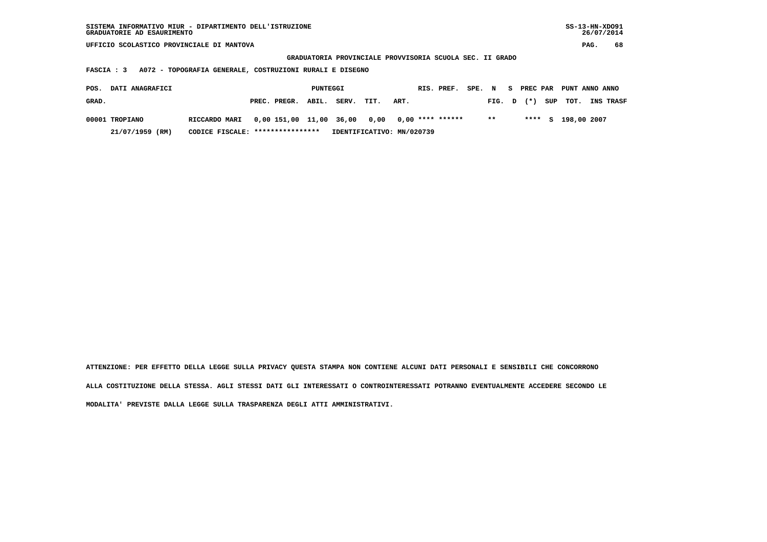SISTEMA INFORMATIVO MIUR - DIPARTIMENTO DELL'ISTRUZIONE
GRADUATORIE AD ESAURIMENTO

UFFICIO SCOLASTICO PROVINCIALE DI MANTOVA

**GRADUATORIA PROVINCIALE PROVVISORIA SCUOLA SEC. II GRADO**

**FASCIA : 3 A072 - TOPOGRAFIA GENERALE, COSTRUZIONI RURALI E DISEGNO**

| POS. GRAD. | DATI ANAGRAFICI | | PUNTEGGI PREC. | PREGR. | ABIL. | SERV. | TIT. | ART. | RIS. | PREF. | SPE. | N FIG. | S D | PREC PAR (*) | SUP | PUNT TOT. | ANNO INS | ANNO TRASF |
|---|---|---|---|---|---|---|---|---|---|---|---|---|---|---|---|---|---|---|
| 00001 | TROPIANO | RICCARDO MARI | 0,00 | 151,00 | 11,00 | 36,00 | 0,00 | 0,00 | **** | ****** | | ** | | **** | S | 198,00 | 2007 | |
| | 21/07/1959 (RM) | CODICE FISCALE: **************** | IDENTIFICATIVO: MN/020739 | | | | | | | | | | | | | | | |

ATTENZIONE: PER EFFETTO DELLA LEGGE SULLA PRIVACY QUESTA STAMPA NON CONTIENE ALCUNI DATI PERSONALI E SENSIBILI CHE CONCORRONO ALLA COSTITUZIONE DELLA STESSA. AGLI STESSI DATI GLI INTERESSATI O CONTROINTERESSATI POTRANNO EVENTUALMENTE ACCEDERE SECONDO LE MODALITA' PREVISTE DALLA LEGGE SULLA TRASPARENZA DEGLI ATTI AMMINISTRATIVI.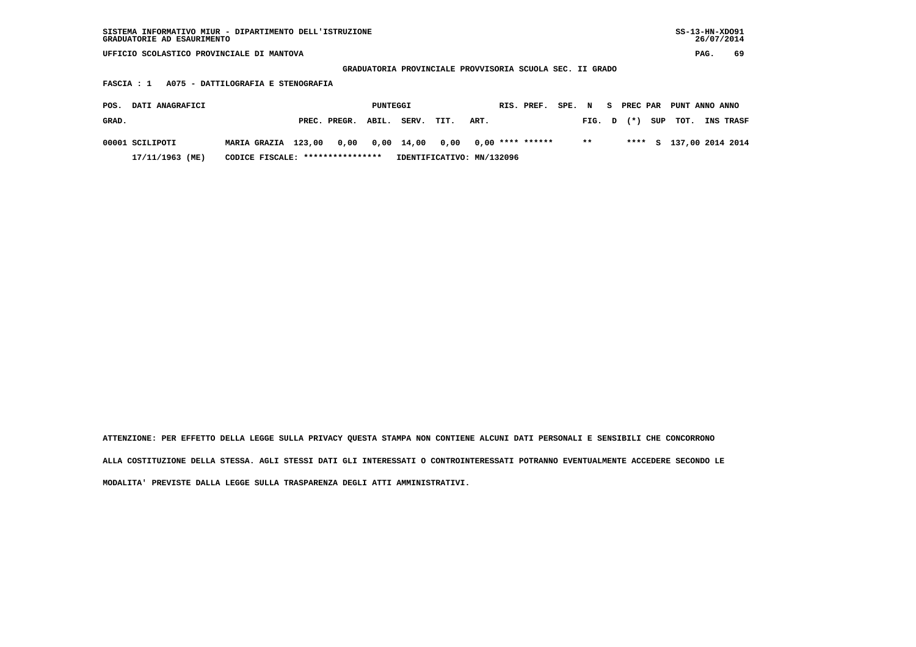SISTEMA INFORMATIVO MIUR - DIPARTIMENTO DELL'ISTRUZIONE
GRADUATORIE AD ESAURIMENTO

SS-13-HN-XDO91
26/07/2014

UFFICIO SCOLASTICO PROVINCIALE DI MANTOVA

GRADUATORIA PROVINCIALE PROVVISORIA SCUOLA SEC. II GRADO

FASCIA : 1 A075 - DATTILOGRAFIA E STENOGRAFIA

| POS. GRAD. | DATI ANAGRAFICI | | PUNTEGGI PREC. | PREGR. | ABIL. | SERV. | TIT. | ART. | RIS. | PREF. | SPE. | N FIG. | S D | PREC PAR (*) | SUP | PUNT TOT. | ANNO INS | ANNO TRASF |
|---|---|---|---|---|---|---|---|---|---|---|---|---|---|---|---|---|---|---|
| 00001 | SCILIPOTI | MARIA GRAZIA | 123,00 | 0,00 | 0,00 | 14,00 | 0,00 | 0,00 | **** | ****** | | ** | | **** | S | 137,00 | 2014 | 2014 |
| | 17/11/1963 (ME) | CODICE FISCALE: **************** | IDENTIFICATIVO: MN/132096 | | | | | | | | | | | | | | | |

ATTENZIONE: PER EFFETTO DELLA LEGGE SULLA PRIVACY QUESTA STAMPA NON CONTIENE ALCUNI DATI PERSONALI E SENSIBILI CHE CONCORRONO ALLA COSTITUZIONE DELLA STESSA. AGLI STESSI DATI GLI INTERESSATI O CONTROINTERESSATI POTRANNO EVENTUALMENTE ACCEDERE SECONDO LE MODALITA' PREVISTE DALLA LEGGE SULLA TRASPARENZA DEGLI ATTI AMMINISTRATIVI.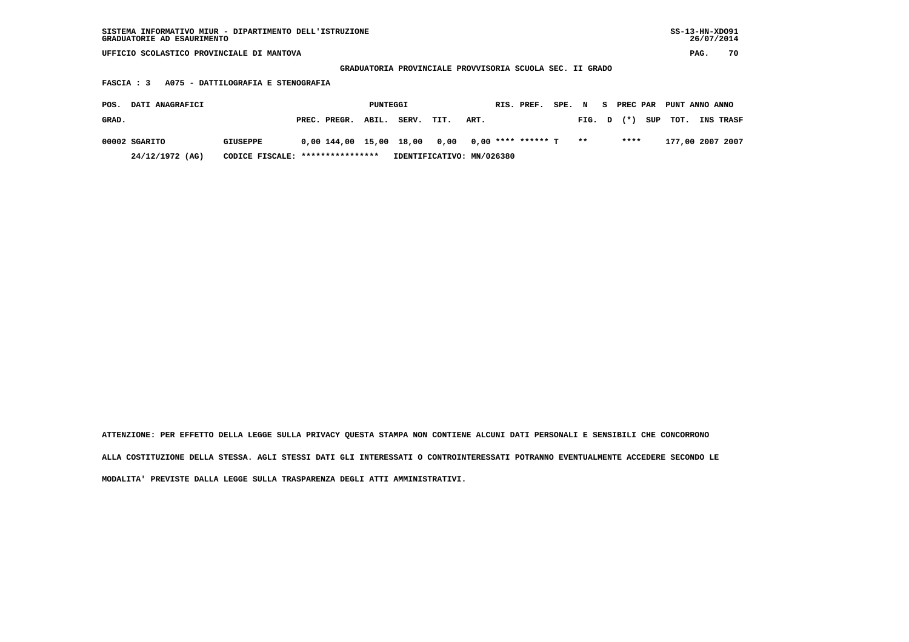SISTEMA INFORMATIVO MIUR - DIPARTIMENTO DELL'ISTRUZIONE
GRADUATORIE AD ESAURIMENTO

UFFICIO SCOLASTICO PROVINCIALE DI MANTOVA

**GRADUATORIA PROVINCIALE PROVVISORIA SCUOLA SEC. II GRADO**

**FASCIA : 3 A075 - DATTILOGRAFIA E STENOGRAFIA**

| POS. GRAD. | DATI ANAGRAFICI | | PUNTEGGI PREC. | PREGR. | ABIL. | SERV. | TIT. | ART. | RIS. | PREF. | SPE. | N FIG. | S D | PREC (*) | PAR SUP | PUNT TOT. | ANNO INS | ANNO TRASF |
|---|---|---|---|---|---|---|---|---|---|---|---|---|---|---|---|---|---|---|
| 00002 | SGARITO | GIUSEPPE | 0,00 | 144,00 | 15,00 | 18,00 | 0,00 | 0,00 | **** | ****** | T | ** | | **** | | 177,00 | 2007 | 2007 |
| | 24/12/1972 (AG) | CODICE FISCALE: **************** | IDENTIFICATIVO: MN/026380 | | | | | | | | | | | | | | | |

ATTENZIONE: PER EFFETTO DELLA LEGGE SULLA PRIVACY QUESTA STAMPA NON CONTIENE ALCUNI DATI PERSONALI E SENSIBILI CHE CONCORRONO ALLA COSTITUZIONE DELLA STESSA. AGLI STESSI DATI GLI INTERESSATI O CONTROINTERESSATI POTRANNO EVENTUALMENTE ACCEDERE SECONDO LE MODALITA' PREVISTE DALLA LEGGE SULLA TRASPARENZA DEGLI ATTI AMMINISTRATIVI.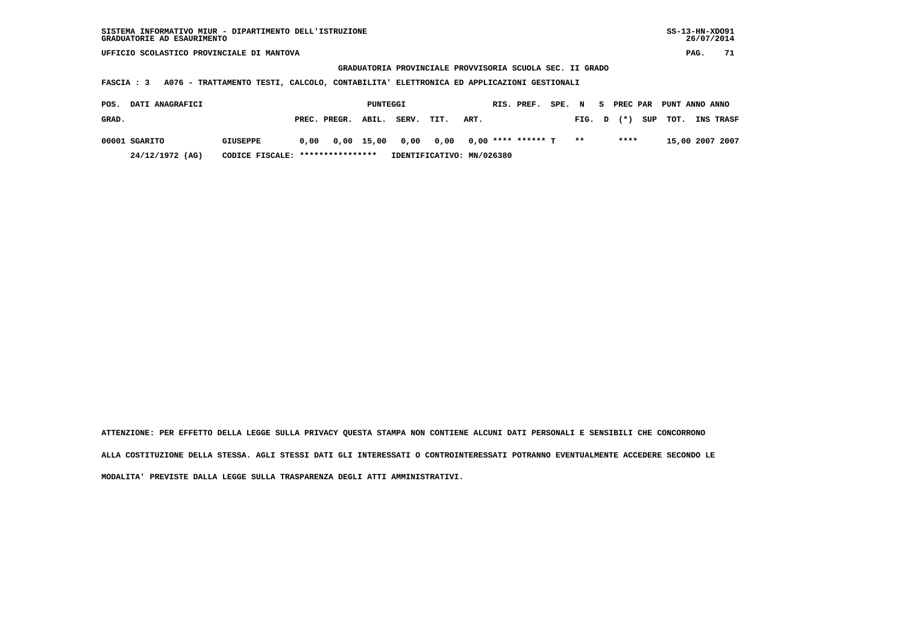SISTEMA INFORMATIVO MIUR - DIPARTIMENTO DELL'ISTRUZIONE
GRADUATORIE AD ESAURIMENTO

UFFICIO SCOLASTICO PROVINCIALE DI MANTOVA

**GRADUATORIA PROVINCIALE PROVVISORIA SCUOLA SEC. II GRADO**

**FASCIA : 3 A076 - TRATTAMENTO TESTI, CALCOLO, CONTABILITA' ELETTRONICA ED APPLICAZIONI GESTIONALI**

| POS. GRAD. | DATI ANAGRAFICI | | PUNTEGGI PREC. | PREGR. | ABIL. | SERV. | TIT. | ART. | RIS. | PREF. | SPE. | N FIG. | S D | PREC PAR (*) | SUP | PUNT TOT. | ANNO INS | ANNO TRASF |
|---|---|---|---|---|---|---|---|---|---|---|---|---|---|---|---|---|---|---|
| 00001 | SGARITO | GIUSEPPE | 0,00 | 0,00 | 15,00 | 0,00 | 0,00 | 0,00 | **** | ****** | T | ** | | **** | | 15,00 | 2007 | 2007 |
| | 24/12/1972 (AG) | CODICE FISCALE: **************** | IDENTIFICATIVO: MN/026380 | | | | | | | | | | | | | | | |

ATTENZIONE: PER EFFETTO DELLA LEGGE SULLA PRIVACY QUESTA STAMPA NON CONTIENE ALCUNI DATI PERSONALI E SENSIBILI CHE CONCORRONO ALLA COSTITUZIONE DELLA STESSA. AGLI STESSI DATI GLI INTERESSATI O CONTROINTERESSATI POTRANNO EVENTUALMENTE ACCEDERE SECONDO LE MODALITA' PREVISTE DALLA LEGGE SULLA TRASPARENZA DEGLI ATTI AMMINISTRATIVI.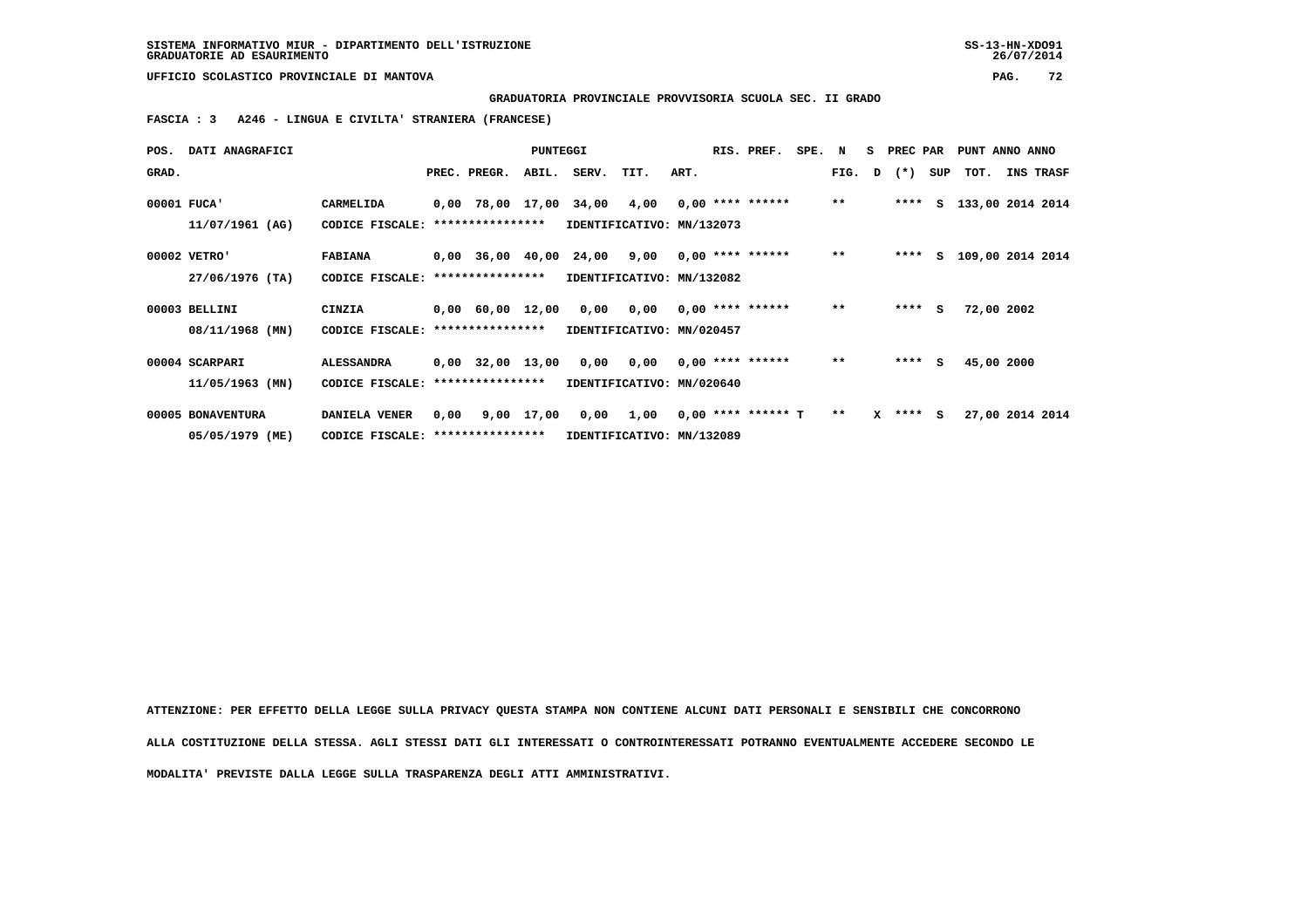SISTEMA INFORMATIVO MIUR - DIPARTIMENTO DELL'ISTRUZIONE
GRADUATORIE AD ESAURIMENTO

UFFICIO SCOLASTICO PROVINCIALE DI MANTOVA

**GRADUATORIA PROVINCIALE PROVVISORIA SCUOLA SEC. II GRADO**

**FASCIA : 3 A246 - LINGUA E CIVILTA' STRANIERA (FRANCESE)**

| POS. GRAD. | DATI ANAGRAFICI | | PREC. | PREGR. | ABIL. | SERV. | TIT. | ART. | RIS. | PREF. | SPE. | N FIG. | S D | PREC PAR (*) | SUP | PUNT TOT. | ANNO INS | ANNO TRASF |
|---|---|---|---|---|---|---|---|---|---|---|---|---|---|---|---|---|---|---|
| 00001 | FUCA' 11/07/1961 (AG) | CARMELIDA CODICE FISCALE: **************** IDENTIFICATIVO: MN/132073 | 0,00 | 78,00 | 17,00 | 34,00 | 4,00 | 0,00 | **** | ****** | | ** | | **** | S | 133,00 | 2014 | 2014 |
| 00002 | VETRO' 27/06/1976 (TA) | FABIANA CODICE FISCALE: **************** IDENTIFICATIVO: MN/132082 | 0,00 | 36,00 | 40,00 | 24,00 | 9,00 | 0,00 | **** | ****** | | ** | | **** | S | 109,00 | 2014 | 2014 |
| 00003 | BELLINI 08/11/1968 (MN) | CINZIA CODICE FISCALE: **************** IDENTIFICATIVO: MN/020457 | 0,00 | 60,00 | 12,00 | 0,00 | 0,00 | 0,00 | **** | ****** | | ** | | **** | S | 72,00 | 2002 | |
| 00004 | SCARPARI 11/05/1963 (MN) | ALESSANDRA CODICE FISCALE: **************** IDENTIFICATIVO: MN/020640 | 0,00 | 32,00 | 13,00 | 0,00 | 0,00 | 0,00 | **** | ****** | | ** | | **** | S | 45,00 | 2000 | |
| 00005 | BONAVENTURA 05/05/1979 (ME) | DANIELA VENER CODICE FISCALE: **************** IDENTIFICATIVO: MN/132089 | 0,00 | 9,00 | 17,00 | 0,00 | 1,00 | 0,00 | **** | ****** | T | ** | X | **** | S | 27,00 | 2014 | 2014 |

**ATTENZIONE: PER EFFETTO DELLA LEGGE SULLA PRIVACY QUESTA STAMPA NON CONTIENE ALCUNI DATI PERSONALI E SENSIBILI CHE CONCORRONO ALLA COSTITUZIONE DELLA STESSA. AGLI STESSI DATI GLI INTERESSATI O CONTROINTERESSATI POTRANNO EVENTUALMENTE ACCEDERE SECONDO LE MODALITA' PREVISTE DALLA LEGGE SULLA TRASPARENZA DEGLI ATTI AMMINISTRATIVI.**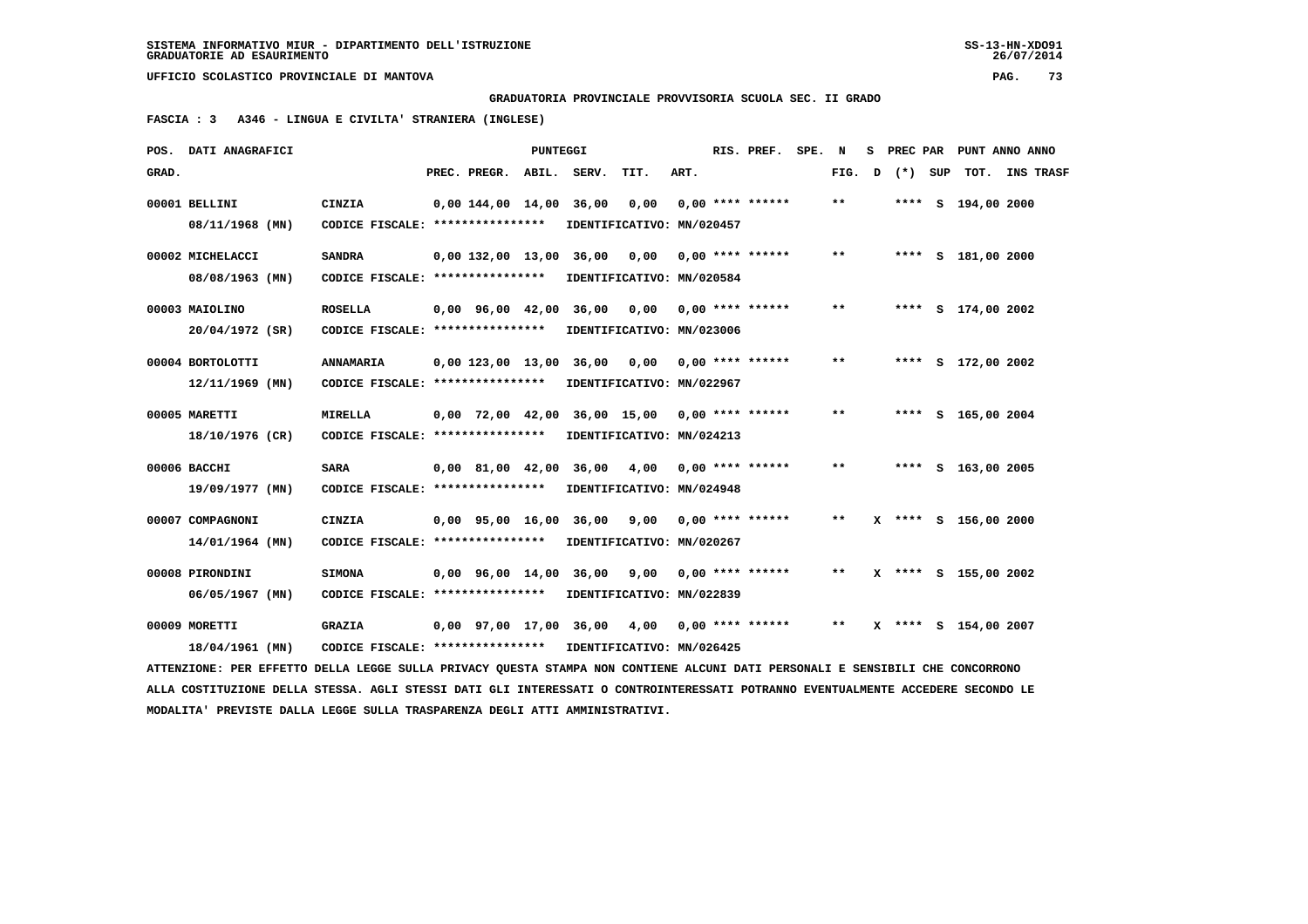SISTEMA INFORMATIVO MIUR - DIPARTIMENTO DELL'ISTRUZIONE
GRADUATORIE AD ESAURIMENTO

UFFICIO SCOLASTICO PROVINCIALE DI MANTOVA

**GRADUATORIA PROVINCIALE PROVVISORIA SCUOLA SEC. II GRADO**

**FASCIA : 3 A346 - LINGUA E CIVILTA' STRANIERA (INGLESE)**

| POS. GRAD. | DATI ANAGRAFICI | | PREC. | PREGR. | ABIL. | SERV. | TIT. | ART. | RIS. PREF. | SPE. | N FIG. | S D | PREC PAR (*) | SUP | PUNT TOT. | ANNO INS TRASF |
|---|---|---|---|---|---|---|---|---|---|---|---|---|---|---|---|---|
| 00001 | BELLINI 08/11/1968 (MN) | CINZIA CODICE FISCALE: **************** IDENTIFICATIVO: MN/020457 | 0,00 | 144,00 | 14,00 | 36,00 | 0,00 | 0,00 | **** ****** | | ** | | **** | S | 194,00 | 2000 |
| 00002 | MICHELACCI 08/08/1963 (MN) | SANDRA CODICE FISCALE: **************** IDENTIFICATIVO: MN/020584 | 0,00 | 132,00 | 13,00 | 36,00 | 0,00 | 0,00 | **** ****** | | ** | | **** | S | 181,00 | 2000 |
| 00003 | MAIOLINO 20/04/1972 (SR) | ROSELLA CODICE FISCALE: **************** IDENTIFICATIVO: MN/023006 | 0,00 | 96,00 | 42,00 | 36,00 | 0,00 | 0,00 | **** ****** | | ** | | **** | S | 174,00 | 2002 |
| 00004 | BORTOLOTTI 12/11/1969 (MN) | ANNAMARIA CODICE FISCALE: **************** IDENTIFICATIVO: MN/022967 | 0,00 | 123,00 | 13,00 | 36,00 | 0,00 | 0,00 | **** ****** | | ** | | **** | S | 172,00 | 2002 |
| 00005 | MARETTI 18/10/1976 (CR) | MIRELLA CODICE FISCALE: **************** IDENTIFICATIVO: MN/024213 | 0,00 | 72,00 | 42,00 | 36,00 | 15,00 | 0,00 | **** ****** | | ** | | **** | S | 165,00 | 2004 |
| 00006 | BACCHI 19/09/1977 (MN) | SARA CODICE FISCALE: **************** IDENTIFICATIVO: MN/024948 | 0,00 | 81,00 | 42,00 | 36,00 | 4,00 | 0,00 | **** ****** | | ** | | **** | S | 163,00 | 2005 |
| 00007 | COMPAGNONI 14/01/1964 (MN) | CINZIA CODICE FISCALE: **************** IDENTIFICATIVO: MN/020267 | 0,00 | 95,00 | 16,00 | 36,00 | 9,00 | 0,00 | **** ****** | | ** | X | **** | S | 156,00 | 2000 |
| 00008 | PIRONDINI 06/05/1967 (MN) | SIMONA CODICE FISCALE: **************** IDENTIFICATIVO: MN/022839 | 0,00 | 96,00 | 14,00 | 36,00 | 9,00 | 0,00 | **** ****** | | ** | X | **** | S | 155,00 | 2002 |
| 00009 | MORETTI 18/04/1961 (MN) | GRAZIA CODICE FISCALE: **************** IDENTIFICATIVO: MN/026425 | 0,00 | 97,00 | 17,00 | 36,00 | 4,00 | 0,00 | **** ****** | | ** | X | **** | S | 154,00 | 2007 |

ATTENZIONE: PER EFFETTO DELLA LEGGE SULLA PRIVACY QUESTA STAMPA NON CONTIENE ALCUNI DATI PERSONALI E SENSIBILI CHE CONCORRONO ALLA COSTITUZIONE DELLA STESSA. AGLI STESSI DATI GLI INTERESSATI O CONTROINTERESSATI POTRANNO EVENTUALMENTE ACCEDERE SECONDO LE MODALITA' PREVISTE DALLA LEGGE SULLA TRASPARENZA DEGLI ATTI AMMINISTRATIVI.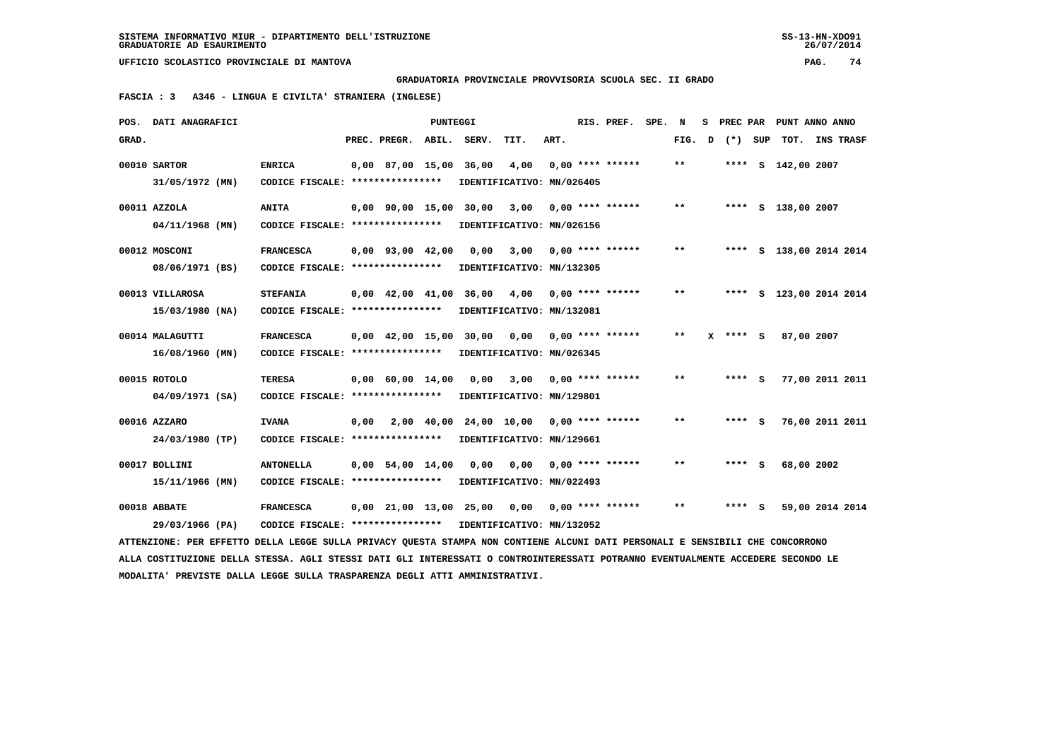**SISTEMA INFORMATIVO MIUR - DIPARTIMENTO DELL'ISTRUZIONE**
**GRADUATORIE AD ESAURIMENTO**

**UFFICIO SCOLASTICO PROVINCIALE DI MANTOVA**

**GRADUATORIA PROVINCIALE PROVVISORIA SCUOLA SEC. II GRADO**

**FASCIA : 3 A346 - LINGUA E CIVILTA' STRANIERA (INGLESE)**

| POS. GRAD. | DATI ANAGRAFICI | | PREC. | PREGR. | ABIL. | SERV. | TIT. | ART. | RIS. PREF. | SPE. N FIG. | S D | PREC PAR (*) | SUP | TOT. | ANNO INS | TRASF |
|---|---|---|---|---|---|---|---|---|---|---|---|---|---|---|---|---|
| 00010 | SARTOR 31/05/1972 (MN) | ENRICA CODICE FISCALE: **************** | 0,00 | 87,00 | 15,00 | 36,00 | 4,00 | 0,00 | **** ****** | ** | | **** | S | 142,00 | 2007 | |
| | | | | | | | | IDENTIFICATIVO: MN/026405 | | | | | | | | |
| 00011 | AZZOLA 04/11/1968 (MN) | ANITA CODICE FISCALE: **************** | 0,00 | 90,00 | 15,00 | 30,00 | 3,00 | 0,00 | **** ****** | ** | | **** | S | 138,00 | 2007 | |
| | | | | | | | | IDENTIFICATIVO: MN/026156 | | | | | | | | |
| 00012 | MOSCONI 08/06/1971 (BS) | FRANCESCA CODICE FISCALE: **************** | 0,00 | 93,00 | 42,00 | 0,00 | 3,00 | 0,00 | **** ****** | ** | | **** | S | 138,00 | 2014 | 2014 |
| | | | | | | | | IDENTIFICATIVO: MN/132305 | | | | | | | | |
| 00013 | VILLAROSA 15/03/1980 (NA) | STEFANIA CODICE FISCALE: **************** | 0,00 | 42,00 | 41,00 | 36,00 | 4,00 | 0,00 | **** ****** | ** | | **** | S | 123,00 | 2014 | 2014 |
| | | | | | | | | IDENTIFICATIVO: MN/132081 | | | | | | | | |
| 00014 | MALAGUTTI 16/08/1960 (MN) | FRANCESCA CODICE FISCALE: **************** | 0,00 | 42,00 | 15,00 | 30,00 | 0,00 | 0,00 | **** ****** | ** | X | **** | S | 87,00 | 2007 | |
| | | | | | | | | IDENTIFICATIVO: MN/026345 | | | | | | | | |
| 00015 | ROTOLO 04/09/1971 (SA) | TERESA CODICE FISCALE: **************** | 0,00 | 60,00 | 14,00 | 0,00 | 3,00 | 0,00 | **** ****** | ** | | **** | S | 77,00 | 2011 | 2011 |
| | | | | | | | | IDENTIFICATIVO: MN/129801 | | | | | | | | |
| 00016 | AZZARO 24/03/1980 (TP) | IVANA CODICE FISCALE: **************** | 0,00 | 2,00 | 40,00 | 24,00 | 10,00 | 0,00 | **** ****** | ** | | **** | S | 76,00 | 2011 | 2011 |
| | | | | | | | | IDENTIFICATIVO: MN/129661 | | | | | | | | |
| 00017 | BOLLINI 15/11/1966 (MN) | ANTONELLA CODICE FISCALE: **************** | 0,00 | 54,00 | 14,00 | 0,00 | 0,00 | 0,00 | **** ****** | ** | | **** | S | 68,00 | 2002 | |
| | | | | | | | | IDENTIFICATIVO: MN/022493 | | | | | | | | |
| 00018 | ABBATE 29/03/1966 (PA) | FRANCESCA CODICE FISCALE: **************** | 0,00 | 21,00 | 13,00 | 25,00 | 0,00 | 0,00 | **** ****** | ** | | **** | S | 59,00 | 2014 | 2014 |
| | | | | | | | | IDENTIFICATIVO: MN/132052 | | | | | | | | |

ATTENZIONE: PER EFFETTO DELLA LEGGE SULLA PRIVACY QUESTA STAMPA NON CONTIENE ALCUNI DATI PERSONALI E SENSIBILI CHE CONCORRONO ALLA COSTITUZIONE DELLA STESSA. AGLI STESSI DATI GLI INTERESSATI O CONTROINTERESSATI POTRANNO EVENTUALMENTE ACCEDERE SECONDO LE MODALITA' PREVISTE DALLA LEGGE SULLA TRASPARENZA DEGLI ATTI AMMINISTRATIVI.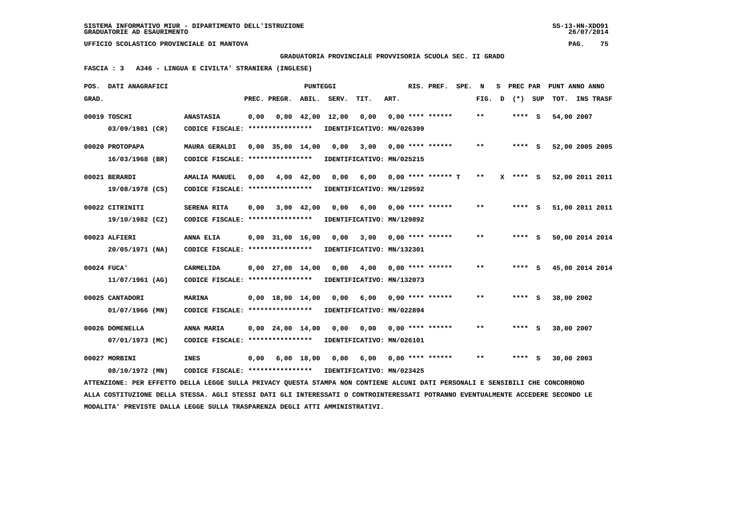SISTEMA INFORMATIVO MIUR - DIPARTIMENTO DELL'ISTRUZIONE
GRADUATORIE AD ESAURIMENTO

UFFICIO SCOLASTICO PROVINCIALE DI MANTOVA

GRADUATORIA PROVINCIALE PROVVISORIA SCUOLA SEC. II GRADO

FASCIA : 3 A346 - LINGUA E CIVILTA' STRANIERA (INGLESE)

| POS. GRAD. | DATI ANAGRAFICI | | PREC. | PREGR. | ABIL. | SERV. | TIT. | ART. | RIS. PREF. | SPE. N FIG. | S D | PREC PAR (*) | SUP | PUNT ANNO ANNO TOT. | INS TRASF |
|---|---|---|---|---|---|---|---|---|---|---|---|---|---|---|---|
| 00019 | TOSCHI 03/09/1981 (CR) | ANASTASIA CODICE FISCALE: **************** IDENTIFICATIVO: MN/026399 | 0,00 | 0,00 | 42,00 | 12,00 | 0,00 | 0,00 | **** ****** | ** | | **** | S | 54,00 2007 | |
| 00020 | PROTOPAPA 16/03/1968 (BR) | MAURA GERALDI CODICE FISCALE: **************** IDENTIFICATIVO: MN/025215 | 0,00 | 35,00 | 14,00 | 0,00 | 3,00 | 0,00 | **** ****** | ** | | **** | S | 52,00 2005 | 2005 |
| 00021 | BERARDI 19/08/1978 (CS) | AMALIA MANUEL CODICE FISCALE: **************** IDENTIFICATIVO: MN/129592 | 0,00 | 4,00 | 42,00 | 0,00 | 6,00 | 0,00 | **** ****** T | ** | X | **** | S | 52,00 2011 | 2011 |
| 00022 | CITRINITI 19/10/1982 (CZ) | SERENA RITA CODICE FISCALE: **************** IDENTIFICATIVO: MN/129892 | 0,00 | 3,00 | 42,00 | 0,00 | 6,00 | 0,00 | **** ****** | ** | | **** | S | 51,00 2011 | 2011 |
| 00023 | ALFIERI 20/05/1971 (NA) | ANNA ELIA CODICE FISCALE: **************** IDENTIFICATIVO: MN/132301 | 0,00 | 31,00 | 16,00 | 0,00 | 3,00 | 0,00 | **** ****** | ** | | **** | S | 50,00 2014 | 2014 |
| 00024 | FUCA' 11/07/1961 (AG) | CARMELIDA CODICE FISCALE: **************** IDENTIFICATIVO: MN/132073 | 0,00 | 27,00 | 14,00 | 0,00 | 4,00 | 0,00 | **** ****** | ** | | **** | S | 45,00 2014 | 2014 |
| 00025 | CANTADORI 01/07/1966 (MN) | MARINA CODICE FISCALE: **************** IDENTIFICATIVO: MN/022894 | 0,00 | 18,00 | 14,00 | 0,00 | 6,00 | 0,00 | **** ****** | ** | | **** | S | 38,00 2002 | |
| 00026 | DOMENELLA 07/01/1973 (MC) | ANNA MARIA CODICE FISCALE: **************** IDENTIFICATIVO: MN/026101 | 0,00 | 24,00 | 14,00 | 0,00 | 0,00 | 0,00 | **** ****** | ** | | **** | S | 38,00 2007 | |
| 00027 | MORBINI 08/10/1972 (MN) | INES CODICE FISCALE: **************** IDENTIFICATIVO: MN/023425 | 0,00 | 6,00 | 18,00 | 0,00 | 6,00 | 0,00 | **** ****** | ** | | **** | S | 30,00 2003 | |

ATTENZIONE: PER EFFETTO DELLA LEGGE SULLA PRIVACY QUESTA STAMPA NON CONTIENE ALCUNI DATI PERSONALI E SENSIBILI CHE CONCORRONO ALLA COSTITUZIONE DELLA STESSA. AGLI STESSI DATI GLI INTERESSATI O CONTROINTERESSATI POTRANNO EVENTUALMENTE ACCEDERE SECONDO LE MODALITA' PREVISTE DALLA LEGGE SULLA TRASPARENZA DEGLI ATTI AMMINISTRATIVI.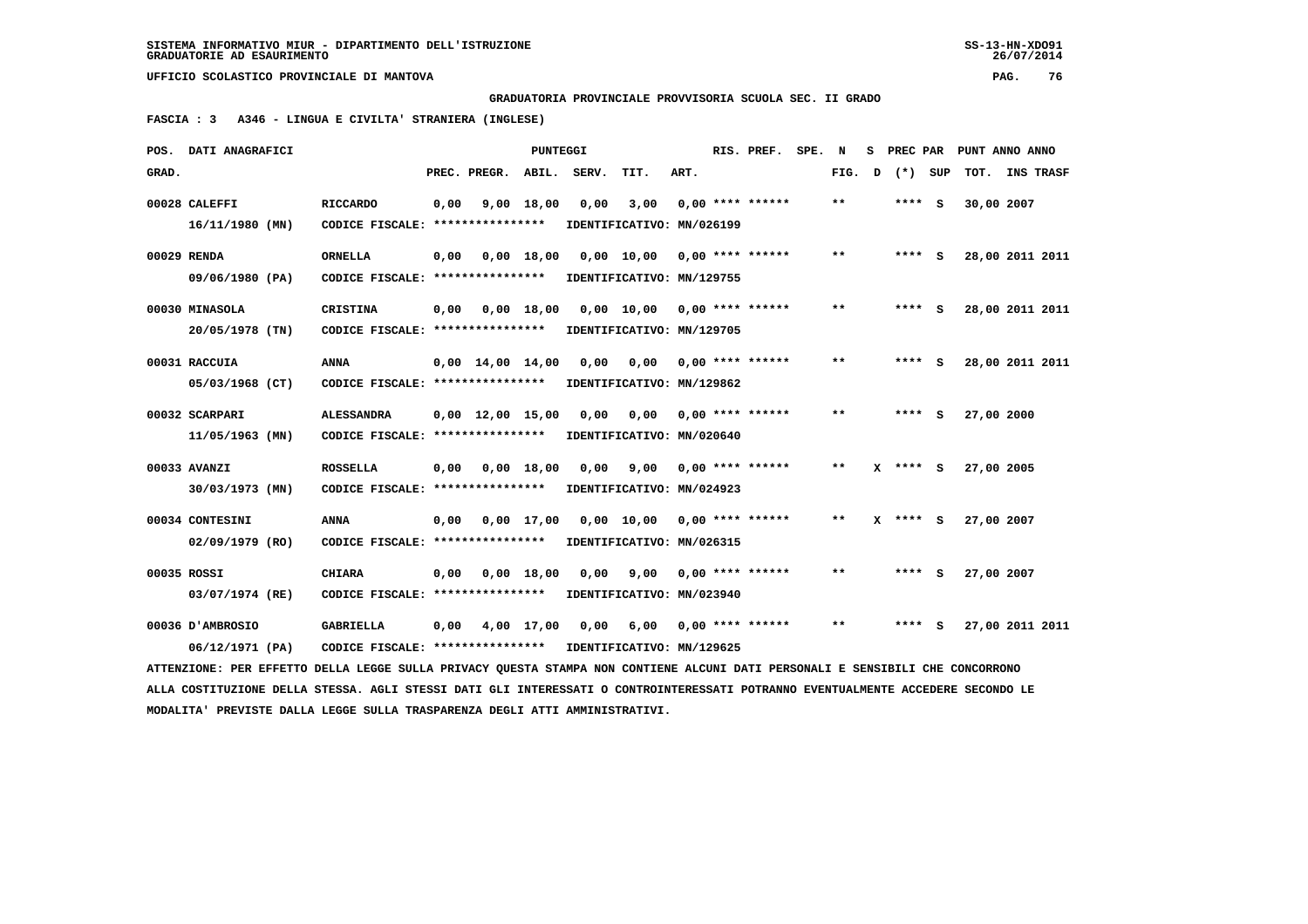GRADUATORIA PROVINCIALE PROVVISORIA SCUOLA SEC. II GRADO

FASCIA : 3 A346 - LINGUA E CIVILTA' STRANIERA (INGLESE)

| POS. GRAD. | DATI ANAGRAFICI | | PREC. | PREGR. | ABIL. | SERV. | TIT. | ART. | RIS. PREF. | SPE. | N FIG. | S D | PREC PAR (*) | SUP | PUNT ANNO ANNO TOT. | INS TRASF |
|---|---|---|---|---|---|---|---|---|---|---|---|---|---|---|---|---|
| 00028 | CALEFFI 16/11/1980 (MN) | RICCARDO CODICE FISCALE: **************** IDENTIFICATIVO: MN/026199 | 0,00 | 9,00 | 18,00 | 0,00 | 3,00 | 0,00 | **** ****** | | ** | | **** | S | 30,00 | 2007 |
| 00029 | RENDA 09/06/1980 (PA) | ORNELLA CODICE FISCALE: **************** IDENTIFICATIVO: MN/129755 | 0,00 | 0,00 | 18,00 | 0,00 | 10,00 | 0,00 | **** ****** | | ** | | **** | S | 28,00 | 2011 2011 |
| 00030 | MINASOLA 20/05/1978 (TN) | CRISTINA CODICE FISCALE: **************** IDENTIFICATIVO: MN/129705 | 0,00 | 0,00 | 18,00 | 0,00 | 10,00 | 0,00 | **** ****** | | ** | | **** | S | 28,00 | 2011 2011 |
| 00031 | RACCUIA 05/03/1968 (CT) | ANNA CODICE FISCALE: **************** IDENTIFICATIVO: MN/129862 | 0,00 | 14,00 | 14,00 | 0,00 | 0,00 | 0,00 | **** ****** | | ** | | **** | S | 28,00 | 2011 2011 |
| 00032 | SCARPARI 11/05/1963 (MN) | ALESSANDRA CODICE FISCALE: **************** IDENTIFICATIVO: MN/020640 | 0,00 | 12,00 | 15,00 | 0,00 | 0,00 | 0,00 | **** ****** | | ** | | **** | S | 27,00 | 2000 |
| 00033 | AVANZI 30/03/1973 (MN) | ROSSELLA CODICE FISCALE: **************** IDENTIFICATIVO: MN/024923 | 0,00 | 0,00 | 18,00 | 0,00 | 9,00 | 0,00 | **** ****** | | ** | X | **** | S | 27,00 | 2005 |
| 00034 | CONTESINI 02/09/1979 (RO) | ANNA CODICE FISCALE: **************** IDENTIFICATIVO: MN/026315 | 0,00 | 0,00 | 17,00 | 0,00 | 10,00 | 0,00 | **** ****** | | ** | X | **** | S | 27,00 | 2007 |
| 00035 | ROSSI 03/07/1974 (RE) | CHIARA CODICE FISCALE: **************** IDENTIFICATIVO: MN/023940 | 0,00 | 0,00 | 18,00 | 0,00 | 9,00 | 0,00 | **** ****** | | ** | | **** | S | 27,00 | 2007 |
| 00036 | D'AMBROSIO 06/12/1971 (PA) | GABRIELLA CODICE FISCALE: **************** IDENTIFICATIVO: MN/129625 | 0,00 | 4,00 | 17,00 | 0,00 | 6,00 | 0,00 | **** ****** | | ** | | **** | S | 27,00 | 2011 2011 |

ATTENZIONE: PER EFFETTO DELLA LEGGE SULLA PRIVACY QUESTA STAMPA NON CONTIENE ALCUNI DATI PERSONALI E SENSIBILI CHE CONCORRONO ALLA COSTITUZIONE DELLA STESSA. AGLI STESSI DATI GLI INTERESSATI O CONTROINTERESSATI POTRANNO EVENTUALMENTE ACCEDERE SECONDO LE MODALITA' PREVISTE DALLA LEGGE SULLA TRASPARENZA DEGLI ATTI AMMINISTRATIVI.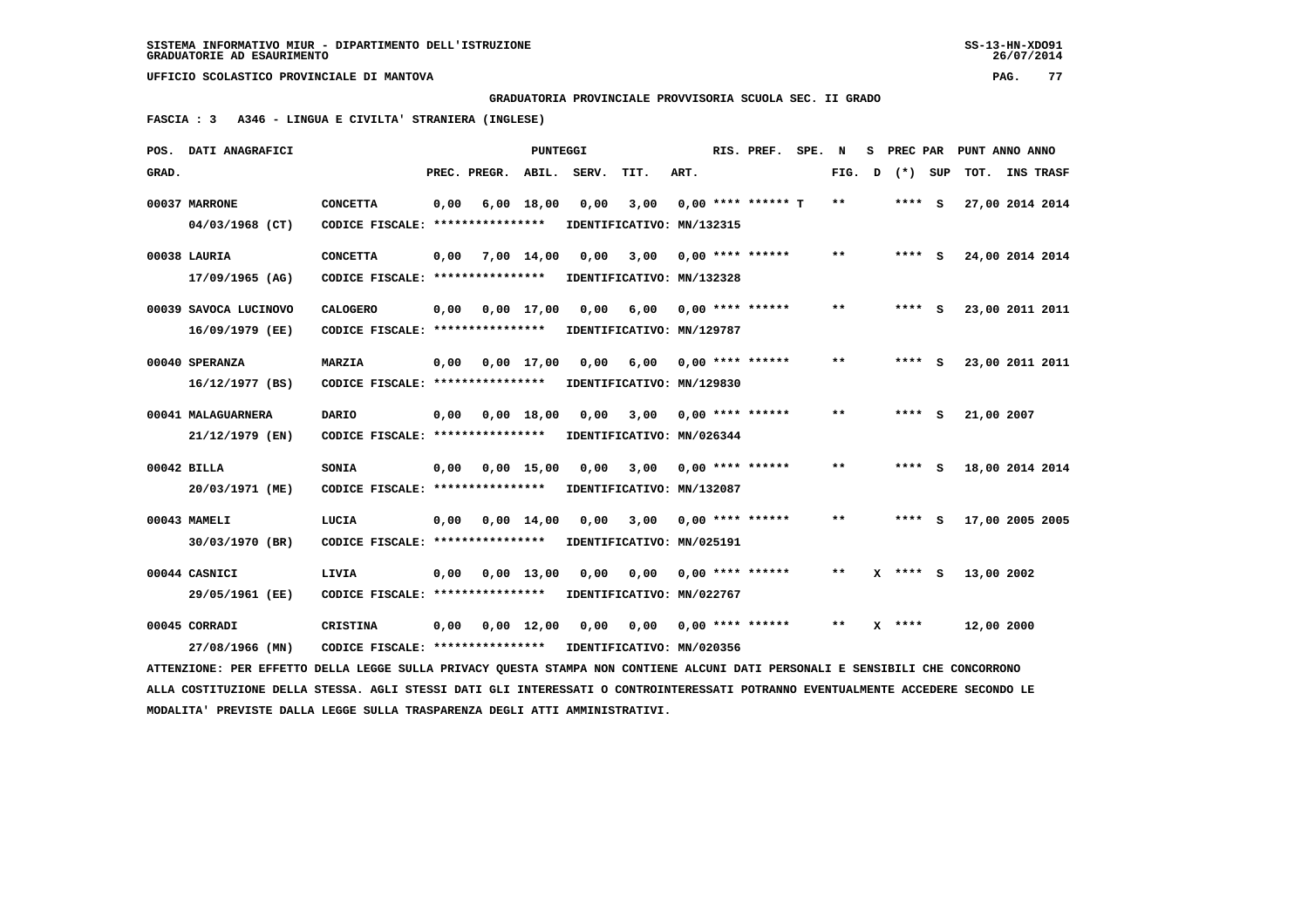**SISTEMA INFORMATIVO MIUR - DIPARTIMENTO DELL'ISTRUZIONE**
**GRADUATORIE AD ESAURIMENTO**

**UFFICIO SCOLASTICO PROVINCIALE DI MANTOVA**

**GRADUATORIA PROVINCIALE PROVVISORIA SCUOLA SEC. II GRADO**

**FASCIA : 3 A346 - LINGUA E CIVILTA' STRANIERA (INGLESE)**

| POS. GRAD. | DATI ANAGRAFICI | | PREC. | PREGR. | ABIL. | SERV. | TIT. | ART. | RIS. PREF. | SPE. | N FIG. | S D | PREC PAR (*) | SUP | PUNT TOT. | ANNO INS | TRASF |
|---|---|---|---|---|---|---|---|---|---|---|---|---|---|---|---|---|---|
| 00037 | MARRONE 04/03/1968 (CT) | CONCETTA | 0,00 | 6,00 | 18,00 | 0,00 | 3,00 | 0,00 | **** ****** T | | ** | | **** | S | 27,00 | 2014 | 2014 |
| | CODICE FISCALE: **************** | IDENTIFICATIVO: MN/132315 | | | | | | | | | | | | | | | |
| 00038 | LAURIA 17/09/1965 (AG) | CONCETTA | 0,00 | 7,00 | 14,00 | 0,00 | 3,00 | 0,00 | **** ****** | | ** | | **** | S | 24,00 | 2014 | 2014 |
| | CODICE FISCALE: **************** | IDENTIFICATIVO: MN/132328 | | | | | | | | | | | | | | | |
| 00039 | SAVOCA LUCINOVO 16/09/1979 (EE) | CALOGERO | 0,00 | 0,00 | 17,00 | 0,00 | 6,00 | 0,00 | **** ****** | | ** | | **** | S | 23,00 | 2011 | 2011 |
| | CODICE FISCALE: **************** | IDENTIFICATIVO: MN/129787 | | | | | | | | | | | | | | | |
| 00040 | SPERANZA 16/12/1977 (BS) | MARZIA | 0,00 | 0,00 | 17,00 | 0,00 | 6,00 | 0,00 | **** ****** | | ** | | **** | S | 23,00 | 2011 | 2011 |
| | CODICE FISCALE: **************** | IDENTIFICATIVO: MN/129830 | | | | | | | | | | | | | | | |
| 00041 | MALAGUARNERA 21/12/1979 (EN) | DARIO | 0,00 | 0,00 | 18,00 | 0,00 | 3,00 | 0,00 | **** ****** | | ** | | **** | S | 21,00 | 2007 | |
| | CODICE FISCALE: **************** | IDENTIFICATIVO: MN/026344 | | | | | | | | | | | | | | | |
| 00042 | BILLA 20/03/1971 (ME) | SONIA | 0,00 | 0,00 | 15,00 | 0,00 | 3,00 | 0,00 | **** ****** | | ** | | **** | S | 18,00 | 2014 | 2014 |
| | CODICE FISCALE: **************** | IDENTIFICATIVO: MN/132087 | | | | | | | | | | | | | | | |
| 00043 | MAMELI 30/03/1970 (BR) | LUCIA | 0,00 | 0,00 | 14,00 | 0,00 | 3,00 | 0,00 | **** ****** | | ** | | **** | S | 17,00 | 2005 | 2005 |
| | CODICE FISCALE: **************** | IDENTIFICATIVO: MN/025191 | | | | | | | | | | | | | | | |
| 00044 | CASNICI 29/05/1961 (EE) | LIVIA | 0,00 | 0,00 | 13,00 | 0,00 | 0,00 | 0,00 | **** ****** | | ** | X | **** | S | 13,00 | 2002 | |
| | CODICE FISCALE: **************** | IDENTIFICATIVO: MN/022767 | | | | | | | | | | | | | | | |
| 00045 | CORRADI 27/08/1966 (MN) | CRISTINA | 0,00 | 0,00 | 12,00 | 0,00 | 0,00 | 0,00 | **** ****** | | ** | X | **** | | 12,00 | 2000 | |
| | CODICE FISCALE: **************** | IDENTIFICATIVO: MN/020356 | | | | | | | | | | | | | | | |

ATTENZIONE: PER EFFETTO DELLA LEGGE SULLA PRIVACY QUESTA STAMPA NON CONTIENE ALCUNI DATI PERSONALI E SENSIBILI CHE CONCORRONO ALLA COSTITUZIONE DELLA STESSA. AGLI STESSI DATI GLI INTERESSATI O CONTROINTERESSATI POTRANNO EVENTUALMENTE ACCEDERE SECONDO LE MODALITA' PREVISTE DALLA LEGGE SULLA TRASPARENZA DEGLI ATTI AMMINISTRATIVI.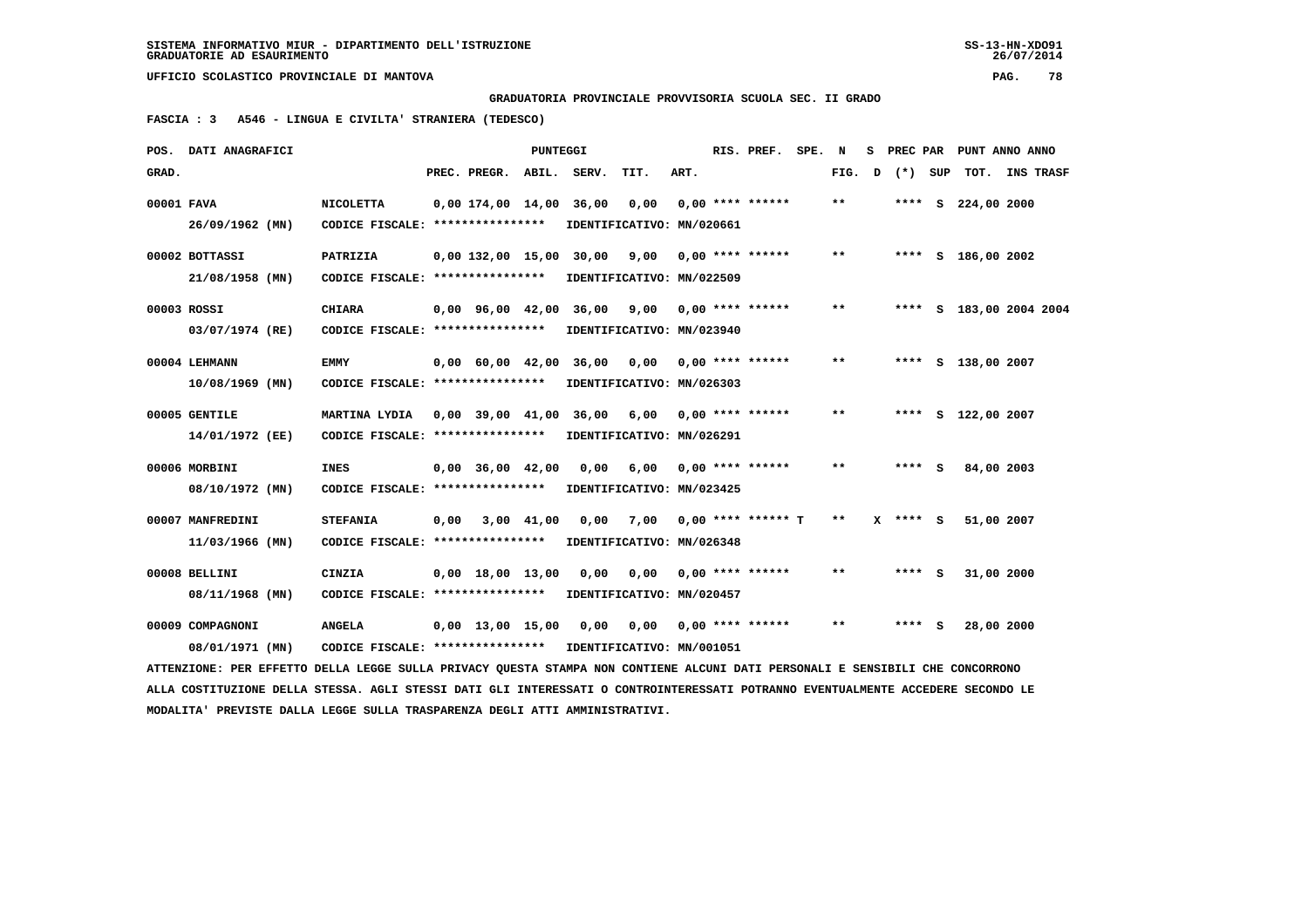SISTEMA INFORMATIVO MIUR - DIPARTIMENTO DELL'ISTRUZIONE
GRADUATORIE AD ESAURIMENTO

UFFICIO SCOLASTICO PROVINCIALE DI MANTOVA

**GRADUATORIA PROVINCIALE PROVVISORIA SCUOLA SEC. II GRADO**

**FASCIA : 3 A546 - LINGUA E CIVILTA' STRANIERA (TEDESCO)**

| POS. GRAD. | DATI ANAGRAFICI | | PREC. | PREGR. | ABIL. | SERV. | TIT. | ART. | RIS. PREF. | SPE. | N FIG. | S D | PREC PAR (*) | SUP | PUNT ANNO TOT. | ANNO INS | TRASF |
|---|---|---|---|---|---|---|---|---|---|---|---|---|---|---|---|---|---|
| 00001 | FAVA | NICOLETTA | 0,00 | 174,00 | 14,00 | 36,00 | 0,00 | 0,00 | **** ****** | | ** | | **** | S | 224,00 | 2000 | |
| | 26/09/1962 (MN) | CODICE FISCALE: **************** IDENTIFICATIVO: MN/020661 | | | | | | | | | | | | | | | |
| 00002 | BOTTASSI | PATRIZIA | 0,00 | 132,00 | 15,00 | 30,00 | 9,00 | 0,00 | **** ****** | | ** | | **** | S | 186,00 | 2002 | |
| | 21/08/1958 (MN) | CODICE FISCALE: **************** IDENTIFICATIVO: MN/022509 | | | | | | | | | | | | | | | |
| 00003 | ROSSI | CHIARA | 0,00 | 96,00 | 42,00 | 36,00 | 9,00 | 0,00 | **** ****** | | ** | | **** | S | 183,00 | 2004 | 2004 |
| | 03/07/1974 (RE) | CODICE FISCALE: **************** IDENTIFICATIVO: MN/023940 | | | | | | | | | | | | | | | |
| 00004 | LEHMANN | EMMY | 0,00 | 60,00 | 42,00 | 36,00 | 0,00 | 0,00 | **** ****** | | ** | | **** | S | 138,00 | 2007 | |
| | 10/08/1969 (MN) | CODICE FISCALE: **************** IDENTIFICATIVO: MN/026303 | | | | | | | | | | | | | | | |
| 00005 | GENTILE | MARTINA LYDIA | 0,00 | 39,00 | 41,00 | 36,00 | 6,00 | 0,00 | **** ****** | | ** | | **** | S | 122,00 | 2007 | |
| | 14/01/1972 (EE) | CODICE FISCALE: **************** IDENTIFICATIVO: MN/026291 | | | | | | | | | | | | | | | |
| 00006 | MORBINI | INES | 0,00 | 36,00 | 42,00 | 0,00 | 6,00 | 0,00 | **** ****** | | ** | | **** | S | 84,00 | 2003 | |
| | 08/10/1972 (MN) | CODICE FISCALE: **************** IDENTIFICATIVO: MN/023425 | | | | | | | | | | | | | | | |
| 00007 | MANFREDINI | STEFANIA | 0,00 | 3,00 | 41,00 | 0,00 | 7,00 | 0,00 | **** ****** | T | ** | X | **** | S | 51,00 | 2007 | |
| | 11/03/1966 (MN) | CODICE FISCALE: **************** IDENTIFICATIVO: MN/026348 | | | | | | | | | | | | | | | |
| 00008 | BELLINI | CINZIA | 0,00 | 18,00 | 13,00 | 0,00 | 0,00 | 0,00 | **** ****** | | ** | | **** | S | 31,00 | 2000 | |
| | 08/11/1968 (MN) | CODICE FISCALE: **************** IDENTIFICATIVO: MN/020457 | | | | | | | | | | | | | | | |
| 00009 | COMPAGNONI | ANGELA | 0,00 | 13,00 | 15,00 | 0,00 | 0,00 | 0,00 | **** ****** | | ** | | **** | S | 28,00 | 2000 | |
| | 08/01/1971 (MN) | CODICE FISCALE: **************** IDENTIFICATIVO: MN/001051 | | | | | | | | | | | | | | | |

ATTENZIONE: PER EFFETTO DELLA LEGGE SULLA PRIVACY QUESTA STAMPA NON CONTIENE ALCUNI DATI PERSONALI E SENSIBILI CHE CONCORRONO ALLA COSTITUZIONE DELLA STESSA. AGLI STESSI DATI GLI INTERESSATI O CONTROINTERESSATI POTRANNO EVENTUALMENTE ACCEDERE SECONDO LE MODALITA' PREVISTE DALLA LEGGE SULLA TRASPARENZA DEGLI ATTI AMMINISTRATIVI.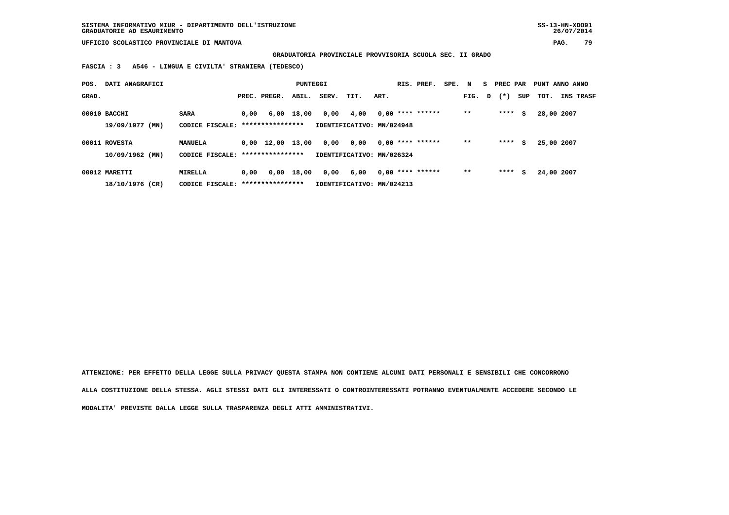SISTEMA INFORMATIVO MIUR - DIPARTIMENTO DELL'ISTRUZIONE
GRADUATORIE AD ESAURIMENTO

UFFICIO SCOLASTICO PROVINCIALE DI MANTOVA

**GRADUATORIA PROVINCIALE PROVVISORIA SCUOLA SEC. II GRADO**

**FASCIA : 3 A546 - LINGUA E CIVILTA' STRANIERA (TEDESCO)**

| POS. GRAD. | DATI ANAGRAFICI | | PUNTEGGI PREC. | PREGR. | ABIL. | SERV. | TIT. | ART. | RIS. PREF. | SPE. | N FIG. | S D | PREC PAR (*) | SUP | PUNT TOT. | ANNO INS | ANNO TRASF |
|---|---|---|---|---|---|---|---|---|---|---|---|---|---|---|---|---|---|
| 00010 | BACCHI | SARA | 0,00 | 6,00 | 18,00 | 0,00 | 4,00 | 0,00 | **** ****** | | ** | | **** | S | 28,00 | 2007 | |
| | 19/09/1977 (MN) | CODICE FISCALE: **************** | IDENTIFICATIVO: MN/024948 | | | | | | | | | | | | | | |
| 00011 | ROVESTA | MANUELA | 0,00 | 12,00 | 13,00 | 0,00 | 0,00 | 0,00 | **** ****** | | ** | | **** | S | 25,00 | 2007 | |
| | 10/09/1962 (MN) | CODICE FISCALE: **************** | IDENTIFICATIVO: MN/026324 | | | | | | | | | | | | | | |
| 00012 | MARETTI | MIRELLA | 0,00 | 0,00 | 18,00 | 0,00 | 6,00 | 0,00 | **** ****** | | ** | | **** | S | 24,00 | 2007 | |
| | 18/10/1976 (CR) | CODICE FISCALE: **************** | IDENTIFICATIVO: MN/024213 | | | | | | | | | | | | | | |

**ATTENZIONE: PER EFFETTO DELLA LEGGE SULLA PRIVACY QUESTA STAMPA NON CONTIENE ALCUNI DATI PERSONALI E SENSIBILI CHE CONCORRONO ALLA COSTITUZIONE DELLA STESSA. AGLI STESSI DATI GLI INTERESSATI O CONTROINTERESSATI POTRANNO EVENTUALMENTE ACCEDERE SECONDO LE MODALITA' PREVISTE DALLA LEGGE SULLA TRASPARENZA DEGLI ATTI AMMINISTRATIVI.**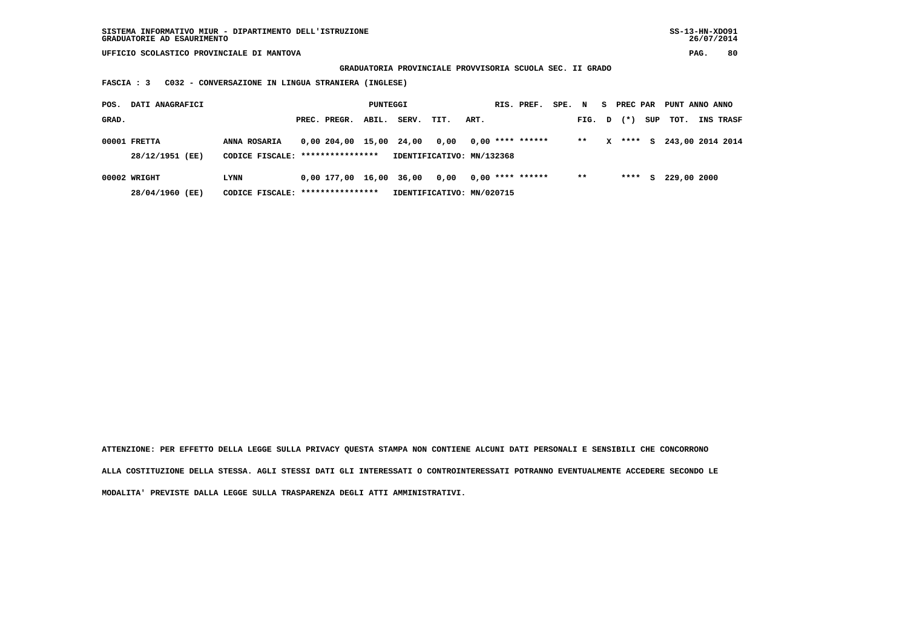SISTEMA INFORMATIVO MIUR - DIPARTIMENTO DELL'ISTRUZIONE
GRADUATORIE AD ESAURIMENTO

UFFICIO SCOLASTICO PROVINCIALE DI MANTOVA

**GRADUATORIA PROVINCIALE PROVVISORIA SCUOLA SEC. II GRADO**

**FASCIA : 3 C032 - CONVERSAZIONE IN LINGUA STRANIERA (INGLESE)**

| POS. GRAD. | DATI ANAGRAFICI | | PREC. | PREGR. | ABIL. | SERV. | TIT. | ART. | RIS. | PREF. | SPE. | N FIG. | S D | PREC (*) | PAR SUP | PUNT TOT. | ANNO INS | ANNO TRASF |
|---|---|---|---|---|---|---|---|---|---|---|---|---|---|---|---|---|---|---|
| 00001 | FRETTA | ANNA ROSARIA | 0,00 | 204,00 | 15,00 | 24,00 | 0,00 | 0,00 | **** | ****** | | ** | X | **** | S | 243,00 | 2014 | 2014 |
| | 28/12/1951 (EE) | CODICE FISCALE: **************** | IDENTIFICATIVO: MN/132368 | | | | | | | | | | | | | | | |
| 00002 | WRIGHT | LYNN | 0,00 | 177,00 | 16,00 | 36,00 | 0,00 | 0,00 | **** | ****** | | ** | | **** | S | 229,00 | 2000 | |
| | 28/04/1960 (EE) | CODICE FISCALE: **************** | IDENTIFICATIVO: MN/020715 | | | | | | | | | | | | | | | |

**ATTENZIONE: PER EFFETTO DELLA LEGGE SULLA PRIVACY QUESTA STAMPA NON CONTIENE ALCUNI DATI PERSONALI E SENSIBILI CHE CONCORRONO ALLA COSTITUZIONE DELLA STESSA. AGLI STESSI DATI GLI INTERESSATI O CONTROINTERESSATI POTRANNO EVENTUALMENTE ACCEDERE SECONDO LE MODALITA' PREVISTE DALLA LEGGE SULLA TRASPARENZA DEGLI ATTI AMMINISTRATIVI.**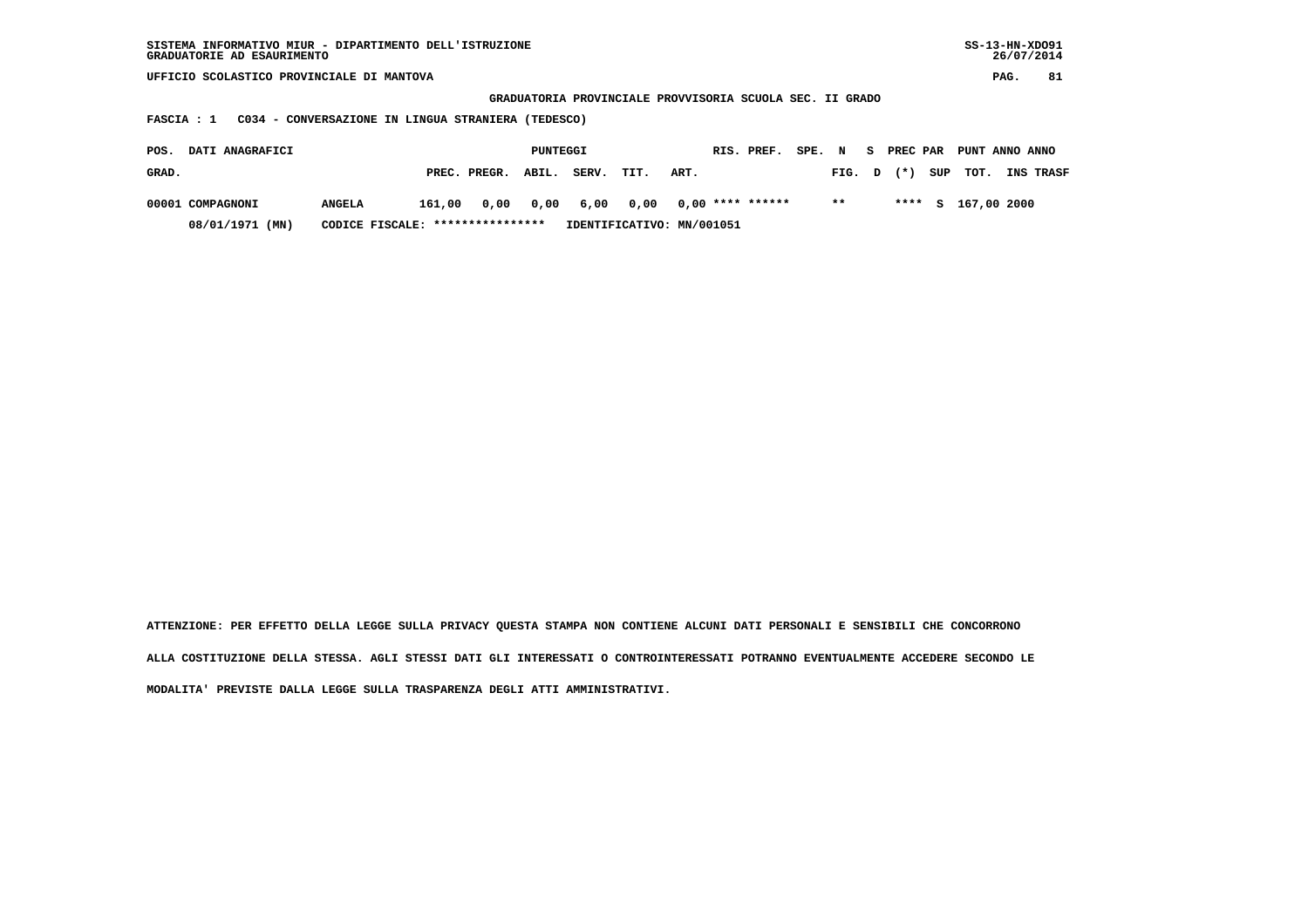SISTEMA INFORMATIVO MIUR - DIPARTIMENTO DELL'ISTRUZIONE
GRADUATORIE AD ESAURIMENTO

SS-13-HN-XDO91
26/07/2014

UFFICIO SCOLASTICO PROVINCIALE DI MANTOVA

GRADUATORIA PROVINCIALE PROVVISORIA SCUOLA SEC. II GRADO

FASCIA : 1 C034 - CONVERSAZIONE IN LINGUA STRANIERA (TEDESCO)

| POS. GRAD. | DATI ANAGRAFICI | | PUNTEGGI PREC. | PREGR. | ABIL. | SERV. | TIT. | ART. | RIS. | PREF. | SPE. | N FIG. | S D | PREC PAR (*) | SUP | PUNT TOT. | ANNO INS | ANNO TRASF |
|---|---|---|---|---|---|---|---|---|---|---|---|---|---|---|---|---|---|---|
| 00001 | COMPAGNONI | ANGELA | 161,00 | 0,00 | 0,00 | 6,00 | 0,00 | 0,00 | **** | ****** | | ** | | **** | S | 167,00 | 2000 | |
| | 08/01/1971 (MN) | CODICE FISCALE: **************** | IDENTIFICATIVO: MN/001051 | | | | | | | | | | | | | | | |

ATTENZIONE: PER EFFETTO DELLA LEGGE SULLA PRIVACY QUESTA STAMPA NON CONTIENE ALCUNI DATI PERSONALI E SENSIBILI CHE CONCORRONO ALLA COSTITUZIONE DELLA STESSA. AGLI STESSI DATI GLI INTERESSATI O CONTROINTERESSATI POTRANNO EVENTUALMENTE ACCEDERE SECONDO LE MODALITA' PREVISTE DALLA LEGGE SULLA TRASPARENZA DEGLI ATTI AMMINISTRATIVI.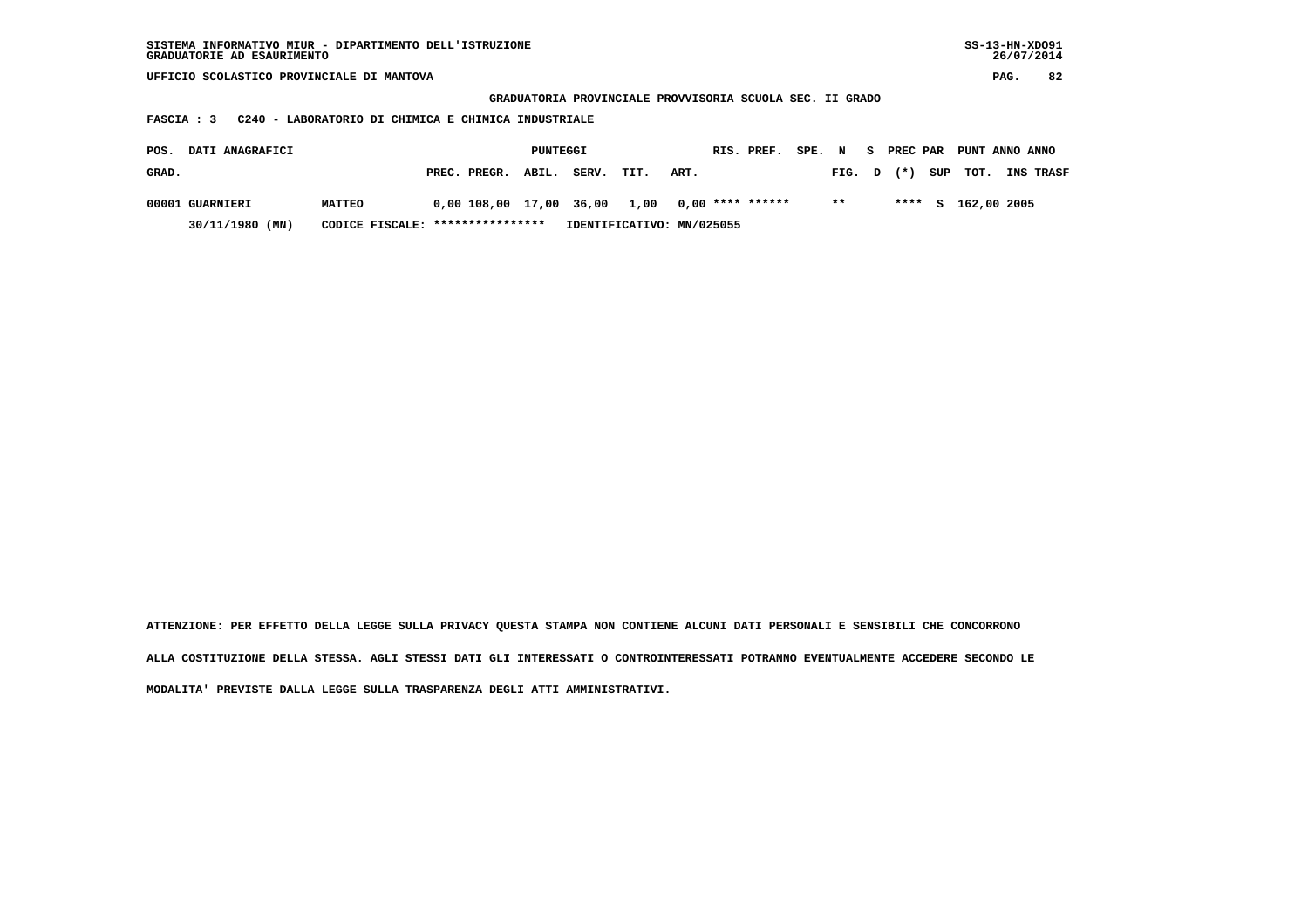SISTEMA INFORMATIVO MIUR - DIPARTIMENTO DELL'ISTRUZIONE
GRADUATORIE AD ESAURIMENTO

SS-13-HN-XDO91
26/07/2014

UFFICIO SCOLASTICO PROVINCIALE DI MANTOVA

**GRADUATORIA PROVINCIALE PROVVISORIA SCUOLA SEC. II GRADO**

**FASCIA : 3 C240 - LABORATORIO DI CHIMICA E CHIMICA INDUSTRIALE**

| POS. GRAD. | DATI ANAGRAFICI | | PUNTEGGI PREC. | PREGR. | ABIL. | SERV. | TIT. | ART. | RIS. | PREF. | SPE. | N FIG. | S D | PREC (*) | PAR SUP | PUNT TOT. | ANNO INS | ANNO TRASF |
|---|---|---|---|---|---|---|---|---|---|---|---|---|---|---|---|---|---|---|
| 00001 | GUARNIERI | MATTEO | 0,00 | 108,00 | 17,00 | 36,00 | 1,00 | 0,00 | **** | ****** | | ** | | **** | S | 162,00 | 2005 | |
| | 30/11/1980 (MN) | CODICE FISCALE: **************** | IDENTIFICATIVO: MN/025055 | | | | | | | | | | | | | | | |

ATTENZIONE: PER EFFETTO DELLA LEGGE SULLA PRIVACY QUESTA STAMPA NON CONTIENE ALCUNI DATI PERSONALI E SENSIBILI CHE CONCORRONO ALLA COSTITUZIONE DELLA STESSA. AGLI STESSI DATI GLI INTERESSATI O CONTROINTERESSATI POTRANNO EVENTUALMENTE ACCEDERE SECONDO LE MODALITA' PREVISTE DALLA LEGGE SULLA TRASPARENZA DEGLI ATTI AMMINISTRATIVI.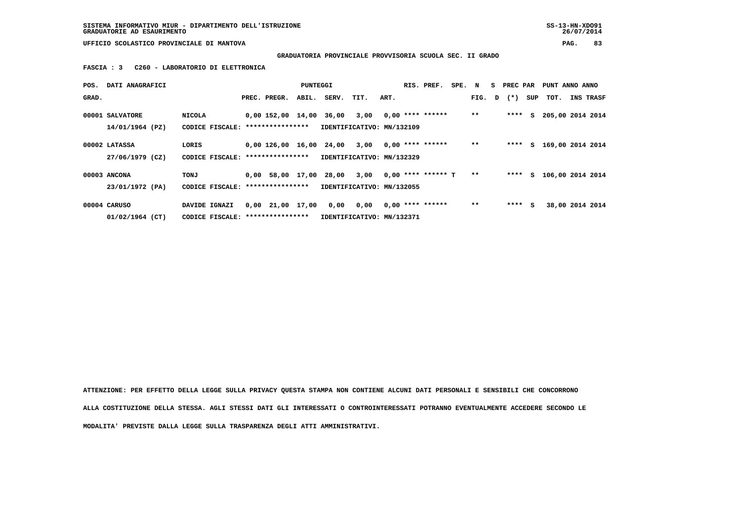SISTEMA INFORMATIVO MIUR - DIPARTIMENTO DELL'ISTRUZIONE
GRADUATORIE AD ESAURIMENTO

UFFICIO SCOLASTICO PROVINCIALE DI MANTOVA

**GRADUATORIA PROVINCIALE PROVVISORIA SCUOLA SEC. II GRADO**

**FASCIA : 3 C260 - LABORATORIO DI ELETTRONICA**

| POS. GRAD. | DATI ANAGRAFICI | | PREC. | PREGR. | ABIL. | SERV. | TIT. | ART. | RIS. | PREF. | SPE. | N FIG. | S D | PREC (*) | PAR SUP | PUNT TOT. | ANNO INS | ANNO TRASF |
|---|---|---|---|---|---|---|---|---|---|---|---|---|---|---|---|---|---|---|
| 00001 | SALVATORE 14/01/1964 (PZ) | NICOLA CODICE FISCALE: **************** | 0,00 | 152,00 | 14,00 | 36,00 | 3,00 | 0,00 | **** | ****** | | ** | | **** | S | 205,00 | 2014 | 2014 |
| | | IDENTIFICATIVO: MN/132109 | | | | | | | | | | | | | | | | |
| 00002 | LATASSA 27/06/1979 (CZ) | LORIS CODICE FISCALE: **************** | 0,00 | 126,00 | 16,00 | 24,00 | 3,00 | 0,00 | **** | ****** | | ** | | **** | S | 169,00 | 2014 | 2014 |
| | | IDENTIFICATIVO: MN/132329 | | | | | | | | | | | | | | | | |
| 00003 | ANCONA 23/01/1972 (PA) | TONJ CODICE FISCALE: **************** | 0,00 | 58,00 | 17,00 | 28,00 | 3,00 | 0,00 | **** | ****** | T | ** | | **** | S | 106,00 | 2014 | 2014 |
| | | IDENTIFICATIVO: MN/132055 | | | | | | | | | | | | | | | | |
| 00004 | CARUSO 01/02/1964 (CT) | DAVIDE IGNAZI CODICE FISCALE: **************** | 0,00 | 21,00 | 17,00 | 0,00 | 0,00 | 0,00 | **** | ****** | | ** | | **** | S | 38,00 | 2014 | 2014 |
| | | IDENTIFICATIVO: MN/132371 | | | | | | | | | | | | | | | | |

ATTENZIONE: PER EFFETTO DELLA LEGGE SULLA PRIVACY QUESTA STAMPA NON CONTIENE ALCUNI DATI PERSONALI E SENSIBILI CHE CONCORRONO ALLA COSTITUZIONE DELLA STESSA. AGLI STESSI DATI GLI INTERESSATI O CONTROINTERESSATI POTRANNO EVENTUALMENTE ACCEDERE SECONDO LE MODALITA' PREVISTE DALLA LEGGE SULLA TRASPARENZA DEGLI ATTI AMMINISTRATIVI.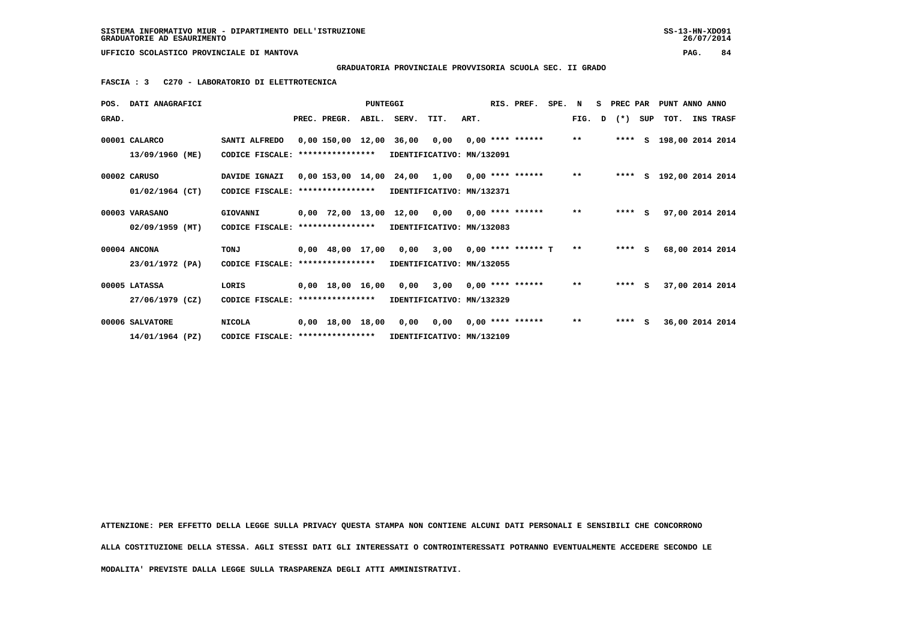SISTEMA INFORMATIVO MIUR - DIPARTIMENTO DELL'ISTRUZIONE
GRADUATORIE AD ESAURIMENTO

UFFICIO SCOLASTICO PROVINCIALE DI MANTOVA

**GRADUATORIA PROVINCIALE PROVVISORIA SCUOLA SEC. II GRADO**

**FASCIA : 3 C270 - LABORATORIO DI ELETTROTECNICA**

| POS. GRAD. | DATI ANAGRAFICI | | PREC. | PREGR. | ABIL. | SERV. | TIT. | ART. | RIS. | PREF. | SPE. | N FIG. | S D | PREC PAR (*) | SUP | TOT. | ANNO INS | ANNO TRASF |
|---|---|---|---|---|---|---|---|---|---|---|---|---|---|---|---|---|---|---|
| 00001 | CALARCO 13/09/1960 (ME) | SANTI ALFREDO CODICE FISCALE: **************** IDENTIFICATIVO: MN/132091 | 0,00 | 150,00 | 12,00 | 36,00 | 0,00 | 0,00 | **** | ****** | | ** | | **** | S | 198,00 | 2014 | 2014 |
| 00002 | CARUSO 01/02/1964 (CT) | DAVIDE IGNAZI CODICE FISCALE: **************** IDENTIFICATIVO: MN/132371 | 0,00 | 153,00 | 14,00 | 24,00 | 1,00 | 0,00 | **** | ****** | | ** | | **** | S | 192,00 | 2014 | 2014 |
| 00003 | VARASANO 02/09/1959 (MT) | GIOVANNI CODICE FISCALE: **************** IDENTIFICATIVO: MN/132083 | 0,00 | 72,00 | 13,00 | 12,00 | 0,00 | 0,00 | **** | ****** | | ** | | **** | S | 97,00 | 2014 | 2014 |
| 00004 | ANCONA 23/01/1972 (PA) | TONJ CODICE FISCALE: **************** IDENTIFICATIVO: MN/132055 | 0,00 | 48,00 | 17,00 | 0,00 | 3,00 | 0,00 | **** | ****** | T | ** | | **** | S | 68,00 | 2014 | 2014 |
| 00005 | LATASSA 27/06/1979 (CZ) | LORIS CODICE FISCALE: **************** IDENTIFICATIVO: MN/132329 | 0,00 | 18,00 | 16,00 | 0,00 | 3,00 | 0,00 | **** | ****** | | ** | | **** | S | 37,00 | 2014 | 2014 |
| 00006 | SALVATORE 14/01/1964 (PZ) | NICOLA CODICE FISCALE: **************** IDENTIFICATIVO: MN/132109 | 0,00 | 18,00 | 18,00 | 0,00 | 0,00 | 0,00 | **** | ****** | | ** | | **** | S | 36,00 | 2014 | 2014 |

ATTENZIONE: PER EFFETTO DELLA LEGGE SULLA PRIVACY QUESTA STAMPA NON CONTIENE ALCUNI DATI PERSONALI E SENSIBILI CHE CONCORRONO ALLA COSTITUZIONE DELLA STESSA. AGLI STESSI DATI GLI INTERESSATI O CONTROINTERESSATI POTRANNO EVENTUALMENTE ACCEDERE SECONDO LE MODALITA' PREVISTE DALLA LEGGE SULLA TRASPARENZA DEGLI ATTI AMMINISTRATIVI.